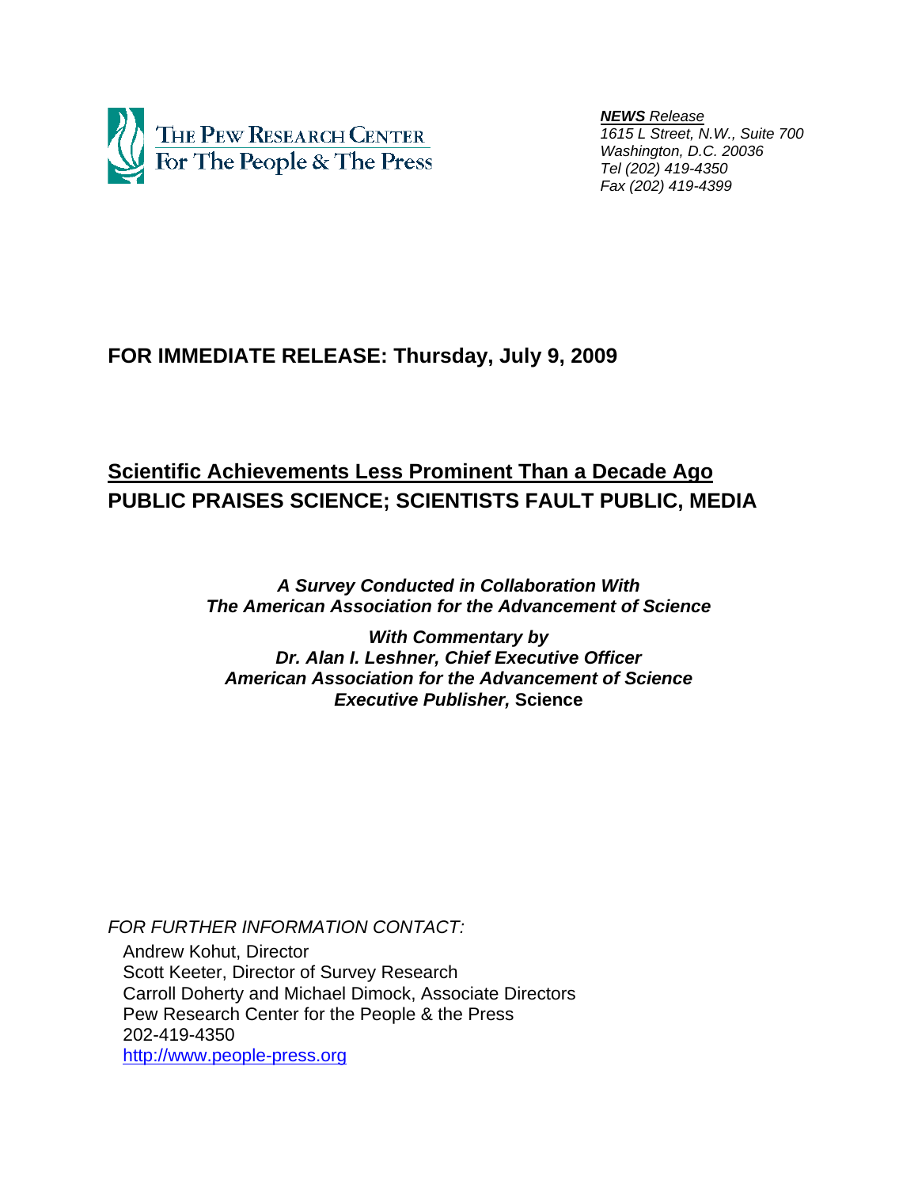The Pew Research Center For The People & The Press

***NEWS*** *Release*
*1615 L Street, N.W., Suite 700*
*Washington, D.C. 20036*
*Tel (202) 419-4350*
*Fax (202) 419-4399*

**FOR IMMEDIATE RELEASE: Thursday, July 9, 2009**

# Scientific Achievements Less Prominent Than a Decade Ago
## PUBLIC PRAISES SCIENCE; SCIENTISTS FAULT PUBLIC, MEDIA

***A Survey Conducted in Collaboration With***
***The American Association for the Advancement of Science***

***With Commentary by***
***Dr. Alan I. Leshner, Chief Executive Officer***
***American Association for the Advancement of Science***
***Executive Publisher,* Science**

*FOR FURTHER INFORMATION CONTACT:*

Andrew Kohut, Director
Scott Keeter, Director of Survey Research
Carroll Doherty and Michael Dimock, Associate Directors
Pew Research Center for the People & the Press
202-419-4350
http://www.people-press.org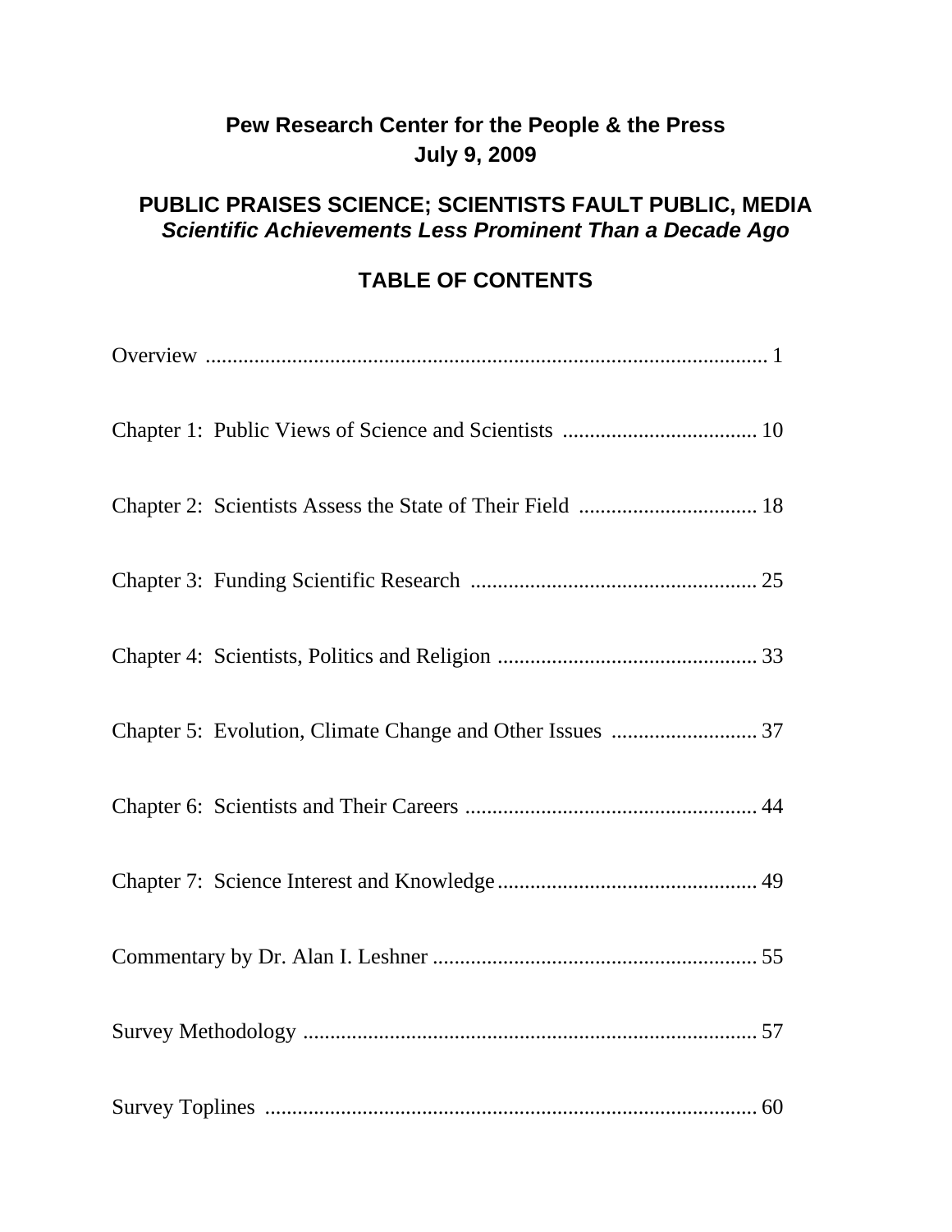**Pew Research Center for the People & the Press**
**July 9, 2009**

# PUBLIC PRAISES SCIENCE; SCIENTISTS FAULT PUBLIC, MEDIA
***Scientific Achievements Less Prominent Than a Decade Ago***

## TABLE OF CONTENTS

Overview ........................................................................................................ 1

Chapter 1: Public Views of Science and Scientists .................................... 10

Chapter 2: Scientists Assess the State of Their Field ................................. 18

Chapter 3: Funding Scientific Research ..................................................... 25

Chapter 4: Scientists, Politics and Religion ................................................ 33

Chapter 5: Evolution, Climate Change and Other Issues ........................... 37

Chapter 6: Scientists and Their Careers ...................................................... 44

Chapter 7: Science Interest and Knowledge ................................................ 49

Commentary by Dr. Alan I. Leshner ............................................................ 55

Survey Methodology .................................................................................... 57

Survey Toplines ........................................................................................... 60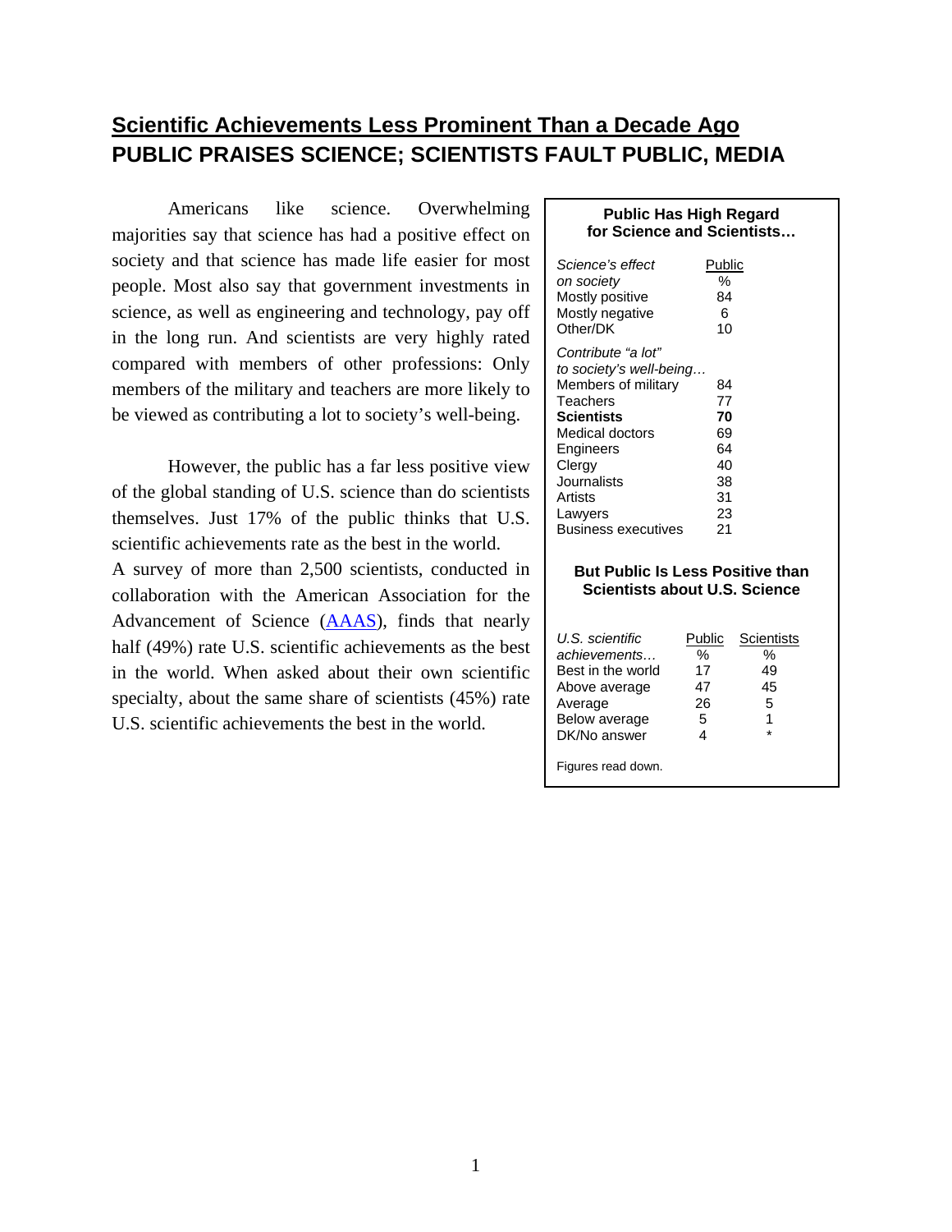# Scientific Achievements Less Prominent Than a Decade Ago

## PUBLIC PRAISES SCIENCE; SCIENTISTS FAULT PUBLIC, MEDIA

Americans like science. Overwhelming majorities say that science has had a positive effect on society and that science has made life easier for most people. Most also say that government investments in science, as well as engineering and technology, pay off in the long run. And scientists are very highly rated compared with members of other professions: Only members of the military and teachers are more likely to be viewed as contributing a lot to society's well-being.

However, the public has a far less positive view of the global standing of U.S. science than do scientists themselves. Just 17% of the public thinks that U.S. scientific achievements rate as the best in the world. A survey of more than 2,500 scientists, conducted in collaboration with the American Association for the Advancement of Science (AAAS), finds that nearly half (49%) rate U.S. scientific achievements as the best in the world. When asked about their own scientific specialty, about the same share of scientists (45%) rate U.S. scientific achievements the best in the world.

**Public Has High Regard for Science and Scientists…**

| *Science's effect on society* | Public % |
|---|---|
| Mostly positive | 84 |
| Mostly negative | 6 |
| Other/DK | 10 |
| *Contribute "a lot" to society's well-being…* | |
| Members of military | 84 |
| Teachers | 77 |
| **Scientists** | **70** |
| Medical doctors | 69 |
| Engineers | 64 |
| Clergy | 40 |
| Journalists | 38 |
| Artists | 31 |
| Lawyers | 23 |
| Business executives | 21 |

**But Public Is Less Positive than Scientists about U.S. Science**

| *U.S. scientific achievements…* | Public % | Scientists % |
|---|---|---|
| Best in the world | 17 | 49 |
| Above average | 47 | 45 |
| Average | 26 | 5 |
| Below average | 5 | 1 |
| DK/No answer | 4 | * |

Figures read down.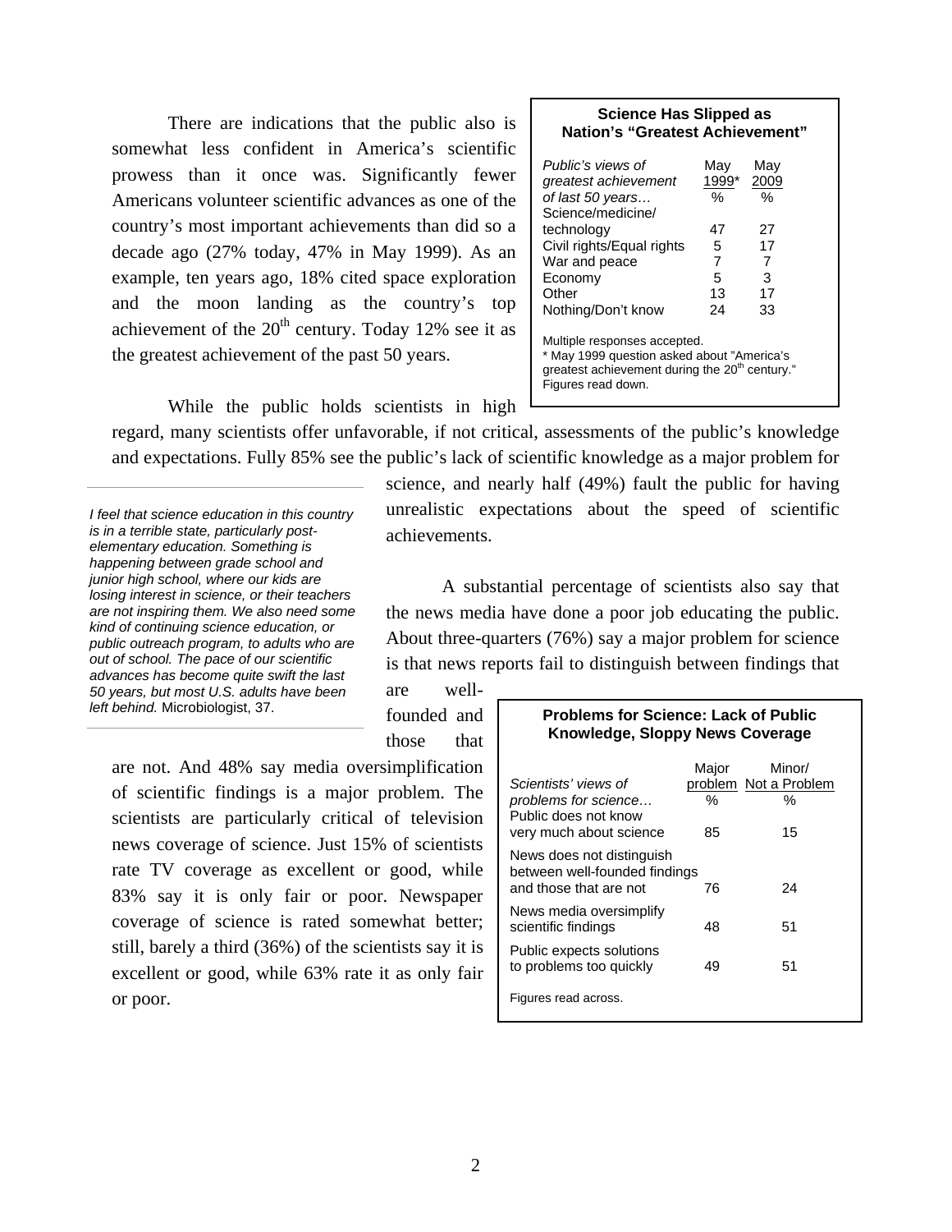There are indications that the public also is somewhat less confident in America's scientific prowess than it once was. Significantly fewer Americans volunteer scientific advances as one of the country's most important achievements than did so a decade ago (27% today, 47% in May 1999). As an example, ten years ago, 18% cited space exploration and the moon landing as the country's top achievement of the 20th century. Today 12% see it as the greatest achievement of the past 50 years.

**Science Has Slipped as Nation's "Greatest Achievement"**

| *Public's views of greatest achievement of last 50 years…* | May 1999* % | May 2009 % |
|---|---|---|
| Science/medicine/technology | 47 | 27 |
| Civil rights/Equal rights | 5 | 17 |
| War and peace | 7 | 7 |
| Economy | 5 | 3 |
| Other | 13 | 17 |
| Nothing/Don't know | 24 | 33 |

Multiple responses accepted.
* May 1999 question asked about "America's greatest achievement during the 20th century."
Figures read down.

While the public holds scientists in high regard, many scientists offer unfavorable, if not critical, assessments of the public's knowledge and expectations. Fully 85% see the public's lack of scientific knowledge as a major problem for science, and nearly half (49%) fault the public for having unrealistic expectations about the speed of scientific achievements.

*I feel that science education in this country is in a terrible state, particularly post-elementary education. Something is happening between grade school and junior high school, where our kids are losing interest in science, or their teachers are not inspiring them. We also need some kind of continuing science education, or public outreach program, to adults who are out of school. The pace of our scientific advances has become quite swift the last 50 years, but most U.S. adults have been left behind.* Microbiologist, 37.

A substantial percentage of scientists also say that the news media have done a poor job educating the public. About three-quarters (76%) say a major problem for science is that news reports fail to distinguish between findings that are well-founded and those that are not. And 48% say media oversimplification of scientific findings is a major problem. The scientists are particularly critical of television news coverage of science. Just 15% of scientists rate TV coverage as excellent or good, while 83% say it is only fair or poor. Newspaper coverage of science is rated somewhat better; still, barely a third (36%) of the scientists say it is excellent or good, while 63% rate it as only fair or poor.

**Problems for Science: Lack of Public Knowledge, Sloppy News Coverage**

| *Scientists' views of problems for science…* | Major problem % | Minor/ Not a Problem % |
|---|---|---|
| Public does not know very much about science | 85 | 15 |
| News does not distinguish between well-founded findings and those that are not | 76 | 24 |
| News media oversimplify scientific findings | 48 | 51 |
| Public expects solutions to problems too quickly | 49 | 51 |

Figures read across.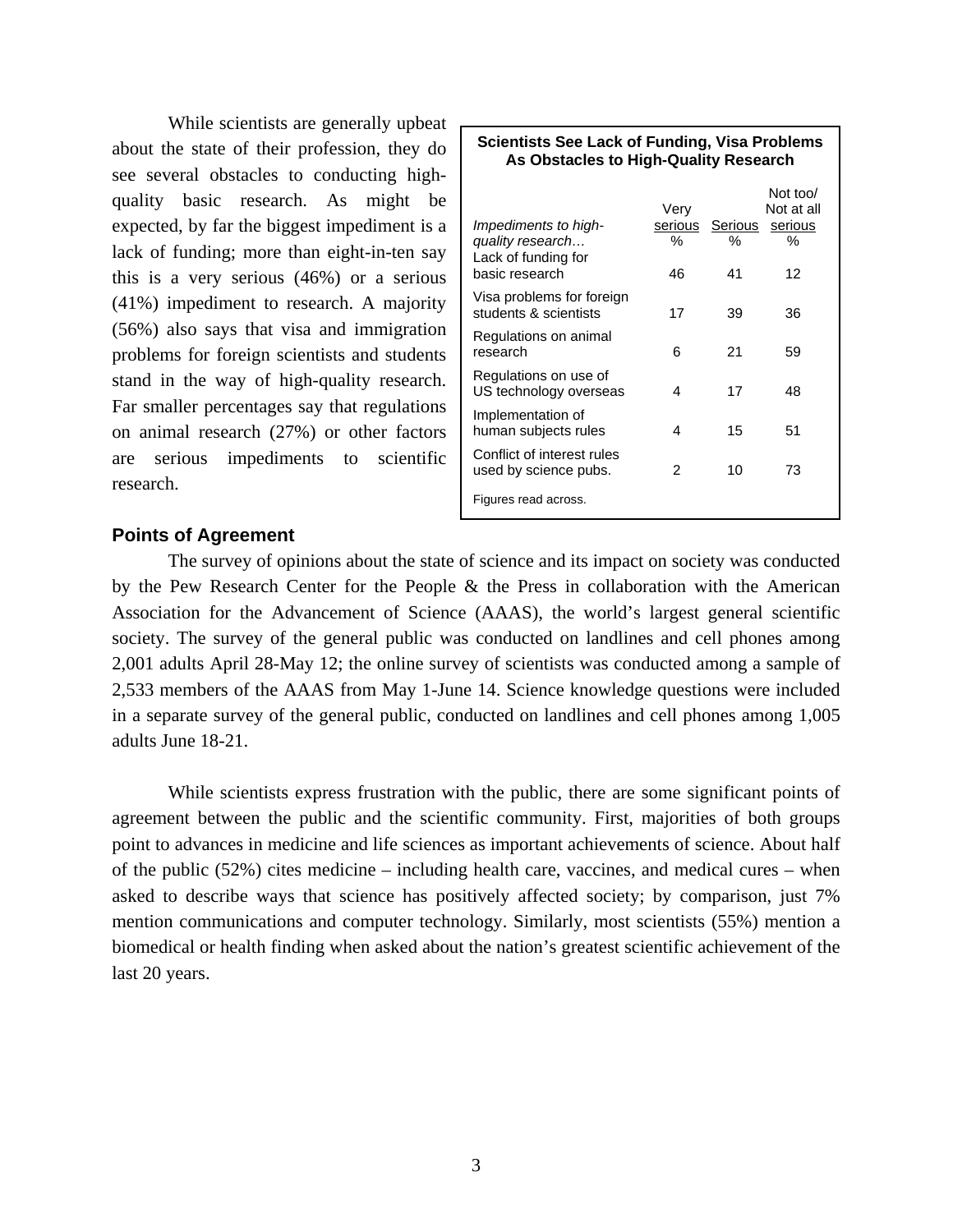While scientists are generally upbeat about the state of their profession, they do see several obstacles to conducting high-quality basic research. As might be expected, by far the biggest impediment is a lack of funding; more than eight-in-ten say this is a very serious (46%) or a serious (41%) impediment to research. A majority (56%) also says that visa and immigration problems for foreign scientists and students stand in the way of high-quality research. Far smaller percentages say that regulations on animal research (27%) or other factors are serious impediments to scientific research.

**Scientists See Lack of Funding, Visa Problems As Obstacles to High-Quality Research**

| *Impediments to high-quality research…* | Very serious % | Serious % | Not too/ Not at all serious % |
|---|---|---|---|
| Lack of funding for basic research | 46 | 41 | 12 |
| Visa problems for foreign students & scientists | 17 | 39 | 36 |
| Regulations on animal research | 6 | 21 | 59 |
| Regulations on use of US technology overseas | 4 | 17 | 48 |
| Implementation of human subjects rules | 4 | 15 | 51 |
| Conflict of interest rules used by science pubs. | 2 | 10 | 73 |

Figures read across.

## Points of Agreement

The survey of opinions about the state of science and its impact on society was conducted by the Pew Research Center for the People & the Press in collaboration with the American Association for the Advancement of Science (AAAS), the world's largest general scientific society. The survey of the general public was conducted on landlines and cell phones among 2,001 adults April 28-May 12; the online survey of scientists was conducted among a sample of 2,533 members of the AAAS from May 1-June 14. Science knowledge questions were included in a separate survey of the general public, conducted on landlines and cell phones among 1,005 adults June 18-21.

While scientists express frustration with the public, there are some significant points of agreement between the public and the scientific community. First, majorities of both groups point to advances in medicine and life sciences as important achievements of science. About half of the public (52%) cites medicine – including health care, vaccines, and medical cures – when asked to describe ways that science has positively affected society; by comparison, just 7% mention communications and computer technology. Similarly, most scientists (55%) mention a biomedical or health finding when asked about the nation's greatest scientific achievement of the last 20 years.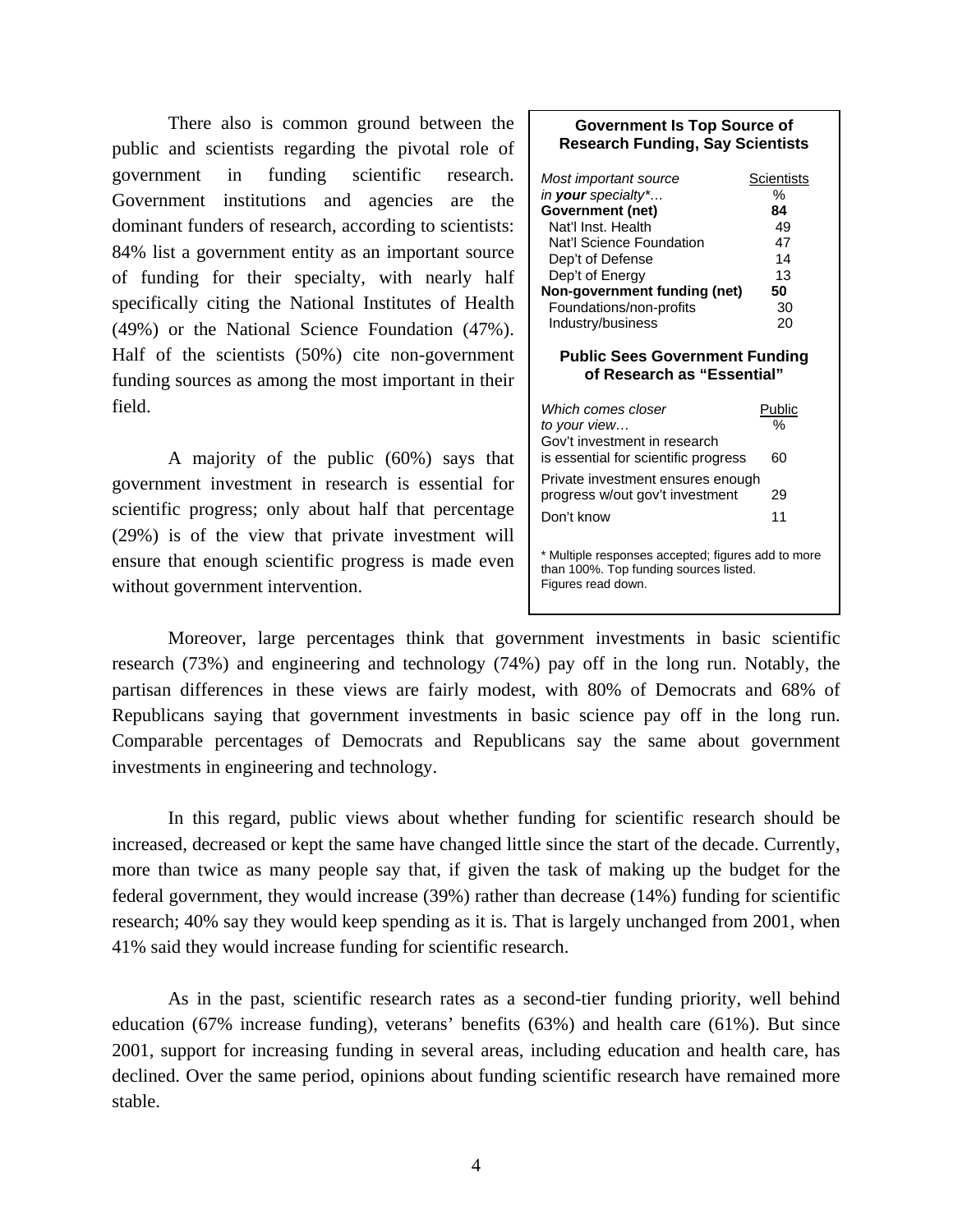There also is common ground between the public and scientists regarding the pivotal role of government in funding scientific research. Government institutions and agencies are the dominant funders of research, according to scientists: 84% list a government entity as an important source of funding for their specialty, with nearly half specifically citing the National Institutes of Health (49%) or the National Science Foundation (47%). Half of the scientists (50%) cite non-government funding sources as among the most important in their field.

A majority of the public (60%) says that government investment in research is essential for scientific progress; only about half that percentage (29%) is of the view that private investment will ensure that enough scientific progress is made even without government intervention.

**Government Is Top Source of Research Funding, Say Scientists**

| *Most important source in **your** specialty*…* | Scientists % |
|---|---|
| **Government (net)** | **84** |
| Nat'l Inst. Health | 49 |
| Nat'l Science Foundation | 47 |
| Dep't of Defense | 14 |
| Dep't of Energy | 13 |
| **Non-government funding (net)** | **50** |
| Foundations/non-profits | 30 |
| Industry/business | 20 |

**Public Sees Government Funding of Research as "Essential"**

| *Which comes closer to your view…* | Public % |
|---|---|
| Gov't investment in research is essential for scientific progress | 60 |
| Private investment ensures enough progress w/out gov't investment | 29 |
| Don't know | 11 |

\* Multiple responses accepted; figures add to more than 100%. Top funding sources listed. Figures read down.

Moreover, large percentages think that government investments in basic scientific research (73%) and engineering and technology (74%) pay off in the long run. Notably, the partisan differences in these views are fairly modest, with 80% of Democrats and 68% of Republicans saying that government investments in basic science pay off in the long run. Comparable percentages of Democrats and Republicans say the same about government investments in engineering and technology.

In this regard, public views about whether funding for scientific research should be increased, decreased or kept the same have changed little since the start of the decade. Currently, more than twice as many people say that, if given the task of making up the budget for the federal government, they would increase (39%) rather than decrease (14%) funding for scientific research; 40% say they would keep spending as it is. That is largely unchanged from 2001, when 41% said they would increase funding for scientific research.

As in the past, scientific research rates as a second-tier funding priority, well behind education (67% increase funding), veterans' benefits (63%) and health care (61%). But since 2001, support for increasing funding in several areas, including education and health care, has declined. Over the same period, opinions about funding scientific research have remained more stable.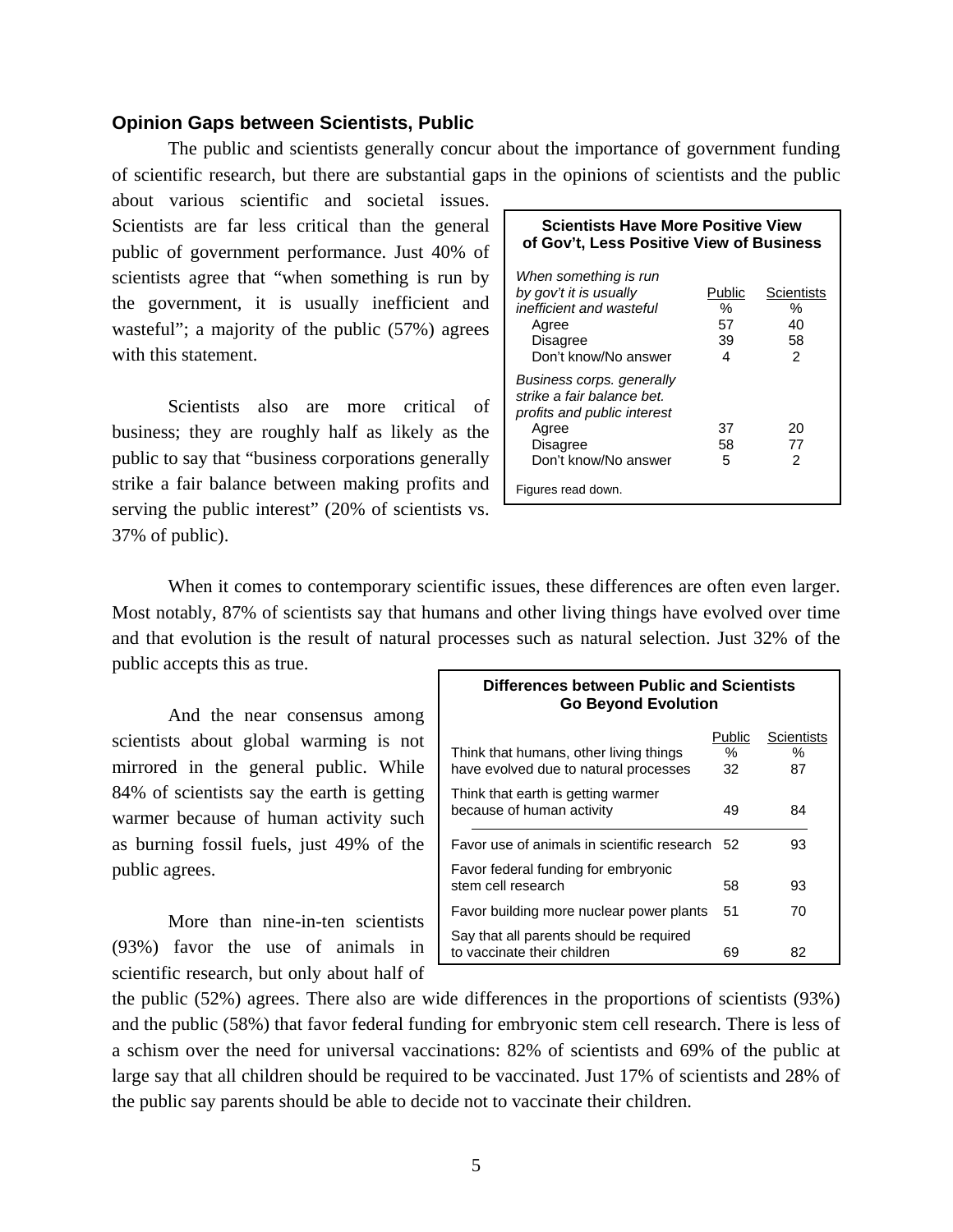### Opinion Gaps between Scientists, Public

The public and scientists generally concur about the importance of government funding of scientific research, but there are substantial gaps in the opinions of scientists and the public about various scientific and societal issues. Scientists are far less critical than the general public of government performance. Just 40% of scientists agree that "when something is run by the government, it is usually inefficient and wasteful"; a majority of the public (57%) agrees with this statement.

**Scientists Have More Positive View of Gov't, Less Positive View of Business**

| | Public | Scientists |
|---|---|---|
| *When something is run by gov't it is usually inefficient and wasteful* | % | % |
| Agree | 57 | 40 |
| Disagree | 39 | 58 |
| Don't know/No answer | 4 | 2 |
| *Business corps. generally strike a fair balance bet. profits and public interest* | | |
| Agree | 37 | 20 |
| Disagree | 58 | 77 |
| Don't know/No answer | 5 | 2 |

Figures read down.

Scientists also are more critical of business; they are roughly half as likely as the public to say that "business corporations generally strike a fair balance between making profits and serving the public interest" (20% of scientists vs. 37% of public).

When it comes to contemporary scientific issues, these differences are often even larger. Most notably, 87% of scientists say that humans and other living things have evolved over time and that evolution is the result of natural processes such as natural selection. Just 32% of the public accepts this as true.

And the near consensus among scientists about global warming is not mirrored in the general public. While 84% of scientists say the earth is getting warmer because of human activity such as burning fossil fuels, just 49% of the public agrees.

**Differences between Public and Scientists Go Beyond Evolution**

| | Public % | Scientists % |
|---|---|---|
| Think that humans, other living things have evolved due to natural processes | 32 | 87 |
| Think that earth is getting warmer because of human activity | 49 | 84 |
| Favor use of animals in scientific research | 52 | 93 |
| Favor federal funding for embryonic stem cell research | 58 | 93 |
| Favor building more nuclear power plants | 51 | 70 |
| Say that all parents should be required to vaccinate their children | 69 | 82 |

More than nine-in-ten scientists (93%) favor the use of animals in scientific research, but only about half of the public (52%) agrees. There also are wide differences in the proportions of scientists (93%) and the public (58%) that favor federal funding for embryonic stem cell research. There is less of a schism over the need for universal vaccinations: 82% of scientists and 69% of the public at large say that all children should be required to be vaccinated. Just 17% of scientists and 28% of the public say parents should be able to decide not to vaccinate their children.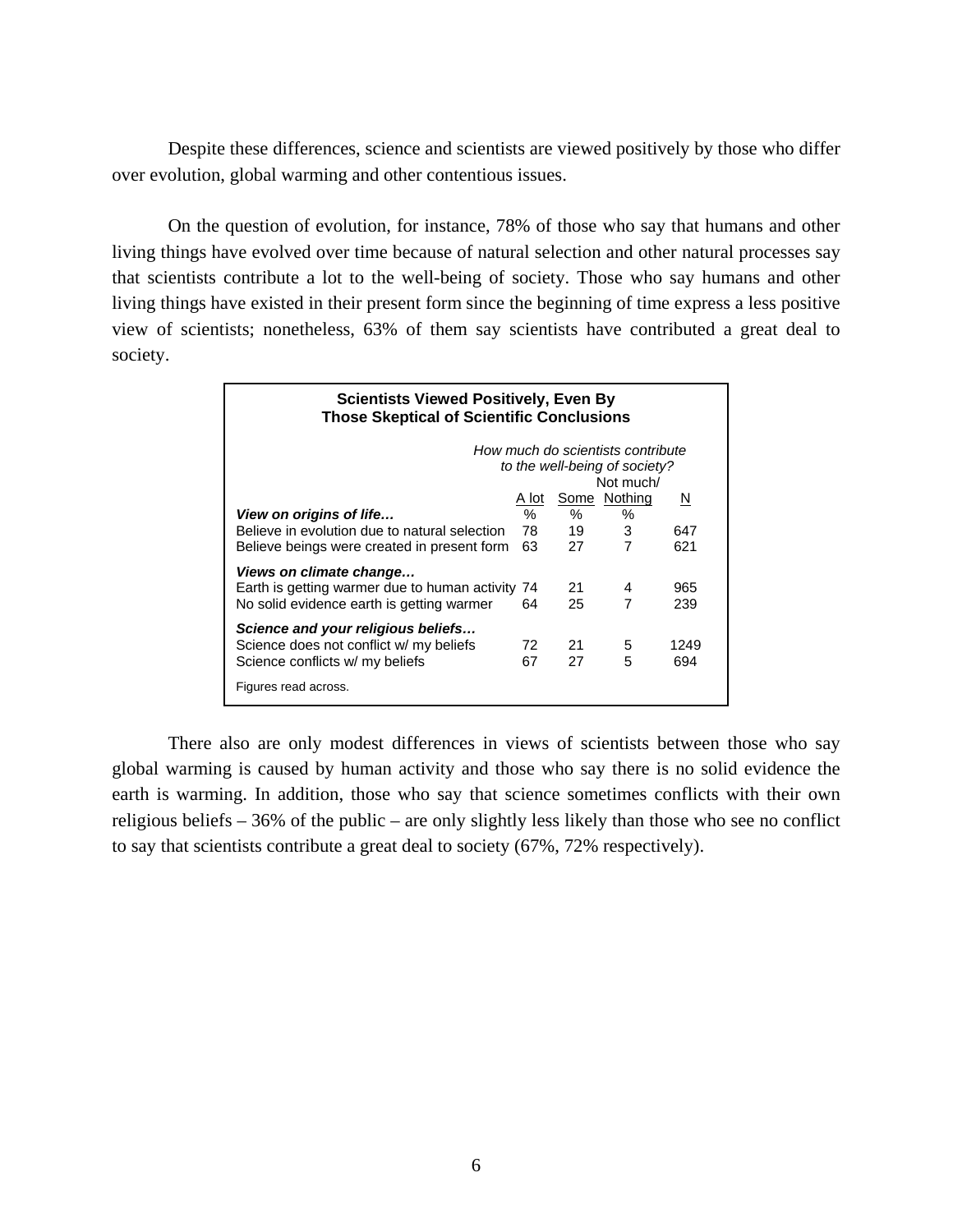Despite these differences, science and scientists are viewed positively by those who differ over evolution, global warming and other contentious issues.

On the question of evolution, for instance, 78% of those who say that humans and other living things have evolved over time because of natural selection and other natural processes say that scientists contribute a lot to the well-being of society. Those who say humans and other living things have existed in their present form since the beginning of time express a less positive view of scientists; nonetheless, 63% of them say scientists have contributed a great deal to society.

**Scientists Viewed Positively, Even By Those Skeptical of Scientific Conclusions**

| | *How much do scientists contribute to the well-being of society?* | | | |
|---|---|---|---|---|
| | A lot | Some | Not much/ Nothing | N |
| ***View on origins of life…*** | % | % | % | |
| Believe in evolution due to natural selection | 78 | 19 | 3 | 647 |
| Believe beings were created in present form | 63 | 27 | 7 | 621 |
| ***Views on climate change…*** | | | | |
| Earth is getting warmer due to human activity | 74 | 21 | 4 | 965 |
| No solid evidence earth is getting warmer | 64 | 25 | 7 | 239 |
| ***Science and your religious beliefs…*** | | | | |
| Science does not conflict w/ my beliefs | 72 | 21 | 5 | 1249 |
| Science conflicts w/ my beliefs | 67 | 27 | 5 | 694 |

Figures read across.

There also are only modest differences in views of scientists between those who say global warming is caused by human activity and those who say there is no solid evidence the earth is warming. In addition, those who say that science sometimes conflicts with their own religious beliefs – 36% of the public – are only slightly less likely than those who see no conflict to say that scientists contribute a great deal to society (67%, 72% respectively).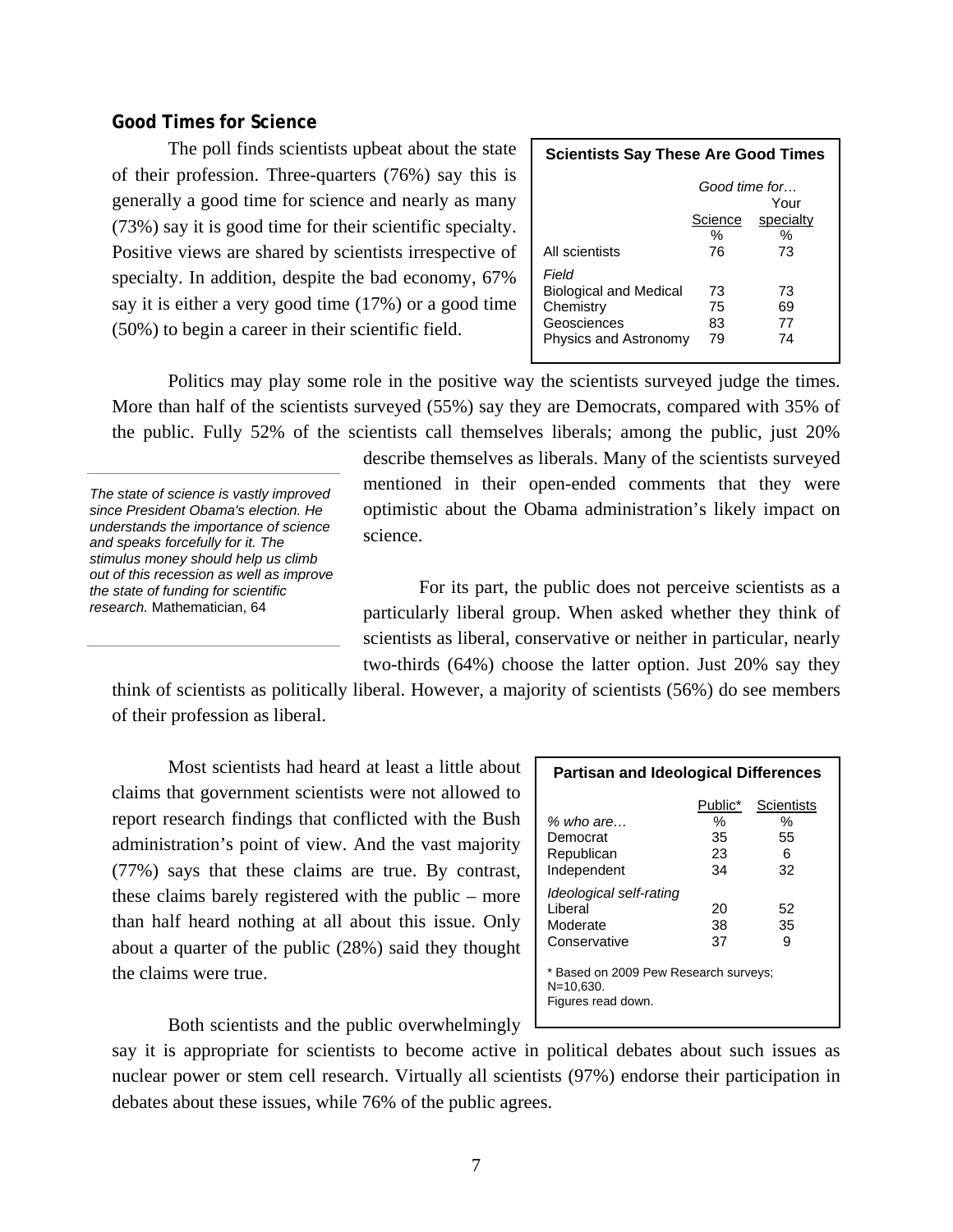## Good Times for Science

The poll finds scientists upbeat about the state of their profession. Three-quarters (76%) say this is generally a good time for science and nearly as many (73%) say it is good time for their scientific specialty. Positive views are shared by scientists irrespective of specialty. In addition, despite the bad economy, 67% say it is either a very good time (17%) or a good time (50%) to begin a career in their scientific field.

**Scientists Say These Are Good Times**

| | Good time for… | |
|---|---|---|
| | Science | Your specialty |
| | % | % |
| All scientists | 76 | 73 |
| *Field* | | |
| Biological and Medical | 73 | 73 |
| Chemistry | 75 | 69 |
| Geosciences | 83 | 77 |
| Physics and Astronomy | 79 | 74 |

Politics may play some role in the positive way the scientists surveyed judge the times. More than half of the scientists surveyed (55%) say they are Democrats, compared with 35% of the public. Fully 52% of the scientists call themselves liberals; among the public, just 20% describe themselves as liberals. Many of the scientists surveyed mentioned in their open-ended comments that they were optimistic about the Obama administration's likely impact on science.

*The state of science is vastly improved since President Obama's election. He understands the importance of science and speaks forcefully for it. The stimulus money should help us climb out of this recession as well as improve the state of funding for scientific research.* Mathematician, 64

For its part, the public does not perceive scientists as a particularly liberal group. When asked whether they think of scientists as liberal, conservative or neither in particular, nearly two-thirds (64%) choose the latter option. Just 20% say they think of scientists as politically liberal. However, a majority of scientists (56%) do see members of their profession as liberal.

Most scientists had heard at least a little about claims that government scientists were not allowed to report research findings that conflicted with the Bush administration's point of view. And the vast majority (77%) says that these claims are true. By contrast, these claims barely registered with the public – more than half heard nothing at all about this issue. Only about a quarter of the public (28%) said they thought the claims were true.

**Partisan and Ideological Differences**

| | Public* | Scientists |
|---|---|---|
| *% who are…* | % | % |
| Democrat | 35 | 55 |
| Republican | 23 | 6 |
| Independent | 34 | 32 |
| *Ideological self-rating* | | |
| Liberal | 20 | 52 |
| Moderate | 38 | 35 |
| Conservative | 37 | 9 |

\* Based on 2009 Pew Research surveys; N=10,630.
Figures read down.

Both scientists and the public overwhelmingly say it is appropriate for scientists to become active in political debates about such issues as nuclear power or stem cell research. Virtually all scientists (97%) endorse their participation in debates about these issues, while 76% of the public agrees.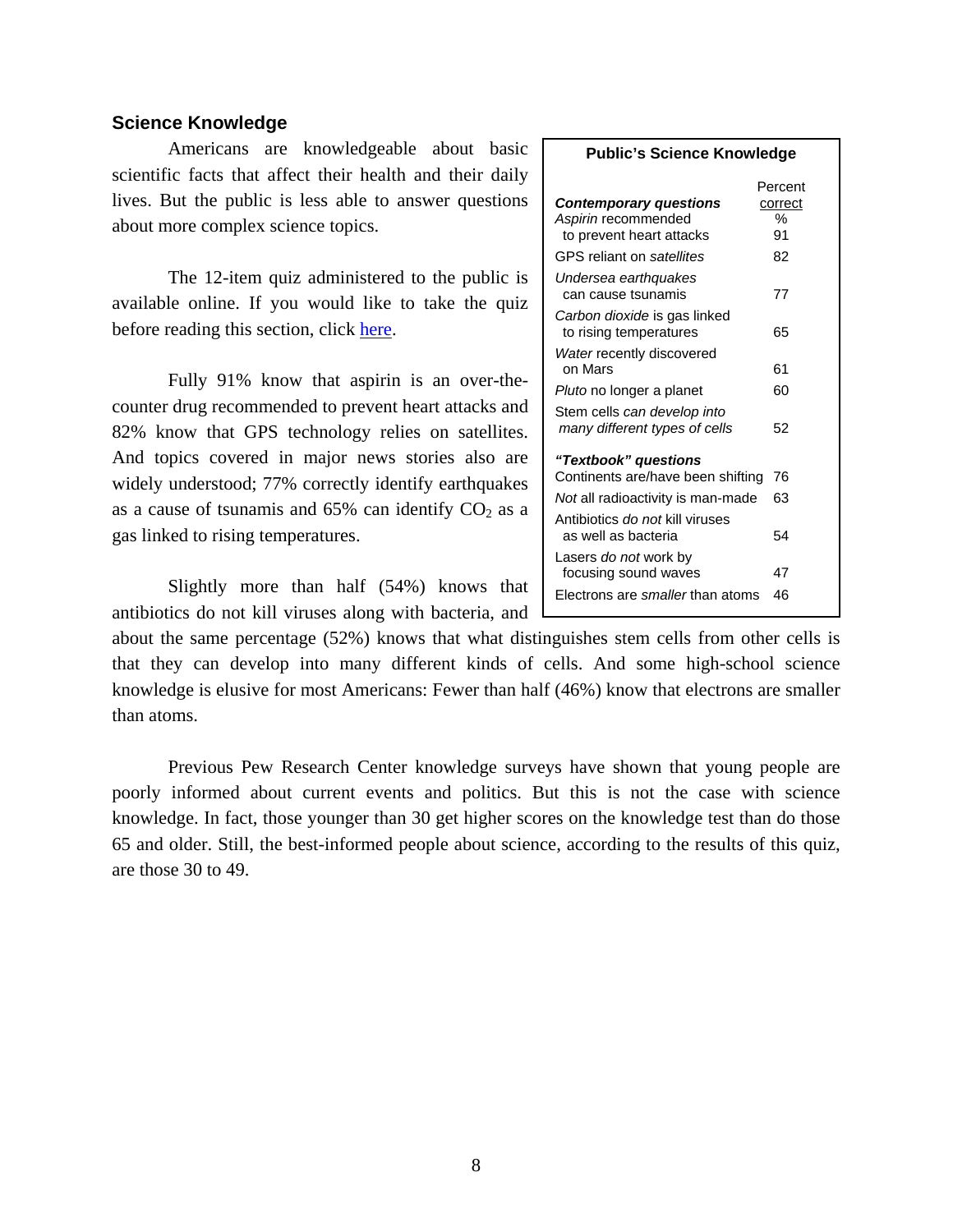## Science Knowledge

Americans are knowledgeable about basic scientific facts that affect their health and their daily lives. But the public is less able to answer questions about more complex science topics.

The 12-item quiz administered to the public is available online. If you would like to take the quiz before reading this section, click [here](#).

Fully 91% know that aspirin is an over-the-counter drug recommended to prevent heart attacks and 82% know that GPS technology relies on satellites. And topics covered in major news stories also are widely understood; 77% correctly identify earthquakes as a cause of tsunamis and 65% can identify $CO_2$ as a gas linked to rising temperatures.

Slightly more than half (54%) knows that antibiotics do not kill viruses along with bacteria, and about the same percentage (52%) knows that what distinguishes stem cells from other cells is that they can develop into many different kinds of cells. And some high-school science knowledge is elusive for most Americans: Fewer than half (46%) know that electrons are smaller than atoms.

**Public's Science Knowledge**

| | Percent correct |
|---|---|
| ***Contemporary questions*** | % |
| *Aspirin* recommended to prevent heart attacks | 91 |
| GPS reliant on *satellites* | 82 |
| *Undersea earthquakes* can cause tsunamis | 77 |
| *Carbon dioxide* is gas linked to rising temperatures | 65 |
| *Water* recently discovered on Mars | 61 |
| *Pluto* no longer a planet | 60 |
| Stem cells *can develop into many different types of cells* | 52 |
| ***"Textbook" questions*** | |
| Continents are/have been shifting | 76 |
| *Not* all radioactivity is man-made | 63 |
| Antibiotics *do not* kill viruses as well as bacteria | 54 |
| Lasers *do not* work by focusing sound waves | 47 |
| Electrons are *smaller* than atoms | 46 |

Previous Pew Research Center knowledge surveys have shown that young people are poorly informed about current events and politics. But this is not the case with science knowledge. In fact, those younger than 30 get higher scores on the knowledge test than do those 65 and older. Still, the best-informed people about science, according to the results of this quiz, are those 30 to 49.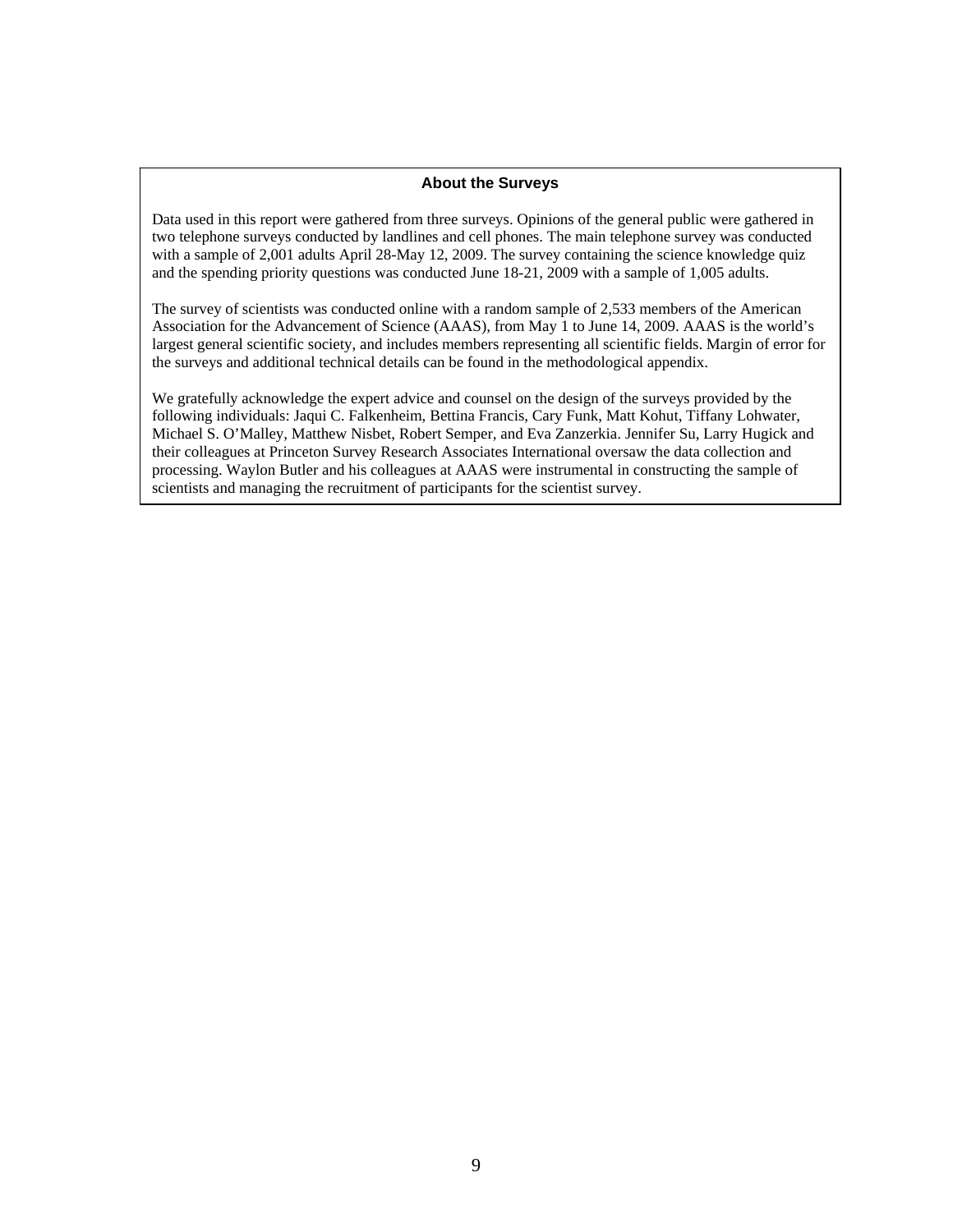## About the Surveys

Data used in this report were gathered from three surveys. Opinions of the general public were gathered in two telephone surveys conducted by landlines and cell phones. The main telephone survey was conducted with a sample of 2,001 adults April 28-May 12, 2009. The survey containing the science knowledge quiz and the spending priority questions was conducted June 18-21, 2009 with a sample of 1,005 adults.

The survey of scientists was conducted online with a random sample of 2,533 members of the American Association for the Advancement of Science (AAAS), from May 1 to June 14, 2009. AAAS is the world's largest general scientific society, and includes members representing all scientific fields. Margin of error for the surveys and additional technical details can be found in the methodological appendix.

We gratefully acknowledge the expert advice and counsel on the design of the surveys provided by the following individuals: Jaqui C. Falkenheim, Bettina Francis, Cary Funk, Matt Kohut, Tiffany Lohwater, Michael S. O'Malley, Matthew Nisbet, Robert Semper, and Eva Zanzerkia. Jennifer Su, Larry Hugick and their colleagues at Princeton Survey Research Associates International oversaw the data collection and processing. Waylon Butler and his colleagues at AAAS were instrumental in constructing the sample of scientists and managing the recruitment of participants for the scientist survey.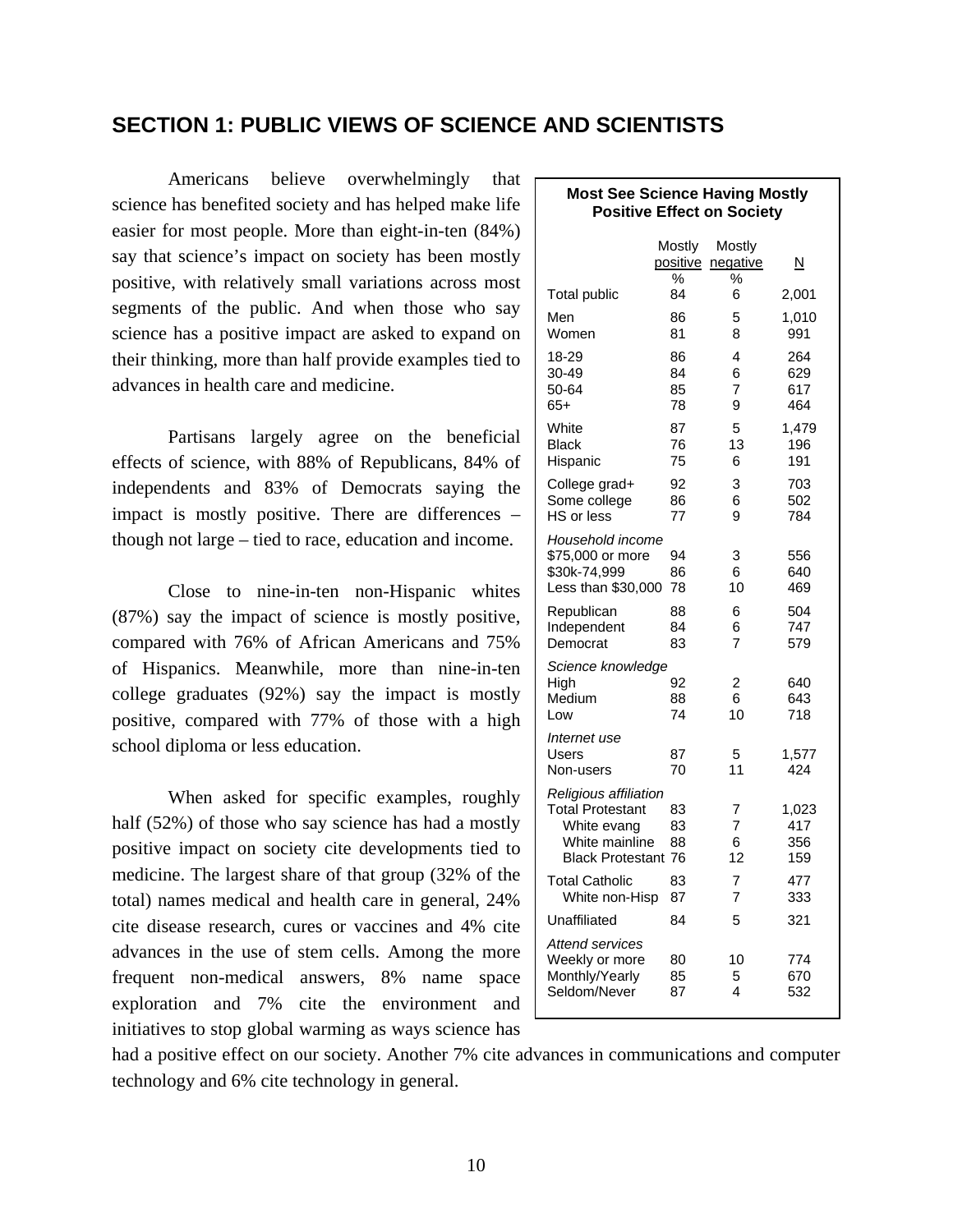## SECTION 1: PUBLIC VIEWS OF SCIENCE AND SCIENTISTS

Americans believe overwhelmingly that science has benefited society and has helped make life easier for most people. More than eight-in-ten (84%) say that science's impact on society has been mostly positive, with relatively small variations across most segments of the public. And when those who say science has a positive impact are asked to expand on their thinking, more than half provide examples tied to advances in health care and medicine.

Partisans largely agree on the beneficial effects of science, with 88% of Republicans, 84% of independents and 83% of Democrats saying the impact is mostly positive. There are differences – though not large – tied to race, education and income.

Close to nine-in-ten non-Hispanic whites (87%) say the impact of science is mostly positive, compared with 76% of African Americans and 75% of Hispanics. Meanwhile, more than nine-in-ten college graduates (92%) say the impact is mostly positive, compared with 77% of those with a high school diploma or less education.

When asked for specific examples, roughly half (52%) of those who say science has had a mostly positive impact on society cite developments tied to medicine. The largest share of that group (32% of the total) names medical and health care in general, 24% cite disease research, cures or vaccines and 4% cite advances in the use of stem cells. Among the more frequent non-medical answers, 8% name space exploration and 7% cite the environment and initiatives to stop global warming as ways science has had a positive effect on our society. Another 7% cite advances in communications and computer technology and 6% cite technology in general.

**Most See Science Having Mostly Positive Effect on Society**

| | Mostly positive % | Mostly negative % | N |
|---|---|---|---|
| Total public | 84 | 6 | 2,001 |
| Men | 86 | 5 | 1,010 |
| Women | 81 | 8 | 991 |
| 18-29 | 86 | 4 | 264 |
| 30-49 | 84 | 6 | 629 |
| 50-64 | 85 | 7 | 617 |
| 65+ | 78 | 9 | 464 |
| White | 87 | 5 | 1,479 |
| Black | 76 | 13 | 196 |
| Hispanic | 75 | 6 | 191 |
| College grad+ | 92 | 3 | 703 |
| Some college | 86 | 6 | 502 |
| HS or less | 77 | 9 | 784 |
| *Household income* | | | |
| $75,000 or more | 94 | 3 | 556 |
| $30k-74,999 | 86 | 6 | 640 |
| Less than $30,000 | 78 | 10 | 469 |
| Republican | 88 | 6 | 504 |
| Independent | 84 | 6 | 747 |
| Democrat | 83 | 7 | 579 |
| *Science knowledge* | | | |
| High | 92 | 2 | 640 |
| Medium | 88 | 6 | 643 |
| Low | 74 | 10 | 718 |
| *Internet use* | | | |
| Users | 87 | 5 | 1,577 |
| Non-users | 70 | 11 | 424 |
| *Religious affiliation* | | | |
| Total Protestant | 83 | 7 | 1,023 |
| White evang | 83 | 7 | 417 |
| White mainline | 88 | 6 | 356 |
| Black Protestant | 76 | 12 | 159 |
| Total Catholic | 83 | 7 | 477 |
| White non-Hisp | 87 | 7 | 333 |
| Unaffiliated | 84 | 5 | 321 |
| *Attend services* | | | |
| Weekly or more | 80 | 10 | 774 |
| Monthly/Yearly | 85 | 5 | 670 |
| Seldom/Never | 87 | 4 | 532 |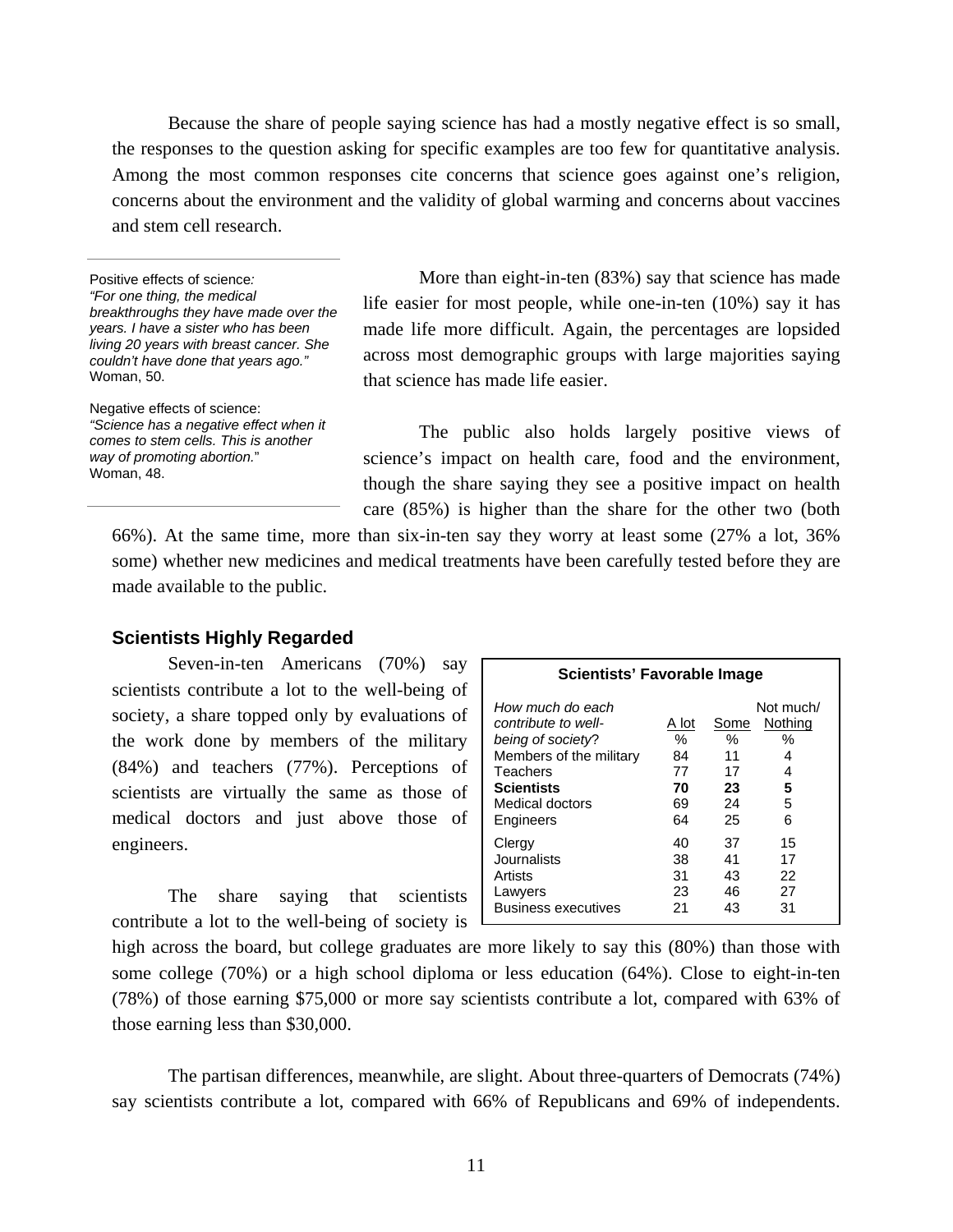Because the share of people saying science has had a mostly negative effect is so small, the responses to the question asking for specific examples are too few for quantitative analysis. Among the most common responses cite concerns that science goes against one's religion, concerns about the environment and the validity of global warming and concerns about vaccines and stem cell research.

Positive effects of science*:*
*"For one thing, the medical breakthroughs they have made over the years. I have a sister who has been living 20 years with breast cancer. She couldn't have done that years ago."*
Woman, 50.

Negative effects of science:
*"Science has a negative effect when it comes to stem cells. This is another way of promoting abortion.*"
Woman, 48.

More than eight-in-ten (83%) say that science has made life easier for most people, while one-in-ten (10%) say it has made life more difficult. Again, the percentages are lopsided across most demographic groups with large majorities saying that science has made life easier.

The public also holds largely positive views of science's impact on health care, food and the environment, though the share saying they see a positive impact on health care (85%) is higher than the share for the other two (both 66%). At the same time, more than six-in-ten say they worry at least some (27% a lot, 36% some) whether new medicines and medical treatments have been carefully tested before they are made available to the public.

### Scientists Highly Regarded

Seven-in-ten Americans (70%) say scientists contribute a lot to the well-being of society, a share topped only by evaluations of the work done by members of the military (84%) and teachers (77%). Perceptions of scientists are virtually the same as those of medical doctors and just above those of engineers.

**Scientists' Favorable Image**

| *How much do each contribute to well-being of society*? | A lot | Some | Not much/ Nothing |
|---|---|---|---|
| | % | % | % |
| Members of the military | 84 | 11 | 4 |
| Teachers | 77 | 17 | 4 |
| **Scientists** | **70** | **23** | **5** |
| Medical doctors | 69 | 24 | 5 |
| Engineers | 64 | 25 | 6 |
| Clergy | 40 | 37 | 15 |
| Journalists | 38 | 41 | 17 |
| Artists | 31 | 43 | 22 |
| Lawyers | 23 | 46 | 27 |
| Business executives | 21 | 43 | 31 |

The share saying that scientists contribute a lot to the well-being of society is high across the board, but college graduates are more likely to say this (80%) than those with some college (70%) or a high school diploma or less education (64%). Close to eight-in-ten (78%) of those earning $75,000 or more say scientists contribute a lot, compared with 63% of those earning less than $30,000.

The partisan differences, meanwhile, are slight. About three-quarters of Democrats (74%) say scientists contribute a lot, compared with 66% of Republicans and 69% of independents.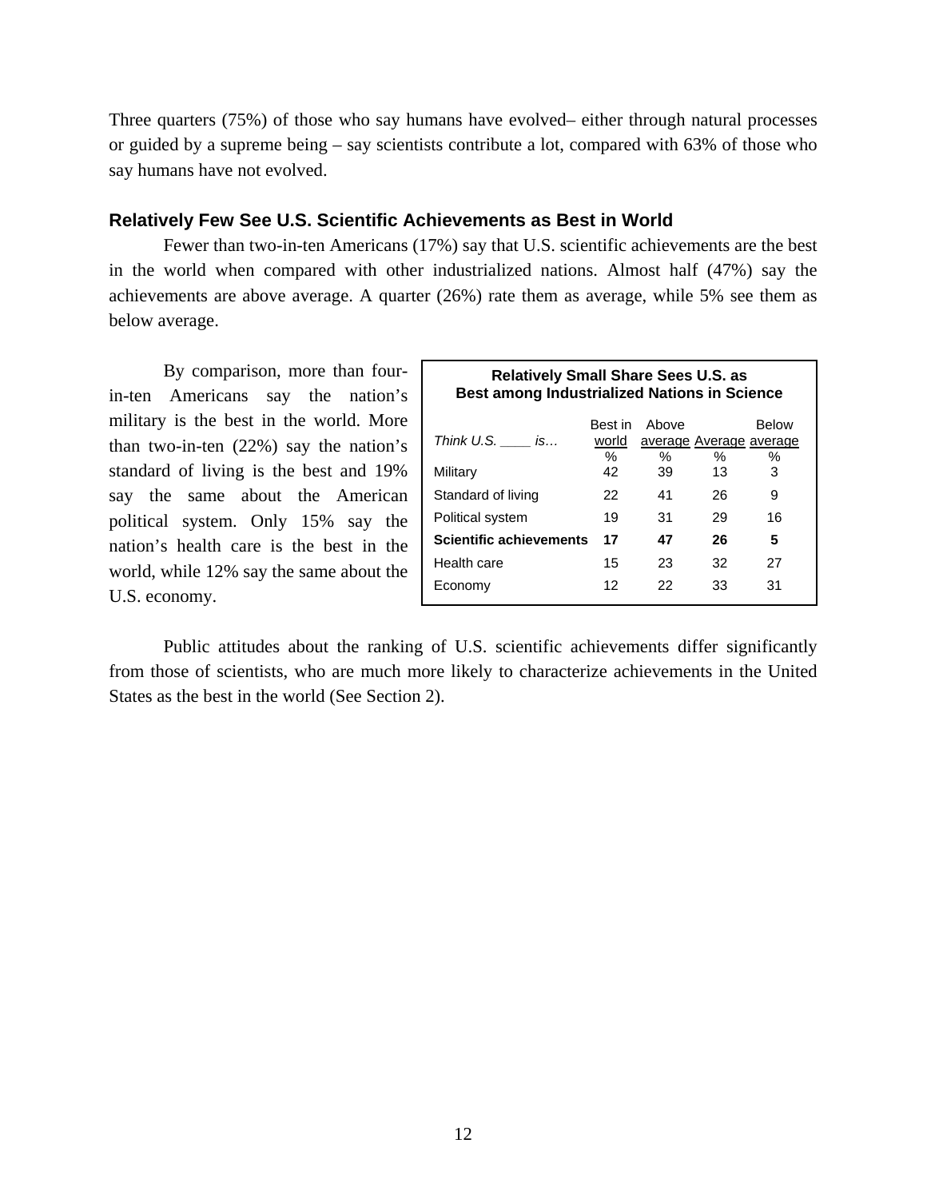Three quarters (75%) of those who say humans have evolved– either through natural processes or guided by a supreme being – say scientists contribute a lot, compared with 63% of those who say humans have not evolved.

### Relatively Few See U.S. Scientific Achievements as Best in World

Fewer than two-in-ten Americans (17%) say that U.S. scientific achievements are the best in the world when compared with other industrialized nations. Almost half (47%) say the achievements are above average. A quarter (26%) rate them as average, while 5% see them as below average.

By comparison, more than four-in-ten Americans say the nation's military is the best in the world. More than two-in-ten (22%) say the nation's standard of living is the best and 19% say the same about the American political system. Only 15% say the nation's health care is the best in the world, while 12% say the same about the U.S. economy.

**Relatively Small Share Sees U.S. as Best among Industrialized Nations in Science**

| *Think U.S. ____ is…* | Best in world | Above average | Average | Below average |
|---|---|---|---|---|
| | % | % | % | % |
| Military | 42 | 39 | 13 | 3 |
| Standard of living | 22 | 41 | 26 | 9 |
| Political system | 19 | 31 | 29 | 16 |
| **Scientific achievements** | **17** | **47** | **26** | **5** |
| Health care | 15 | 23 | 32 | 27 |
| Economy | 12 | 22 | 33 | 31 |

Public attitudes about the ranking of U.S. scientific achievements differ significantly from those of scientists, who are much more likely to characterize achievements in the United States as the best in the world (See Section 2).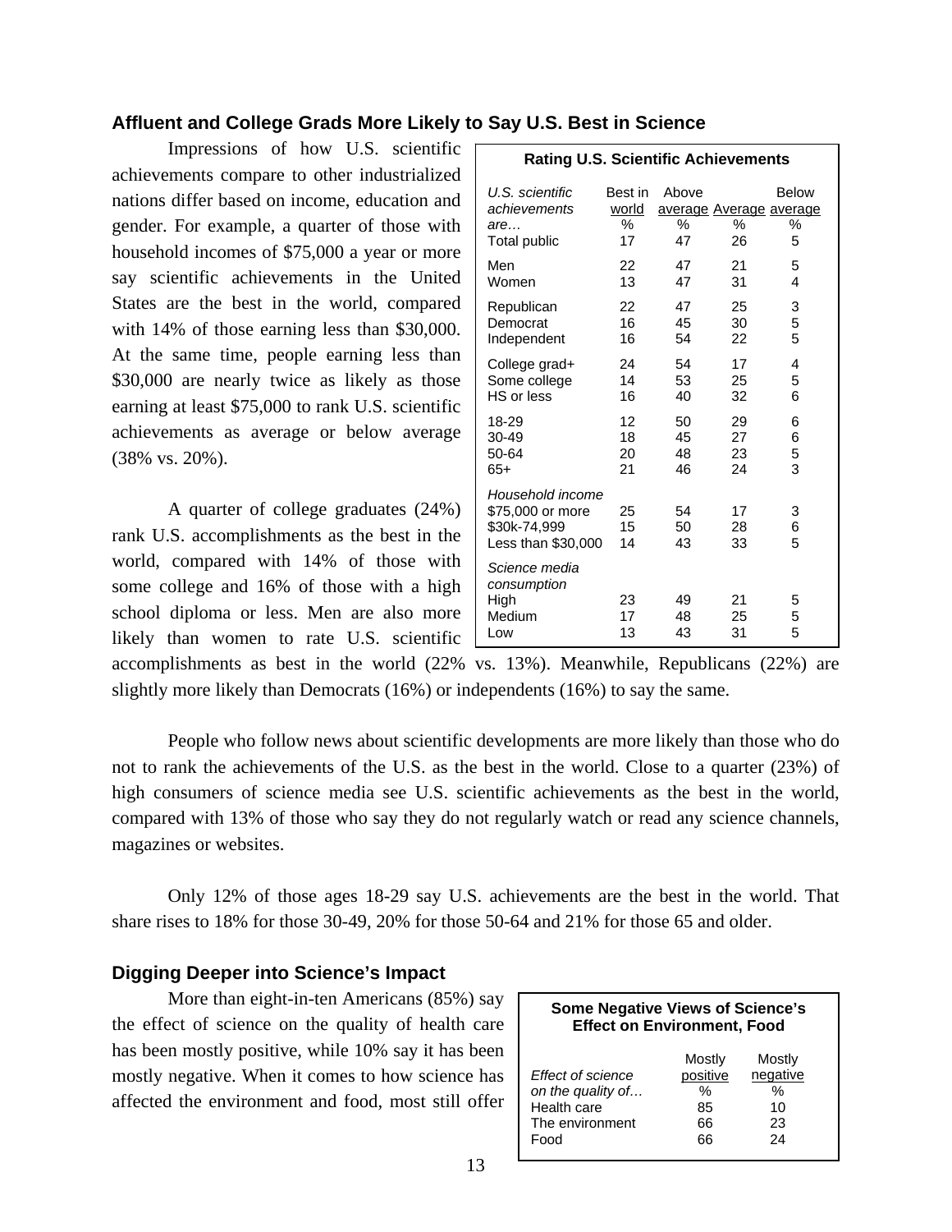### Affluent and College Grads More Likely to Say U.S. Best in Science

Impressions of how U.S. scientific achievements compare to other industrialized nations differ based on income, education and gender. For example, a quarter of those with household incomes of $75,000 a year or more say scientific achievements in the United States are the best in the world, compared with 14% of those earning less than $30,000. At the same time, people earning less than $30,000 are nearly twice as likely as those earning at least $75,000 to rank U.S. scientific achievements as average or below average (38% vs. 20%).

**Rating U.S. Scientific Achievements**

| *U.S. scientific achievements are…* | Best in world % | Above average % | Average % | Below average % |
|---|---|---|---|---|
| Total public | 17 | 47 | 26 | 5 |
| Men | 22 | 47 | 21 | 5 |
| Women | 13 | 47 | 31 | 4 |
| Republican | 22 | 47 | 25 | 3 |
| Democrat | 16 | 45 | 30 | 5 |
| Independent | 16 | 54 | 22 | 5 |
| College grad+ | 24 | 54 | 17 | 4 |
| Some college | 14 | 53 | 25 | 5 |
| HS or less | 16 | 40 | 32 | 6 |
| 18-29 | 12 | 50 | 29 | 6 |
| 30-49 | 18 | 45 | 27 | 6 |
| 50-64 | 20 | 48 | 23 | 5 |
| 65+ | 21 | 46 | 24 | 3 |
| *Household income* | | | | |
| $75,000 or more | 25 | 54 | 17 | 3 |
| $30k-74,999 | 15 | 50 | 28 | 6 |
| Less than $30,000 | 14 | 43 | 33 | 5 |
| *Science media consumption* | | | | |
| High | 23 | 49 | 21 | 5 |
| Medium | 17 | 48 | 25 | 5 |
| Low | 13 | 43 | 31 | 5 |

A quarter of college graduates (24%) rank U.S. accomplishments as the best in the world, compared with 14% of those with some college and 16% of those with a high school diploma or less. Men are also more likely than women to rate U.S. scientific accomplishments as best in the world (22% vs. 13%). Meanwhile, Republicans (22%) are slightly more likely than Democrats (16%) or independents (16%) to say the same.

People who follow news about scientific developments are more likely than those who do not to rank the achievements of the U.S. as the best in the world. Close to a quarter (23%) of high consumers of science media see U.S. scientific achievements as the best in the world, compared with 13% of those who say they do not regularly watch or read any science channels, magazines or websites.

Only 12% of those ages 18-29 say U.S. achievements are the best in the world. That share rises to 18% for those 30-49, 20% for those 50-64 and 21% for those 65 and older.

### Digging Deeper into Science's Impact

More than eight-in-ten Americans (85%) say the effect of science on the quality of health care has been mostly positive, while 10% say it has been mostly negative. When it comes to how science has affected the environment and food, most still offer

**Some Negative Views of Science's Effect on Environment, Food**

| *Effect of science on the quality of…* | Mostly positive % | Mostly negative % |
|---|---|---|
| Health care | 85 | 10 |
| The environment | 66 | 23 |
| Food | 66 | 24 |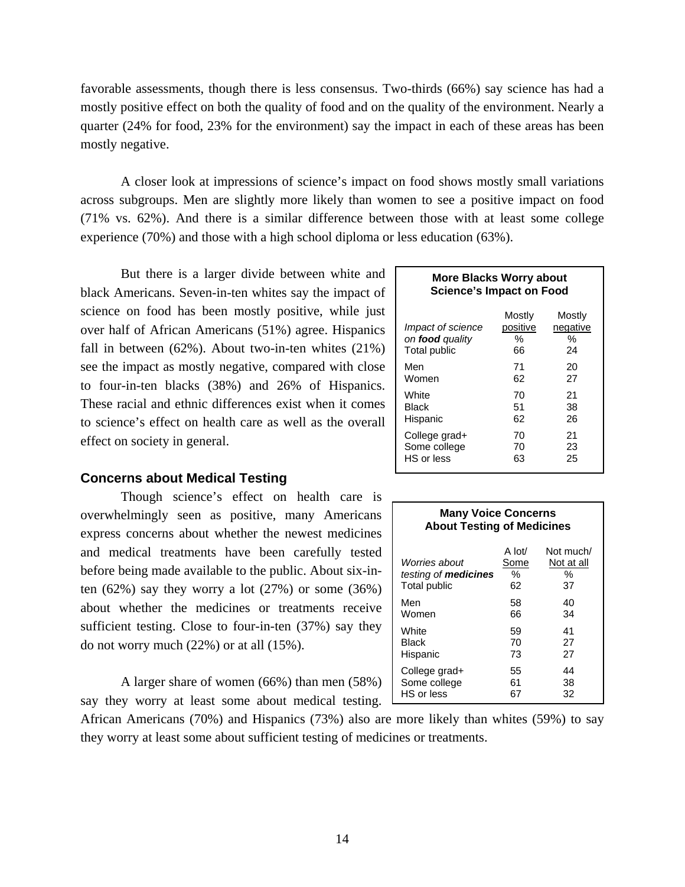favorable assessments, though there is less consensus. Two-thirds (66%) say science has had a mostly positive effect on both the quality of food and on the quality of the environment. Nearly a quarter (24% for food, 23% for the environment) say the impact in each of these areas has been mostly negative.

A closer look at impressions of science's impact on food shows mostly small variations across subgroups. Men are slightly more likely than women to see a positive impact on food (71% vs. 62%). And there is a similar difference between those with at least some college experience (70%) and those with a high school diploma or less education (63%).

But there is a larger divide between white and black Americans. Seven-in-ten whites say the impact of science on food has been mostly positive, while just over half of African Americans (51%) agree. Hispanics fall in between (62%). About two-in-ten whites (21%) see the impact as mostly negative, compared with close to four-in-ten blacks (38%) and 26% of Hispanics. These racial and ethnic differences exist when it comes to science's effect on health care as well as the overall effect on society in general.

**More Blacks Worry about Science's Impact on Food**

| *Impact of science on* ***food*** *quality* | Mostly positive % | Mostly negative % |
|---|---|---|
| Total public | 66 | 24 |
| Men | 71 | 20 |
| Women | 62 | 27 |
| White | 70 | 21 |
| Black | 51 | 38 |
| Hispanic | 62 | 26 |
| College grad+ | 70 | 21 |
| Some college | 70 | 23 |
| HS or less | 63 | 25 |

## Concerns about Medical Testing

Though science's effect on health care is overwhelmingly seen as positive, many Americans express concerns about whether the newest medicines and medical treatments have been carefully tested before being made available to the public. About six-in-ten (62%) say they worry a lot (27%) or some (36%) about whether the medicines or treatments receive sufficient testing. Close to four-in-ten (37%) say they do not worry much (22%) or at all (15%).

**Many Voice Concerns About Testing of Medicines**

| *Worries about testing of* ***medicines*** | A lot/ Some % | Not much/ Not at all % |
|---|---|---|
| Total public | 62 | 37 |
| Men | 58 | 40 |
| Women | 66 | 34 |
| White | 59 | 41 |
| Black | 70 | 27 |
| Hispanic | 73 | 27 |
| College grad+ | 55 | 44 |
| Some college | 61 | 38 |
| HS or less | 67 | 32 |

A larger share of women (66%) than men (58%) say they worry at least some about medical testing. African Americans (70%) and Hispanics (73%) also are more likely than whites (59%) to say they worry at least some about sufficient testing of medicines or treatments.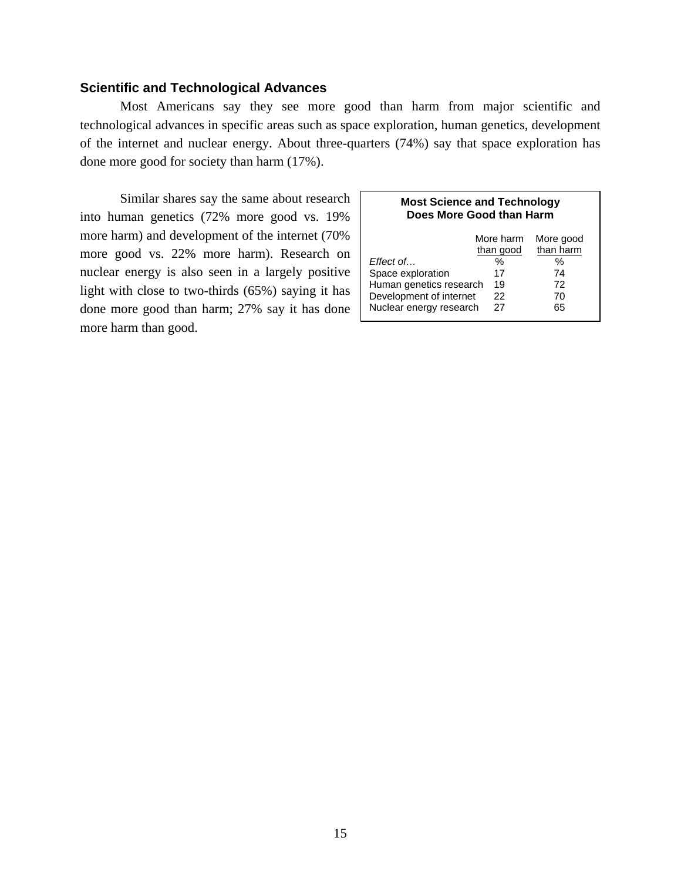### Scientific and Technological Advances

Most Americans say they see more good than harm from major scientific and technological advances in specific areas such as space exploration, human genetics, development of the internet and nuclear energy. About three-quarters (74%) say that space exploration has done more good for society than harm (17%).

Similar shares say the same about research into human genetics (72% more good vs. 19% more harm) and development of the internet (70% more good vs. 22% more harm). Research on nuclear energy is also seen in a largely positive light with close to two-thirds (65%) saying it has done more good than harm; 27% say it has done more harm than good.

**Most Science and Technology Does More Good than Harm**

| | More harm than good | More good than harm |
|---|---|---|
| *Effect of…* | % | % |
| Space exploration | 17 | 74 |
| Human genetics research | 19 | 72 |
| Development of internet | 22 | 70 |
| Nuclear energy research | 27 | 65 |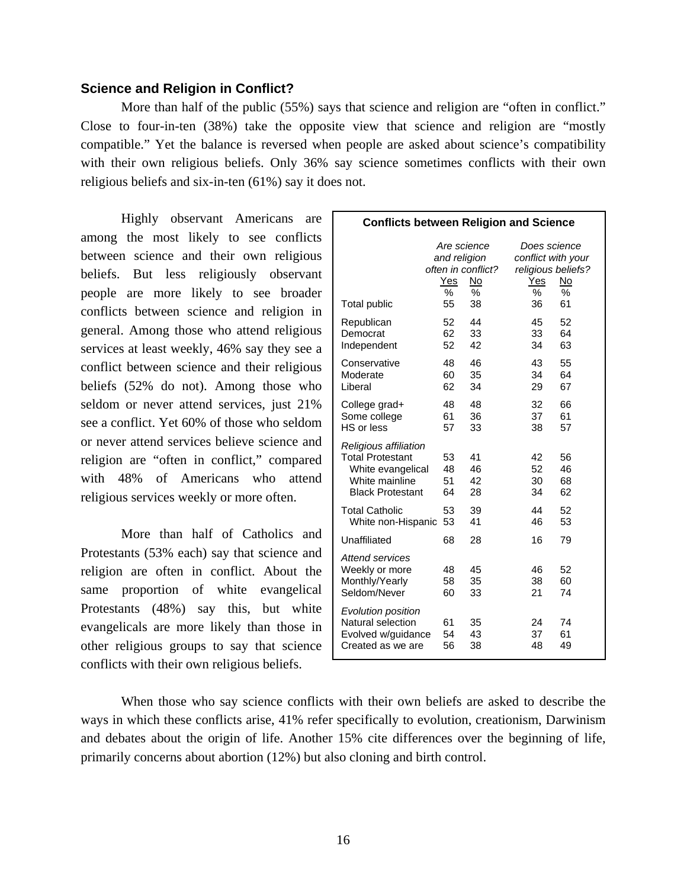## Science and Religion in Conflict?

More than half of the public (55%) says that science and religion are "often in conflict." Close to four-in-ten (38%) take the opposite view that science and religion are "mostly compatible." Yet the balance is reversed when people are asked about science's compatibility with their own religious beliefs. Only 36% say science sometimes conflicts with their own religious beliefs and six-in-ten (61%) say it does not.

Highly observant Americans are among the most likely to see conflicts between science and their own religious beliefs. But less religiously observant people are more likely to see broader conflicts between science and religion in general. Among those who attend religious services at least weekly, 46% say they see a conflict between science and their religious beliefs (52% do not). Among those who seldom or never attend services, just 21% see a conflict. Yet 60% of those who seldom or never attend services believe science and religion are "often in conflict," compared with 48% of Americans who attend religious services weekly or more often.

More than half of Catholics and Protestants (53% each) say that science and religion are often in conflict. About the same proportion of white evangelical Protestants (48%) say this, but white evangelicals are more likely than those in other religious groups to say that science conflicts with their own religious beliefs.

**Conflicts between Religion and Science**

| | *Are science and religion often in conflict?* | | *Does science conflict with your religious beliefs?* | |
|---|---|---|---|---|
| | Yes | No | Yes | No |
| | % | % | % | % |
| Total public | 55 | 38 | 36 | 61 |
| Republican | 52 | 44 | 45 | 52 |
| Democrat | 62 | 33 | 33 | 64 |
| Independent | 52 | 42 | 34 | 63 |
| Conservative | 48 | 46 | 43 | 55 |
| Moderate | 60 | 35 | 34 | 64 |
| Liberal | 62 | 34 | 29 | 67 |
| College grad+ | 48 | 48 | 32 | 66 |
| Some college | 61 | 36 | 37 | 61 |
| HS or less | 57 | 33 | 38 | 57 |
| *Religious affiliation* | | | | |
| Total Protestant | 53 | 41 | 42 | 56 |
| White evangelical | 48 | 46 | 52 | 46 |
| White mainline | 51 | 42 | 30 | 68 |
| Black Protestant | 64 | 28 | 34 | 62 |
| Total Catholic | 53 | 39 | 44 | 52 |
| White non-Hispanic | 53 | 41 | 46 | 53 |
| Unaffiliated | 68 | 28 | 16 | 79 |
| *Attend services* | | | | |
| Weekly or more | 48 | 45 | 46 | 52 |
| Monthly/Yearly | 58 | 35 | 38 | 60 |
| Seldom/Never | 60 | 33 | 21 | 74 |
| *Evolution position* | | | | |
| Natural selection | 61 | 35 | 24 | 74 |
| Evolved w/guidance | 54 | 43 | 37 | 61 |
| Created as we are | 56 | 38 | 48 | 49 |

When those who say science conflicts with their own beliefs are asked to describe the ways in which these conflicts arise, 41% refer specifically to evolution, creationism, Darwinism and debates about the origin of life. Another 15% cite differences over the beginning of life, primarily concerns about abortion (12%) but also cloning and birth control.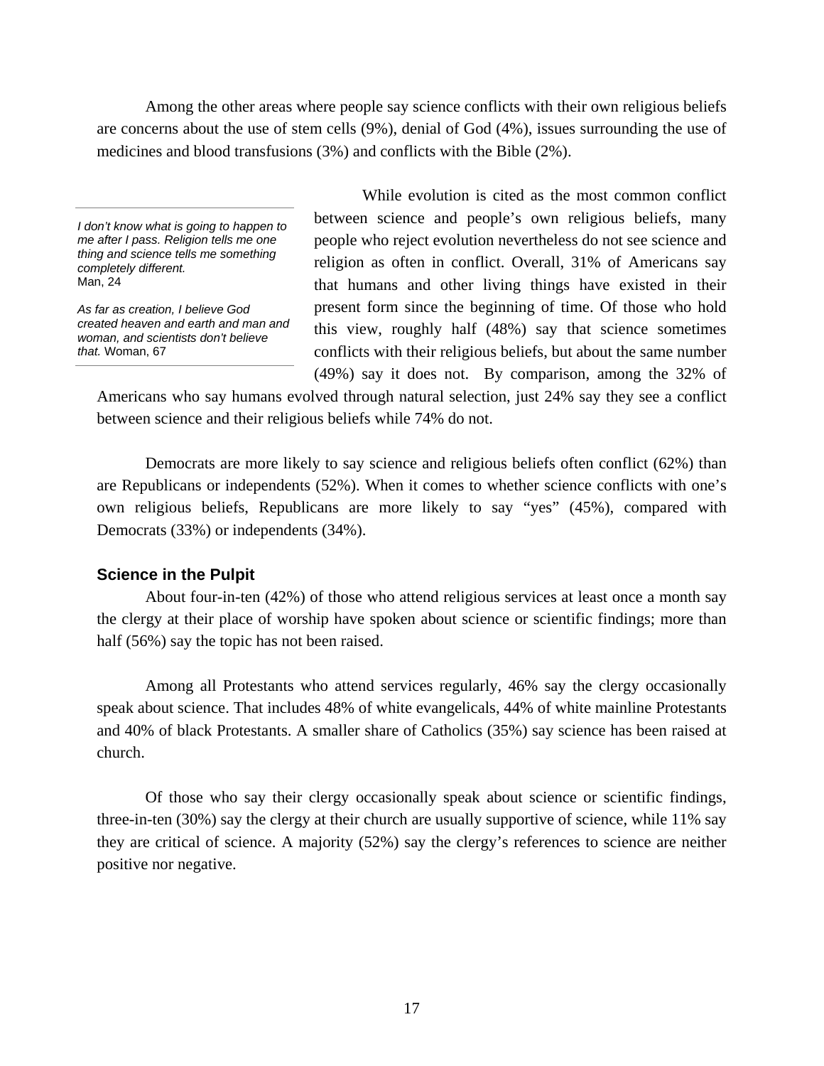Among the other areas where people say science conflicts with their own religious beliefs are concerns about the use of stem cells (9%), denial of God (4%), issues surrounding the use of medicines and blood transfusions (3%) and conflicts with the Bible (2%).

*I don't know what is going to happen to me after I pass. Religion tells me one thing and science tells me something completely different.* Man, 24

*As far as creation, I believe God created heaven and earth and man and woman, and scientists don't believe that.* Woman, 67

While evolution is cited as the most common conflict between science and people's own religious beliefs, many people who reject evolution nevertheless do not see science and religion as often in conflict. Overall, 31% of Americans say that humans and other living things have existed in their present form since the beginning of time. Of those who hold this view, roughly half (48%) say that science sometimes conflicts with their religious beliefs, but about the same number (49%) say it does not. By comparison, among the 32% of Americans who say humans evolved through natural selection, just 24% say they see a conflict between science and their religious beliefs while 74% do not.

Democrats are more likely to say science and religious beliefs often conflict (62%) than are Republicans or independents (52%). When it comes to whether science conflicts with one's own religious beliefs, Republicans are more likely to say "yes" (45%), compared with Democrats (33%) or independents (34%).

### Science in the Pulpit

About four-in-ten (42%) of those who attend religious services at least once a month say the clergy at their place of worship have spoken about science or scientific findings; more than half (56%) say the topic has not been raised.

Among all Protestants who attend services regularly, 46% say the clergy occasionally speak about science. That includes 48% of white evangelicals, 44% of white mainline Protestants and 40% of black Protestants. A smaller share of Catholics (35%) say science has been raised at church.

Of those who say their clergy occasionally speak about science or scientific findings, three-in-ten (30%) say the clergy at their church are usually supportive of science, while 11% say they are critical of science. A majority (52%) say the clergy's references to science are neither positive nor negative.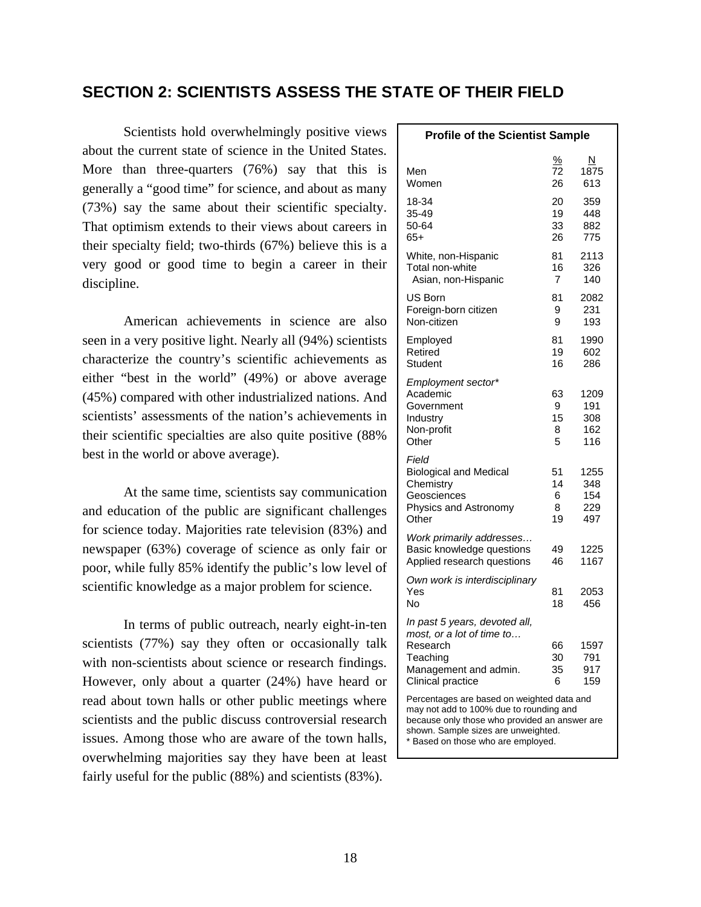## SECTION 2: SCIENTISTS ASSESS THE STATE OF THEIR FIELD

Scientists hold overwhelmingly positive views about the current state of science in the United States. More than three-quarters (76%) say that this is generally a "good time" for science, and about as many (73%) say the same about their scientific specialty. That optimism extends to their views about careers in their specialty field; two-thirds (67%) believe this is a very good or good time to begin a career in their discipline.

American achievements in science are also seen in a very positive light. Nearly all (94%) scientists characterize the country's scientific achievements as either "best in the world" (49%) or above average (45%) compared with other industrialized nations. And scientists' assessments of the nation's achievements in their scientific specialties are also quite positive (88% best in the world or above average).

At the same time, scientists say communication and education of the public are significant challenges for science today. Majorities rate television (83%) and newspaper (63%) coverage of science as only fair or poor, while fully 85% identify the public's low level of scientific knowledge as a major problem for science.

In terms of public outreach, nearly eight-in-ten scientists (77%) say they often or occasionally talk with non-scientists about science or research findings. However, only about a quarter (24%) have heard or read about town halls or other public meetings where scientists and the public discuss controversial research issues. Among those who are aware of the town halls, overwhelming majorities say they have been at least fairly useful for the public (88%) and scientists (83%).

**Profile of the Scientist Sample**

| | % | N |
|---|---|---|
| Men | 72 | 1875 |
| Women | 26 | 613 |
| 18-34 | 20 | 359 |
| 35-49 | 19 | 448 |
| 50-64 | 33 | 882 |
| 65+ | 26 | 775 |
| White, non-Hispanic | 81 | 2113 |
| Total non-white | 16 | 326 |
| Asian, non-Hispanic | 7 | 140 |
| US Born | 81 | 2082 |
| Foreign-born citizen | 9 | 231 |
| Non-citizen | 9 | 193 |
| Employed | 81 | 1990 |
| Retired | 19 | 602 |
| Student | 16 | 286 |
| *Employment sector\** | | |
| Academic | 63 | 1209 |
| Government | 9 | 191 |
| Industry | 15 | 308 |
| Non-profit | 8 | 162 |
| Other | 5 | 116 |
| *Field* | | |
| Biological and Medical | 51 | 1255 |
| Chemistry | 14 | 348 |
| Geosciences | 6 | 154 |
| Physics and Astronomy | 8 | 229 |
| Other | 19 | 497 |
| *Work primarily addresses…* | | |
| Basic knowledge questions | 49 | 1225 |
| Applied research questions | 46 | 1167 |
| *Own work is interdisciplinary* | | |
| Yes | 81 | 2053 |
| No | 18 | 456 |
| *In past 5 years, devoted all, most, or a lot of time to…* | | |
| Research | 66 | 1597 |
| Teaching | 30 | 791 |
| Management and admin. | 35 | 917 |
| Clinical practice | 6 | 159 |

Percentages are based on weighted data and may not add to 100% due to rounding and because only those who provided an answer are shown. Sample sizes are unweighted.
\* Based on those who are employed.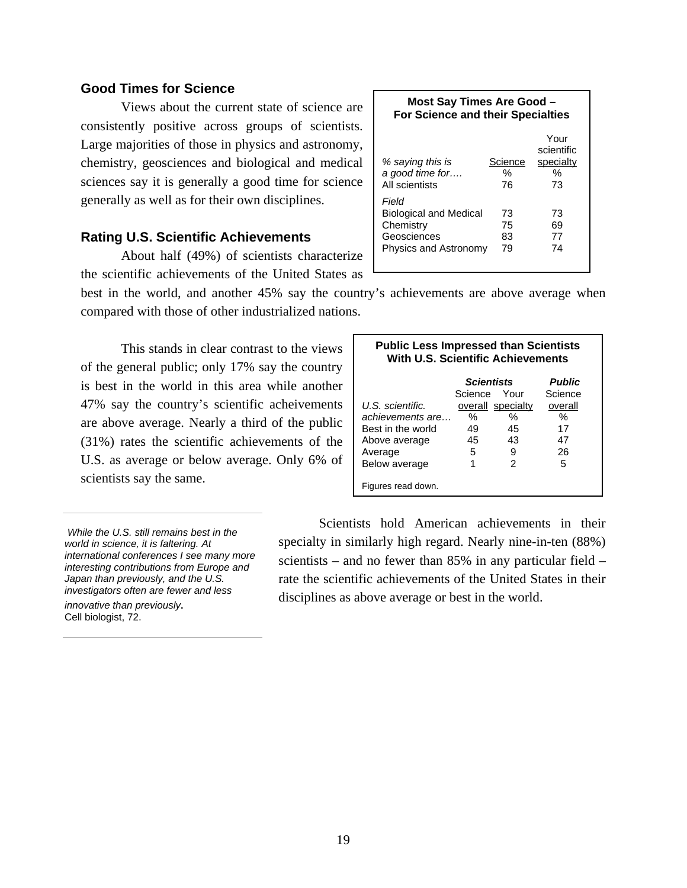## Good Times for Science

Views about the current state of science are consistently positive across groups of scientists. Large majorities of those in physics and astronomy, chemistry, geosciences and biological and medical sciences say it is generally a good time for science generally as well as for their own disciplines.

**Most Say Times Are Good – For Science and their Specialties**

| *% saying this is a good time for….* | Science | Your scientific specialty |
|---|---|---|
| | % | % |
| All scientists | 76 | 73 |
| *Field* | | |
| Biological and Medical | 73 | 73 |
| Chemistry | 75 | 69 |
| Geosciences | 83 | 77 |
| Physics and Astronomy | 79 | 74 |

## Rating U.S. Scientific Achievements

About half (49%) of scientists characterize the scientific achievements of the United States as best in the world, and another 45% say the country's achievements are above average when compared with those of other industrialized nations.

This stands in clear contrast to the views of the general public; only 17% say the country is best in the world in this area while another 47% say the country's scientific acheivements are above average. Nearly a third of the public (31%) rates the scientific achievements of the U.S. as average or below average. Only 6% of scientists say the same.

**Public Less Impressed than Scientists With U.S. Scientific Achievements**

| | ***Scientists*** | | ***Public*** |
|---|---|---|---|
| *U.S. scientific. achievements are…* | Science overall | Your specialty | Science overall |
| | % | % | % |
| Best in the world | 49 | 45 | 17 |
| Above average | 45 | 43 | 47 |
| Average | 5 | 9 | 26 |
| Below average | 1 | 2 | 5 |

Figures read down.

*While the U.S. still remains best in the world in science, it is faltering. At international conferences I see many more interesting contributions from Europe and Japan than previously, and the U.S. investigators often are fewer and less innovative than previously.*
Cell biologist, 72.

Scientists hold American achievements in their specialty in similarly high regard. Nearly nine-in-ten (88%) scientists – and no fewer than 85% in any particular field – rate the scientific achievements of the United States in their disciplines as above average or best in the world.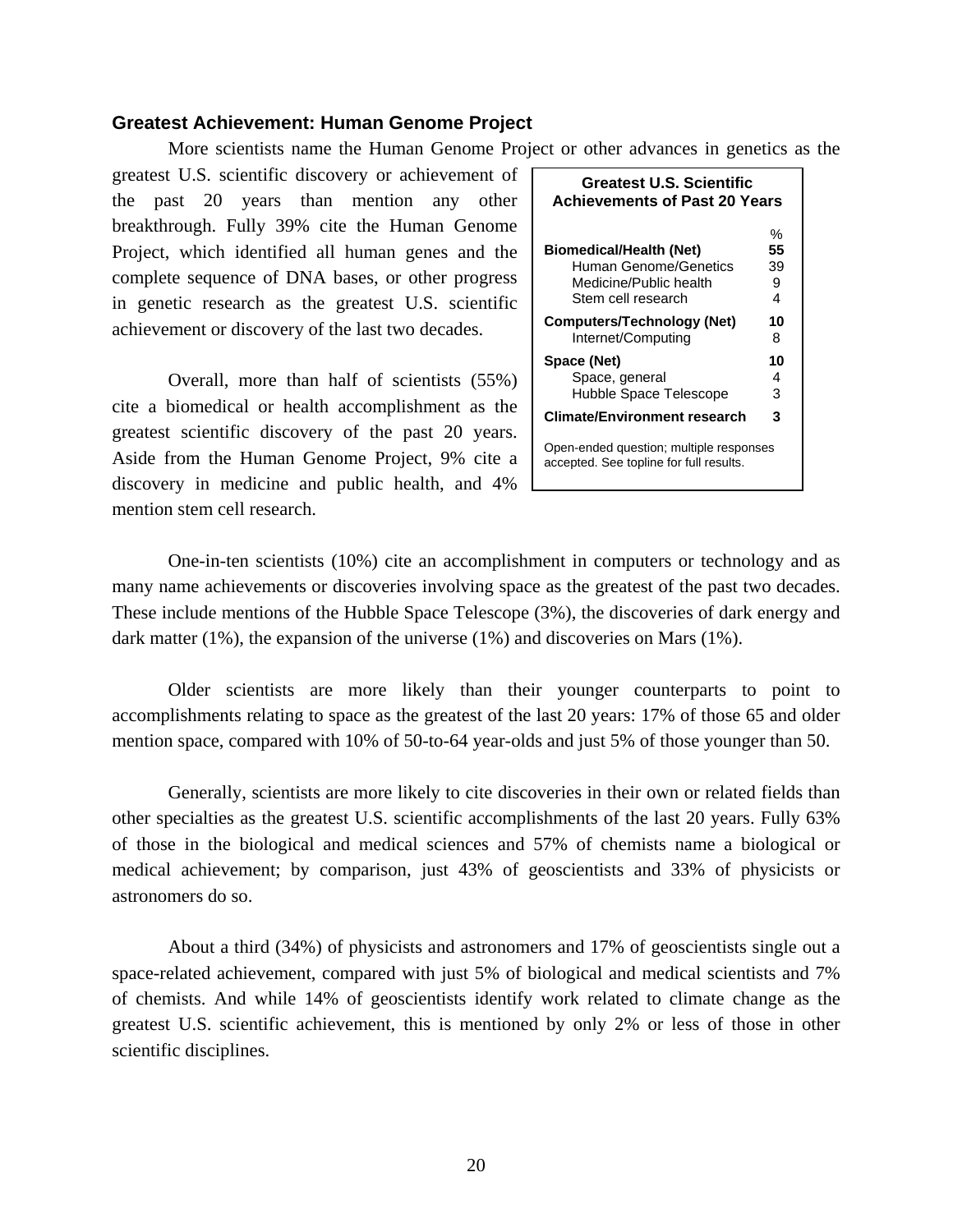### Greatest Achievement: Human Genome Project

More scientists name the Human Genome Project or other advances in genetics as the greatest U.S. scientific discovery or achievement of the past 20 years than mention any other breakthrough. Fully 39% cite the Human Genome Project, which identified all human genes and the complete sequence of DNA bases, or other progress in genetic research as the greatest U.S. scientific achievement or discovery of the last two decades.

**Greatest U.S. Scientific Achievements of Past 20 Years**

| | % |
|---|---|
| **Biomedical/Health (Net)** | **55** |
| Human Genome/Genetics | 39 |
| Medicine/Public health | 9 |
| Stem cell research | 4 |
| **Computers/Technology (Net)** | **10** |
| Internet/Computing | 8 |
| **Space (Net)** | **10** |
| Space, general | 4 |
| Hubble Space Telescope | 3 |
| **Climate/Environment research** | **3** |

Open-ended question; multiple responses accepted. See topline for full results.

Overall, more than half of scientists (55%) cite a biomedical or health accomplishment as the greatest scientific discovery of the past 20 years. Aside from the Human Genome Project, 9% cite a discovery in medicine and public health, and 4% mention stem cell research.

One-in-ten scientists (10%) cite an accomplishment in computers or technology and as many name achievements or discoveries involving space as the greatest of the past two decades. These include mentions of the Hubble Space Telescope (3%), the discoveries of dark energy and dark matter (1%), the expansion of the universe (1%) and discoveries on Mars (1%).

Older scientists are more likely than their younger counterparts to point to accomplishments relating to space as the greatest of the last 20 years: 17% of those 65 and older mention space, compared with 10% of 50-to-64 year-olds and just 5% of those younger than 50.

Generally, scientists are more likely to cite discoveries in their own or related fields than other specialties as the greatest U.S. scientific accomplishments of the last 20 years. Fully 63% of those in the biological and medical sciences and 57% of chemists name a biological or medical achievement; by comparison, just 43% of geoscientists and 33% of physicists or astronomers do so.

About a third (34%) of physicists and astronomers and 17% of geoscientists single out a space-related achievement, compared with just 5% of biological and medical scientists and 7% of chemists. And while 14% of geoscientists identify work related to climate change as the greatest U.S. scientific achievement, this is mentioned by only 2% or less of those in other scientific disciplines.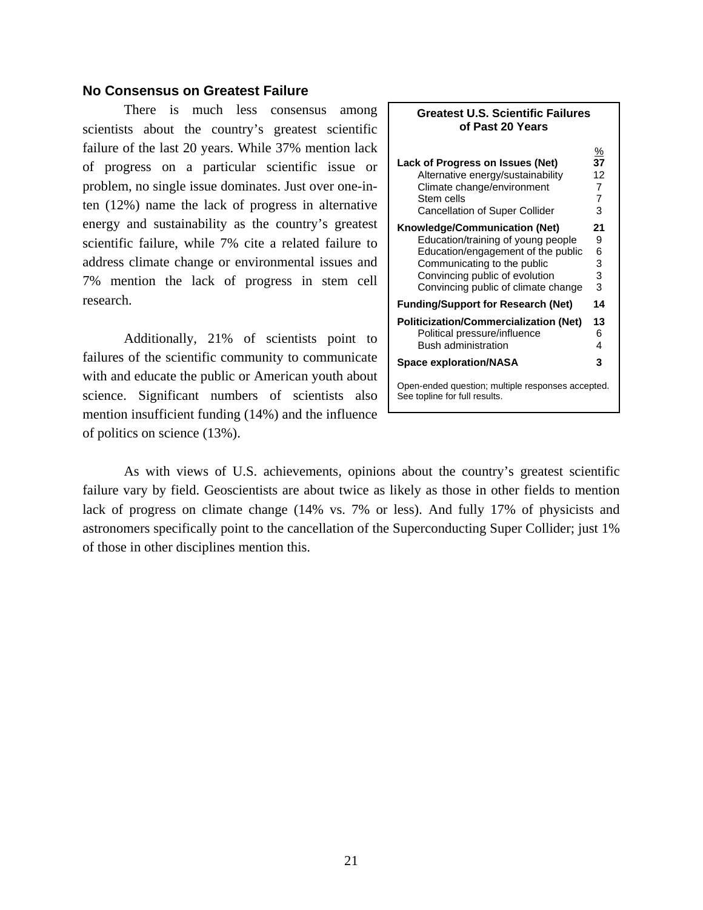## No Consensus on Greatest Failure

There is much less consensus among scientists about the country's greatest scientific failure of the last 20 years. While 37% mention lack of progress on a particular scientific issue or problem, no single issue dominates. Just over one-in-ten (12%) name the lack of progress in alternative energy and sustainability as the country's greatest scientific failure, while 7% cite a related failure to address climate change or environmental issues and 7% mention the lack of progress in stem cell research.

Additionally, 21% of scientists point to failures of the scientific community to communicate with and educate the public or American youth about science. Significant numbers of scientists also mention insufficient funding (14%) and the influence of politics on science (13%).

**Greatest U.S. Scientific Failures of Past 20 Years**

| | % |
|---|---|
| **Lack of Progress on Issues (Net)** | **37** |
| Alternative energy/sustainability | 12 |
| Climate change/environment | 7 |
| Stem cells | 7 |
| Cancellation of Super Collider | 3 |
| **Knowledge/Communication (Net)** | **21** |
| Education/training of young people | 9 |
| Education/engagement of the public | 6 |
| Communicating to the public | 3 |
| Convincing public of evolution | 3 |
| Convincing public of climate change | 3 |
| **Funding/Support for Research (Net)** | **14** |
| **Politicization/Commercialization (Net)** | **13** |
| Political pressure/influence | 6 |
| Bush administration | 4 |
| **Space exploration/NASA** | **3** |

Open-ended question; multiple responses accepted. See topline for full results.

As with views of U.S. achievements, opinions about the country's greatest scientific failure vary by field. Geoscientists are about twice as likely as those in other fields to mention lack of progress on climate change (14% vs. 7% or less). And fully 17% of physicists and astronomers specifically point to the cancellation of the Superconducting Super Collider; just 1% of those in other disciplines mention this.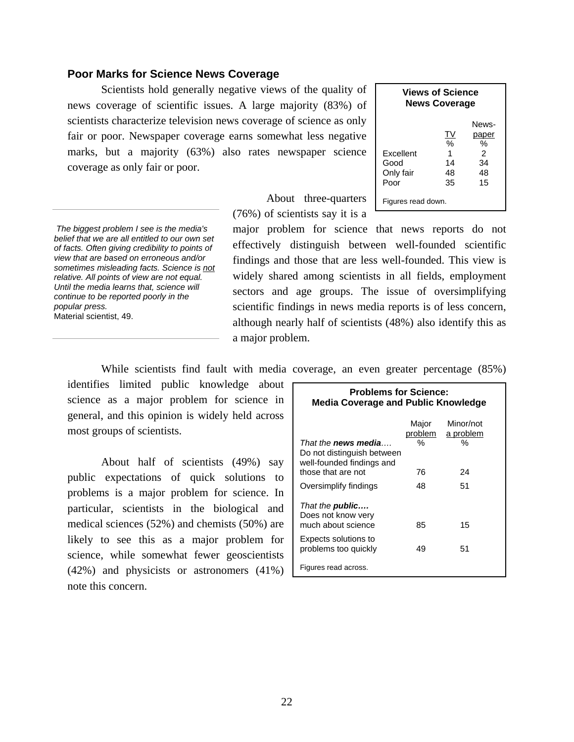### Poor Marks for Science News Coverage

Scientists hold generally negative views of the quality of news coverage of scientific issues. A large majority (83%) of scientists characterize television news coverage of science as only fair or poor. Newspaper coverage earns somewhat less negative marks, but a majority (63%) also rates newspaper science coverage as only fair or poor.

**Views of Science News Coverage**

| | TV | News-paper |
|---|---|---|
| | % | % |
| Excellent | 1 | 2 |
| Good | 14 | 34 |
| Only fair | 48 | 48 |
| Poor | 35 | 15 |

Figures read down.

About three-quarters (76%) of scientists say it is a major problem for science that news reports do not effectively distinguish between well-founded scientific findings and those that are less well-founded. This view is widely shared among scientists in all fields, employment sectors and age groups. The issue of oversimplifying scientific findings in news media reports is of less concern, although nearly half of scientists (48%) also identify this as a major problem.

> *The biggest problem I see is the media's belief that we are all entitled to our own set of facts. Often giving credibility to points of view that are based on erroneous and/or sometimes misleading facts. Science is not relative. All points of view are not equal. Until the media learns that, science will continue to be reported poorly in the popular press.*
> Material scientist, 49.

While scientists find fault with media coverage, an even greater percentage (85%) identifies limited public knowledge about science as a major problem for science in general, and this opinion is widely held across most groups of scientists.

About half of scientists (49%) say public expectations of quick solutions to problems is a major problem for science. In particular, scientists in the biological and medical sciences (52%) and chemists (50%) are likely to see this as a major problem for science, while somewhat fewer geoscientists (42%) and physicists or astronomers (41%) note this concern.

**Problems for Science: Media Coverage and Public Knowledge**

| | Major problem | Minor/not a problem |
|---|---|---|
| *That the **news media**….* | % | % |
| Do not distinguish between well-founded findings and those that are not | 76 | 24 |
| Oversimplify findings | 48 | 51 |
| *That the **public….*** | | |
| Does not know very much about science | 85 | 15 |
| Expects solutions to problems too quickly | 49 | 51 |

Figures read across.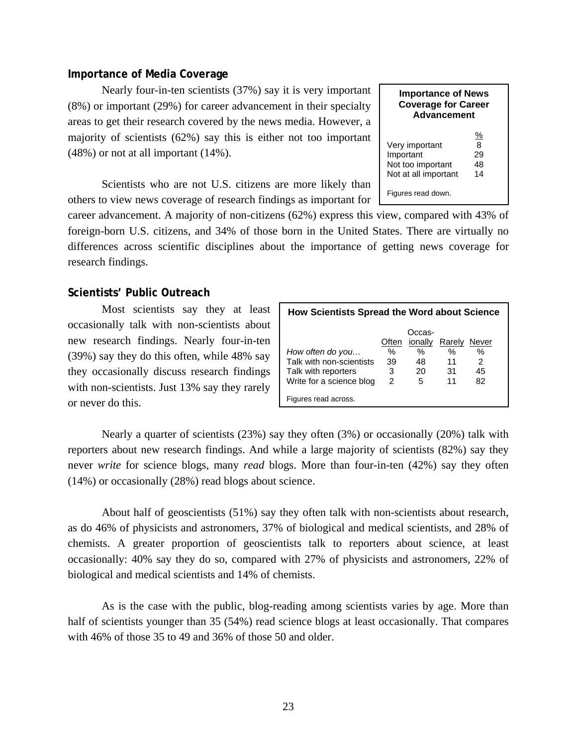### Importance of Media Coverage

Nearly four-in-ten scientists (37%) say it is very important (8%) or important (29%) for career advancement in their specialty areas to get their research covered by the news media. However, a majority of scientists (62%) say this is either not too important (48%) or not at all important (14%).

**Importance of News Coverage for Career Advancement**

| | % |
|---|---|
| Very important | 8 |
| Important | 29 |
| Not too important | 48 |
| Not at all important | 14 |

Figures read down.

Scientists who are not U.S. citizens are more likely than others to view news coverage of research findings as important for career advancement. A majority of non-citizens (62%) express this view, compared with 43% of foreign-born U.S. citizens, and 34% of those born in the United States. There are virtually no differences across scientific disciplines about the importance of getting news coverage for research findings.

### Scientists' Public Outreach

Most scientists say they at least occasionally talk with non-scientists about new research findings. Nearly four-in-ten (39%) say they do this often, while 48% say they occasionally discuss research findings with non-scientists. Just 13% say they rarely or never do this.

**How Scientists Spread the Word about Science**

| *How often do you…* | Often | Occasionally | Rarely | Never |
|---|---|---|---|---|
| | % | % | % | % |
| Talk with non-scientists | 39 | 48 | 11 | 2 |
| Talk with reporters | 3 | 20 | 31 | 45 |
| Write for a science blog | 2 | 5 | 11 | 82 |

Figures read across.

Nearly a quarter of scientists (23%) say they often (3%) or occasionally (20%) talk with reporters about new research findings. And while a large majority of scientists (82%) say they never *write* for science blogs, many *read* blogs. More than four-in-ten (42%) say they often (14%) or occasionally (28%) read blogs about science.

About half of geoscientists (51%) say they often talk with non-scientists about research, as do 46% of physicists and astronomers, 37% of biological and medical scientists, and 28% of chemists. A greater proportion of geoscientists talk to reporters about science, at least occasionally: 40% say they do so, compared with 27% of physicists and astronomers, 22% of biological and medical scientists and 14% of chemists.

As is the case with the public, blog-reading among scientists varies by age. More than half of scientists younger than 35 (54%) read science blogs at least occasionally. That compares with 46% of those 35 to 49 and 36% of those 50 and older.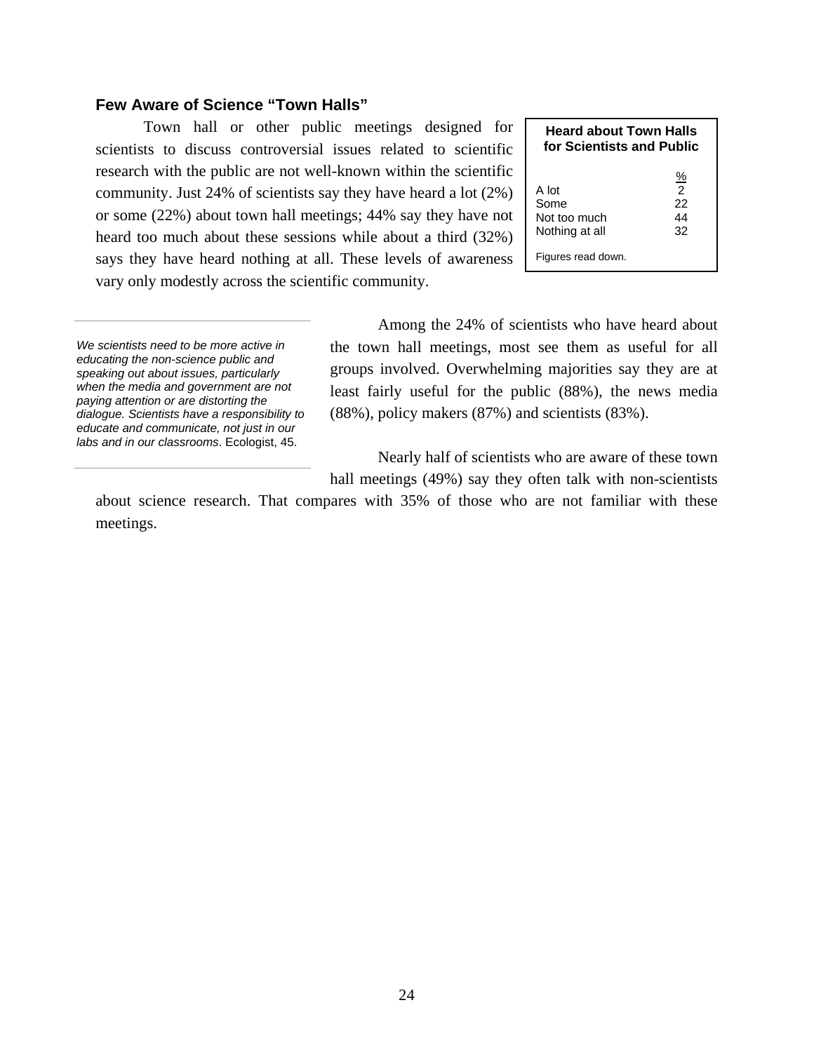### Few Aware of Science "Town Halls"

Town hall or other public meetings designed for scientists to discuss controversial issues related to scientific research with the public are not well-known within the scientific community. Just 24% of scientists say they have heard a lot (2%) or some (22%) about town hall meetings; 44% say they have not heard too much about these sessions while about a third (32%) says they have heard nothing at all. These levels of awareness vary only modestly across the scientific community.

**Heard about Town Halls for Scientists and Public**

| | % |
|---|---|
| A lot | 2 |
| Some | 22 |
| Not too much | 44 |
| Nothing at all | 32 |

Figures read down.

*We scientists need to be more active in educating the non-science public and speaking out about issues, particularly when the media and government are not paying attention or are distorting the dialogue. Scientists have a responsibility to educate and communicate, not just in our labs and in our classrooms*. Ecologist, 45.

Among the 24% of scientists who have heard about the town hall meetings, most see them as useful for all groups involved. Overwhelming majorities say they are at least fairly useful for the public (88%), the news media (88%), policy makers (87%) and scientists (83%).

Nearly half of scientists who are aware of these town hall meetings (49%) say they often talk with non-scientists about science research. That compares with 35% of those who are not familiar with these meetings.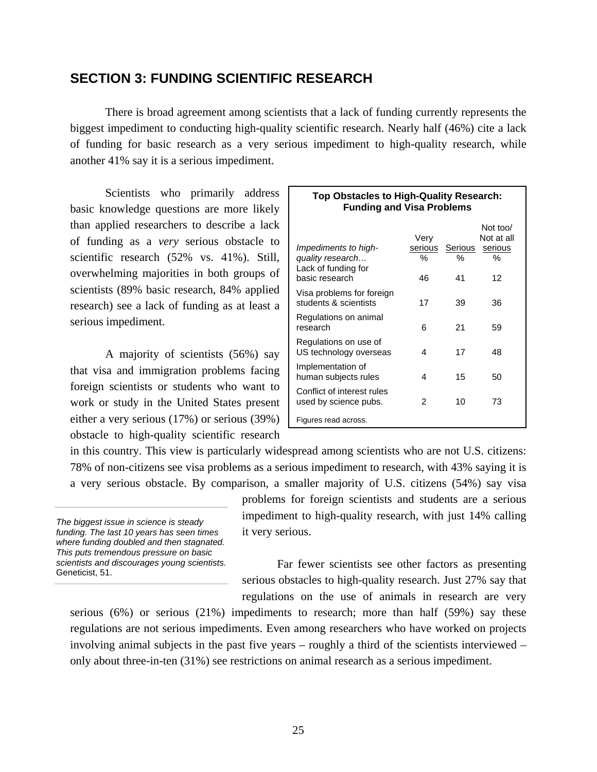## SECTION 3: FUNDING SCIENTIFIC RESEARCH

There is broad agreement among scientists that a lack of funding currently represents the biggest impediment to conducting high-quality scientific research. Nearly half (46%) cite a lack of funding for basic research as a very serious impediment to high-quality research, while another 41% say it is a serious impediment.

Scientists who primarily address basic knowledge questions are more likely than applied researchers to describe a lack of funding as a *very* serious obstacle to scientific research (52% vs. 41%). Still, overwhelming majorities in both groups of scientists (89% basic research, 84% applied research) see a lack of funding as at least a serious impediment.

**Top Obstacles to High-Quality Research: Funding and Visa Problems**

| *Impediments to high-quality research…* | Very serious % | Serious % | Not too/ Not at all serious % |
|---|---|---|---|
| Lack of funding for basic research | 46 | 41 | 12 |
| Visa problems for foreign students & scientists | 17 | 39 | 36 |
| Regulations on animal research | 6 | 21 | 59 |
| Regulations on use of US technology overseas | 4 | 17 | 48 |
| Implementation of human subjects rules | 4 | 15 | 50 |
| Conflict of interest rules used by science pubs. | 2 | 10 | 73 |

Figures read across.

A majority of scientists (56%) say that visa and immigration problems facing foreign scientists or students who want to work or study in the United States present either a very serious (17%) or serious (39%) obstacle to high-quality scientific research in this country. This view is particularly widespread among scientists who are not U.S. citizens: 78% of non-citizens see visa problems as a serious impediment to research, with 43% saying it is a very serious obstacle. By comparison, a smaller majority of U.S. citizens (54%) say visa problems for foreign scientists and students are a serious impediment to high-quality research, with just 14% calling it very serious.

> *The biggest issue in science is steady funding. The last 10 years has seen times where funding doubled and then stagnated. This puts tremendous pressure on basic scientists and discourages young scientists.* Geneticist, 51.

Far fewer scientists see other factors as presenting serious obstacles to high-quality research. Just 27% say that regulations on the use of animals in research are very serious (6%) or serious (21%) impediments to research; more than half (59%) say these regulations are not serious impediments. Even among researchers who have worked on projects involving animal subjects in the past five years – roughly a third of the scientists interviewed – only about three-in-ten (31%) see restrictions on animal research as a serious impediment.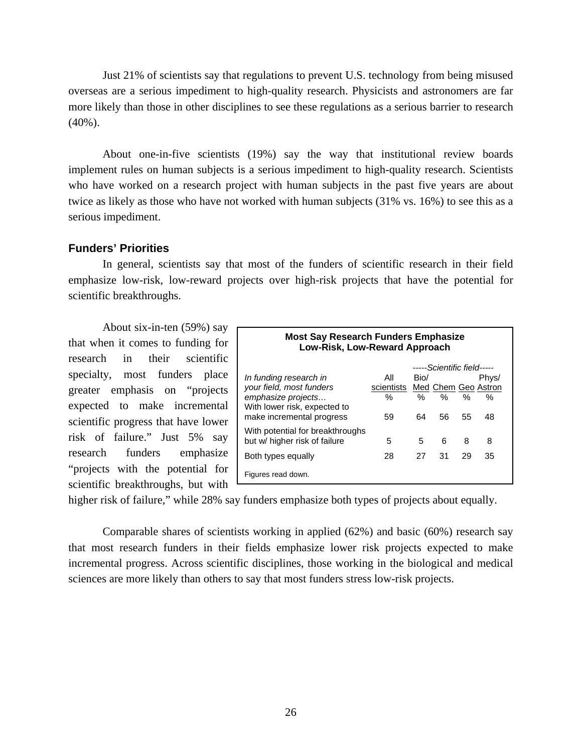Just 21% of scientists say that regulations to prevent U.S. technology from being misused overseas are a serious impediment to high-quality research. Physicists and astronomers are far more likely than those in other disciplines to see these regulations as a serious barrier to research (40%).

About one-in-five scientists (19%) say the way that institutional review boards implement rules on human subjects is a serious impediment to high-quality research. Scientists who have worked on a research project with human subjects in the past five years are about twice as likely as those who have not worked with human subjects (31% vs. 16%) to see this as a serious impediment.

### Funders' Priorities

In general, scientists say that most of the funders of scientific research in their field emphasize low-risk, low-reward projects over high-risk projects that have the potential for scientific breakthroughs.

About six-in-ten (59%) say that when it comes to funding for research in their scientific specialty, most funders place greater emphasis on "projects expected to make incremental scientific progress that have lower risk of failure." Just 5% say research funders emphasize "projects with the potential for scientific breakthroughs, but with higher risk of failure," while 28% say funders emphasize both types of projects about equally.

**Most Say Research Funders Emphasize Low-Risk, Low-Reward Approach**

| | | -----*Scientific field*----- | | | |
|---|---|---|---|---|---|
| *In funding research in your field, most funders emphasize projects…* | All scientists | Bio/ Med | Chem | Geo | Phys/ Astron |
| | % | % | % | % | % |
| With lower risk, expected to make incremental progress | 59 | 64 | 56 | 55 | 48 |
| With potential for breakthroughs but w/ higher risk of failure | 5 | 5 | 6 | 8 | 8 |
| Both types equally | 28 | 27 | 31 | 29 | 35 |

Figures read down.

Comparable shares of scientists working in applied (62%) and basic (60%) research say that most research funders in their fields emphasize lower risk projects expected to make incremental progress. Across scientific disciplines, those working in the biological and medical sciences are more likely than others to say that most funders stress low-risk projects.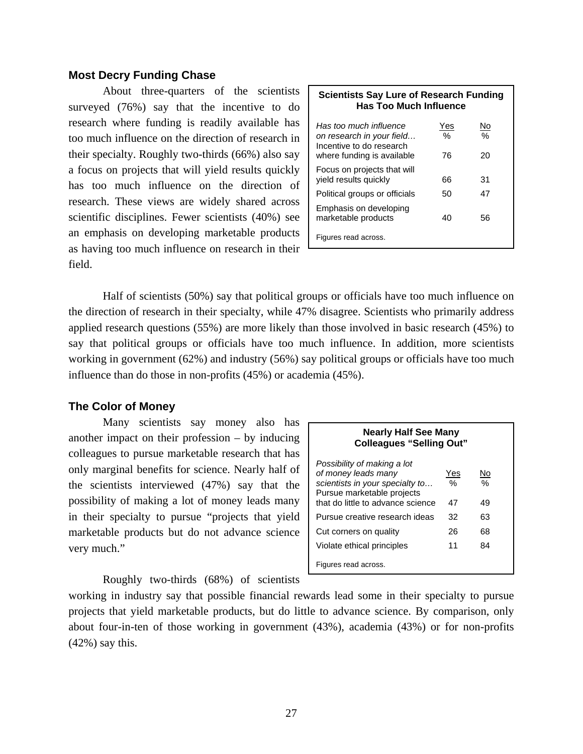## Most Decry Funding Chase

About three-quarters of the scientists surveyed (76%) say that the incentive to do research where funding is readily available has too much influence on the direction of research in their specialty. Roughly two-thirds (66%) also say a focus on projects that will yield results quickly has too much influence on the direction of research. These views are widely shared across scientific disciplines. Fewer scientists (40%) see an emphasis on developing marketable products as having too much influence on research in their field.

**Scientists Say Lure of Research Funding Has Too Much Influence**

| *Has too much influence on research in your field…* | Yes % | No % |
|---|---|---|
| Incentive to do research where funding is available | 76 | 20 |
| Focus on projects that will yield results quickly | 66 | 31 |
| Political groups or officials | 50 | 47 |
| Emphasis on developing marketable products | 40 | 56 |

Figures read across.

Half of scientists (50%) say that political groups or officials have too much influence on the direction of research in their specialty, while 47% disagree. Scientists who primarily address applied research questions (55%) are more likely than those involved in basic research (45%) to say that political groups or officials have too much influence. In addition, more scientists working in government (62%) and industry (56%) say political groups or officials have too much influence than do those in non-profits (45%) or academia (45%).

## The Color of Money

Many scientists say money also has another impact on their profession – by inducing colleagues to pursue marketable research that has only marginal benefits for science. Nearly half of the scientists interviewed (47%) say that the possibility of making a lot of money leads many in their specialty to pursue "projects that yield marketable products but do not advance science very much."

**Nearly Half See Many Colleagues "Selling Out"**

| *Possibility of making a lot of money leads many scientists in your specialty to…* | Yes % | No % |
|---|---|---|
| Pursue marketable projects that do little to advance science | 47 | 49 |
| Pursue creative research ideas | 32 | 63 |
| Cut corners on quality | 26 | 68 |
| Violate ethical principles | 11 | 84 |

Figures read across.

Roughly two-thirds (68%) of scientists working in industry say that possible financial rewards lead some in their specialty to pursue projects that yield marketable products, but do little to advance science. By comparison, only about four-in-ten of those working in government (43%), academia (43%) or for non-profits (42%) say this.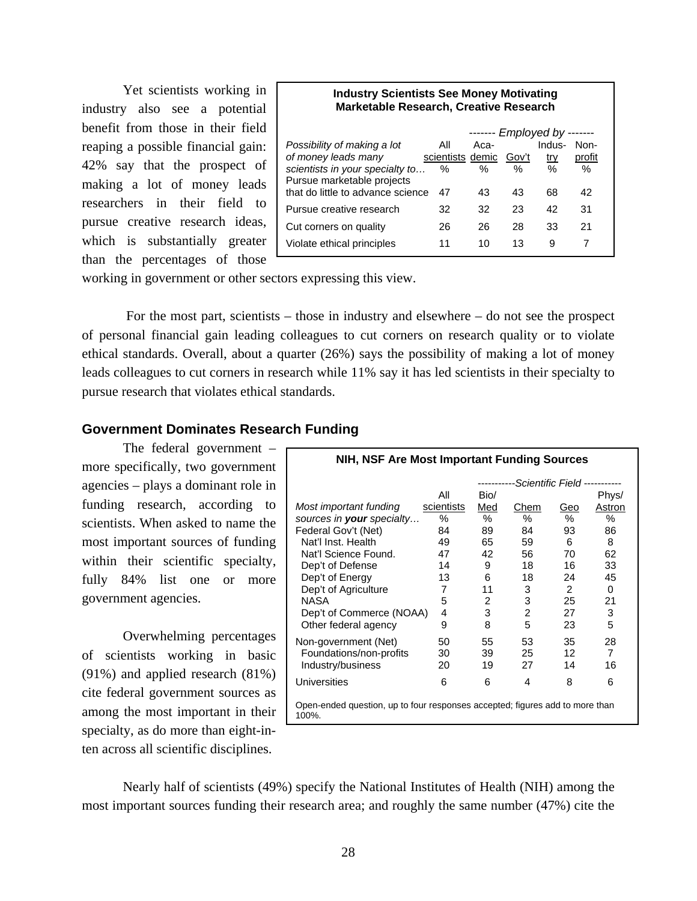Yet scientists working in industry also see a potential benefit from those in their field reaping a possible financial gain: 42% say that the prospect of making a lot of money leads researchers in their field to pursue creative research ideas, which is substantially greater than the percentages of those working in government or other sectors expressing this view.

**Industry Scientists See Money Motivating Marketable Research, Creative Research**

| *Possibility of making a lot of money leads many scientists in your specialty to…* | All scientists | ------- *Employed by* ------- Aca-demic | Gov't | Indus-try | Non-profit |
|---|---|---|---|---|---|
| | % | % | % | % | % |
| Pursue marketable projects that do little to advance science | 47 | 43 | 43 | 68 | 42 |
| Pursue creative research | 32 | 32 | 23 | 42 | 31 |
| Cut corners on quality | 26 | 26 | 28 | 33 | 21 |
| Violate ethical principles | 11 | 10 | 13 | 9 | 7 |

For the most part, scientists – those in industry and elsewhere – do not see the prospect of personal financial gain leading colleagues to cut corners on research quality or to violate ethical standards. Overall, about a quarter (26%) says the possibility of making a lot of money leads colleagues to cut corners in research while 11% say it has led scientists in their specialty to pursue research that violates ethical standards.

### Government Dominates Research Funding

The federal government – more specifically, two government agencies – plays a dominant role in funding research, according to scientists. When asked to name the most important sources of funding within their scientific specialty, fully 84% list one or more government agencies.

Overwhelming percentages of scientists working in basic (91%) and applied research (81%) cite federal government sources as among the most important in their specialty, as do more than eight-in-ten across all scientific disciplines.

**NIH, NSF Are Most Important Funding Sources**

| *Most important funding sources in **your** specialty…* | All scientists | -----------*Scientific Field*----------- Bio/ Med | Chem | Geo | Phys/ Astron |
|---|---|---|---|---|---|
| | % | % | % | % | % |
| Federal Gov't (Net) | 84 | 89 | 84 | 93 | 86 |
| Nat'l Inst. Health | 49 | 65 | 59 | 6 | 8 |
| Nat'l Science Found. | 47 | 42 | 56 | 70 | 62 |
| Dep't of Defense | 14 | 9 | 18 | 16 | 33 |
| Dep't of Energy | 13 | 6 | 18 | 24 | 45 |
| Dep't of Agriculture | 7 | 11 | 3 | 2 | 0 |
| NASA | 5 | 2 | 3 | 25 | 21 |
| Dep't of Commerce (NOAA) | 4 | 3 | 2 | 27 | 3 |
| Other federal agency | 9 | 8 | 5 | 23 | 5 |
| Non-government (Net) | 50 | 55 | 53 | 35 | 28 |
| Foundations/non-profits | 30 | 39 | 25 | 12 | 7 |
| Industry/business | 20 | 19 | 27 | 14 | 16 |
| Universities | 6 | 6 | 4 | 8 | 6 |

Open-ended question, up to four responses accepted; figures add to more than 100%.

Nearly half of scientists (49%) specify the National Institutes of Health (NIH) among the most important sources funding their research area; and roughly the same number (47%) cite the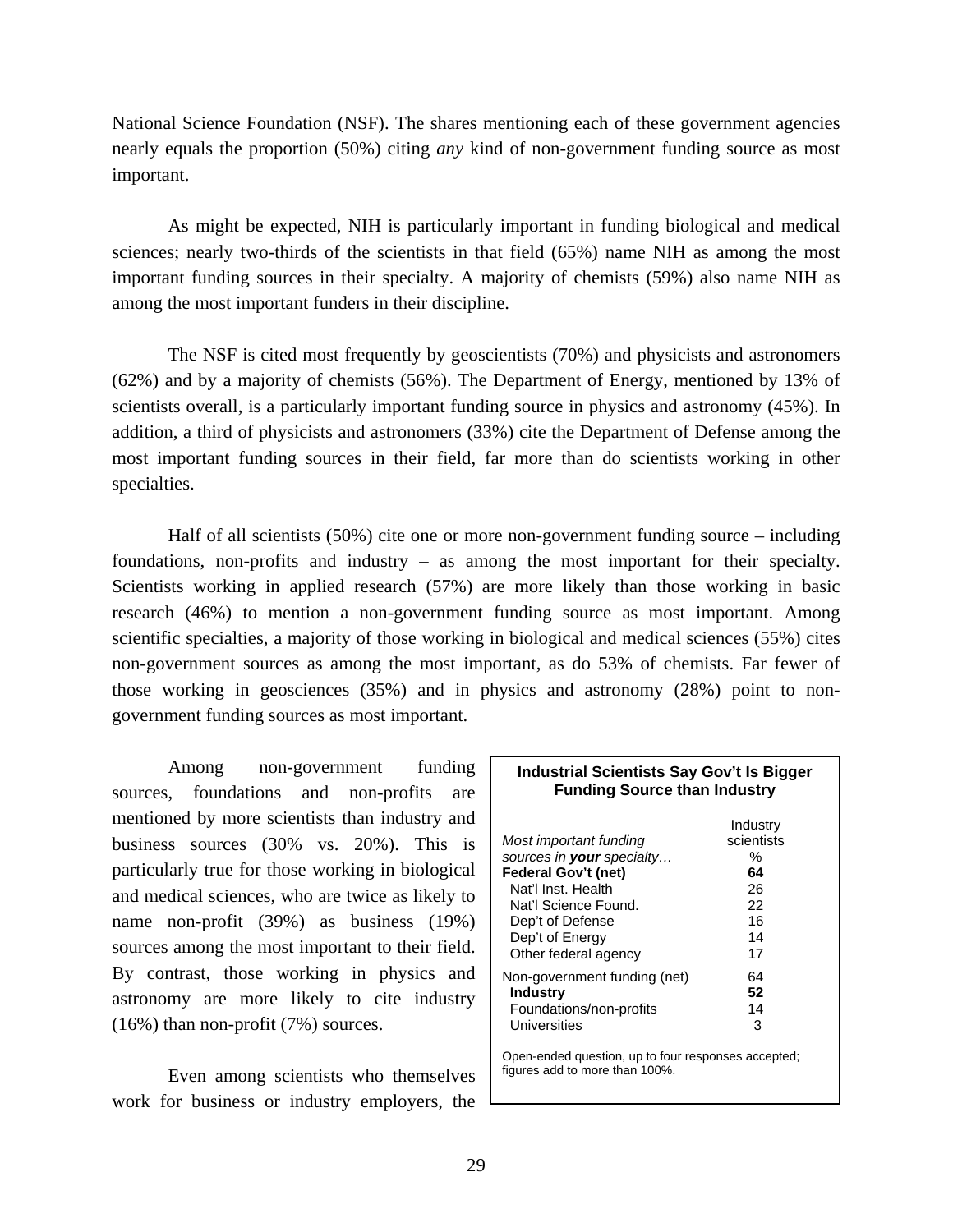National Science Foundation (NSF). The shares mentioning each of these government agencies nearly equals the proportion (50%) citing *any* kind of non-government funding source as most important.

As might be expected, NIH is particularly important in funding biological and medical sciences; nearly two-thirds of the scientists in that field (65%) name NIH as among the most important funding sources in their specialty. A majority of chemists (59%) also name NIH as among the most important funders in their discipline.

The NSF is cited most frequently by geoscientists (70%) and physicists and astronomers (62%) and by a majority of chemists (56%). The Department of Energy, mentioned by 13% of scientists overall, is a particularly important funding source in physics and astronomy (45%). In addition, a third of physicists and astronomers (33%) cite the Department of Defense among the most important funding sources in their field, far more than do scientists working in other specialties.

Half of all scientists (50%) cite one or more non-government funding source – including foundations, non-profits and industry – as among the most important for their specialty. Scientists working in applied research (57%) are more likely than those working in basic research (46%) to mention a non-government funding source as most important. Among scientific specialties, a majority of those working in biological and medical sciences (55%) cites non-government sources as among the most important, as do 53% of chemists. Far fewer of those working in geosciences (35%) and in physics and astronomy (28%) point to non-government funding sources as most important.

Among non-government funding sources, foundations and non-profits are mentioned by more scientists than industry and business sources (30% vs. 20%). This is particularly true for those working in biological and medical sciences, who are twice as likely to name non-profit (39%) as business (19%) sources among the most important to their field. By contrast, those working in physics and astronomy are more likely to cite industry (16%) than non-profit (7%) sources.

**Industrial Scientists Say Gov't Is Bigger Funding Source than Industry**

| *Most important funding sources in **your** specialty…* | Industry scientists % |
|---|---|
| **Federal Gov't (net)** | **64** |
| Nat'l Inst. Health | 26 |
| Nat'l Science Found. | 22 |
| Dep't of Defense | 16 |
| Dep't of Energy | 14 |
| Other federal agency | 17 |
| Non-government funding (net) | 64 |
| **Industry** | **52** |
| Foundations/non-profits | 14 |
| Universities | 3 |

Open-ended question, up to four responses accepted; figures add to more than 100%.

Even among scientists who themselves work for business or industry employers, the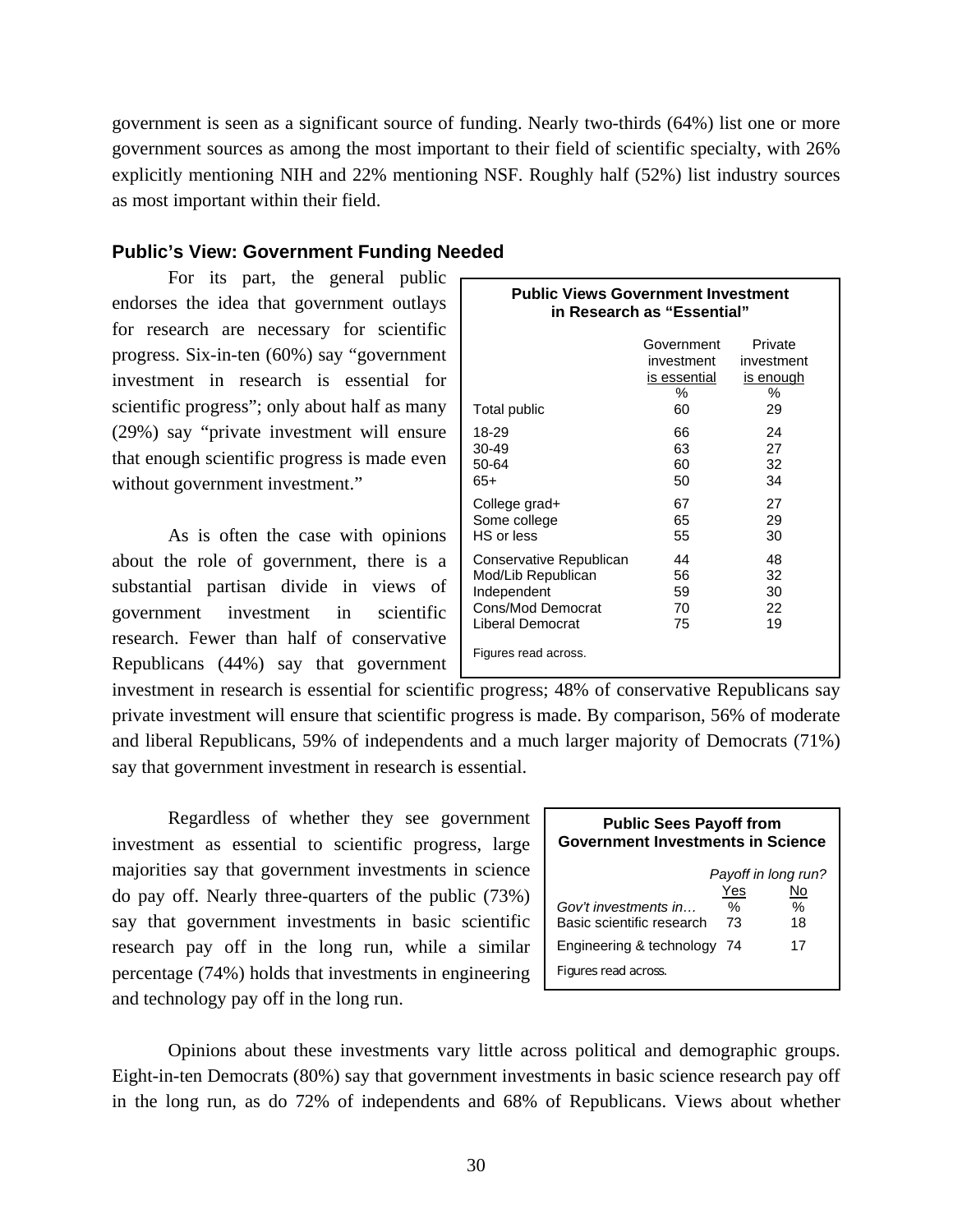government is seen as a significant source of funding. Nearly two-thirds (64%) list one or more government sources as among the most important to their field of scientific specialty, with 26% explicitly mentioning NIH and 22% mentioning NSF. Roughly half (52%) list industry sources as most important within their field.

### Public's View: Government Funding Needed

For its part, the general public endorses the idea that government outlays for research are necessary for scientific progress. Six-in-ten (60%) say "government investment in research is essential for scientific progress"; only about half as many (29%) say "private investment will ensure that enough scientific progress is made even without government investment."

**Public Views Government Investment in Research as "Essential"**

| | Government investment is essential | Private investment is enough |
|---|---|---|
| | % | % |
| Total public | 60 | 29 |
| 18-29 | 66 | 24 |
| 30-49 | 63 | 27 |
| 50-64 | 60 | 32 |
| 65+ | 50 | 34 |
| College grad+ | 67 | 27 |
| Some college | 65 | 29 |
| HS or less | 55 | 30 |
| Conservative Republican | 44 | 48 |
| Mod/Lib Republican | 56 | 32 |
| Independent | 59 | 30 |
| Cons/Mod Democrat | 70 | 22 |
| Liberal Democrat | 75 | 19 |

Figures read across.

As is often the case with opinions about the role of government, there is a substantial partisan divide in views of government investment in scientific research. Fewer than half of conservative Republicans (44%) say that government investment in research is essential for scientific progress; 48% of conservative Republicans say private investment will ensure that scientific progress is made. By comparison, 56% of moderate and liberal Republicans, 59% of independents and a much larger majority of Democrats (71%) say that government investment in research is essential.

Regardless of whether they see government investment as essential to scientific progress, large majorities say that government investments in science do pay off. Nearly three-quarters of the public (73%) say that government investments in basic scientific research pay off in the long run, while a similar percentage (74%) holds that investments in engineering and technology pay off in the long run.

**Public Sees Payoff from Government Investments in Science**

| | *Payoff in long run?* | |
|---|---|---|
| *Gov't investments in…* | Yes | No |
| | % | % |
| Basic scientific research | 73 | 18 |
| Engineering & technology | 74 | 17 |

Figures read across.

Opinions about these investments vary little across political and demographic groups. Eight-in-ten Democrats (80%) say that government investments in basic science research pay off in the long run, as do 72% of independents and 68% of Republicans. Views about whether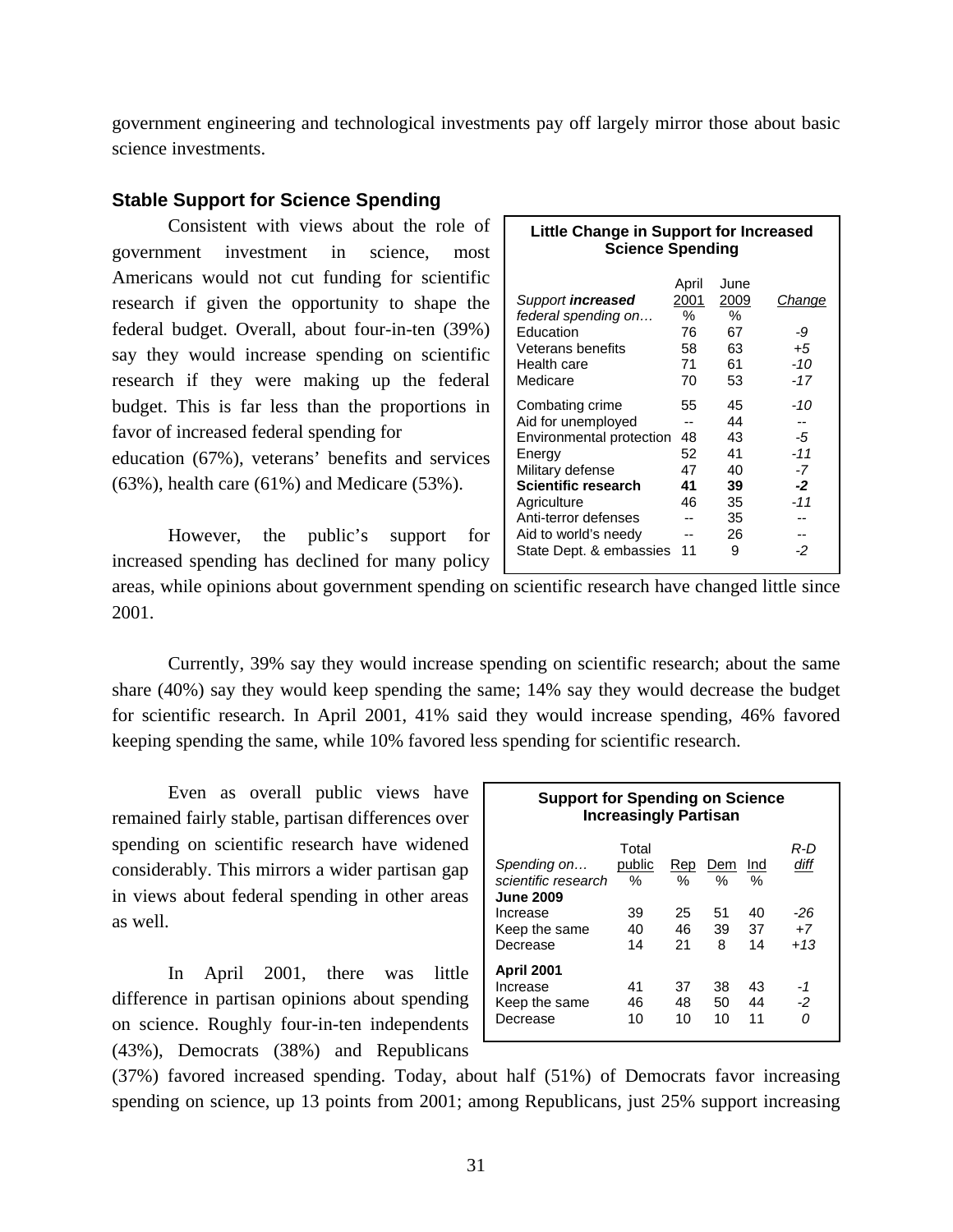government engineering and technological investments pay off largely mirror those about basic science investments.

### Stable Support for Science Spending

Consistent with views about the role of government investment in science, most Americans would not cut funding for scientific research if given the opportunity to shape the federal budget. Overall, about four-in-ten (39%) say they would increase spending on scientific research if they were making up the federal budget. This is far less than the proportions in favor of increased federal spending for education (67%), veterans' benefits and services (63%), health care (61%) and Medicare (53%).

**Little Change in Support for Increased Science Spending**

| *Support **increased** federal spending on…* | April 2001 % | June 2009 % | *Change* |
|---|---|---|---|
| Education | 76 | 67 | *-9* |
| Veterans benefits | 58 | 63 | *+5* |
| Health care | 71 | 61 | *-10* |
| Medicare | 70 | 53 | *-17* |
| Combating crime | 55 | 45 | *-10* |
| Aid for unemployed | -- | 44 | -- |
| Environmental protection | 48 | 43 | *-5* |
| Energy | 52 | 41 | *-11* |
| Military defense | 47 | 40 | *-7* |
| **Scientific research** | **41** | **39** | ***-2*** |
| Agriculture | 46 | 35 | *-11* |
| Anti-terror defenses | -- | 35 | -- |
| Aid to world's needy | -- | 26 | -- |
| State Dept. & embassies | 11 | 9 | *-2* |

However, the public's support for increased spending has declined for many policy areas, while opinions about government spending on scientific research have changed little since 2001.

Currently, 39% say they would increase spending on scientific research; about the same share (40%) say they would keep spending the same; 14% say they would decrease the budget for scientific research. In April 2001, 41% said they would increase spending, 46% favored keeping spending the same, while 10% favored less spending for scientific research.

Even as overall public views have remained fairly stable, partisan differences over spending on scientific research have widened considerably. This mirrors a wider partisan gap in views about federal spending in other areas as well.

**Support for Spending on Science Increasingly Partisan**

| *Spending on… scientific research* | Total public % | Rep % | Dem % | Ind % | *R-D diff* |
|---|---|---|---|---|---|
| **June 2009** | | | | | |
| Increase | 39 | 25 | 51 | 40 | *-26* |
| Keep the same | 40 | 46 | 39 | 37 | *+7* |
| Decrease | 14 | 21 | 8 | 14 | *+13* |
| **April 2001** | | | | | |
| Increase | 41 | 37 | 38 | 43 | *-1* |
| Keep the same | 46 | 48 | 50 | 44 | *-2* |
| Decrease | 10 | 10 | 10 | 11 | *0* |

In April 2001, there was little difference in partisan opinions about spending on science. Roughly four-in-ten independents (43%), Democrats (38%) and Republicans (37%) favored increased spending. Today, about half (51%) of Democrats favor increasing spending on science, up 13 points from 2001; among Republicans, just 25% support increasing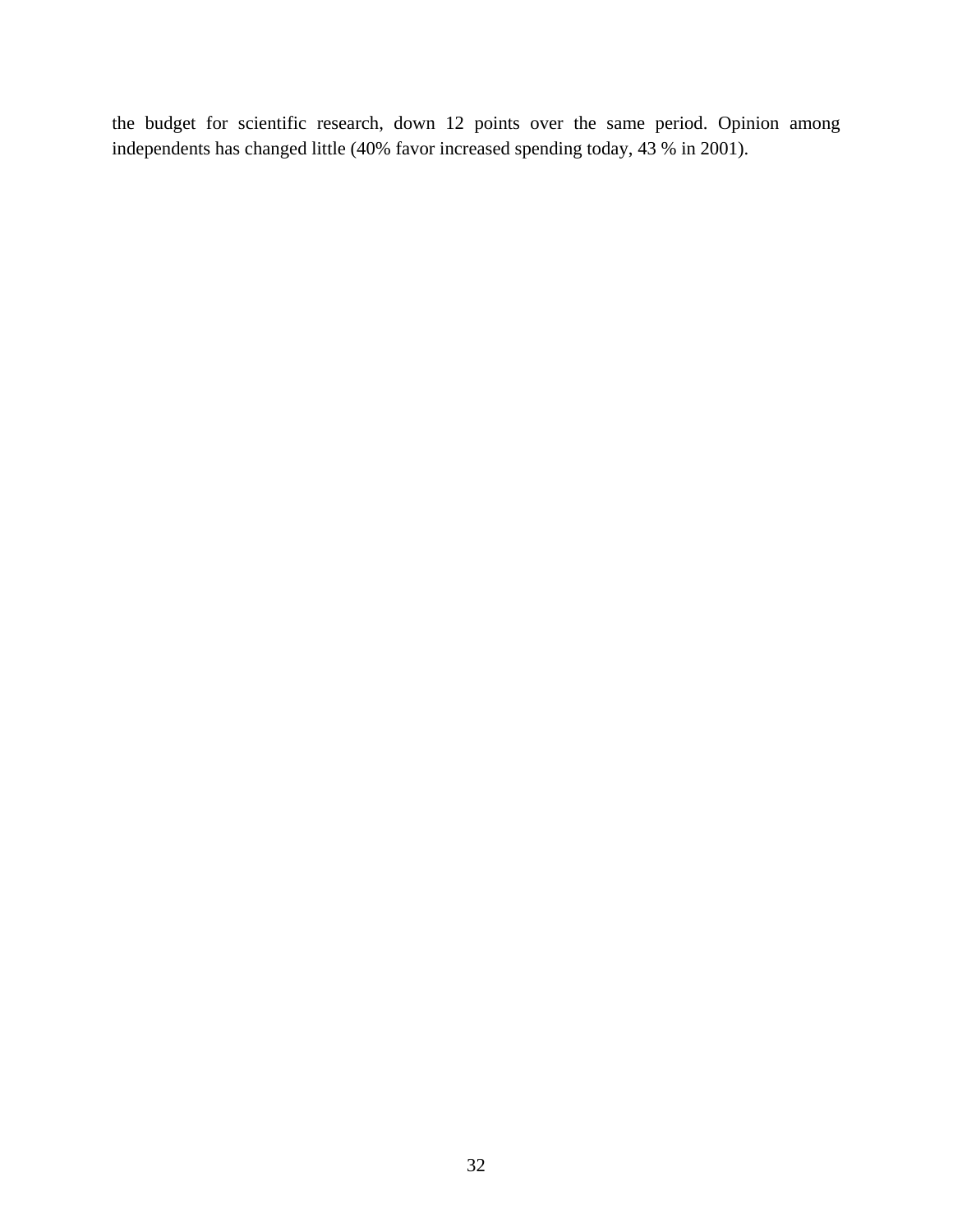the budget for scientific research, down 12 points over the same period. Opinion among independents has changed little (40% favor increased spending today, 43 % in 2001).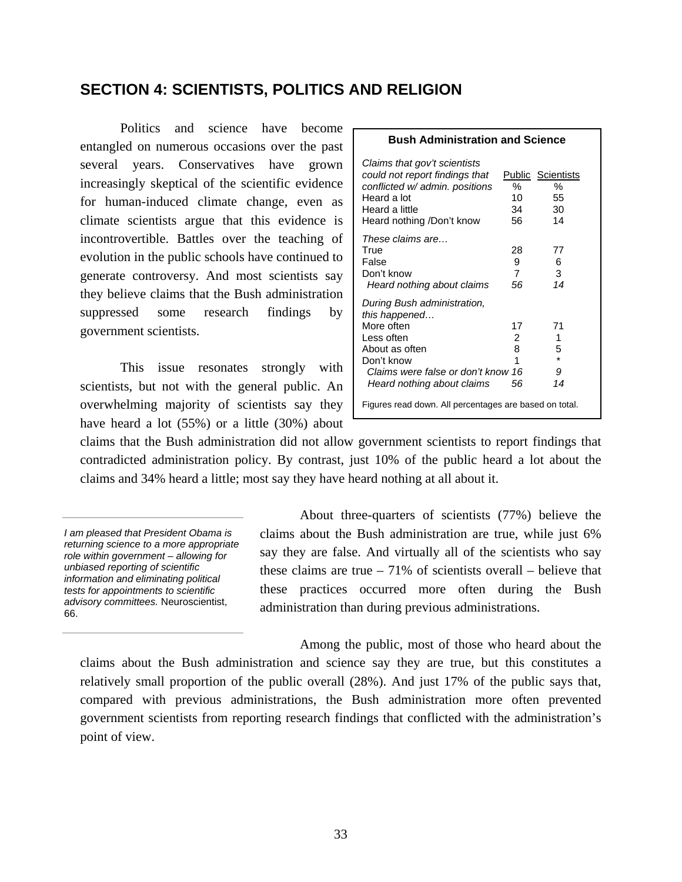## SECTION 4: SCIENTISTS, POLITICS AND RELIGION

Politics and science have become entangled on numerous occasions over the past several years. Conservatives have grown increasingly skeptical of the scientific evidence for human-induced climate change, even as climate scientists argue that this evidence is incontrovertible. Battles over the teaching of evolution in the public schools have continued to generate controversy. And most scientists say they believe claims that the Bush administration suppressed some research findings by government scientists.

**Bush Administration and Science**

| *Claims that gov't scientists could not report findings that conflicted w/ admin. positions* | Public % | Scientists % |
|---|---|---|
| Heard a lot | 10 | 55 |
| Heard a little | 34 | 30 |
| Heard nothing /Don't know | 56 | 14 |
| *These claims are…* | | |
| True | 28 | 77 |
| False | 9 | 6 |
| Don't know | 7 | 3 |
| *Heard nothing about claims* | *56* | *14* |
| *During Bush administration, this happened…* | | |
| More often | 17 | 71 |
| Less often | 2 | 1 |
| About as often | 8 | 5 |
| Don't know | 1 | * |
| *Claims were false or don't know* | *16* | *9* |
| *Heard nothing about claims* | *56* | *14* |

Figures read down. All percentages are based on total.

This issue resonates strongly with scientists, but not with the general public. An overwhelming majority of scientists say they have heard a lot (55%) or a little (30%) about claims that the Bush administration did not allow government scientists to report findings that contradicted administration policy. By contrast, just 10% of the public heard a lot about the claims and 34% heard a little; most say they have heard nothing at all about it.

> *I am pleased that President Obama is returning science to a more appropriate role within government – allowing for unbiased reporting of scientific information and eliminating political tests for appointments to scientific advisory committees.* Neuroscientist, 66.

About three-quarters of scientists (77%) believe the claims about the Bush administration are true, while just 6% say they are false. And virtually all of the scientists who say these claims are true – 71% of scientists overall – believe that these practices occurred more often during the Bush administration than during previous administrations.

Among the public, most of those who heard about the claims about the Bush administration and science say they are true, but this constitutes a relatively small proportion of the public overall (28%). And just 17% of the public says that, compared with previous administrations, the Bush administration more often prevented government scientists from reporting research findings that conflicted with the administration's point of view.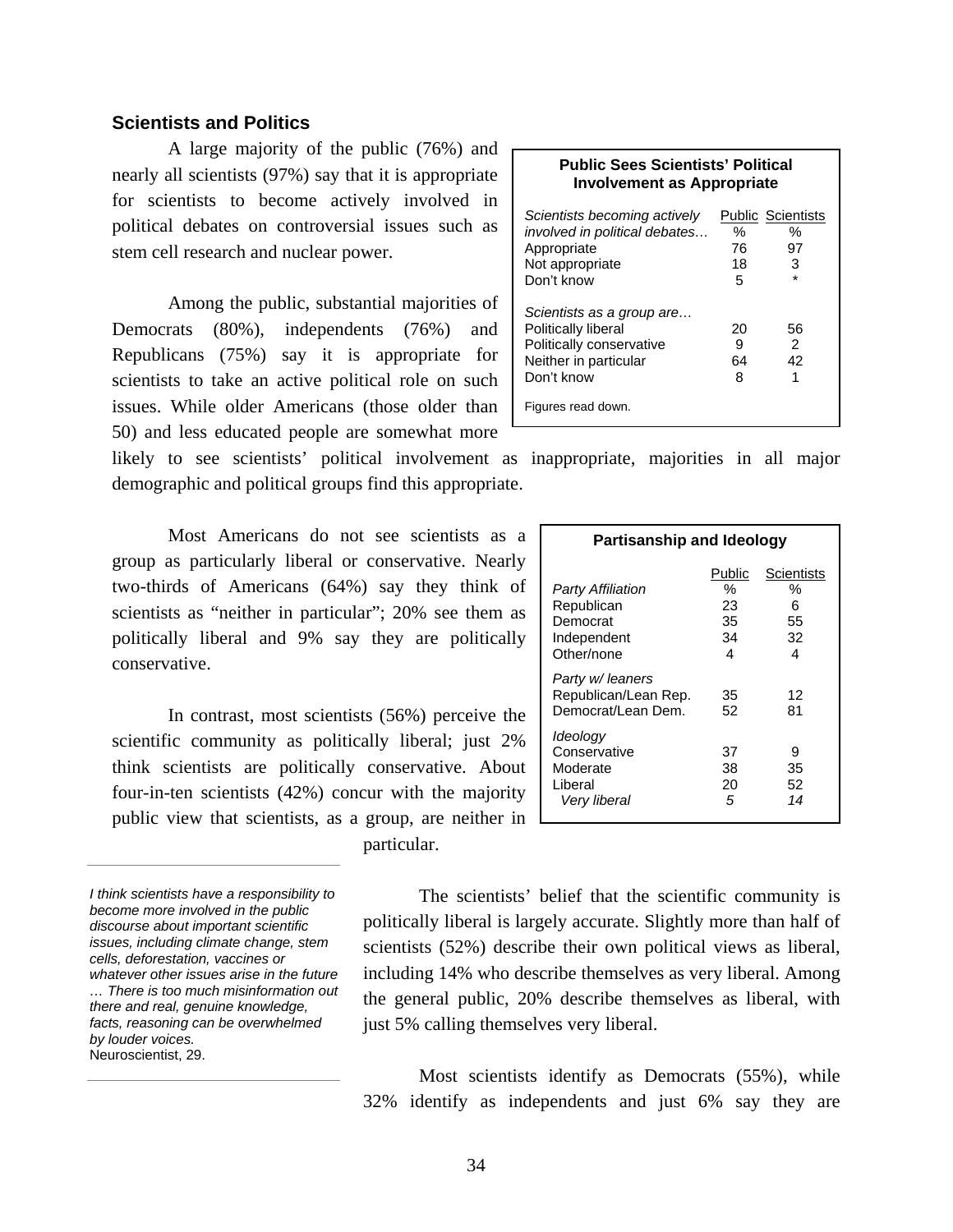## Scientists and Politics

A large majority of the public (76%) and nearly all scientists (97%) say that it is appropriate for scientists to become actively involved in political debates on controversial issues such as stem cell research and nuclear power.

**Public Sees Scientists' Political Involvement as Appropriate**

| *Scientists becoming actively involved in political debates…* | Public | Scientists |
|---|---|---|
| | % | % |
| Appropriate | 76 | 97 |
| Not appropriate | 18 | 3 |
| Don't know | 5 | * |
| *Scientists as a group are…* | | |
| Politically liberal | 20 | 56 |
| Politically conservative | 9 | 2 |
| Neither in particular | 64 | 42 |
| Don't know | 8 | 1 |

Figures read down.

Among the public, substantial majorities of Democrats (80%), independents (76%) and Republicans (75%) say it is appropriate for scientists to take an active political role on such issues. While older Americans (those older than 50) and less educated people are somewhat more likely to see scientists' political involvement as inappropriate, majorities in all major demographic and political groups find this appropriate.

Most Americans do not see scientists as a group as particularly liberal or conservative. Nearly two-thirds of Americans (64%) say they think of scientists as "neither in particular"; 20% see them as politically liberal and 9% say they are politically conservative.

**Partisanship and Ideology**

| | Public | Scientists |
|---|---|---|
| *Party Affiliation* | % | % |
| Republican | 23 | 6 |
| Democrat | 35 | 55 |
| Independent | 34 | 32 |
| Other/none | 4 | 4 |
| *Party w/ leaners* | | |
| Republican/Lean Rep. | 35 | 12 |
| Democrat/Lean Dem. | 52 | 81 |
| *Ideology* | | |
| Conservative | 37 | 9 |
| Moderate | 38 | 35 |
| Liberal | 20 | 52 |
| *Very liberal* | *5* | *14* |

In contrast, most scientists (56%) perceive the scientific community as politically liberal; just 2% think scientists are politically conservative. About four-in-ten scientists (42%) concur with the majority public view that scientists, as a group, are neither in particular.

> *I think scientists have a responsibility to become more involved in the public discourse about important scientific issues, including climate change, stem cells, deforestation, vaccines or whatever other issues arise in the future … There is too much misinformation out there and real, genuine knowledge, facts, reasoning can be overwhelmed by louder voices.*
> Neuroscientist, 29.

The scientists' belief that the scientific community is politically liberal is largely accurate. Slightly more than half of scientists (52%) describe their own political views as liberal, including 14% who describe themselves as very liberal. Among the general public, 20% describe themselves as liberal, with just 5% calling themselves very liberal.

Most scientists identify as Democrats (55%), while 32% identify as independents and just 6% say they are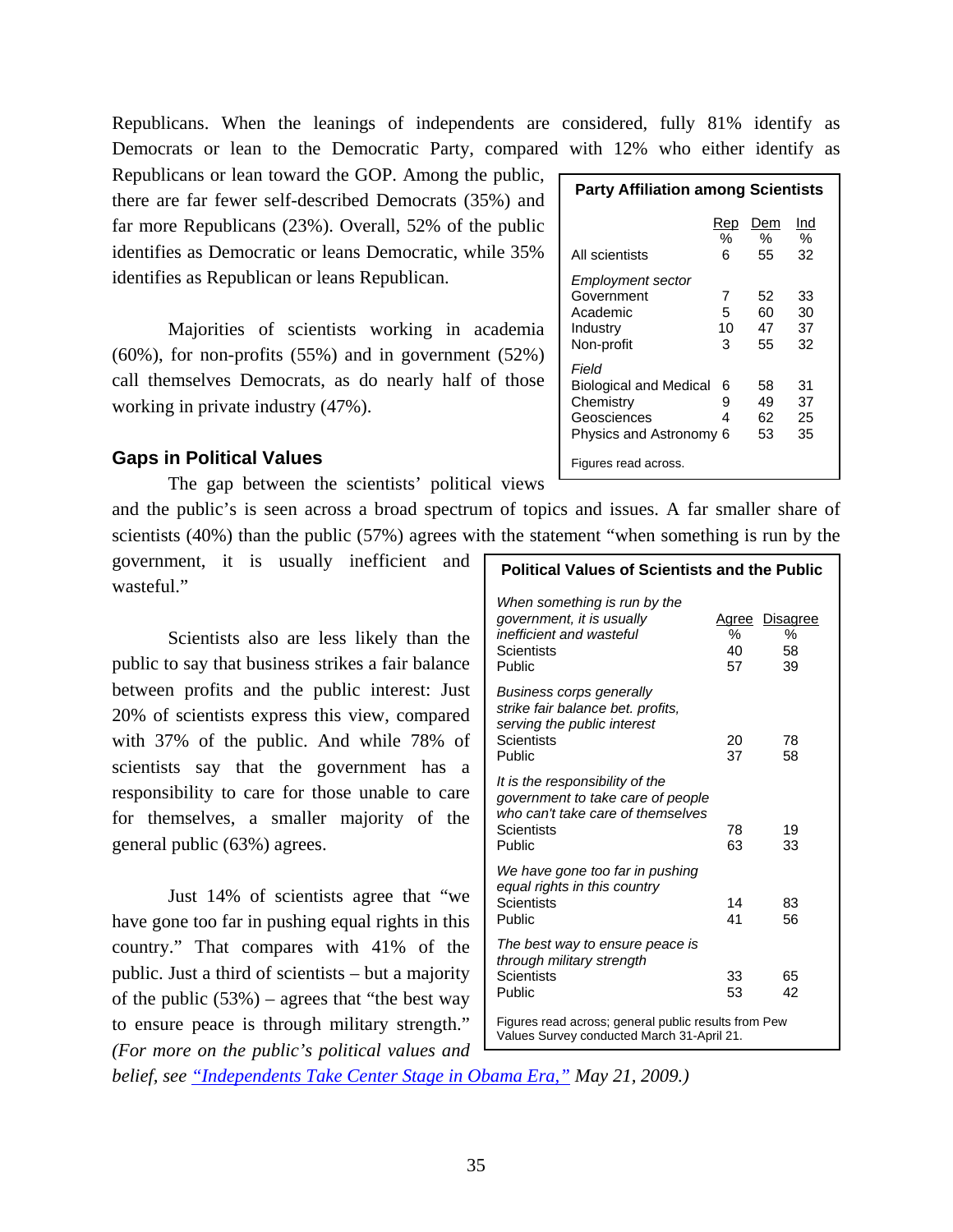Republicans. When the leanings of independents are considered, fully 81% identify as Democrats or lean to the Democratic Party, compared with 12% who either identify as Republicans or lean toward the GOP. Among the public, there are far fewer self-described Democrats (35%) and far more Republicans (23%). Overall, 52% of the public identifies as Democratic or leans Democratic, while 35% identifies as Republican or leans Republican.

**Party Affiliation among Scientists**

| | Rep % | Dem % | Ind % |
|---|---|---|---|
| All scientists | 6 | 55 | 32 |
| *Employment sector* | | | |
| Government | 7 | 52 | 33 |
| Academic | 5 | 60 | 30 |
| Industry | 10 | 47 | 37 |
| Non-profit | 3 | 55 | 32 |
| *Field* | | | |
| Biological and Medical | 6 | 58 | 31 |
| Chemistry | 9 | 49 | 37 |
| Geosciences | 4 | 62 | 25 |
| Physics and Astronomy | 6 | 53 | 35 |

Figures read across.

Majorities of scientists working in academia (60%), for non-profits (55%) and in government (52%) call themselves Democrats, as do nearly half of those working in private industry (47%).

## Gaps in Political Values

The gap between the scientists' political views and the public's is seen across a broad spectrum of topics and issues. A far smaller share of scientists (40%) than the public (57%) agrees with the statement "when something is run by the government, it is usually inefficient and wasteful."

**Political Values of Scientists and the Public**

| | Agree % | Disagree % |
|---|---|---|
| *When something is run by the government, it is usually inefficient and wasteful* | | |
| Scientists | 40 | 58 |
| Public | 57 | 39 |
| *Business corps generally strike fair balance bet. profits, serving the public interest* | | |
| Scientists | 20 | 78 |
| Public | 37 | 58 |
| *It is the responsibility of the government to take care of people who can't take care of themselves* | | |
| Scientists | 78 | 19 |
| Public | 63 | 33 |
| *We have gone too far in pushing equal rights in this country* | | |
| Scientists | 14 | 83 |
| Public | 41 | 56 |
| *The best way to ensure peace is through military strength* | | |
| Scientists | 33 | 65 |
| Public | 53 | 42 |

Figures read across; general public results from Pew Values Survey conducted March 31-April 21.

Scientists also are less likely than the public to say that business strikes a fair balance between profits and the public interest: Just 20% of scientists express this view, compared with 37% of the public. And while 78% of scientists say that the government has a responsibility to care for those unable to care for themselves, a smaller majority of the general public (63%) agrees.

Just 14% of scientists agree that "we have gone too far in pushing equal rights in this country." That compares with 41% of the public. Just a third of scientists – but a majority of the public (53%) – agrees that "the best way to ensure peace is through military strength." *(For more on the public's political values and belief, see "Independents Take Center Stage in Obama Era," May 21, 2009.)*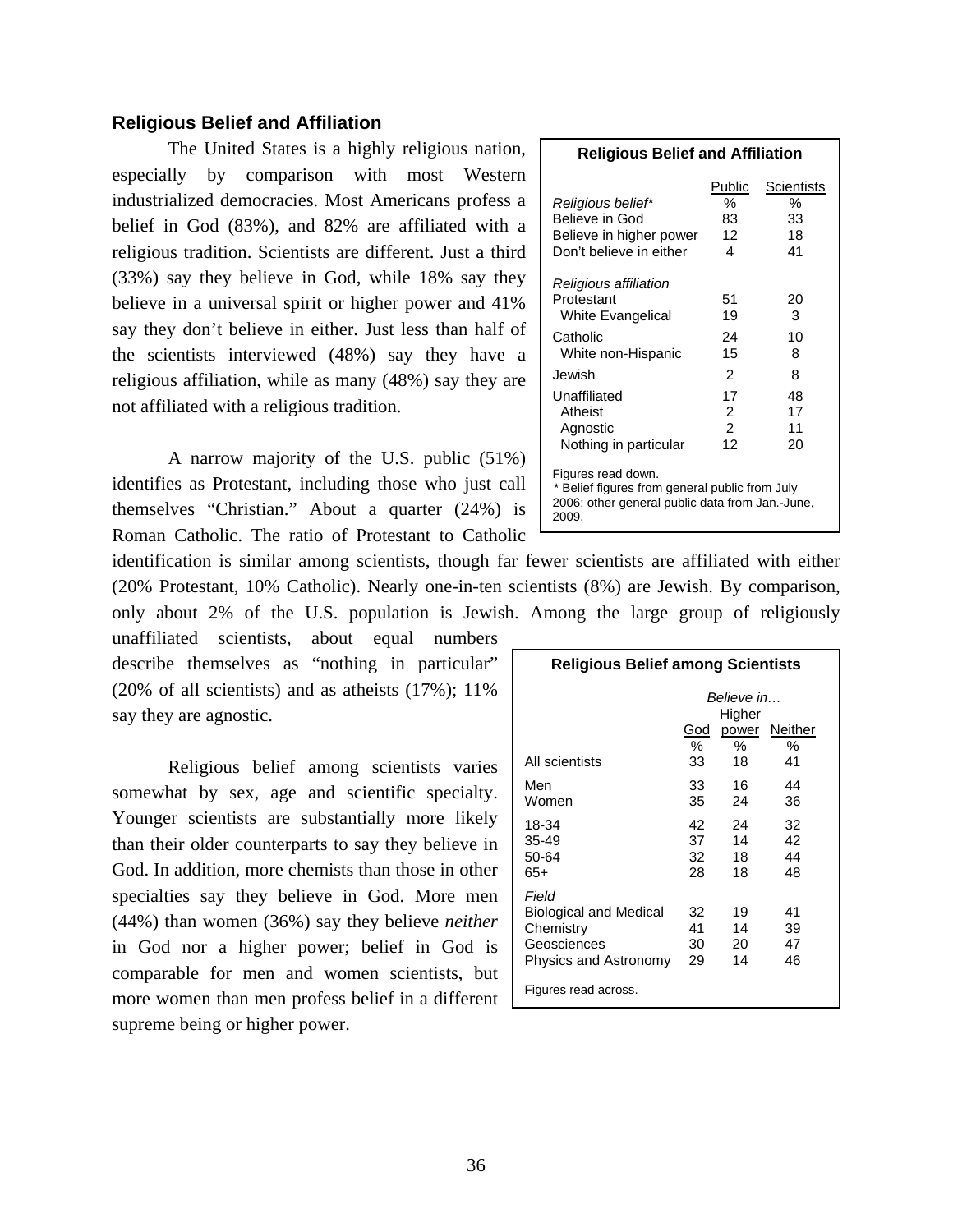## Religious Belief and Affiliation

The United States is a highly religious nation, especially by comparison with most Western industrialized democracies. Most Americans profess a belief in God (83%), and 82% are affiliated with a religious tradition. Scientists are different. Just a third (33%) say they believe in God, while 18% say they believe in a universal spirit or higher power and 41% say they don't believe in either. Just less than half of the scientists interviewed (48%) say they have a religious affiliation, while as many (48%) say they are not affiliated with a religious tradition.

| **Religious Belief and Affiliation** | | |
|---|---|---|
| | Public | Scientists |
| *Religious belief** | % | % |
| Believe in God | 83 | 33 |
| Believe in higher power | 12 | 18 |
| Don't believe in either | 4 | 41 |
| *Religious affiliation* | | |
| Protestant | 51 | 20 |
| White Evangelical | 19 | 3 |
| Catholic | 24 | 10 |
| White non-Hispanic | 15 | 8 |
| Jewish | 2 | 8 |
| Unaffiliated | 17 | 48 |
| Atheist | 2 | 17 |
| Agnostic | 2 | 11 |
| Nothing in particular | 12 | 20 |

Figures read down.
* Belief figures from general public from July 2006; other general public data from Jan.-June, 2009.

A narrow majority of the U.S. public (51%) identifies as Protestant, including those who just call themselves "Christian." About a quarter (24%) is Roman Catholic. The ratio of Protestant to Catholic identification is similar among scientists, though far fewer scientists are affiliated with either (20% Protestant, 10% Catholic). Nearly one-in-ten scientists (8%) are Jewish. By comparison, only about 2% of the U.S. population is Jewish. Among the large group of religiously unaffiliated scientists, about equal numbers describe themselves as "nothing in particular" (20% of all scientists) and as atheists (17%); 11% say they are agnostic.

Religious belief among scientists varies somewhat by sex, age and scientific specialty. Younger scientists are substantially more likely than their older counterparts to say they believe in God. In addition, more chemists than those in other specialties say they believe in God. More men (44%) than women (36%) say they believe *neither* in God nor a higher power; belief in God is comparable for men and women scientists, but more women than men profess belief in a different supreme being or higher power.

| **Religious Belief among Scientists** | | | |
|---|---|---|---|
| | *Believe in…* | | |
| | God | Higher power | Neither |
| | % | % | % |
| All scientists | 33 | 18 | 41 |
| Men | 33 | 16 | 44 |
| Women | 35 | 24 | 36 |
| 18-34 | 42 | 24 | 32 |
| 35-49 | 37 | 14 | 42 |
| 50-64 | 32 | 18 | 44 |
| 65+ | 28 | 18 | 48 |
| *Field* | | | |
| Biological and Medical | 32 | 19 | 41 |
| Chemistry | 41 | 14 | 39 |
| Geosciences | 30 | 20 | 47 |
| Physics and Astronomy | 29 | 14 | 46 |

Figures read across.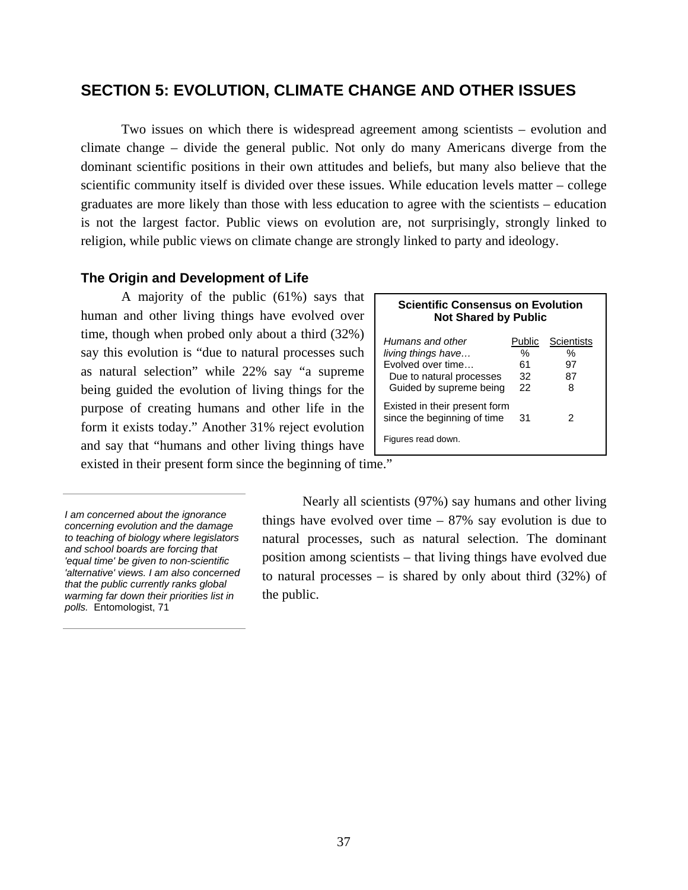## SECTION 5: EVOLUTION, CLIMATE CHANGE AND OTHER ISSUES

Two issues on which there is widespread agreement among scientists – evolution and climate change – divide the general public. Not only do many Americans diverge from the dominant scientific positions in their own attitudes and beliefs, but many also believe that the scientific community itself is divided over these issues. While education levels matter – college graduates are more likely than those with less education to agree with the scientists – education is not the largest factor. Public views on evolution are, not surprisingly, strongly linked to religion, while public views on climate change are strongly linked to party and ideology.

### The Origin and Development of Life

A majority of the public (61%) says that human and other living things have evolved over time, though when probed only about a third (32%) say this evolution is "due to natural processes such as natural selection" while 22% say "a supreme being guided the evolution of living things for the purpose of creating humans and other life in the form it exists today." Another 31% reject evolution and say that "humans and other living things have existed in their present form since the beginning of time."

**Scientific Consensus on Evolution Not Shared by Public**

| *Humans and other living things have…* | Public | Scientists |
|---|---|---|
| | % | % |
| Evolved over time… | 61 | 97 |
| Due to natural processes | 32 | 87 |
| Guided by supreme being | 22 | 8 |
| Existed in their present form since the beginning of time | 31 | 2 |

Figures read down.

*I am concerned about the ignorance concerning evolution and the damage to teaching of biology where legislators and school boards are forcing that 'equal time' be given to non-scientific 'alternative' views. I am also concerned that the public currently ranks global warming far down their priorities list in polls.* Entomologist, 71

Nearly all scientists (97%) say humans and other living things have evolved over time – 87% say evolution is due to natural processes, such as natural selection. The dominant position among scientists – that living things have evolved due to natural processes – is shared by only about third (32%) of the public.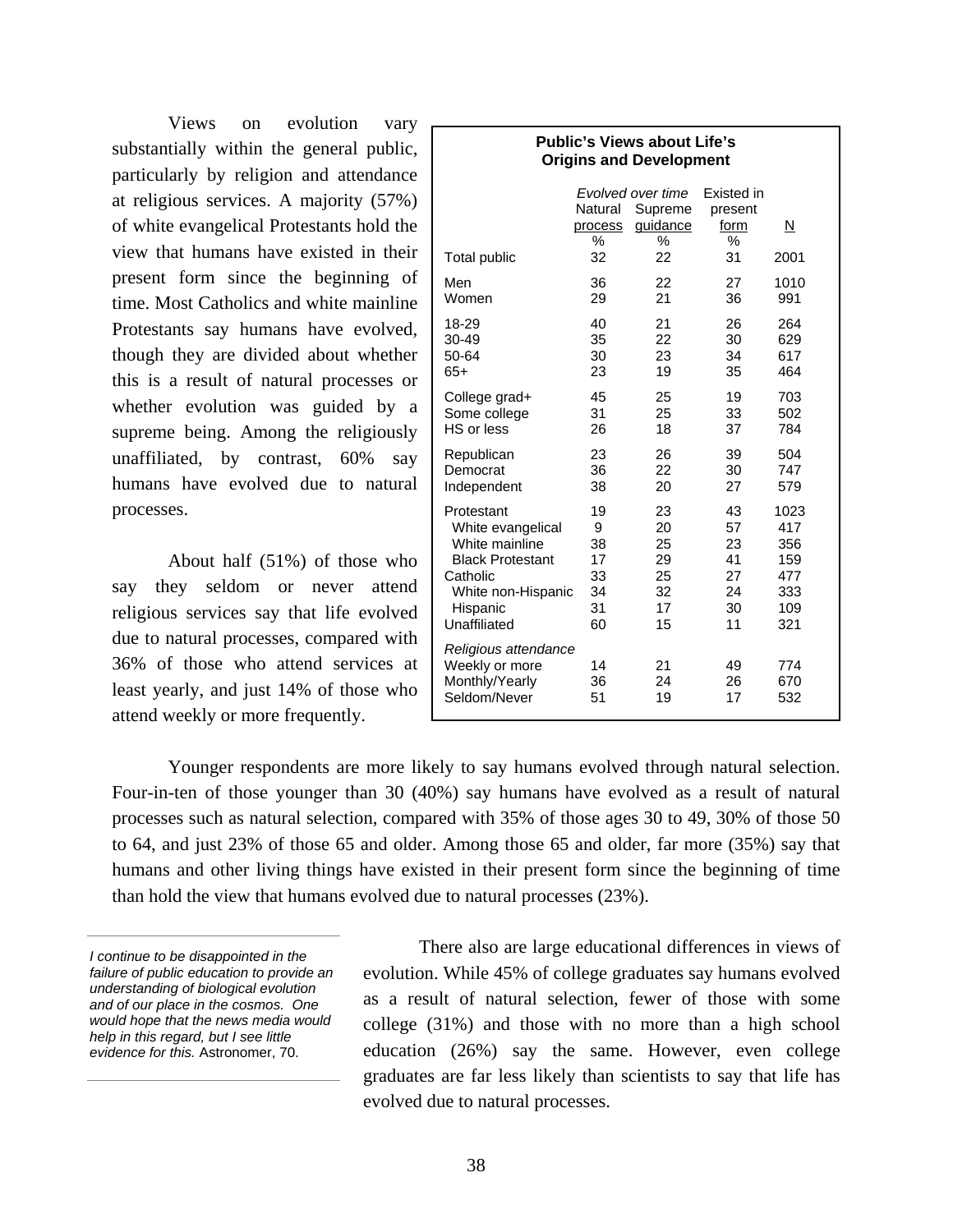Views on evolution vary substantially within the general public, particularly by religion and attendance at religious services. A majority (57%) of white evangelical Protestants hold the view that humans have existed in their present form since the beginning of time. Most Catholics and white mainline Protestants say humans have evolved, though they are divided about whether this is a result of natural processes or whether evolution was guided by a supreme being. Among the religiously unaffiliated, by contrast, 60% say humans have evolved due to natural processes.

About half (51%) of those who say they seldom or never attend religious services say that life evolved due to natural processes, compared with 36% of those who attend services at least yearly, and just 14% of those who attend weekly or more frequently.

**Public's Views about Life's Origins and Development**

| | *Evolved over time* | | Existed in | |
|---|---|---|---|---|
| | Natural process | Supreme guidance | present form | N |
| | % | % | % | |
| Total public | 32 | 22 | 31 | 2001 |
| Men | 36 | 22 | 27 | 1010 |
| Women | 29 | 21 | 36 | 991 |
| 18-29 | 40 | 21 | 26 | 264 |
| 30-49 | 35 | 22 | 30 | 629 |
| 50-64 | 30 | 23 | 34 | 617 |
| 65+ | 23 | 19 | 35 | 464 |
| College grad+ | 45 | 25 | 19 | 703 |
| Some college | 31 | 25 | 33 | 502 |
| HS or less | 26 | 18 | 37 | 784 |
| Republican | 23 | 26 | 39 | 504 |
| Democrat | 36 | 22 | 30 | 747 |
| Independent | 38 | 20 | 27 | 579 |
| Protestant | 19 | 23 | 43 | 1023 |
| White evangelical | 9 | 20 | 57 | 417 |
| White mainline | 38 | 25 | 23 | 356 |
| Black Protestant | 17 | 29 | 41 | 159 |
| Catholic | 33 | 25 | 27 | 477 |
| White non-Hispanic | 34 | 32 | 24 | 333 |
| Hispanic | 31 | 17 | 30 | 109 |
| Unaffiliated | 60 | 15 | 11 | 321 |
| *Religious attendance* | | | | |
| Weekly or more | 14 | 21 | 49 | 774 |
| Monthly/Yearly | 36 | 24 | 26 | 670 |
| Seldom/Never | 51 | 19 | 17 | 532 |

Younger respondents are more likely to say humans evolved through natural selection. Four-in-ten of those younger than 30 (40%) say humans have evolved as a result of natural processes such as natural selection, compared with 35% of those ages 30 to 49, 30% of those 50 to 64, and just 23% of those 65 and older. Among those 65 and older, far more (35%) say that humans and other living things have existed in their present form since the beginning of time than hold the view that humans evolved due to natural processes (23%).

*I continue to be disappointed in the failure of public education to provide an understanding of biological evolution and of our place in the cosmos. One would hope that the news media would help in this regard, but I see little evidence for this.* Astronomer, 70.

There also are large educational differences in views of evolution. While 45% of college graduates say humans evolved as a result of natural selection, fewer of those with some college (31%) and those with no more than a high school education (26%) say the same. However, even college graduates are far less likely than scientists to say that life has evolved due to natural processes.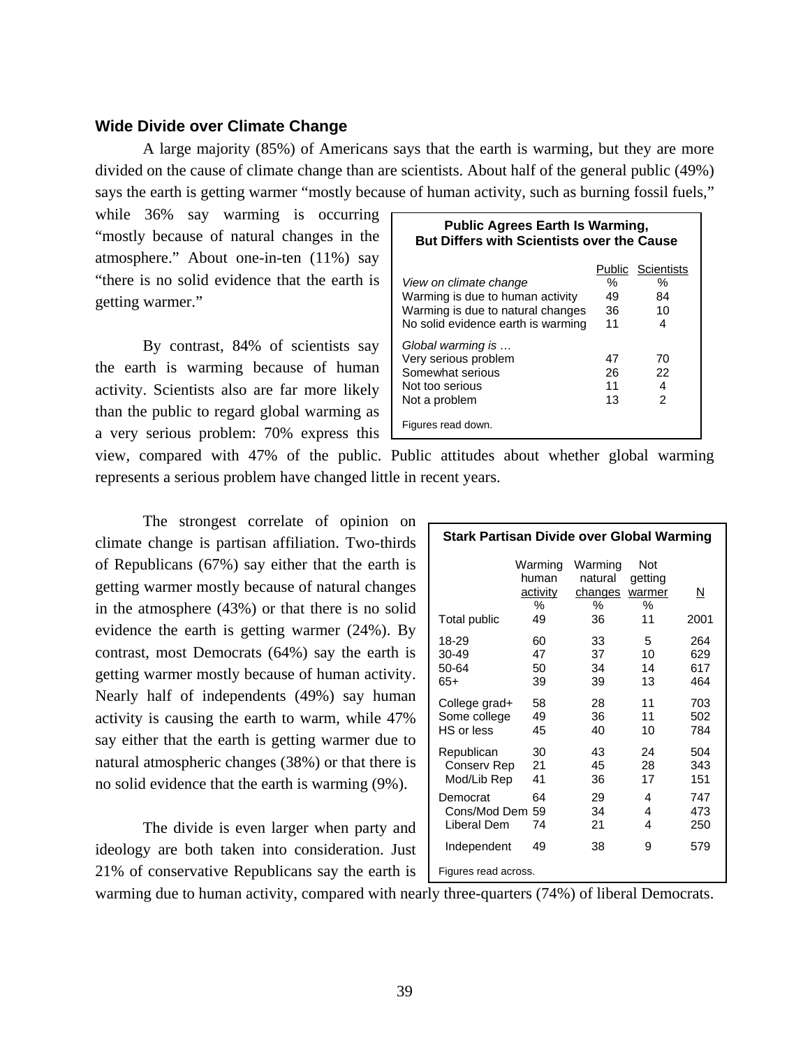### Wide Divide over Climate Change

A large majority (85%) of Americans says that the earth is warming, but they are more divided on the cause of climate change than are scientists. About half of the general public (49%) says the earth is getting warmer "mostly because of human activity, such as burning fossil fuels," while 36% say warming is occurring "mostly because of natural changes in the atmosphere." About one-in-ten (11%) say "there is no solid evidence that the earth is getting warmer."

**Public Agrees Earth Is Warming, But Differs with Scientists over the Cause**

| *View on climate change* | Public % | Scientists % |
|---|---|---|
| Warming is due to human activity | 49 | 84 |
| Warming is due to natural changes | 36 | 10 |
| No solid evidence earth is warming | 11 | 4 |
| *Global warming is …* | | |
| Very serious problem | 47 | 70 |
| Somewhat serious | 26 | 22 |
| Not too serious | 11 | 4 |
| Not a problem | 13 | 2 |

Figures read down.

By contrast, 84% of scientists say the earth is warming because of human activity. Scientists also are far more likely than the public to regard global warming as a very serious problem: 70% express this view, compared with 47% of the public. Public attitudes about whether global warming represents a serious problem have changed little in recent years.

The strongest correlate of opinion on climate change is partisan affiliation. Two-thirds of Republicans (67%) say either that the earth is getting warmer mostly because of natural changes in the atmosphere (43%) or that there is no solid evidence the earth is getting warmer (24%). By contrast, most Democrats (64%) say the earth is getting warmer mostly because of human activity. Nearly half of independents (49%) say human activity is causing the earth to warm, while 47% say either that the earth is getting warmer due to natural atmospheric changes (38%) or that there is no solid evidence that the earth is warming (9%).

**Stark Partisan Divide over Global Warming**

| | Warming human activity % | Warming natural changes % | Not getting warmer % | N |
|---|---|---|---|---|
| Total public | 49 | 36 | 11 | 2001 |
| 18-29 | 60 | 33 | 5 | 264 |
| 30-49 | 47 | 37 | 10 | 629 |
| 50-64 | 50 | 34 | 14 | 617 |
| 65+ | 39 | 39 | 13 | 464 |
| College grad+ | 58 | 28 | 11 | 703 |
| Some college | 49 | 36 | 11 | 502 |
| HS or less | 45 | 40 | 10 | 784 |
| Republican | 30 | 43 | 24 | 504 |
| Conserv Rep | 21 | 45 | 28 | 343 |
| Mod/Lib Rep | 41 | 36 | 17 | 151 |
| Democrat | 64 | 29 | 4 | 747 |
| Cons/Mod Dem | 59 | 34 | 4 | 473 |
| Liberal Dem | 74 | 21 | 4 | 250 |
| Independent | 49 | 38 | 9 | 579 |

Figures read across.

The divide is even larger when party and ideology are both taken into consideration. Just 21% of conservative Republicans say the earth is warming due to human activity, compared with nearly three-quarters (74%) of liberal Democrats.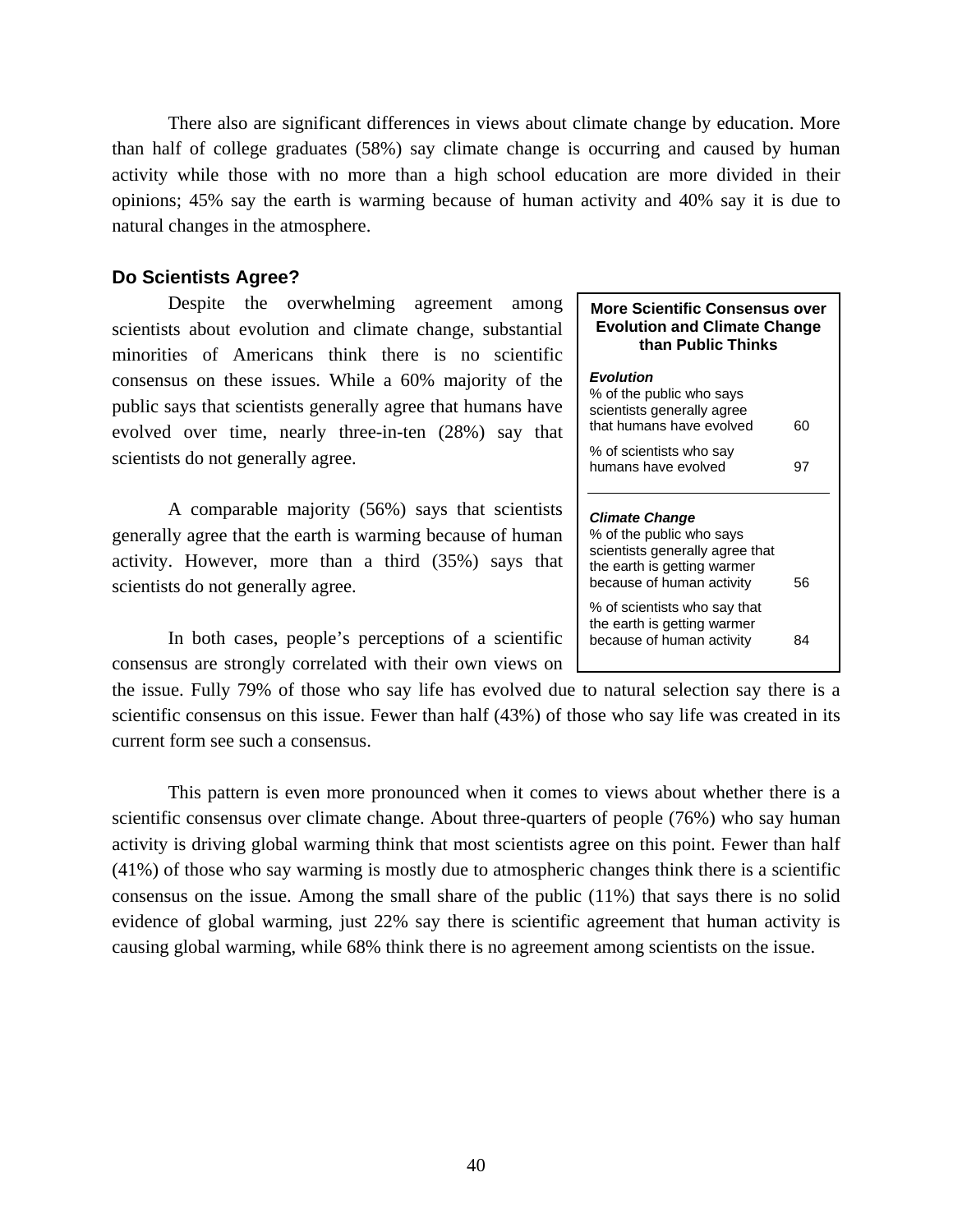There also are significant differences in views about climate change by education. More than half of college graduates (58%) say climate change is occurring and caused by human activity while those with no more than a high school education are more divided in their opinions; 45% say the earth is warming because of human activity and 40% say it is due to natural changes in the atmosphere.

### Do Scientists Agree?

Despite the overwhelming agreement among scientists about evolution and climate change, substantial minorities of Americans think there is no scientific consensus on these issues. While a 60% majority of the public says that scientists generally agree that humans have evolved over time, nearly three-in-ten (28%) say that scientists do not generally agree.

A comparable majority (56%) says that scientists generally agree that the earth is warming because of human activity. However, more than a third (35%) says that scientists do not generally agree.

In both cases, people's perceptions of a scientific consensus are strongly correlated with their own views on the issue. Fully 79% of those who say life has evolved due to natural selection say there is a scientific consensus on this issue. Fewer than half (43%) of those who say life was created in its current form see such a consensus.

This pattern is even more pronounced when it comes to views about whether there is a scientific consensus over climate change. About three-quarters of people (76%) who say human activity is driving global warming think that most scientists agree on this point. Fewer than half (41%) of those who say warming is mostly due to atmospheric changes think there is a scientific consensus on the issue. Among the small share of the public (11%) that says there is no solid evidence of global warming, just 22% say there is scientific agreement that human activity is causing global warming, while 68% think there is no agreement among scientists on the issue.

**More Scientific Consensus over Evolution and Climate Change than Public Thinks**

| | |
|---|---|
| ***Evolution*** | |
| % of the public who says scientists generally agree that humans have evolved | 60 |
| % of scientists who say humans have evolved | 97 |
| ***Climate Change*** | |
| % of the public who says scientists generally agree that the earth is getting warmer because of human activity | 56 |
| % of scientists who say that the earth is getting warmer because of human activity | 84 |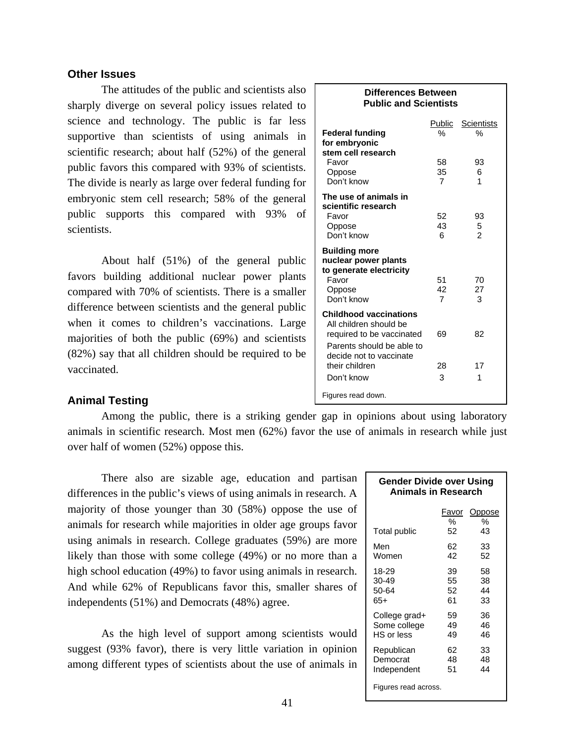## Other Issues

The attitudes of the public and scientists also sharply diverge on several policy issues related to science and technology. The public is far less supportive than scientists of using animals in scientific research; about half (52%) of the general public favors this compared with 93% of scientists. The divide is nearly as large over federal funding for embryonic stem cell research; 58% of the general public supports this compared with 93% of scientists.

About half (51%) of the general public favors building additional nuclear power plants compared with 70% of scientists. There is a smaller difference between scientists and the general public when it comes to children's vaccinations. Large majorities of both the public (69%) and scientists (82%) say that all children should be required to be vaccinated.

**Differences Between Public and Scientists**

| | Public | Scientists |
|---|---|---|
| | % | % |
| **Federal funding for embryonic stem cell research** | | |
| Favor | 58 | 93 |
| Oppose | 35 | 6 |
| Don't know | 7 | 1 |
| **The use of animals in scientific research** | | |
| Favor | 52 | 93 |
| Oppose | 43 | 5 |
| Don't know | 6 | 2 |
| **Building more nuclear power plants to generate electricity** | | |
| Favor | 51 | 70 |
| Oppose | 42 | 27 |
| Don't know | 7 | 3 |
| **Childhood vaccinations** | | |
| All children should be required to be vaccinated | 69 | 82 |
| Parents should be able to decide not to vaccinate their children | 28 | 17 |
| Don't know | 3 | 1 |

Figures read down.

## Animal Testing

Among the public, there is a striking gender gap in opinions about using laboratory animals in scientific research. Most men (62%) favor the use of animals in research while just over half of women (52%) oppose this.

There also are sizable age, education and partisan differences in the public's views of using animals in research. A majority of those younger than 30 (58%) oppose the use of animals for research while majorities in older age groups favor using animals in research. College graduates (59%) are more likely than those with some college (49%) or no more than a high school education (49%) to favor using animals in research. And while 62% of Republicans favor this, smaller shares of independents (51%) and Democrats (48%) agree.

As the high level of support among scientists would suggest (93% favor), there is very little variation in opinion among different types of scientists about the use of animals in

**Gender Divide over Using Animals in Research**

| | Favor | Oppose |
|---|---|---|
| | % | % |
| Total public | 52 | 43 |
| Men | 62 | 33 |
| Women | 42 | 52 |
| 18-29 | 39 | 58 |
| 30-49 | 55 | 38 |
| 50-64 | 52 | 44 |
| 65+ | 61 | 33 |
| College grad+ | 59 | 36 |
| Some college | 49 | 46 |
| HS or less | 49 | 46 |
| Republican | 62 | 33 |
| Democrat | 48 | 48 |
| Independent | 51 | 44 |

Figures read across.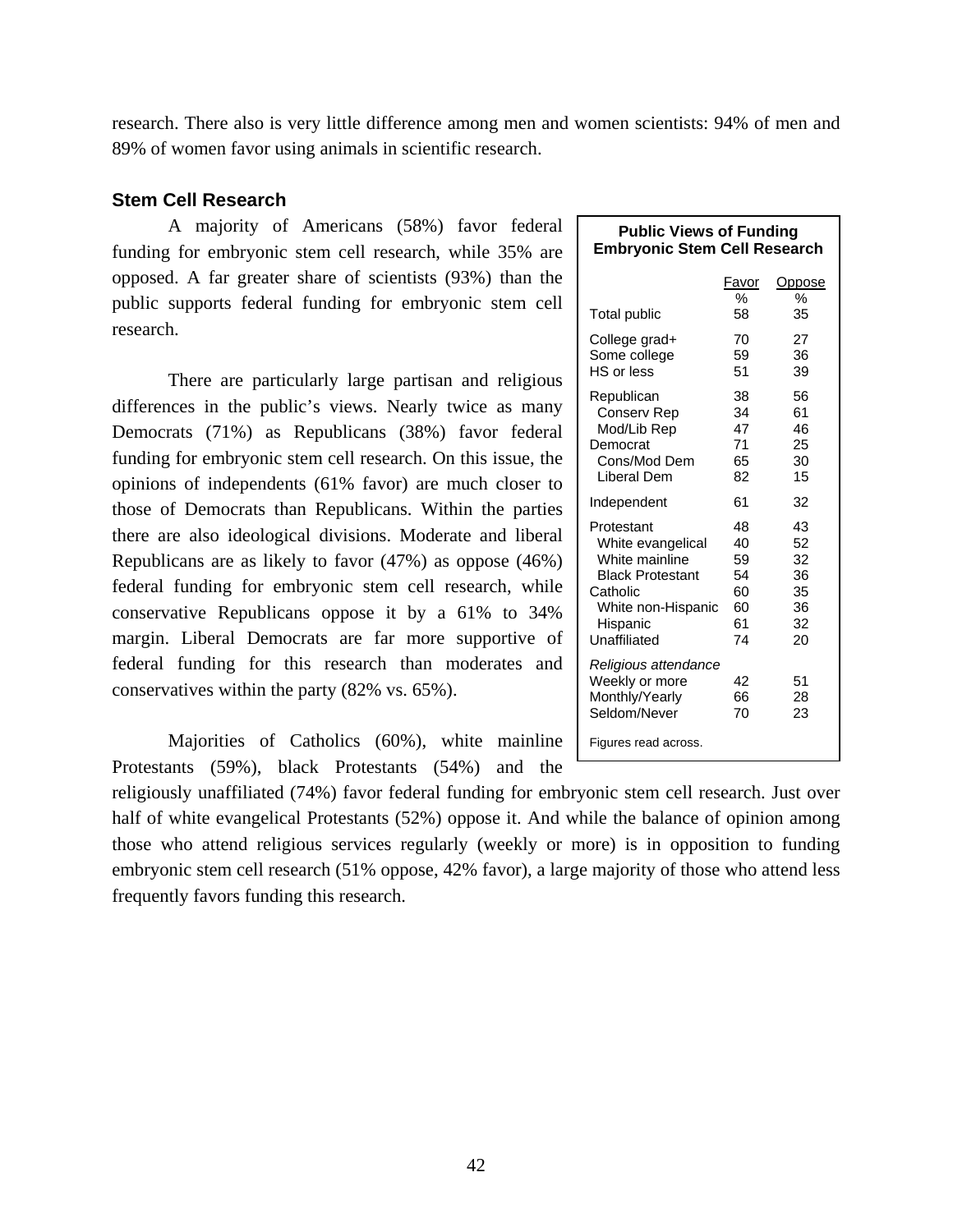research. There also is very little difference among men and women scientists: 94% of men and 89% of women favor using animals in scientific research.

### Stem Cell Research

A majority of Americans (58%) favor federal funding for embryonic stem cell research, while 35% are opposed. A far greater share of scientists (93%) than the public supports federal funding for embryonic stem cell research.

There are particularly large partisan and religious differences in the public's views. Nearly twice as many Democrats (71%) as Republicans (38%) favor federal funding for embryonic stem cell research. On this issue, the opinions of independents (61% favor) are much closer to those of Democrats than Republicans. Within the parties there are also ideological divisions. Moderate and liberal Republicans are as likely to favor (47%) as oppose (46%) federal funding for embryonic stem cell research, while conservative Republicans oppose it by a 61% to 34% margin. Liberal Democrats are far more supportive of federal funding for this research than moderates and conservatives within the party (82% vs. 65%).

**Public Views of Funding Embryonic Stem Cell Research**

| | Favor % | Oppose % |
|---|---|---|
| Total public | 58 | 35 |
| College grad+ | 70 | 27 |
| Some college | 59 | 36 |
| HS or less | 51 | 39 |
| Republican | 38 | 56 |
| Conserv Rep | 34 | 61 |
| Mod/Lib Rep | 47 | 46 |
| Democrat | 71 | 25 |
| Cons/Mod Dem | 65 | 30 |
| Liberal Dem | 82 | 15 |
| Independent | 61 | 32 |
| Protestant | 48 | 43 |
| White evangelical | 40 | 52 |
| White mainline | 59 | 32 |
| Black Protestant | 54 | 36 |
| Catholic | 60 | 35 |
| White non-Hispanic | 60 | 36 |
| Hispanic | 61 | 32 |
| Unaffiliated | 74 | 20 |
| *Religious attendance* | | |
| Weekly or more | 42 | 51 |
| Monthly/Yearly | 66 | 28 |
| Seldom/Never | 70 | 23 |

Figures read across.

Majorities of Catholics (60%), white mainline Protestants (59%), black Protestants (54%) and the religiously unaffiliated (74%) favor federal funding for embryonic stem cell research. Just over half of white evangelical Protestants (52%) oppose it. And while the balance of opinion among those who attend religious services regularly (weekly or more) is in opposition to funding embryonic stem cell research (51% oppose, 42% favor), a large majority of those who attend less frequently favors funding this research.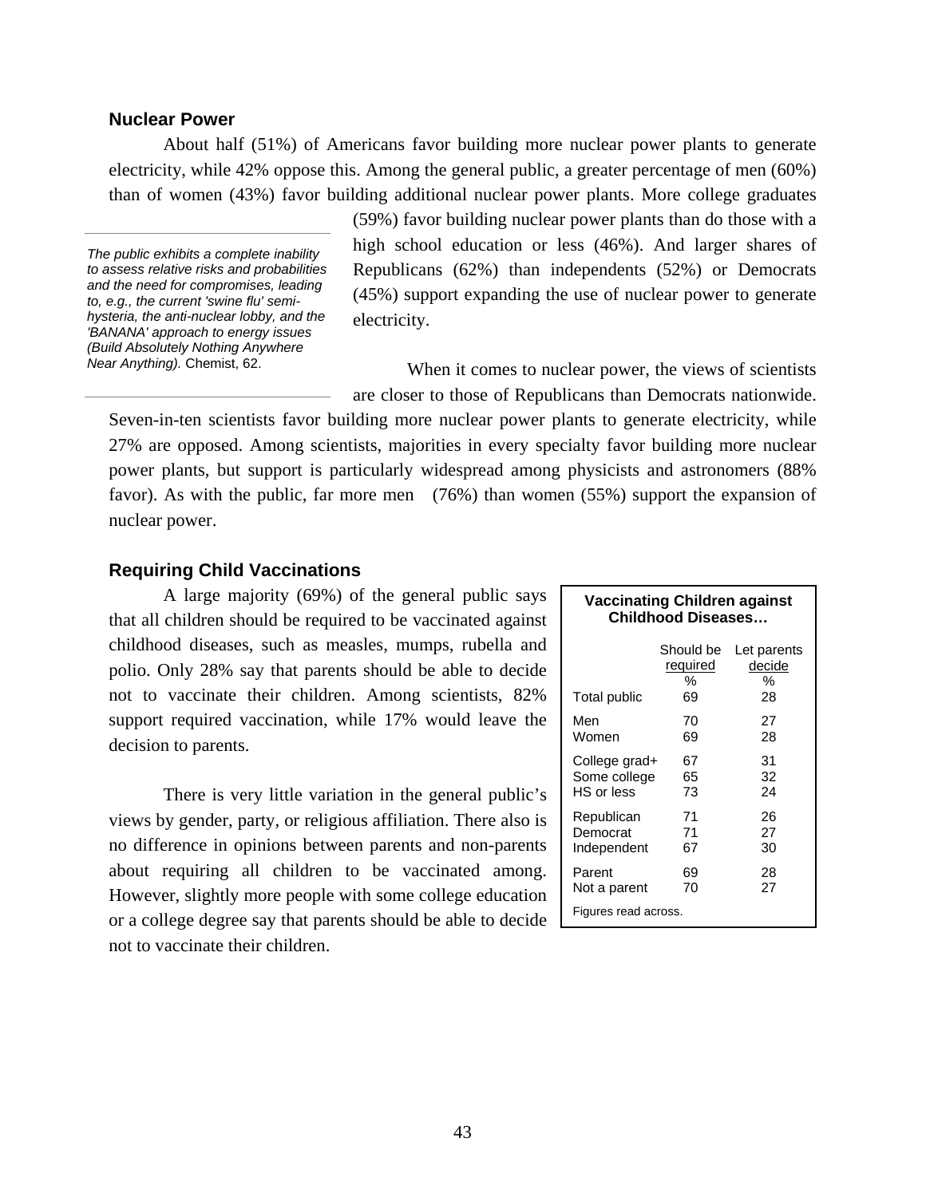### Nuclear Power

About half (51%) of Americans favor building more nuclear power plants to generate electricity, while 42% oppose this. Among the general public, a greater percentage of men (60%) than of women (43%) favor building additional nuclear power plants. More college graduates (59%) favor building nuclear power plants than do those with a high school education or less (46%). And larger shares of Republicans (62%) than independents (52%) or Democrats (45%) support expanding the use of nuclear power to generate electricity.

*The public exhibits a complete inability to assess relative risks and probabilities and the need for compromises, leading to, e.g., the current 'swine flu' semi-hysteria, the anti-nuclear lobby, and the 'BANANA' approach to energy issues (Build Absolutely Nothing Anywhere Near Anything).* Chemist, 62.

When it comes to nuclear power, the views of scientists are closer to those of Republicans than Democrats nationwide. Seven-in-ten scientists favor building more nuclear power plants to generate electricity, while 27% are opposed. Among scientists, majorities in every specialty favor building more nuclear power plants, but support is particularly widespread among physicists and astronomers (88% favor). As with the public, far more men (76%) than women (55%) support the expansion of nuclear power.

### Requiring Child Vaccinations

A large majority (69%) of the general public says that all children should be required to be vaccinated against childhood diseases, such as measles, mumps, rubella and polio. Only 28% say that parents should be able to decide not to vaccinate their children. Among scientists, 82% support required vaccination, while 17% would leave the decision to parents.

There is very little variation in the general public's views by gender, party, or religious affiliation. There also is no difference in opinions between parents and non-parents about requiring all children to be vaccinated among. However, slightly more people with some college education or a college degree say that parents should be able to decide not to vaccinate their children.

**Vaccinating Children against Childhood Diseases…**

| | Should be required | Let parents decide |
|---|---|---|
| | % | % |
| Total public | 69 | 28 |
| Men | 70 | 27 |
| Women | 69 | 28 |
| College grad+ | 67 | 31 |
| Some college | 65 | 32 |
| HS or less | 73 | 24 |
| Republican | 71 | 26 |
| Democrat | 71 | 27 |
| Independent | 67 | 30 |
| Parent | 69 | 28 |
| Not a parent | 70 | 27 |

Figures read across.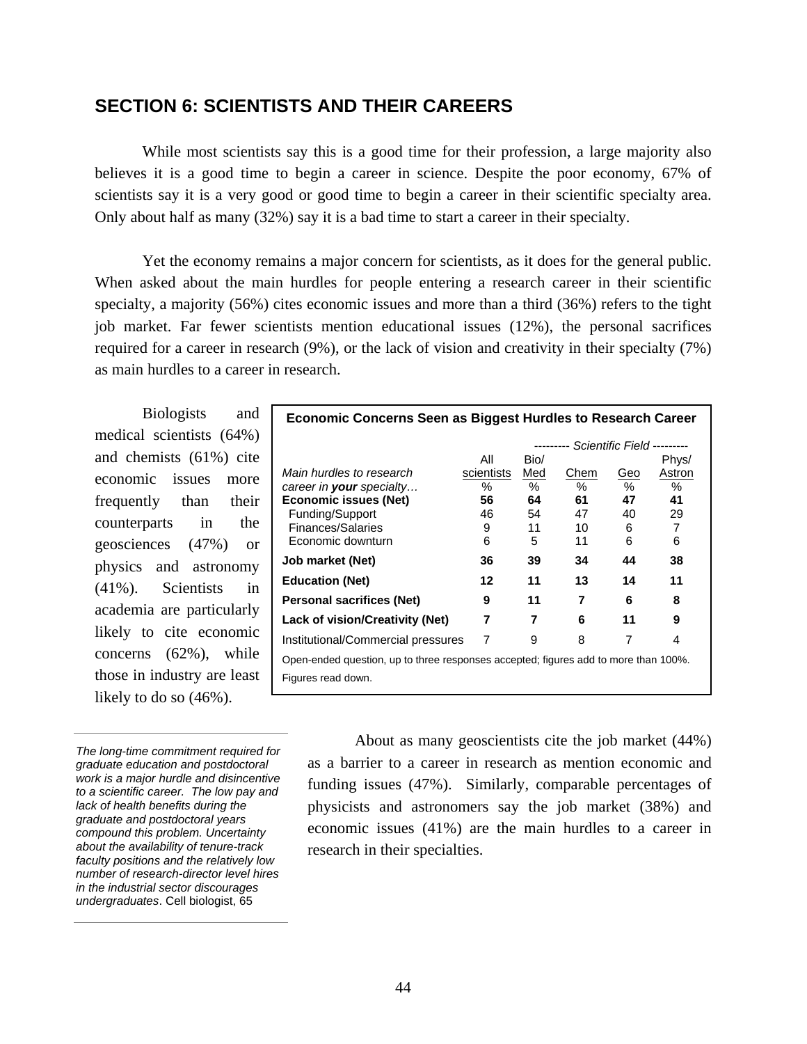## SECTION 6: SCIENTISTS AND THEIR CAREERS

While most scientists say this is a good time for their profession, a large majority also believes it is a good time to begin a career in science. Despite the poor economy, 67% of scientists say it is a very good or good time to begin a career in their scientific specialty area. Only about half as many (32%) say it is a bad time to start a career in their specialty.

Yet the economy remains a major concern for scientists, as it does for the general public. When asked about the main hurdles for people entering a research career in their scientific specialty, a majority (56%) cites economic issues and more than a third (36%) refers to the tight job market. Far fewer scientists mention educational issues (12%), the personal sacrifices required for a career in research (9%), or the lack of vision and creativity in their specialty (7%) as main hurdles to a career in research.

Biologists and medical scientists (64%) and chemists (61%) cite economic issues more frequently than their counterparts in the geosciences (47%) or physics and astronomy (41%). Scientists in academia are particularly likely to cite economic concerns (62%), while those in industry are least likely to do so (46%).

**Economic Concerns Seen as Biggest Hurdles to Research Career**

| | | --------- *Scientific Field* --------- | | | |
|---|---|---|---|---|---|
| *Main hurdles to research career in **your** specialty…* | All scientists | Bio/ Med | Chem | Geo | Phys/ Astron |
| | % | % | % | % | % |
| **Economic issues (Net)** | **56** | **64** | **61** | **47** | **41** |
| Funding/Support | 46 | 54 | 47 | 40 | 29 |
| Finances/Salaries | 9 | 11 | 10 | 6 | 7 |
| Economic downturn | 6 | 5 | 11 | 6 | 6 |
| **Job market (Net)** | **36** | **39** | **34** | **44** | **38** |
| **Education (Net)** | **12** | **11** | **13** | **14** | **11** |
| **Personal sacrifices (Net)** | **9** | **11** | **7** | **6** | **8** |
| **Lack of vision/Creativity (Net)** | **7** | **7** | **6** | **11** | **9** |
| Institutional/Commercial pressures | 7 | 9 | 8 | 7 | 4 |

Open-ended question, up to three responses accepted; figures add to more than 100%. Figures read down.

*The long-time commitment required for graduate education and postdoctoral work is a major hurdle and disincentive to a scientific career. The low pay and lack of health benefits during the graduate and postdoctoral years compound this problem. Uncertainty about the availability of tenure-track faculty positions and the relatively low number of research-director level hires in the industrial sector discourages undergraduates*. Cell biologist, 65

About as many geoscientists cite the job market (44%) as a barrier to a career in research as mention economic and funding issues (47%). Similarly, comparable percentages of physicists and astronomers say the job market (38%) and economic issues (41%) are the main hurdles to a career in research in their specialties.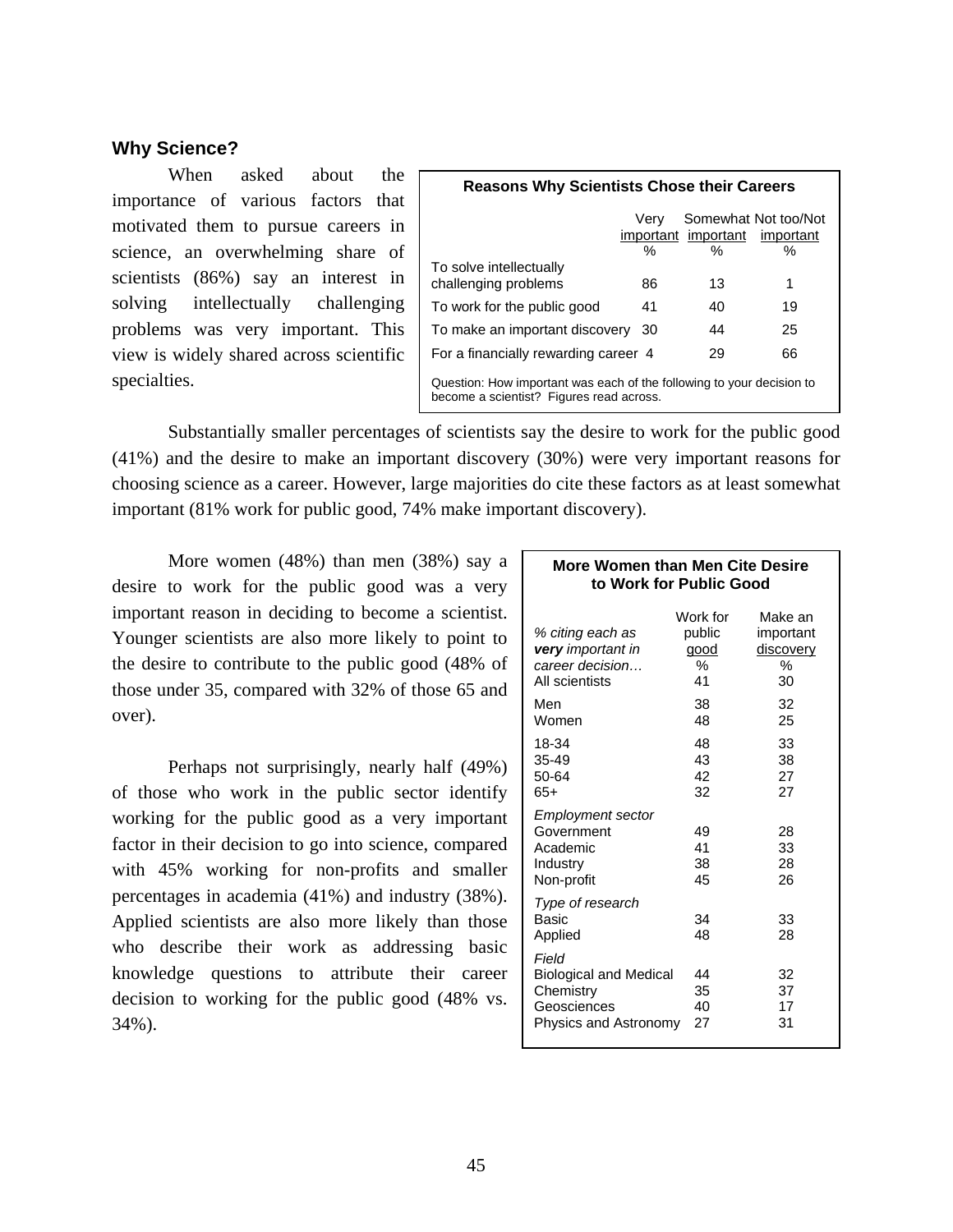### Why Science?

When asked about the importance of various factors that motivated them to pursue careers in science, an overwhelming share of scientists (86%) say an interest in solving intellectually challenging problems was very important. This view is widely shared across scientific specialties.

**Reasons Why Scientists Chose their Careers**

| | Very important % | Somewhat important % | Not too/Not important % |
|---|---|---|---|
| To solve intellectually challenging problems | 86 | 13 | 1 |
| To work for the public good | 41 | 40 | 19 |
| To make an important discovery | 30 | 44 | 25 |
| For a financially rewarding career | 4 | 29 | 66 |

Question: How important was each of the following to your decision to become a scientist? Figures read across.

Substantially smaller percentages of scientists say the desire to work for the public good (41%) and the desire to make an important discovery (30%) were very important reasons for choosing science as a career. However, large majorities do cite these factors as at least somewhat important (81% work for public good, 74% make important discovery).

More women (48%) than men (38%) say a desire to work for the public good was a very important reason in deciding to become a scientist. Younger scientists are also more likely to point to the desire to contribute to the public good (48% of those under 35, compared with 32% of those 65 and over).

Perhaps not surprisingly, nearly half (49%) of those who work in the public sector identify working for the public good as a very important factor in their decision to go into science, compared with 45% working for non-profits and smaller percentages in academia (41%) and industry (38%). Applied scientists are also more likely than those who describe their work as addressing basic knowledge questions to attribute their career decision to working for the public good (48% vs. 34%).

**More Women than Men Cite Desire to Work for Public Good**

| *% citing each as **very** important in career decision…* | Work for public good % | Make an important discovery % |
|---|---|---|
| All scientists | 41 | 30 |
| Men | 38 | 32 |
| Women | 48 | 25 |
| 18-34 | 48 | 33 |
| 35-49 | 43 | 38 |
| 50-64 | 42 | 27 |
| 65+ | 32 | 27 |
| *Employment sector* | | |
| Government | 49 | 28 |
| Academic | 41 | 33 |
| Industry | 38 | 28 |
| Non-profit | 45 | 26 |
| *Type of research* | | |
| Basic | 34 | 33 |
| Applied | 48 | 28 |
| *Field* | | |
| Biological and Medical | 44 | 32 |
| Chemistry | 35 | 37 |
| Geosciences | 40 | 17 |
| Physics and Astronomy | 27 | 31 |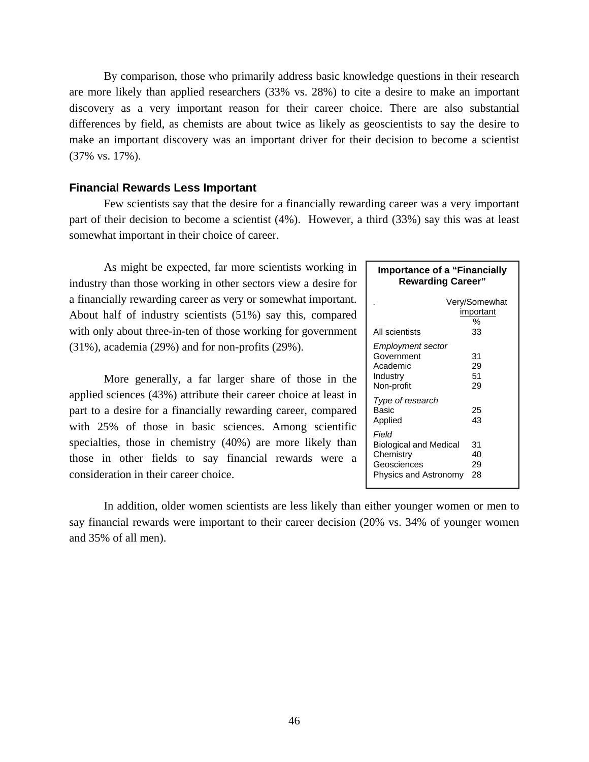By comparison, those who primarily address basic knowledge questions in their research are more likely than applied researchers (33% vs. 28%) to cite a desire to make an important discovery as a very important reason for their career choice. There are also substantial differences by field, as chemists are about twice as likely as geoscientists to say the desire to make an important discovery was an important driver for their decision to become a scientist (37% vs. 17%).

### Financial Rewards Less Important

Few scientists say that the desire for a financially rewarding career was a very important part of their decision to become a scientist (4%). However, a third (33%) say this was at least somewhat important in their choice of career.

As might be expected, far more scientists working in industry than those working in other sectors view a desire for a financially rewarding career as very or somewhat important. About half of industry scientists (51%) say this, compared with only about three-in-ten of those working for government (31%), academia (29%) and for non-profits (29%).

More generally, a far larger share of those in the applied sciences (43%) attribute their career choice at least in part to a desire for a financially rewarding career, compared with 25% of those in basic sciences. Among scientific specialties, those in chemistry (40%) are more likely than those in other fields to say financial rewards were a consideration in their career choice.

**Importance of a "Financially Rewarding Career"**

| | Very/Somewhat important % |
|---|---|
| All scientists | 33 |
| *Employment sector* | |
| Government | 31 |
| Academic | 29 |
| Industry | 51 |
| Non-profit | 29 |
| *Type of research* | |
| Basic | 25 |
| Applied | 43 |
| *Field* | |
| Biological and Medical | 31 |
| Chemistry | 40 |
| Geosciences | 29 |
| Physics and Astronomy | 28 |

In addition, older women scientists are less likely than either younger women or men to say financial rewards were important to their career decision (20% vs. 34% of younger women and 35% of all men).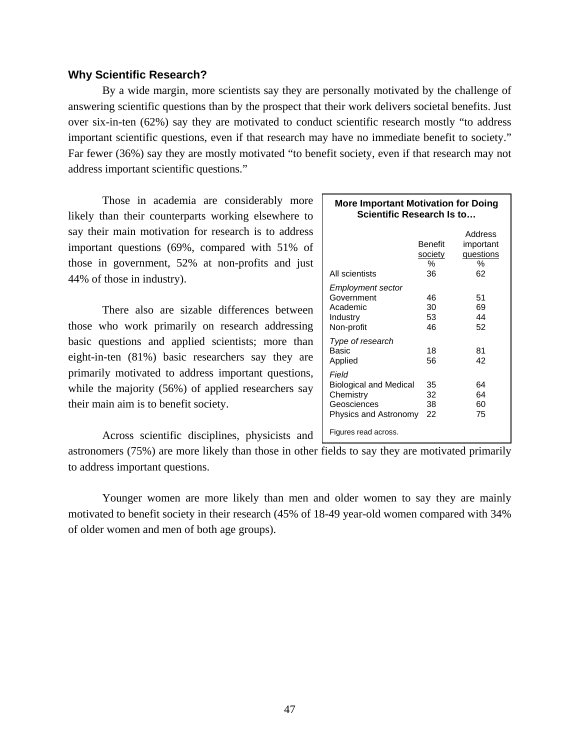### Why Scientific Research?

By a wide margin, more scientists say they are personally motivated by the challenge of answering scientific questions than by the prospect that their work delivers societal benefits. Just over six-in-ten (62%) say they are motivated to conduct scientific research mostly "to address important scientific questions, even if that research may have no immediate benefit to society." Far fewer (36%) say they are mostly motivated "to benefit society, even if that research may not address important scientific questions."

Those in academia are considerably more likely than their counterparts working elsewhere to say their main motivation for research is to address important questions (69%, compared with 51% of those in government, 52% at non-profits and just 44% of those in industry).

There also are sizable differences between those who work primarily on research addressing basic questions and applied scientists; more than eight-in-ten (81%) basic researchers say they are primarily motivated to address important questions, while the majority (56%) of applied researchers say their main aim is to benefit society.

**More Important Motivation for Doing Scientific Research Is to…**

| | Benefit society | Address important questions |
|---|---|---|
| | % | % |
| All scientists | 36 | 62 |
| *Employment sector* | | |
| Government | 46 | 51 |
| Academic | 30 | 69 |
| Industry | 53 | 44 |
| Non-profit | 46 | 52 |
| *Type of research* | | |
| Basic | 18 | 81 |
| Applied | 56 | 42 |
| *Field* | | |
| Biological and Medical | 35 | 64 |
| Chemistry | 32 | 64 |
| Geosciences | 38 | 60 |
| Physics and Astronomy | 22 | 75 |

Figures read across.

Across scientific disciplines, physicists and astronomers (75%) are more likely than those in other fields to say they are motivated primarily to address important questions.

Younger women are more likely than men and older women to say they are mainly motivated to benefit society in their research (45% of 18-49 year-old women compared with 34% of older women and men of both age groups).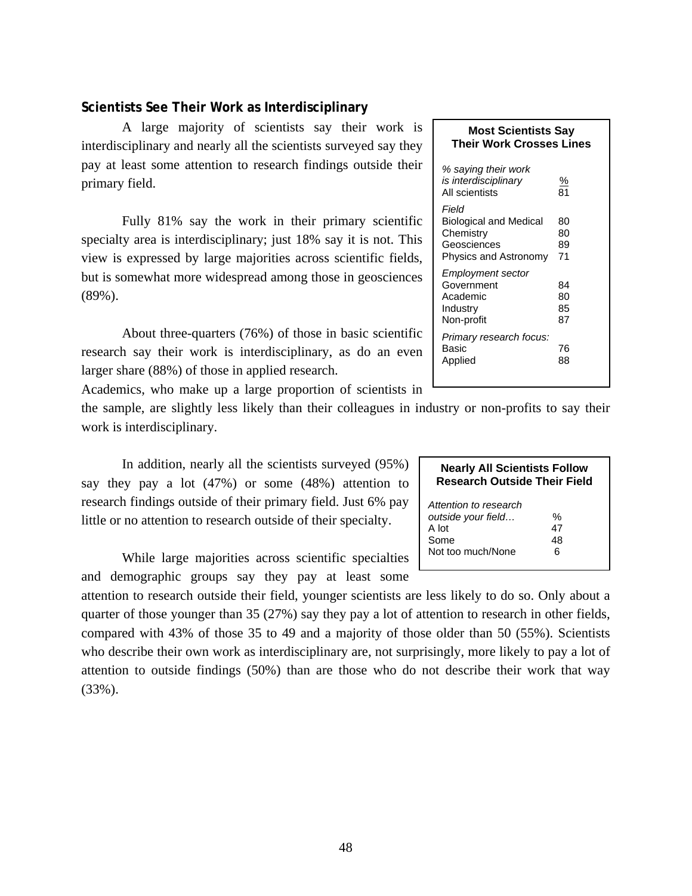### Scientists See Their Work as Interdisciplinary

A large majority of scientists say their work is interdisciplinary and nearly all the scientists surveyed say they pay at least some attention to research findings outside their primary field.

Fully 81% say the work in their primary scientific specialty area is interdisciplinary; just 18% say it is not. This view is expressed by large majorities across scientific fields, but is somewhat more widespread among those in geosciences (89%).

About three-quarters (76%) of those in basic scientific research say their work is interdisciplinary, as do an even larger share (88%) of those in applied research. Academics, who make up a large proportion of scientists in the sample, are slightly less likely than their colleagues in industry or non-profits to say their work is interdisciplinary.

**Most Scientists Say Their Work Crosses Lines**

| *% saying their work is interdisciplinary* | % |
|---|---|
| All scientists | 81 |
| *Field* | |
| Biological and Medical | 80 |
| Chemistry | 80 |
| Geosciences | 89 |
| Physics and Astronomy | 71 |
| *Employment sector* | |
| Government | 84 |
| Academic | 80 |
| Industry | 85 |
| Non-profit | 87 |
| *Primary research focus:* | |
| Basic | 76 |
| Applied | 88 |

In addition, nearly all the scientists surveyed (95%) say they pay a lot (47%) or some (48%) attention to research findings outside of their primary field. Just 6% pay little or no attention to research outside of their specialty.

**Nearly All Scientists Follow Research Outside Their Field**

| *Attention to research outside your field…* | % |
|---|---|
| A lot | 47 |
| Some | 48 |
| Not too much/None | 6 |

While large majorities across scientific specialties and demographic groups say they pay at least some attention to research outside their field, younger scientists are less likely to do so. Only about a quarter of those younger than 35 (27%) say they pay a lot of attention to research in other fields, compared with 43% of those 35 to 49 and a majority of those older than 50 (55%). Scientists who describe their own work as interdisciplinary are, not surprisingly, more likely to pay a lot of attention to outside findings (50%) than are those who do not describe their work that way (33%).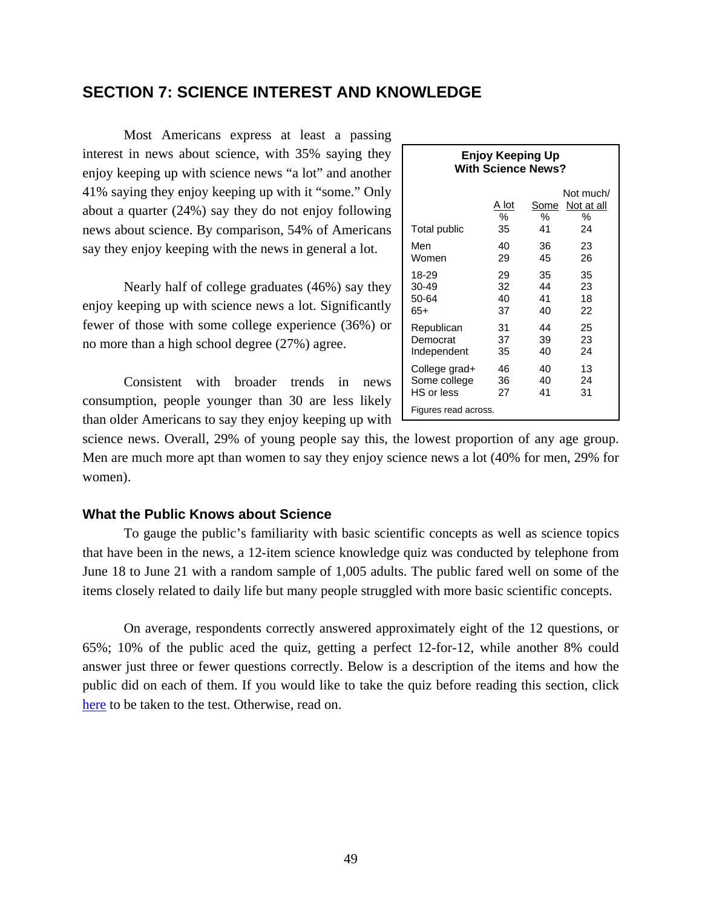## SECTION 7: SCIENCE INTEREST AND KNOWLEDGE

Most Americans express at least a passing interest in news about science, with 35% saying they enjoy keeping up with science news "a lot" and another 41% saying they enjoy keeping up with it "some." Only about a quarter (24%) say they do not enjoy following news about science. By comparison, 54% of Americans say they enjoy keeping with the news in general a lot.

| Enjoy Keeping Up With Science News? | | | |
|---|---|---|---|
| | A lot | Some | Not much/ Not at all |
| | % | % | % |
| Total public | 35 | 41 | 24 |
| Men | 40 | 36 | 23 |
| Women | 29 | 45 | 26 |
| 18-29 | 29 | 35 | 35 |
| 30-49 | 32 | 44 | 23 |
| 50-64 | 40 | 41 | 18 |
| 65+ | 37 | 40 | 22 |
| Republican | 31 | 44 | 25 |
| Democrat | 37 | 39 | 23 |
| Independent | 35 | 40 | 24 |
| College grad+ | 46 | 40 | 13 |
| Some college | 36 | 40 | 24 |
| HS or less | 27 | 41 | 31 |

Figures read across.

Nearly half of college graduates (46%) say they enjoy keeping up with science news a lot. Significantly fewer of those with some college experience (36%) or no more than a high school degree (27%) agree.

Consistent with broader trends in news consumption, people younger than 30 are less likely than older Americans to say they enjoy keeping up with science news. Overall, 29% of young people say this, the lowest proportion of any age group. Men are much more apt than women to say they enjoy science news a lot (40% for men, 29% for women).

### What the Public Knows about Science

To gauge the public's familiarity with basic scientific concepts as well as science topics that have been in the news, a 12-item science knowledge quiz was conducted by telephone from June 18 to June 21 with a random sample of 1,005 adults. The public fared well on some of the items closely related to daily life but many people struggled with more basic scientific concepts.

On average, respondents correctly answered approximately eight of the 12 questions, or 65%; 10% of the public aced the quiz, getting a perfect 12-for-12, while another 8% could answer just three or fewer questions correctly. Below is a description of the items and how the public did on each of them. If you would like to take the quiz before reading this section, click here to be taken to the test. Otherwise, read on.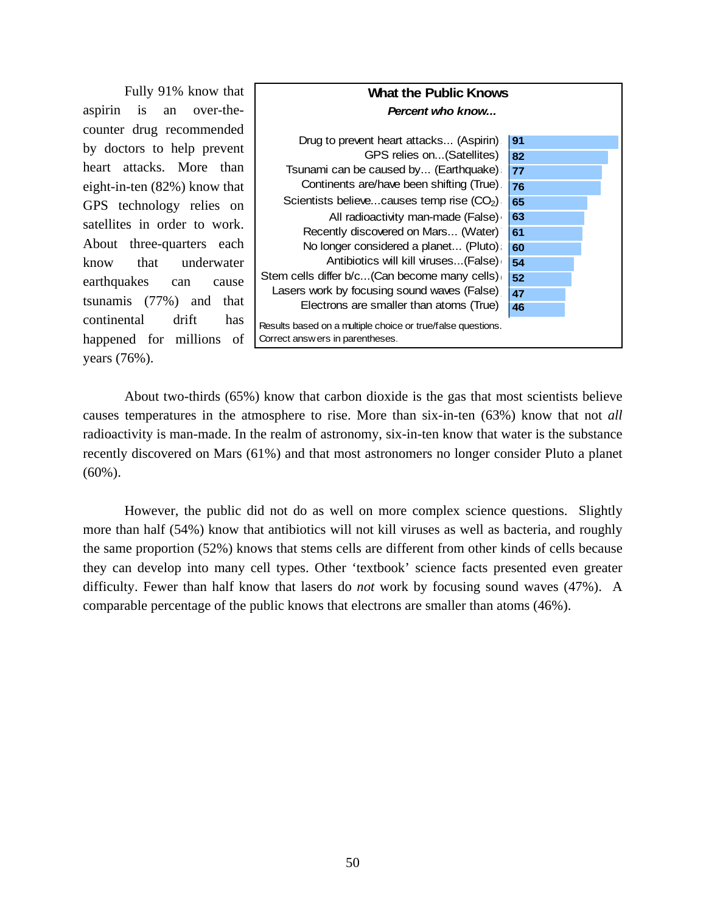Fully 91% know that aspirin is an over-the-counter drug recommended by doctors to help prevent heart attacks. More than eight-in-ten (82%) know that GPS technology relies on satellites in order to work. About three-quarters each know that underwater earthquakes can cause tsunamis (77%) and that continental drift has happened for millions of years (76%).

**What the Public Knows**

***Percent who know...***

| Item | Percent |
|---|---|
| Drug to prevent heart attacks... (Aspirin) | 91 |
| GPS relies on...(Satellites) | 82 |
| Tsunami can be caused by... (Earthquake) | 77 |
| Continents are/have been shifting (True) | 76 |
| Scientists believe...causes temp rise ($CO_2$) | 65 |
| All radioactivity man-made (False) | 63 |
| Recently discovered on Mars... (Water) | 61 |
| No longer considered a planet... (Pluto) | 60 |
| Antibiotics will kill viruses...(False) | 54 |
| Stem cells differ b/c...(Can become many cells) | 52 |
| Lasers work by focusing sound waves (False) | 47 |
| Electrons are smaller than atoms (True) | 46 |

Results based on a multiple choice or true/false questions. Correct answers in parentheses.

About two-thirds (65%) know that carbon dioxide is the gas that most scientists believe causes temperatures in the atmosphere to rise. More than six-in-ten (63%) know that not *all* radioactivity is man-made. In the realm of astronomy, six-in-ten know that water is the substance recently discovered on Mars (61%) and that most astronomers no longer consider Pluto a planet (60%).

However, the public did not do as well on more complex science questions. Slightly more than half (54%) know that antibiotics will not kill viruses as well as bacteria, and roughly the same proportion (52%) knows that stems cells are different from other kinds of cells because they can develop into many cell types. Other 'textbook' science facts presented even greater difficulty. Fewer than half know that lasers do *not* work by focusing sound waves (47%). A comparable percentage of the public knows that electrons are smaller than atoms (46%).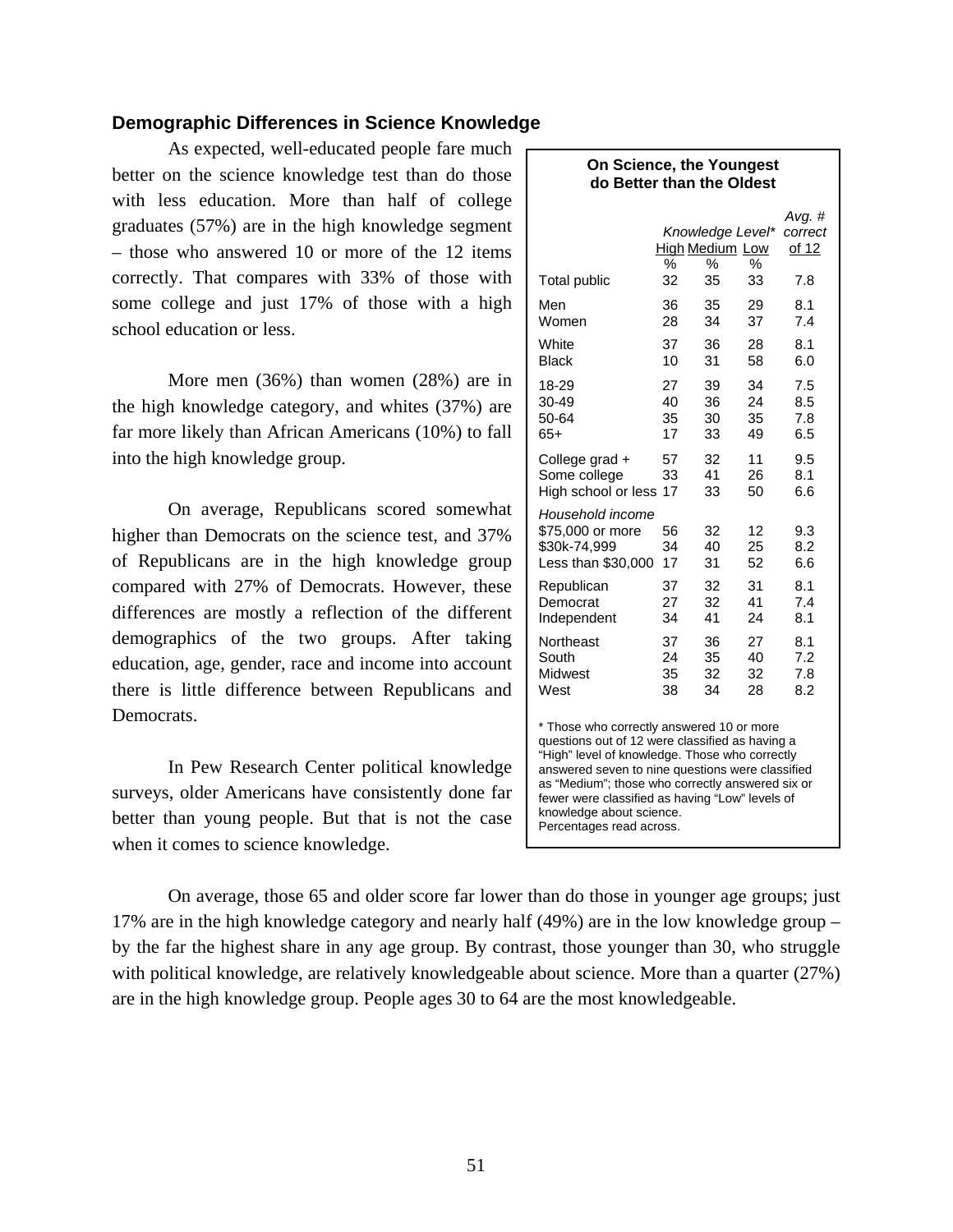## Demographic Differences in Science Knowledge

As expected, well-educated people fare much better on the science knowledge test than do those with less education. More than half of college graduates (57%) are in the high knowledge segment – those who answered 10 or more of the 12 items correctly. That compares with 33% of those with some college and just 17% of those with a high school education or less.

More men (36%) than women (28%) are in the high knowledge category, and whites (37%) are far more likely than African Americans (10%) to fall into the high knowledge group.

On average, Republicans scored somewhat higher than Democrats on the science test, and 37% of Republicans are in the high knowledge group compared with 27% of Democrats. However, these differences are mostly a reflection of the different demographics of the two groups. After taking education, age, gender, race and income into account there is little difference between Republicans and Democrats.

In Pew Research Center political knowledge surveys, older Americans have consistently done far better than young people. But that is not the case when it comes to science knowledge.

**On Science, the Youngest do Better than the Oldest**

| | *Knowledge Level** | | | *Avg. # correct* |
|---|---|---|---|---|
| | High | Medium | Low | of 12 |
| | % | % | % | |
| Total public | 32 | 35 | 33 | 7.8 |
| Men | 36 | 35 | 29 | 8.1 |
| Women | 28 | 34 | 37 | 7.4 |
| White | 37 | 36 | 28 | 8.1 |
| Black | 10 | 31 | 58 | 6.0 |
| 18-29 | 27 | 39 | 34 | 7.5 |
| 30-49 | 40 | 36 | 24 | 8.5 |
| 50-64 | 35 | 30 | 35 | 7.8 |
| 65+ | 17 | 33 | 49 | 6.5 |
| College grad + | 57 | 32 | 11 | 9.5 |
| Some college | 33 | 41 | 26 | 8.1 |
| High school or less | 17 | 33 | 50 | 6.6 |
| *Household income* | | | | |
| $75,000 or more | 56 | 32 | 12 | 9.3 |
| $30k-74,999 | 34 | 40 | 25 | 8.2 |
| Less than $30,000 | 17 | 31 | 52 | 6.6 |
| Republican | 37 | 32 | 31 | 8.1 |
| Democrat | 27 | 32 | 41 | 7.4 |
| Independent | 34 | 41 | 24 | 8.1 |
| Northeast | 37 | 36 | 27 | 8.1 |
| South | 24 | 35 | 40 | 7.2 |
| Midwest | 35 | 32 | 32 | 7.8 |
| West | 38 | 34 | 28 | 8.2 |

* Those who correctly answered 10 or more questions out of 12 were classified as having a "High" level of knowledge. Those who correctly answered seven to nine questions were classified as "Medium"; those who correctly answered six or fewer were classified as having "Low" levels of knowledge about science.
Percentages read across.

On average, those 65 and older score far lower than do those in younger age groups; just 17% are in the high knowledge category and nearly half (49%) are in the low knowledge group – by the far the highest share in any age group. By contrast, those younger than 30, who struggle with political knowledge, are relatively knowledgeable about science. More than a quarter (27%) are in the high knowledge group. People ages 30 to 64 are the most knowledgeable.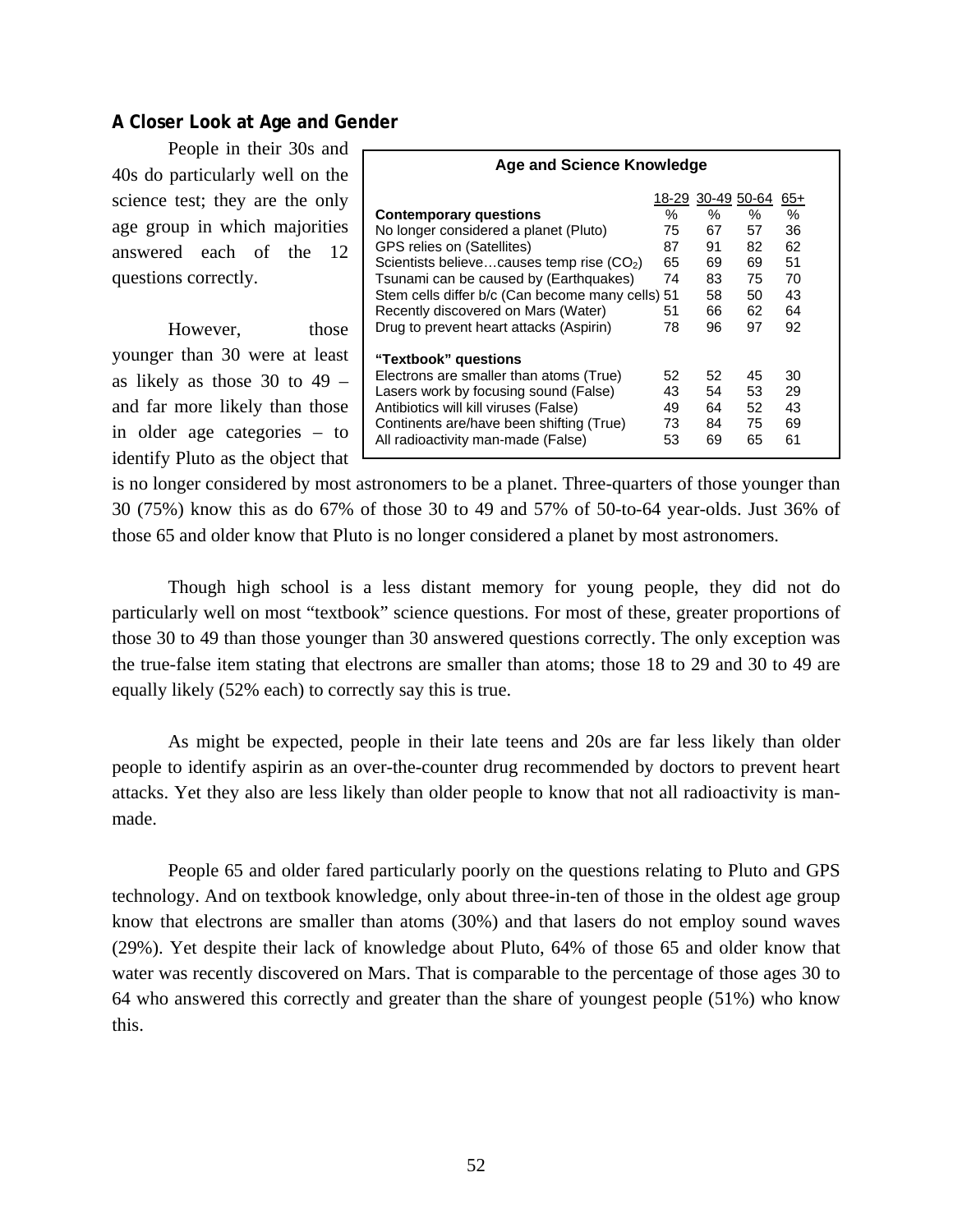### A Closer Look at Age and Gender

People in their 30s and 40s do particularly well on the science test; they are the only age group in which majorities answered each of the 12 questions correctly.

However, those younger than 30 were at least as likely as those 30 to 49 – and far more likely than those in older age categories – to identify Pluto as the object that is no longer considered by most astronomers to be a planet. Three-quarters of those younger than 30 (75%) know this as do 67% of those 30 to 49 and 57% of 50-to-64 year-olds. Just 36% of those 65 and older know that Pluto is no longer considered a planet by most astronomers.

**Age and Science Knowledge**

| | 18-29 | 30-49 | 50-64 | 65+ |
|---|---|---|---|---|
| **Contemporary questions** | % | % | % | % |
| No longer considered a planet (Pluto) | 75 | 67 | 57 | 36 |
| GPS relies on (Satellites) | 87 | 91 | 82 | 62 |
| Scientists believe…causes temp rise ($CO_2$) | 65 | 69 | 69 | 51 |
| Tsunami can be caused by (Earthquakes) | 74 | 83 | 75 | 70 |
| Stem cells differ b/c (Can become many cells) | 51 | 58 | 50 | 43 |
| Recently discovered on Mars (Water) | 51 | 66 | 62 | 64 |
| Drug to prevent heart attacks (Aspirin) | 78 | 96 | 97 | 92 |
| **"Textbook" questions** | | | | |
| Electrons are smaller than atoms (True) | 52 | 52 | 45 | 30 |
| Lasers work by focusing sound (False) | 43 | 54 | 53 | 29 |
| Antibiotics will kill viruses (False) | 49 | 64 | 52 | 43 |
| Continents are/have been shifting (True) | 73 | 84 | 75 | 69 |
| All radioactivity man-made (False) | 53 | 69 | 65 | 61 |

Though high school is a less distant memory for young people, they did not do particularly well on most "textbook" science questions. For most of these, greater proportions of those 30 to 49 than those younger than 30 answered questions correctly. The only exception was the true-false item stating that electrons are smaller than atoms; those 18 to 29 and 30 to 49 are equally likely (52% each) to correctly say this is true.

As might be expected, people in their late teens and 20s are far less likely than older people to identify aspirin as an over-the-counter drug recommended by doctors to prevent heart attacks. Yet they also are less likely than older people to know that not all radioactivity is man-made.

People 65 and older fared particularly poorly on the questions relating to Pluto and GPS technology. And on textbook knowledge, only about three-in-ten of those in the oldest age group know that electrons are smaller than atoms (30%) and that lasers do not employ sound waves (29%). Yet despite their lack of knowledge about Pluto, 64% of those 65 and older know that water was recently discovered on Mars. That is comparable to the percentage of those ages 30 to 64 who answered this correctly and greater than the share of youngest people (51%) who know this.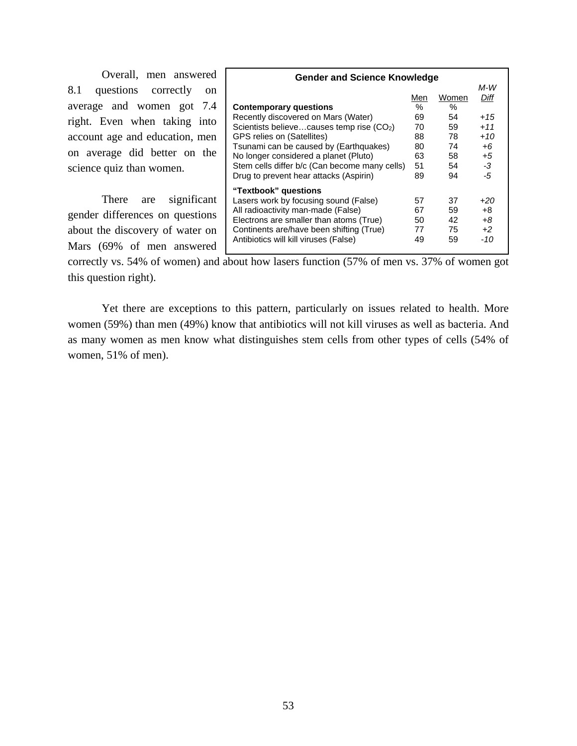Overall, men answered 8.1 questions correctly on average and women got 7.4 right. Even when taking into account age and education, men on average did better on the science quiz than women.

There are significant gender differences on questions about the discovery of water on Mars (69% of men answered correctly vs. 54% of women) and about how lasers function (57% of men vs. 37% of women got this question right).

**Gender and Science Knowledge**

| | Men | Women | *M-W Diff* |
|---|---|---|---|
| **Contemporary questions** | % | % | |
| Recently discovered on Mars (Water) | 69 | 54 | *+15* |
| Scientists believe…causes temp rise ($CO_2$) | 70 | 59 | *+11* |
| GPS relies on (Satellites) | 88 | 78 | *+10* |
| Tsunami can be caused by (Earthquakes) | 80 | 74 | *+6* |
| No longer considered a planet (Pluto) | 63 | 58 | *+5* |
| Stem cells differ b/c (Can become many cells) | 51 | 54 | *-3* |
| Drug to prevent hear attacks (Aspirin) | 89 | 94 | *-5* |
| **"Textbook" questions** | | | |
| Lasers work by focusing sound (False) | 57 | 37 | *+20* |
| All radioactivity man-made (False) | 67 | 59 | +8 |
| Electrons are smaller than atoms (True) | 50 | 42 | *+8* |
| Continents are/have been shifting (True) | 77 | 75 | *+2* |
| Antibiotics will kill viruses (False) | 49 | 59 | *-10* |

Yet there are exceptions to this pattern, particularly on issues related to health. More women (59%) than men (49%) know that antibiotics will not kill viruses as well as bacteria. And as many women as men know what distinguishes stem cells from other types of cells (54% of women, 51% of men).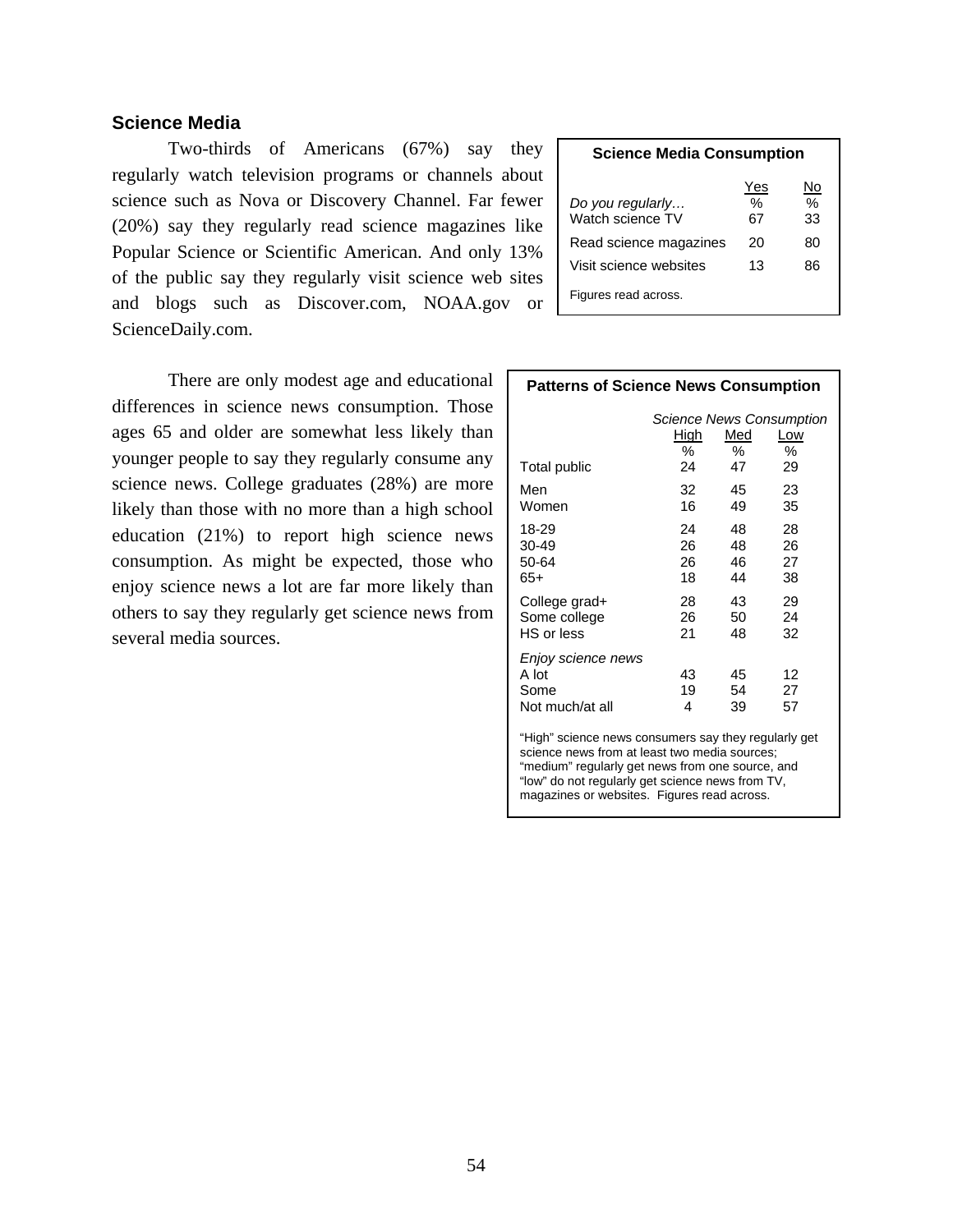## Science Media

Two-thirds of Americans (67%) say they regularly watch television programs or channels about science such as Nova or Discovery Channel. Far fewer (20%) say they regularly read science magazines like Popular Science or Scientific American. And only 13% of the public say they regularly visit science web sites and blogs such as Discover.com, NOAA.gov or ScienceDaily.com.

**Science Media Consumption**

| *Do you regularly…* | Yes % | No % |
|---|---|---|
| Watch science TV | 67 | 33 |
| Read science magazines | 20 | 80 |
| Visit science websites | 13 | 86 |

Figures read across.

There are only modest age and educational differences in science news consumption. Those ages 65 and older are somewhat less likely than younger people to say they regularly consume any science news. College graduates (28%) are more likely than those with no more than a high school education (21%) to report high science news consumption. As might be expected, those who enjoy science news a lot are far more likely than others to say they regularly get science news from several media sources.

**Patterns of Science News Consumption**

| | *Science News Consumption* | | |
|---|---|---|---|
| | High % | Med % | Low % |
| Total public | 24 | 47 | 29 |
| Men | 32 | 45 | 23 |
| Women | 16 | 49 | 35 |
| 18-29 | 24 | 48 | 28 |
| 30-49 | 26 | 48 | 26 |
| 50-64 | 26 | 46 | 27 |
| 65+ | 18 | 44 | 38 |
| College grad+ | 28 | 43 | 29 |
| Some college | 26 | 50 | 24 |
| HS or less | 21 | 48 | 32 |
| *Enjoy science news* | | | |
| A lot | 43 | 45 | 12 |
| Some | 19 | 54 | 27 |
| Not much/at all | 4 | 39 | 57 |

"High" science news consumers say they regularly get science news from at least two media sources; "medium" regularly get news from one source, and "low" do not regularly get science news from TV, magazines or websites. Figures read across.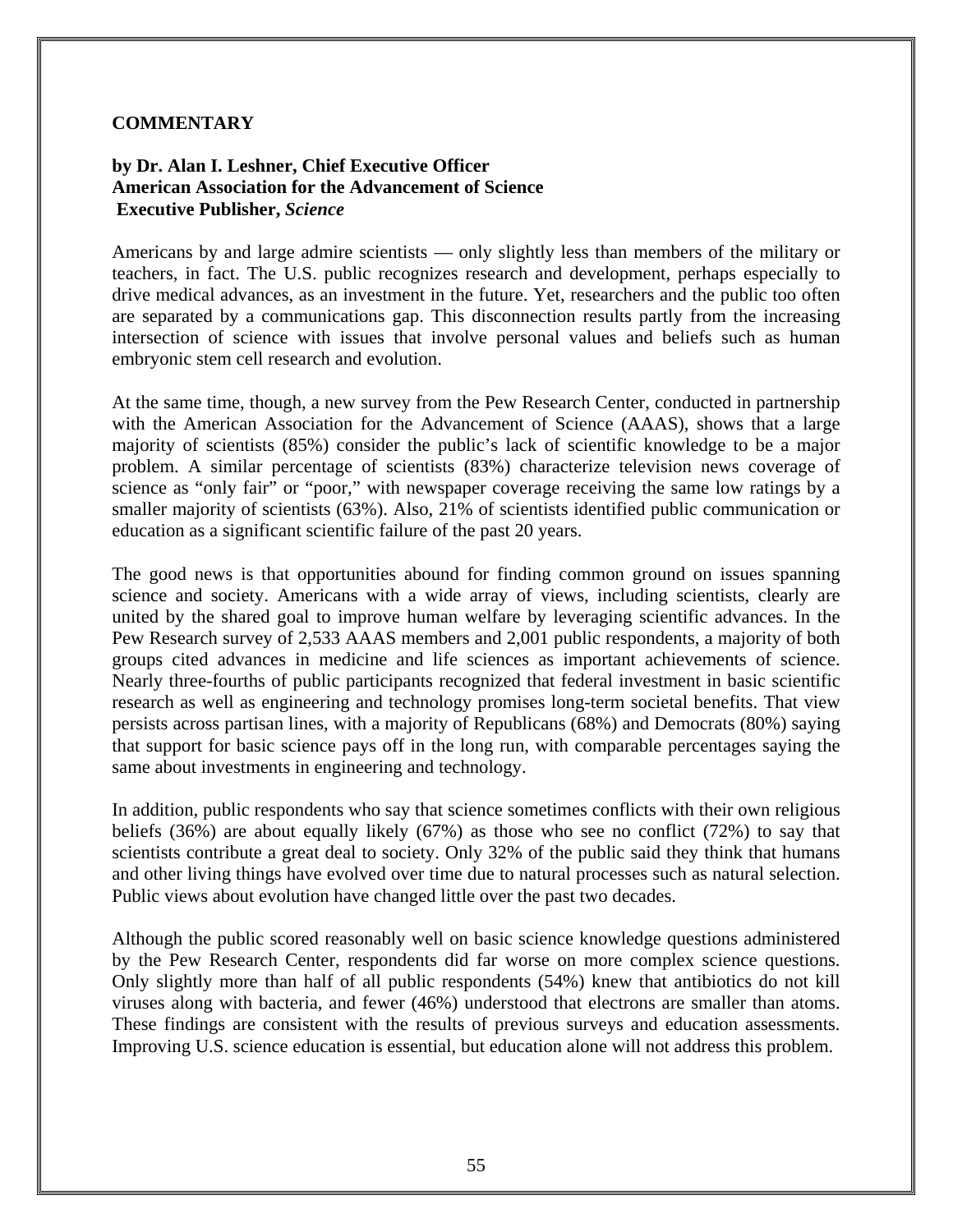**COMMENTARY**

**by Dr. Alan I. Leshner, Chief Executive Officer**
**American Association for the Advancement of Science**
**Executive Publisher, *Science***

Americans by and large admire scientists — only slightly less than members of the military or teachers, in fact. The U.S. public recognizes research and development, perhaps especially to drive medical advances, as an investment in the future. Yet, researchers and the public too often are separated by a communications gap. This disconnection results partly from the increasing intersection of science with issues that involve personal values and beliefs such as human embryonic stem cell research and evolution.

At the same time, though, a new survey from the Pew Research Center, conducted in partnership with the American Association for the Advancement of Science (AAAS), shows that a large majority of scientists (85%) consider the public's lack of scientific knowledge to be a major problem. A similar percentage of scientists (83%) characterize television news coverage of science as "only fair" or "poor," with newspaper coverage receiving the same low ratings by a smaller majority of scientists (63%). Also, 21% of scientists identified public communication or education as a significant scientific failure of the past 20 years.

The good news is that opportunities abound for finding common ground on issues spanning science and society. Americans with a wide array of views, including scientists, clearly are united by the shared goal to improve human welfare by leveraging scientific advances. In the Pew Research survey of 2,533 AAAS members and 2,001 public respondents, a majority of both groups cited advances in medicine and life sciences as important achievements of science. Nearly three-fourths of public participants recognized that federal investment in basic scientific research as well as engineering and technology promises long-term societal benefits. That view persists across partisan lines, with a majority of Republicans (68%) and Democrats (80%) saying that support for basic science pays off in the long run, with comparable percentages saying the same about investments in engineering and technology.

In addition, public respondents who say that science sometimes conflicts with their own religious beliefs (36%) are about equally likely (67%) as those who see no conflict (72%) to say that scientists contribute a great deal to society. Only 32% of the public said they think that humans and other living things have evolved over time due to natural processes such as natural selection. Public views about evolution have changed little over the past two decades.

Although the public scored reasonably well on basic science knowledge questions administered by the Pew Research Center, respondents did far worse on more complex science questions. Only slightly more than half of all public respondents (54%) knew that antibiotics do not kill viruses along with bacteria, and fewer (46%) understood that electrons are smaller than atoms. These findings are consistent with the results of previous surveys and education assessments. Improving U.S. science education is essential, but education alone will not address this problem.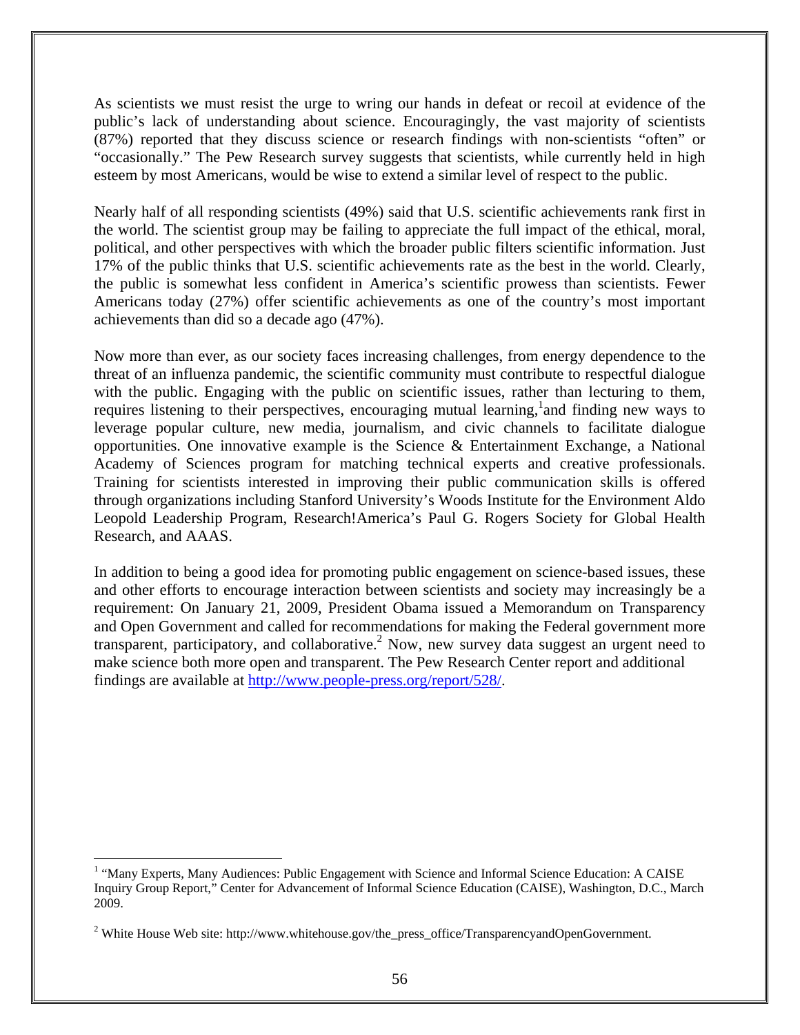As scientists we must resist the urge to wring our hands in defeat or recoil at evidence of the public's lack of understanding about science. Encouragingly, the vast majority of scientists (87%) reported that they discuss science or research findings with non-scientists "often" or "occasionally." The Pew Research survey suggests that scientists, while currently held in high esteem by most Americans, would be wise to extend a similar level of respect to the public.

Nearly half of all responding scientists (49%) said that U.S. scientific achievements rank first in the world. The scientist group may be failing to appreciate the full impact of the ethical, moral, political, and other perspectives with which the broader public filters scientific information. Just 17% of the public thinks that U.S. scientific achievements rate as the best in the world. Clearly, the public is somewhat less confident in America's scientific prowess than scientists. Fewer Americans today (27%) offer scientific achievements as one of the country's most important achievements than did so a decade ago (47%).

Now more than ever, as our society faces increasing challenges, from energy dependence to the threat of an influenza pandemic, the scientific community must contribute to respectful dialogue with the public. Engaging with the public on scientific issues, rather than lecturing to them, requires listening to their perspectives, encouraging mutual learning,[1] and finding new ways to leverage popular culture, new media, journalism, and civic channels to facilitate dialogue opportunities. One innovative example is the Science & Entertainment Exchange, a National Academy of Sciences program for matching technical experts and creative professionals. Training for scientists interested in improving their public communication skills is offered through organizations including Stanford University's Woods Institute for the Environment Aldo Leopold Leadership Program, Research!America's Paul G. Rogers Society for Global Health Research, and AAAS.

In addition to being a good idea for promoting public engagement on science-based issues, these and other efforts to encourage interaction between scientists and society may increasingly be a requirement: On January 21, 2009, President Obama issued a Memorandum on Transparency and Open Government and called for recommendations for making the Federal government more transparent, participatory, and collaborative.[2] Now, new survey data suggest an urgent need to make science both more open and transparent. The Pew Research Center report and additional findings are available at http://www.people-press.org/report/528/.

---

[1] "Many Experts, Many Audiences: Public Engagement with Science and Informal Science Education: A CAISE Inquiry Group Report," Center for Advancement of Informal Science Education (CAISE), Washington, D.C., March 2009.

[2] White House Web site: http://www.whitehouse.gov/the_press_office/TransparencyandOpenGovernment.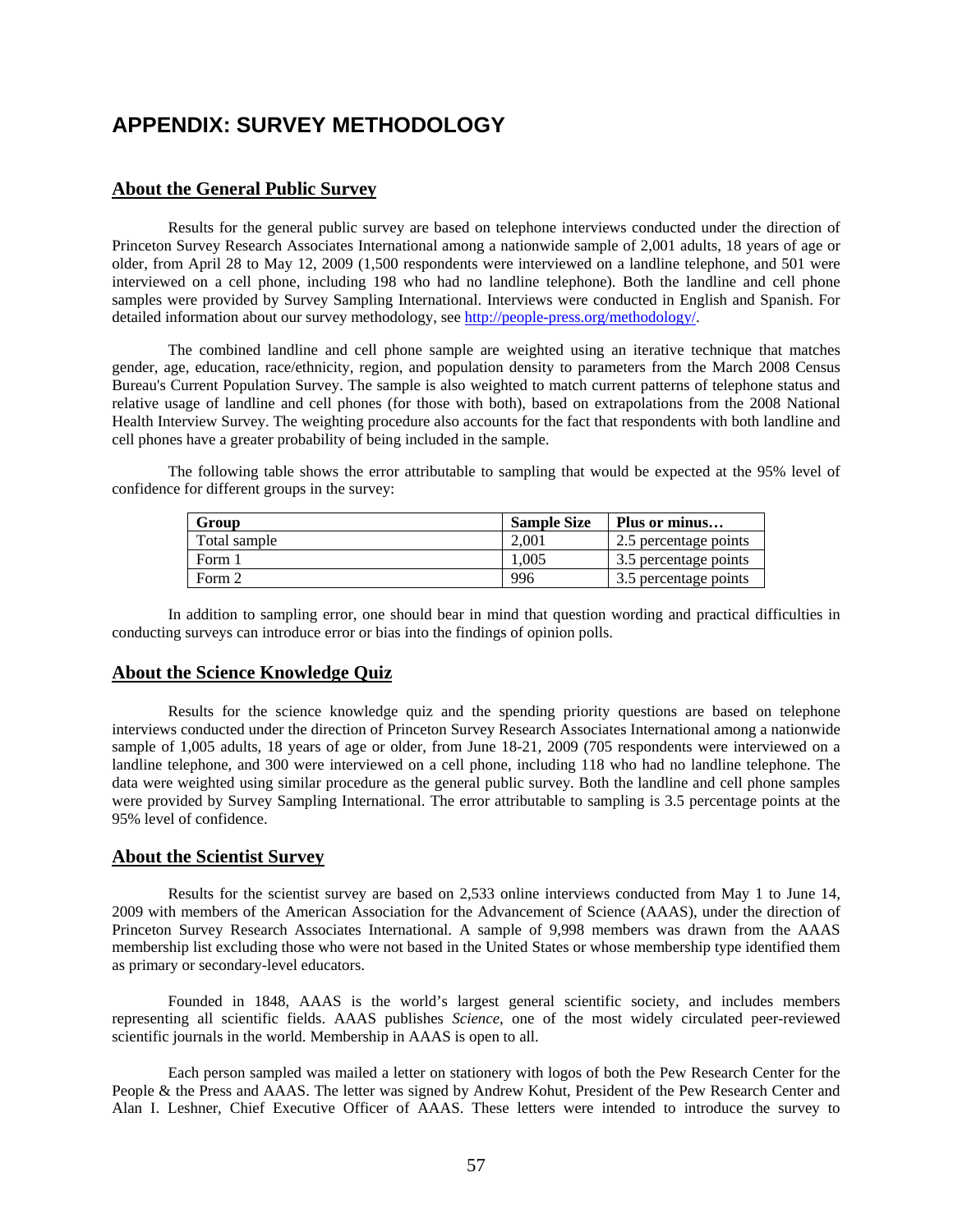# APPENDIX: SURVEY METHODOLOGY

## About the General Public Survey

Results for the general public survey are based on telephone interviews conducted under the direction of Princeton Survey Research Associates International among a nationwide sample of 2,001 adults, 18 years of age or older, from April 28 to May 12, 2009 (1,500 respondents were interviewed on a landline telephone, and 501 were interviewed on a cell phone, including 198 who had no landline telephone). Both the landline and cell phone samples were provided by Survey Sampling International. Interviews were conducted in English and Spanish. For detailed information about our survey methodology, see http://people-press.org/methodology/.

The combined landline and cell phone sample are weighted using an iterative technique that matches gender, age, education, race/ethnicity, region, and population density to parameters from the March 2008 Census Bureau's Current Population Survey. The sample is also weighted to match current patterns of telephone status and relative usage of landline and cell phones (for those with both), based on extrapolations from the 2008 National Health Interview Survey. The weighting procedure also accounts for the fact that respondents with both landline and cell phones have a greater probability of being included in the sample.

The following table shows the error attributable to sampling that would be expected at the 95% level of confidence for different groups in the survey:

| Group | Sample Size | Plus or minus… |
|---|---|---|
| Total sample | 2,001 | 2.5 percentage points |
| Form 1 | 1,005 | 3.5 percentage points |
| Form 2 | 996 | 3.5 percentage points |

In addition to sampling error, one should bear in mind that question wording and practical difficulties in conducting surveys can introduce error or bias into the findings of opinion polls.

## About the Science Knowledge Quiz

Results for the science knowledge quiz and the spending priority questions are based on telephone interviews conducted under the direction of Princeton Survey Research Associates International among a nationwide sample of 1,005 adults, 18 years of age or older, from June 18-21, 2009 (705 respondents were interviewed on a landline telephone, and 300 were interviewed on a cell phone, including 118 who had no landline telephone. The data were weighted using similar procedure as the general public survey. Both the landline and cell phone samples were provided by Survey Sampling International. The error attributable to sampling is 3.5 percentage points at the 95% level of confidence.

## About the Scientist Survey

Results for the scientist survey are based on 2,533 online interviews conducted from May 1 to June 14, 2009 with members of the American Association for the Advancement of Science (AAAS), under the direction of Princeton Survey Research Associates International. A sample of 9,998 members was drawn from the AAAS membership list excluding those who were not based in the United States or whose membership type identified them as primary or secondary-level educators.

Founded in 1848, AAAS is the world's largest general scientific society, and includes members representing all scientific fields. AAAS publishes *Science*, one of the most widely circulated peer-reviewed scientific journals in the world. Membership in AAAS is open to all.

Each person sampled was mailed a letter on stationery with logos of both the Pew Research Center for the People & the Press and AAAS. The letter was signed by Andrew Kohut, President of the Pew Research Center and Alan I. Leshner, Chief Executive Officer of AAAS. These letters were intended to introduce the survey to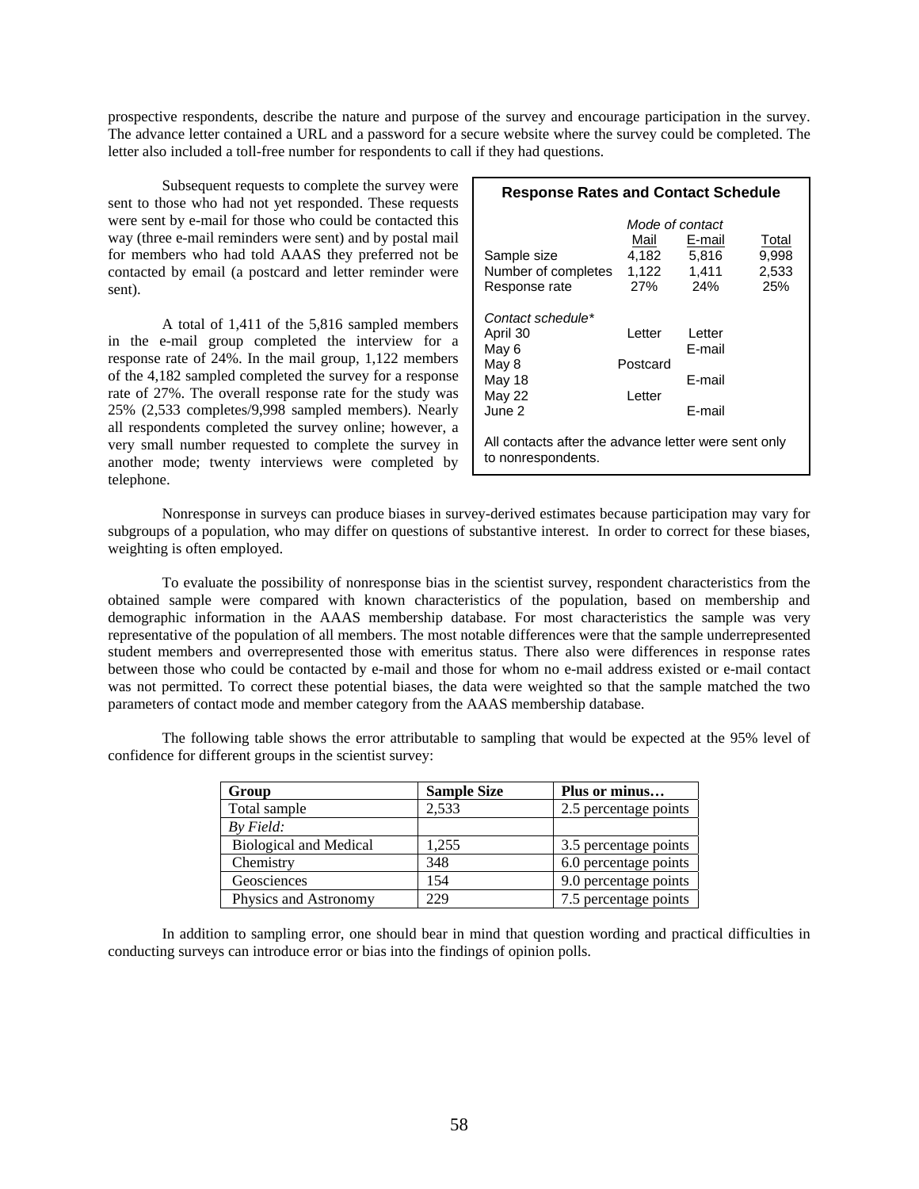prospective respondents, describe the nature and purpose of the survey and encourage participation in the survey. The advance letter contained a URL and a password for a secure website where the survey could be completed. The letter also included a toll-free number for respondents to call if they had questions.

Subsequent requests to complete the survey were sent to those who had not yet responded. These requests were sent by e-mail for those who could be contacted this way (three e-mail reminders were sent) and by postal mail for members who had told AAAS they preferred not be contacted by email (a postcard and letter reminder were sent).

A total of 1,411 of the 5,816 sampled members in the e-mail group completed the interview for a response rate of 24%. In the mail group, 1,122 members of the 4,182 sampled completed the survey for a response rate of 27%. The overall response rate for the study was 25% (2,533 completes/9,998 sampled members). Nearly all respondents completed the survey online; however, a very small number requested to complete the survey in another mode; twenty interviews were completed by telephone.

**Response Rates and Contact Schedule**

| | *Mode of contact* | | |
|---|---|---|---|
| | Mail | E-mail | Total |
| Sample size | 4,182 | 5,816 | 9,998 |
| Number of completes | 1,122 | 1,411 | 2,533 |
| Response rate | 27% | 24% | 25% |
| *Contact schedule\** | | | |
| April 30 | Letter | Letter | |
| May 6 | | E-mail | |
| May 8 | Postcard | | |
| May 18 | | E-mail | |
| May 22 | Letter | | |
| June 2 | | E-mail | |

All contacts after the advance letter were sent only to nonrespondents.

Nonresponse in surveys can produce biases in survey-derived estimates because participation may vary for subgroups of a population, who may differ on questions of substantive interest. In order to correct for these biases, weighting is often employed.

To evaluate the possibility of nonresponse bias in the scientist survey, respondent characteristics from the obtained sample were compared with known characteristics of the population, based on membership and demographic information in the AAAS membership database. For most characteristics the sample was very representative of the population of all members. The most notable differences were that the sample underrepresented student members and overrepresented those with emeritus status. There also were differences in response rates between those who could be contacted by e-mail and those for whom no e-mail address existed or e-mail contact was not permitted. To correct these potential biases, the data were weighted so that the sample matched the two parameters of contact mode and member category from the AAAS membership database.

The following table shows the error attributable to sampling that would be expected at the 95% level of confidence for different groups in the scientist survey:

| Group | Sample Size | Plus or minus… |
|---|---|---|
| Total sample | 2,533 | 2.5 percentage points |
| *By Field:* | | |
| Biological and Medical | 1,255 | 3.5 percentage points |
| Chemistry | 348 | 6.0 percentage points |
| Geosciences | 154 | 9.0 percentage points |
| Physics and Astronomy | 229 | 7.5 percentage points |

In addition to sampling error, one should bear in mind that question wording and practical difficulties in conducting surveys can introduce error or bias into the findings of opinion polls.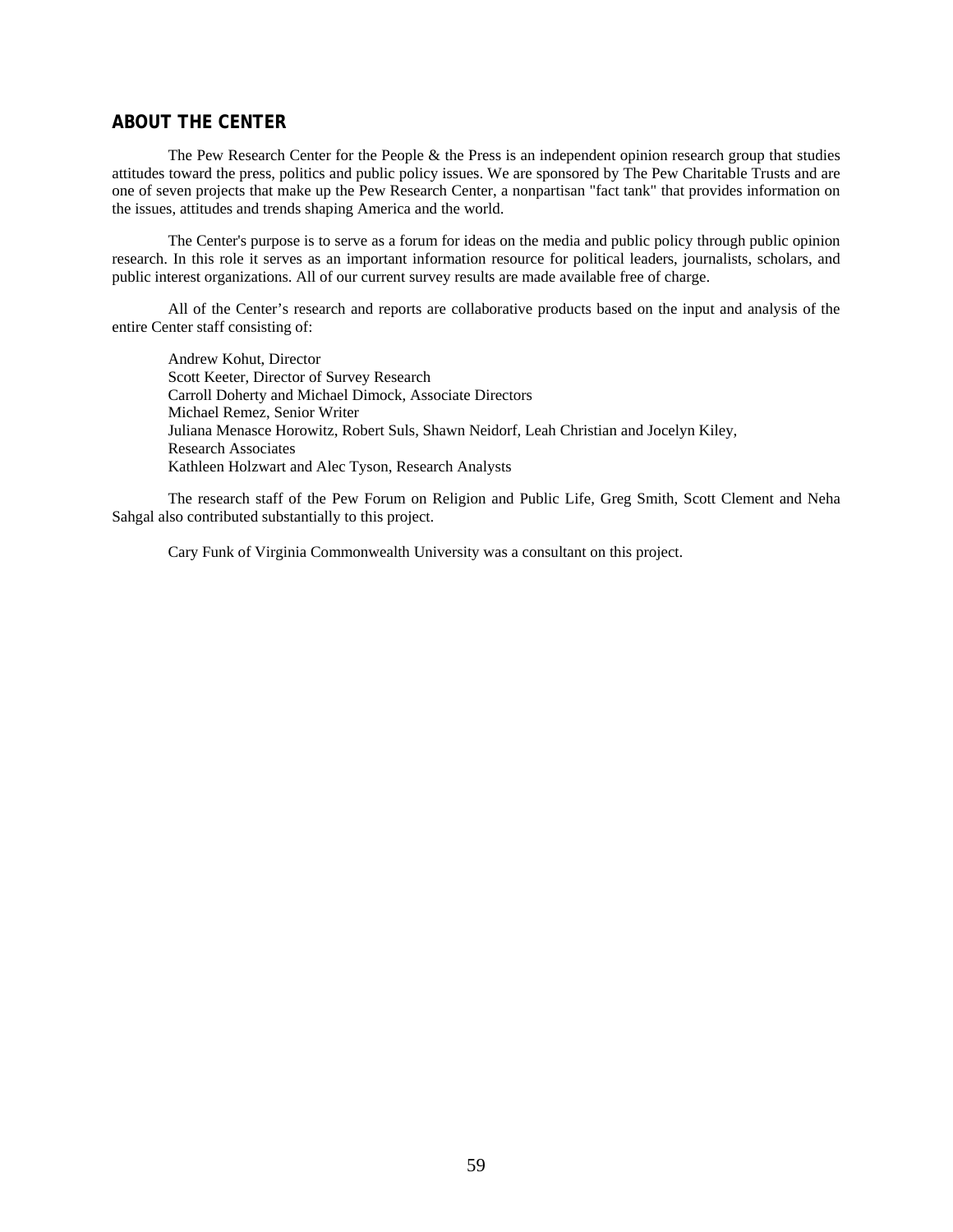## ABOUT THE CENTER

The Pew Research Center for the People & the Press is an independent opinion research group that studies attitudes toward the press, politics and public policy issues. We are sponsored by The Pew Charitable Trusts and are one of seven projects that make up the Pew Research Center, a nonpartisan "fact tank" that provides information on the issues, attitudes and trends shaping America and the world.

The Center's purpose is to serve as a forum for ideas on the media and public policy through public opinion research. In this role it serves as an important information resource for political leaders, journalists, scholars, and public interest organizations. All of our current survey results are made available free of charge.

All of the Center's research and reports are collaborative products based on the input and analysis of the entire Center staff consisting of:

Andrew Kohut, Director
Scott Keeter, Director of Survey Research
Carroll Doherty and Michael Dimock, Associate Directors
Michael Remez, Senior Writer
Juliana Menasce Horowitz, Robert Suls, Shawn Neidorf, Leah Christian and Jocelyn Kiley, Research Associates
Kathleen Holzwart and Alec Tyson, Research Analysts

The research staff of the Pew Forum on Religion and Public Life, Greg Smith, Scott Clement and Neha Sahgal also contributed substantially to this project.

Cary Funk of Virginia Commonwealth University was a consultant on this project.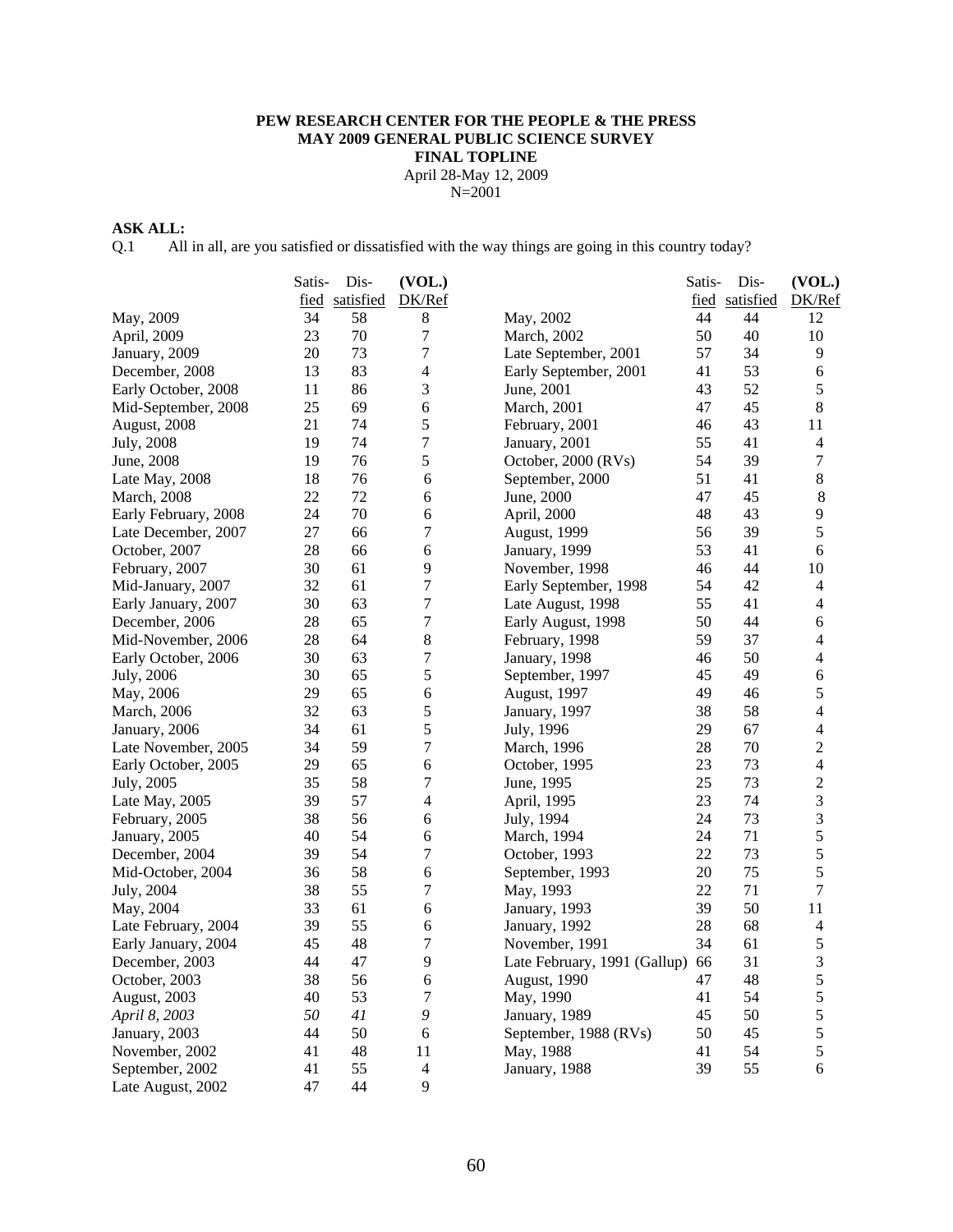**PEW RESEARCH CENTER FOR THE PEOPLE & THE PRESS**
**MAY 2009 GENERAL PUBLIC SCIENCE SURVEY**
**FINAL TOPLINE**
April 28-May 12, 2009
N=2001

**ASK ALL:**
Q.1 All in all, are you satisfied or dissatisfied with the way things are going in this country today?

| | Satis-fied | Dis-satisfied | (VOL.) DK/Ref |
|---|---|---|---|
| May, 2009 | 34 | 58 | 8 |
| April, 2009 | 23 | 70 | 7 |
| January, 2009 | 20 | 73 | 7 |
| December, 2008 | 13 | 83 | 4 |
| Early October, 2008 | 11 | 86 | 3 |
| Mid-September, 2008 | 25 | 69 | 6 |
| August, 2008 | 21 | 74 | 5 |
| July, 2008 | 19 | 74 | 7 |
| June, 2008 | 19 | 76 | 5 |
| Late May, 2008 | 18 | 76 | 6 |
| March, 2008 | 22 | 72 | 6 |
| Early February, 2008 | 24 | 70 | 6 |
| Late December, 2007 | 27 | 66 | 7 |
| October, 2007 | 28 | 66 | 6 |
| February, 2007 | 30 | 61 | 9 |
| Mid-January, 2007 | 32 | 61 | 7 |
| Early January, 2007 | 30 | 63 | 7 |
| December, 2006 | 28 | 65 | 7 |
| Mid-November, 2006 | 28 | 64 | 8 |
| Early October, 2006 | 30 | 63 | 7 |
| July, 2006 | 30 | 65 | 5 |
| May, 2006 | 29 | 65 | 6 |
| March, 2006 | 32 | 63 | 5 |
| January, 2006 | 34 | 61 | 5 |
| Late November, 2005 | 34 | 59 | 7 |
| Early October, 2005 | 29 | 65 | 6 |
| July, 2005 | 35 | 58 | 7 |
| Late May, 2005 | 39 | 57 | 4 |
| February, 2005 | 38 | 56 | 6 |
| January, 2005 | 40 | 54 | 6 |
| December, 2004 | 39 | 54 | 7 |
| Mid-October, 2004 | 36 | 58 | 6 |
| July, 2004 | 38 | 55 | 7 |
| May, 2004 | 33 | 61 | 6 |
| Late February, 2004 | 39 | 55 | 6 |
| Early January, 2004 | 45 | 48 | 7 |
| December, 2003 | 44 | 47 | 9 |
| October, 2003 | 38 | 56 | 6 |
| August, 2003 | 40 | 53 | 7 |
| *April 8, 2003* | *50* | *41* | *9* |
| January, 2003 | 44 | 50 | 6 |
| November, 2002 | 41 | 48 | 11 |
| September, 2002 | 41 | 55 | 4 |
| Late August, 2002 | 47 | 44 | 9 |
| May, 2002 | 44 | 44 | 12 |
| March, 2002 | 50 | 40 | 10 |
| Late September, 2001 | 57 | 34 | 9 |
| Early September, 2001 | 41 | 53 | 6 |
| June, 2001 | 43 | 52 | 5 |
| March, 2001 | 47 | 45 | 8 |
| February, 2001 | 46 | 43 | 11 |
| January, 2001 | 55 | 41 | 4 |
| October, 2000 (RVs) | 54 | 39 | 7 |
| September, 2000 | 51 | 41 | 8 |
| June, 2000 | 47 | 45 | 8 |
| April, 2000 | 48 | 43 | 9 |
| August, 1999 | 56 | 39 | 5 |
| January, 1999 | 53 | 41 | 6 |
| November, 1998 | 46 | 44 | 10 |
| Early September, 1998 | 54 | 42 | 4 |
| Late August, 1998 | 55 | 41 | 4 |
| Early August, 1998 | 50 | 44 | 6 |
| February, 1998 | 59 | 37 | 4 |
| January, 1998 | 46 | 50 | 4 |
| September, 1997 | 45 | 49 | 6 |
| August, 1997 | 49 | 46 | 5 |
| January, 1997 | 38 | 58 | 4 |
| July, 1996 | 29 | 67 | 4 |
| March, 1996 | 28 | 70 | 2 |
| October, 1995 | 23 | 73 | 4 |
| June, 1995 | 25 | 73 | 2 |
| April, 1995 | 23 | 74 | 3 |
| July, 1994 | 24 | 73 | 3 |
| March, 1994 | 24 | 71 | 5 |
| October, 1993 | 22 | 73 | 5 |
| September, 1993 | 20 | 75 | 5 |
| May, 1993 | 22 | 71 | 7 |
| January, 1993 | 39 | 50 | 11 |
| January, 1992 | 28 | 68 | 4 |
| November, 1991 | 34 | 61 | 5 |
| Late February, 1991 (Gallup) | 66 | 31 | 3 |
| August, 1990 | 47 | 48 | 5 |
| May, 1990 | 41 | 54 | 5 |
| January, 1989 | 45 | 50 | 5 |
| September, 1988 (RVs) | 50 | 45 | 5 |
| May, 1988 | 41 | 54 | 5 |
| January, 1988 | 39 | 55 | 6 |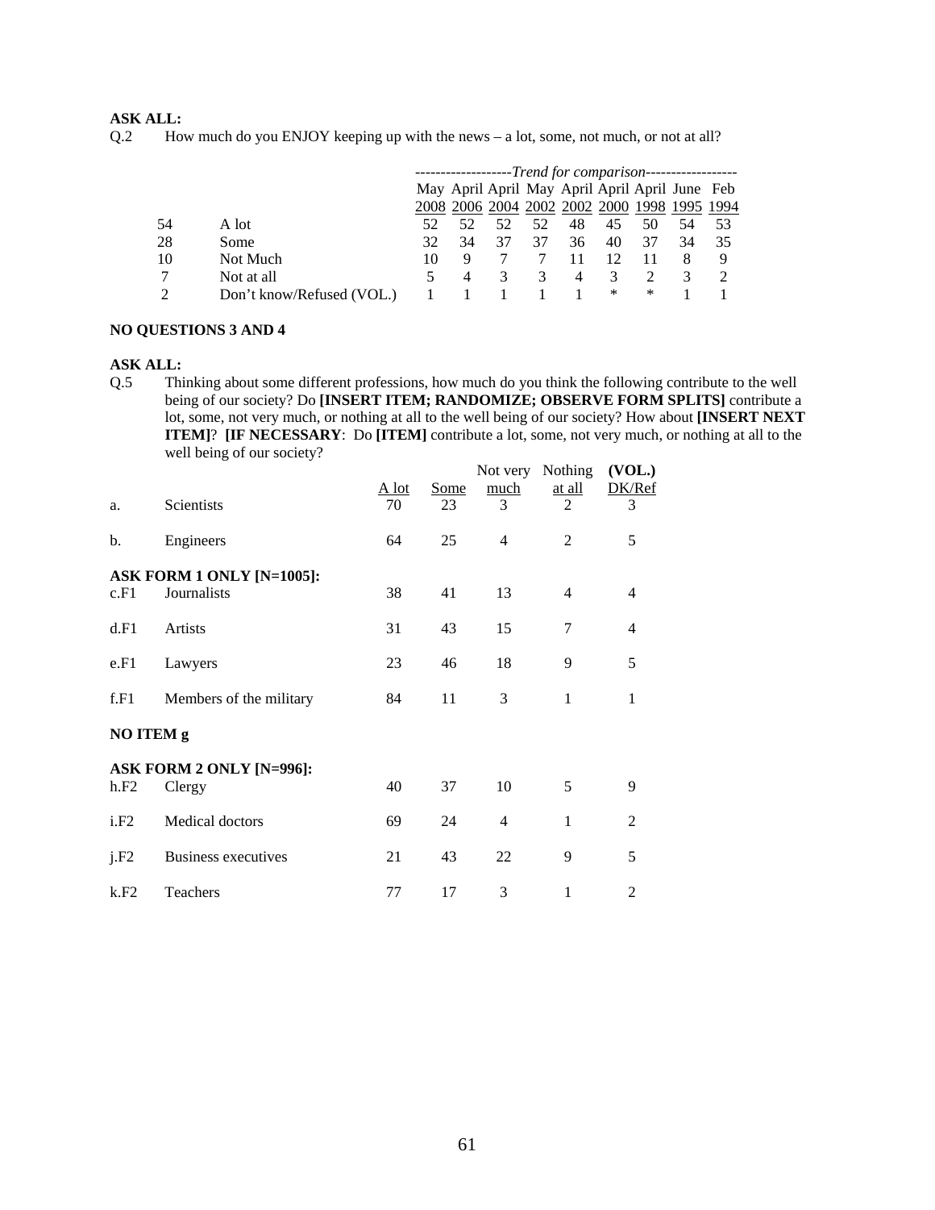**ASK ALL:**

Q.2 How much do you ENJOY keeping up with the news – a lot, some, not much, or not at all?

| | | *Trend for comparison* | | | | | | | | |
|---|---|---|---|---|---|---|---|---|---|---|
| | | May 2008 | April 2006 | April 2004 | May 2002 | April 2002 | April 2000 | April 1998 | June 1995 | Feb 1994 |
| 54 | A lot | 52 | 52 | 52 | 52 | 48 | 45 | 50 | 54 | 53 |
| 28 | Some | 32 | 34 | 37 | 37 | 36 | 40 | 37 | 34 | 35 |
| 10 | Not Much | 10 | 9 | 7 | 7 | 11 | 12 | 11 | 8 | 9 |
| 7 | Not at all | 5 | 4 | 3 | 3 | 4 | 3 | 2 | 3 | 2 |
| 2 | Don't know/Refused (VOL.) | 1 | 1 | 1 | 1 | 1 | * | * | 1 | 1 |

**NO QUESTIONS 3 AND 4**

**ASK ALL:**

Q.5 Thinking about some different professions, how much do you think the following contribute to the well being of our society? Do **[INSERT ITEM; RANDOMIZE; OBSERVE FORM SPLITS]** contribute a lot, some, not very much, or nothing at all to the well being of our society? How about **[INSERT NEXT ITEM]**? **[IF NECESSARY]**: Do **[ITEM]** contribute a lot, some, not very much, or nothing at all to the well being of our society?

| | | A lot | Some | Not very much | Nothing at all | (VOL.) DK/Ref |
|---|---|---|---|---|---|---|
| a. | Scientists | 70 | 23 | 3 | 2 | 3 |
| b. | Engineers | 64 | 25 | 4 | 2 | 5 |
| **ASK FORM 1 ONLY [N=1005]:** | | | | | | |
| c.F1 | Journalists | 38 | 41 | 13 | 4 | 4 |
| d.F1 | Artists | 31 | 43 | 15 | 7 | 4 |
| e.F1 | Lawyers | 23 | 46 | 18 | 9 | 5 |
| f.F1 | Members of the military | 84 | 11 | 3 | 1 | 1 |
| **NO ITEM g** | | | | | | |
| **ASK FORM 2 ONLY [N=996]:** | | | | | | |
| h.F2 | Clergy | 40 | 37 | 10 | 5 | 9 |
| i.F2 | Medical doctors | 69 | 24 | 4 | 1 | 2 |
| j.F2 | Business executives | 21 | 43 | 22 | 9 | 5 |
| k.F2 | Teachers | 77 | 17 | 3 | 1 | 2 |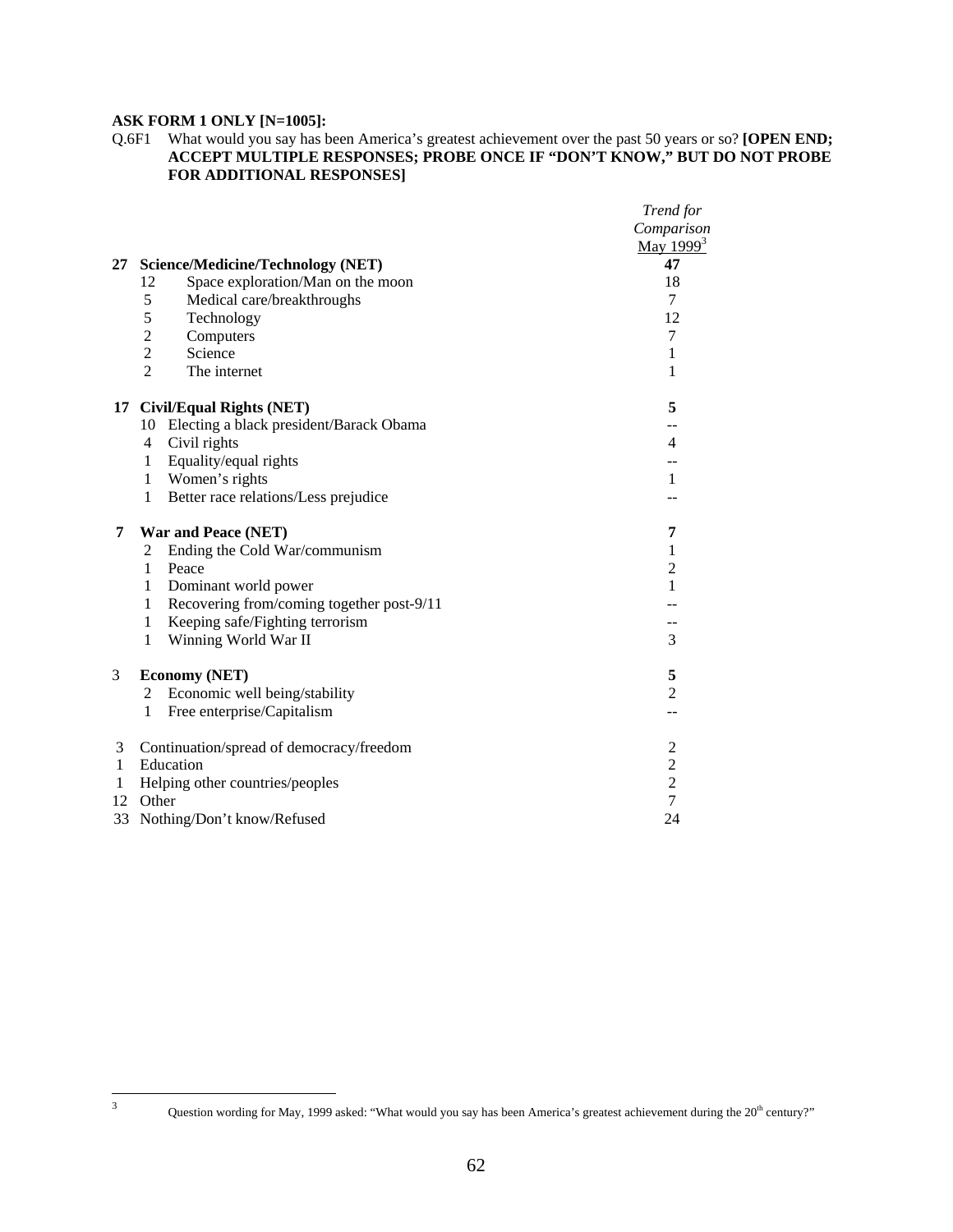**ASK FORM 1 ONLY [N=1005]:**

Q.6F1 What would you say has been America's greatest achievement over the past 50 years or so? **[OPEN END; ACCEPT MULTIPLE RESPONSES; PROBE ONCE IF "DON'T KNOW," BUT DO NOT PROBE FOR ADDITIONAL RESPONSES]**

| | | *Trend for Comparison* May 1999[3] |
|---|---|---|
| **27** | **Science/Medicine/Technology (NET)** | **47** |
| 12 | Space exploration/Man on the moon | 18 |
| 5 | Medical care/breakthroughs | 7 |
| 5 | Technology | 12 |
| 2 | Computers | 7 |
| 2 | Science | 1 |
| 2 | The internet | 1 |
| | | |
| **17** | **Civil/Equal Rights (NET)** | **5** |
| 10 | Electing a black president/Barack Obama | -- |
| 4 | Civil rights | 4 |
| 1 | Equality/equal rights | -- |
| 1 | Women's rights | 1 |
| 1 | Better race relations/Less prejudice | -- |
| | | |
| **7** | **War and Peace (NET)** | **7** |
| 2 | Ending the Cold War/communism | 1 |
| 1 | Peace | 2 |
| 1 | Dominant world power | 1 |
| 1 | Recovering from/coming together post-9/11 | -- |
| 1 | Keeping safe/Fighting terrorism | -- |
| 1 | Winning World War II | 3 |
| | | |
| 3 | **Economy (NET)** | **5** |
| 2 | Economic well being/stability | 2 |
| 1 | Free enterprise/Capitalism | -- |
| | | |
| 3 | Continuation/spread of democracy/freedom | 2 |
| 1 | Education | 2 |
| 1 | Helping other countries/peoples | 2 |
| 12 | Other | 7 |
| 33 | Nothing/Don't know/Refused | 24 |

[3] Question wording for May, 1999 asked: "What would you say has been America's greatest achievement during the 20th century?"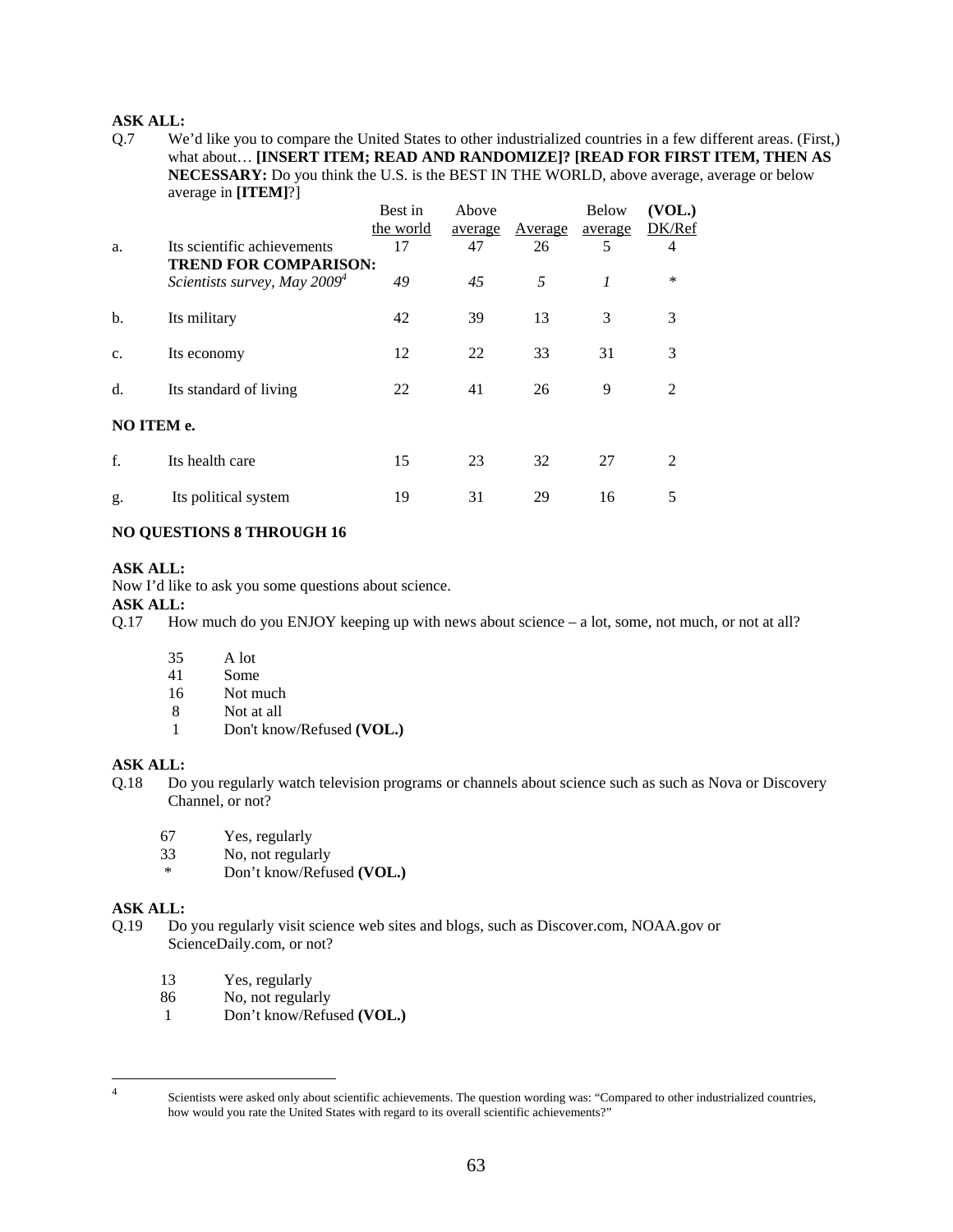**ASK ALL:**

Q.7 We'd like you to compare the United States to other industrialized countries in a few different areas. (First,) what about… **[INSERT ITEM; READ AND RANDOMIZE]? [READ FOR FIRST ITEM, THEN AS NECESSARY:** Do you think the U.S. is the BEST IN THE WORLD, above average, average or below average in **[ITEM]**?]

| | | Best in the world | Above average | Average | Below average | (VOL.) DK/Ref |
|---|---|---|---|---|---|---|
| a. | Its scientific achievements | 17 | 47 | 26 | 5 | 4 |
| | **TREND FOR COMPARISON:** | | | | | |
| | *Scientists survey, May 2009*[4] | *49* | *45* | *5* | *1* | * |
| b. | Its military | 42 | 39 | 13 | 3 | 3 |
| c. | Its economy | 12 | 22 | 33 | 31 | 3 |
| d. | Its standard of living | 22 | 41 | 26 | 9 | 2 |
| **NO ITEM e.** | | | | | | |
| f. | Its health care | 15 | 23 | 32 | 27 | 2 |
| g. | Its political system | 19 | 31 | 29 | 16 | 5 |

**NO QUESTIONS 8 THROUGH 16**

**ASK ALL:**

Now I'd like to ask you some questions about science.

**ASK ALL:**

Q.17 How much do you ENJOY keeping up with news about science – a lot, some, not much, or not at all?

| | |
|---|---|
| 35 | A lot |
| 41 | Some |
| 16 | Not much |
| 8 | Not at all |
| 1 | Don't know/Refused **(VOL.)** |

**ASK ALL:**

Q.18 Do you regularly watch television programs or channels about science such as such as Nova or Discovery Channel, or not?

| | |
|---|---|
| 67 | Yes, regularly |
| 33 | No, not regularly |
| * | Don't know/Refused **(VOL.)** |

**ASK ALL:**

Q.19 Do you regularly visit science web sites and blogs, such as Discover.com, NOAA.gov or ScienceDaily.com, or not?

| | |
|---|---|
| 13 | Yes, regularly |
| 86 | No, not regularly |
| 1 | Don't know/Refused **(VOL.)** |

---

[4] Scientists were asked only about scientific achievements. The question wording was: "Compared to other industrialized countries, how would you rate the United States with regard to its overall scientific achievements?"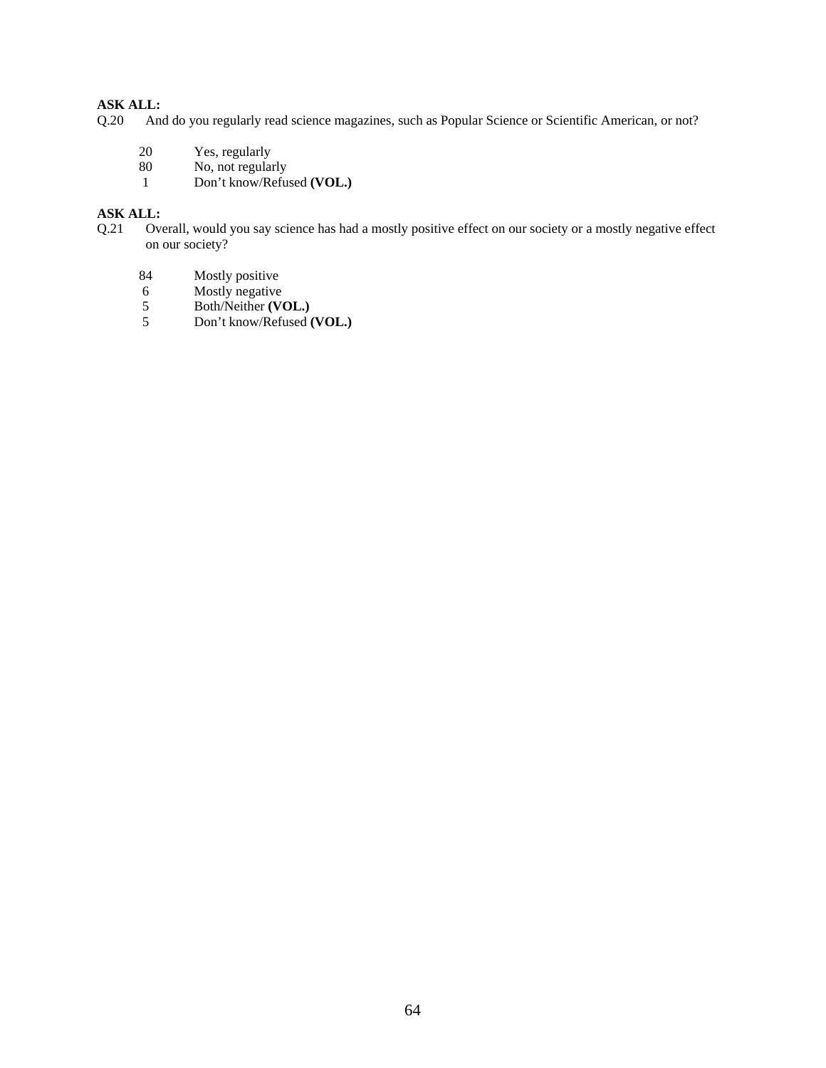**ASK ALL:**

Q.20 And do you regularly read science magazines, such as Popular Science or Scientific American, or not?

| | |
|---|---|
| 20 | Yes, regularly |
| 80 | No, not regularly |
| 1 | Don't know/Refused **(VOL.)** |

**ASK ALL:**

Q.21 Overall, would you say science has had a mostly positive effect on our society or a mostly negative effect on our society?

| | |
|---|---|
| 84 | Mostly positive |
| 6 | Mostly negative |
| 5 | Both/Neither **(VOL.)** |
| 5 | Don't know/Refused **(VOL.)** |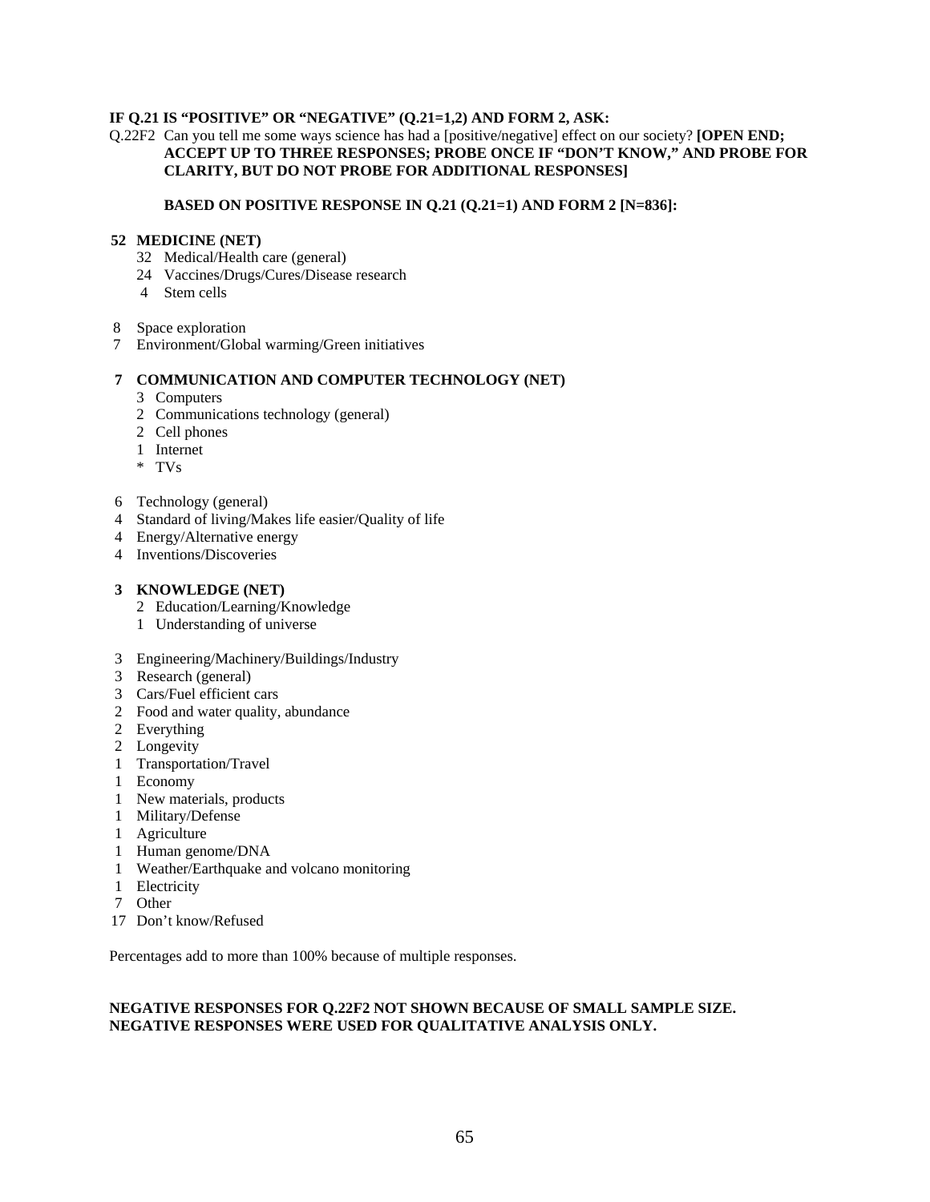**IF Q.21 IS "POSITIVE" OR "NEGATIVE" (Q.21=1,2) AND FORM 2, ASK:**

Q.22F2 Can you tell me some ways science has had a [positive/negative] effect on our society? **[OPEN END; ACCEPT UP TO THREE RESPONSES; PROBE ONCE IF "DON'T KNOW," AND PROBE FOR CLARITY, BUT DO NOT PROBE FOR ADDITIONAL RESPONSES]**

**BASED ON POSITIVE RESPONSE IN Q.21 (Q.21=1) AND FORM 2 [N=836]:**

**52 MEDICINE (NET)**
- 32 Medical/Health care (general)
- 24 Vaccines/Drugs/Cures/Disease research
- 4 Stem cells

8 Space exploration
7 Environment/Global warming/Green initiatives

**7 COMMUNICATION AND COMPUTER TECHNOLOGY (NET)**
- 3 Computers
- 2 Communications technology (general)
- 2 Cell phones
- 1 Internet
- * TVs

6 Technology (general)
4 Standard of living/Makes life easier/Quality of life
4 Energy/Alternative energy
4 Inventions/Discoveries

**3 KNOWLEDGE (NET)**
- 2 Education/Learning/Knowledge
- 1 Understanding of universe

3 Engineering/Machinery/Buildings/Industry
3 Research (general)
3 Cars/Fuel efficient cars
2 Food and water quality, abundance
2 Everything
2 Longevity
1 Transportation/Travel
1 Economy
1 New materials, products
1 Military/Defense
1 Agriculture
1 Human genome/DNA
1 Weather/Earthquake and volcano monitoring
1 Electricity
7 Other
17 Don't know/Refused

Percentages add to more than 100% because of multiple responses.

**NEGATIVE RESPONSES FOR Q.22F2 NOT SHOWN BECAUSE OF SMALL SAMPLE SIZE. NEGATIVE RESPONSES WERE USED FOR QUALITATIVE ANALYSIS ONLY.**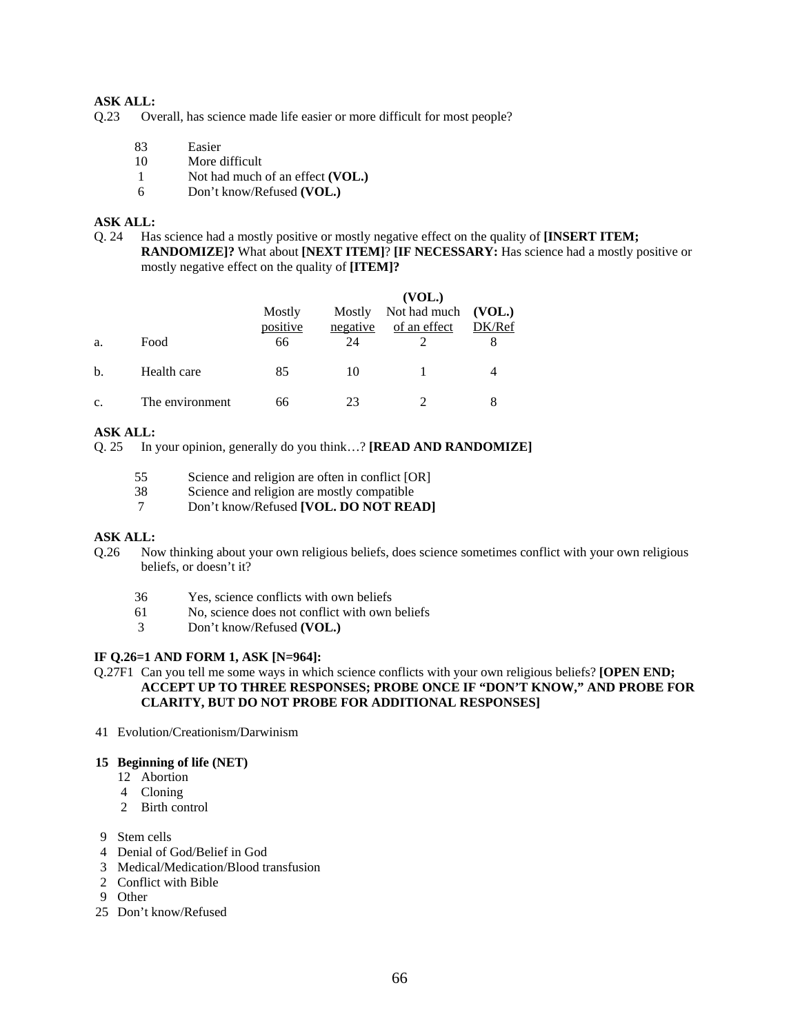**ASK ALL:**

Q.23 Overall, has science made life easier or more difficult for most people?

- 83 Easier
- 10 More difficult
- 1 Not had much of an effect **(VOL.)**
- 6 Don't know/Refused **(VOL.)**

**ASK ALL:**

Q. 24 Has science had a mostly positive or mostly negative effect on the quality of **[INSERT ITEM; RANDOMIZE]?** What about **[NEXT ITEM]**? **[IF NECESSARY:** Has science had a mostly positive or mostly negative effect on the quality of **[ITEM]?**

| | | Mostly positive | Mostly negative | (VOL.) Not had much of an effect | (VOL.) DK/Ref |
|---|---|---|---|---|---|
| a. | Food | 66 | 24 | 2 | 8 |
| b. | Health care | 85 | 10 | 1 | 4 |
| c. | The environment | 66 | 23 | 2 | 8 |

**ASK ALL:**

Q. 25 In your opinion, generally do you think…? **[READ AND RANDOMIZE]**

- 55 Science and religion are often in conflict [OR]
- 38 Science and religion are mostly compatible
- 7 Don't know/Refused **[VOL. DO NOT READ]**

**ASK ALL:**

Q.26 Now thinking about your own religious beliefs, does science sometimes conflict with your own religious beliefs, or doesn't it?

- 36 Yes, science conflicts with own beliefs
- 61 No, science does not conflict with own beliefs
- 3 Don't know/Refused **(VOL.)**

**IF Q.26=1 AND FORM 1, ASK [N=964]:**

Q.27F1 Can you tell me some ways in which science conflicts with your own religious beliefs? **[OPEN END; ACCEPT UP TO THREE RESPONSES; PROBE ONCE IF "DON'T KNOW," AND PROBE FOR CLARITY, BUT DO NOT PROBE FOR ADDITIONAL RESPONSES]**

41 Evolution/Creationism/Darwinism

**15 Beginning of life (NET)**
- 12 Abortion
- 4 Cloning
- 2 Birth control

9 Stem cells
4 Denial of God/Belief in God
3 Medical/Medication/Blood transfusion
2 Conflict with Bible
9 Other
25 Don't know/Refused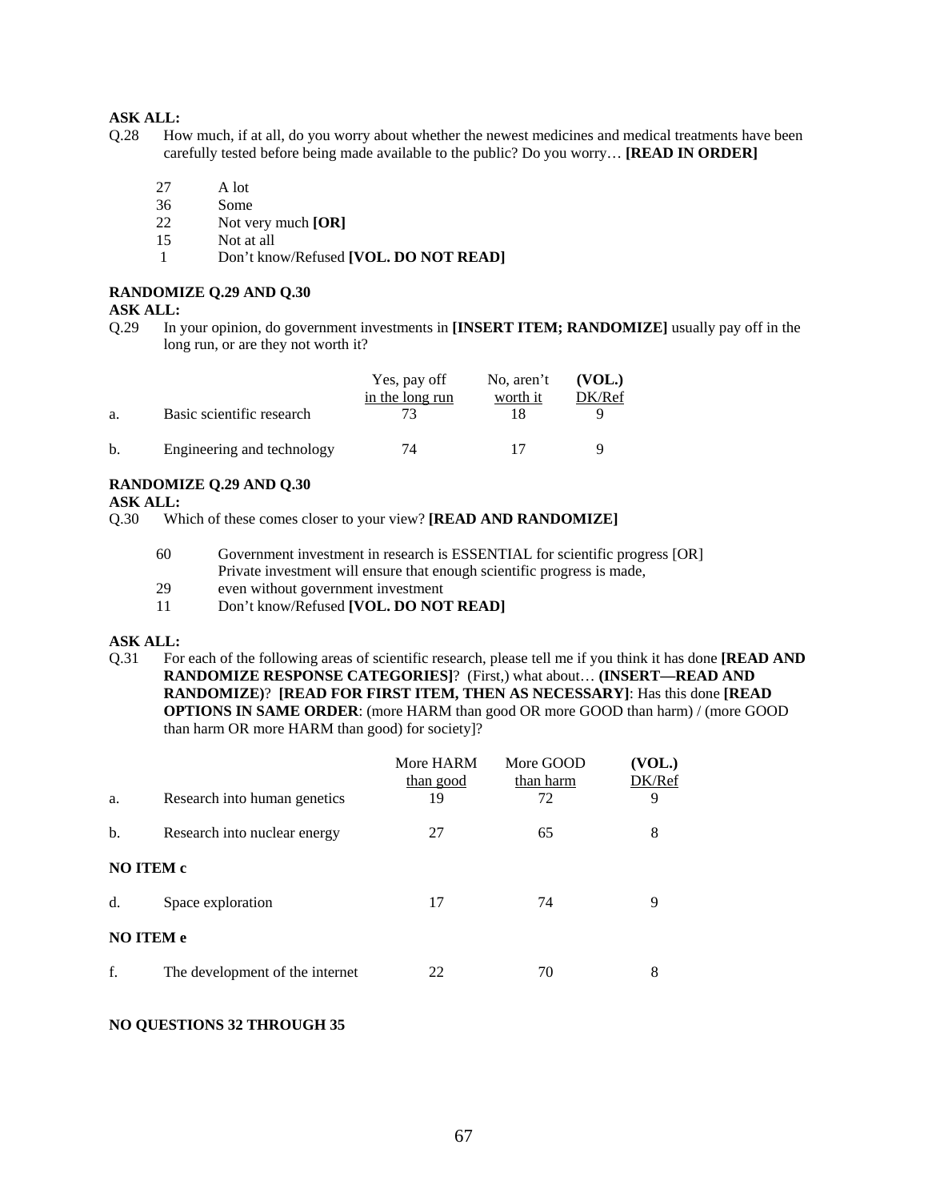**ASK ALL:**

Q.28 How much, if at all, do you worry about whether the newest medicines and medical treatments have been carefully tested before being made available to the public? Do you worry… **[READ IN ORDER]**

| | |
|---|---|
| 27 | A lot |
| 36 | Some |
| 22 | Not very much **[OR]** |
| 15 | Not at all |
| 1 | Don't know/Refused **[VOL. DO NOT READ]** |

**RANDOMIZE Q.29 AND Q.30**

**ASK ALL:**

Q.29 In your opinion, do government investments in **[INSERT ITEM; RANDOMIZE]** usually pay off in the long run, or are they not worth it?

| | | Yes, pay off in the long run | No, aren't worth it | (VOL.) DK/Ref |
|---|---|---|---|---|
| a. | Basic scientific research | 73 | 18 | 9 |
| b. | Engineering and technology | 74 | 17 | 9 |

**RANDOMIZE Q.29 AND Q.30**

**ASK ALL:**

Q.30 Which of these comes closer to your view? **[READ AND RANDOMIZE]**

| | |
|---|---|
| 60 | Government investment in research is ESSENTIAL for scientific progress [OR] |
| 29 | Private investment will ensure that enough scientific progress is made, even without government investment |
| 11 | Don't know/Refused **[VOL. DO NOT READ]** |

**ASK ALL:**

Q.31 For each of the following areas of scientific research, please tell me if you think it has done **[READ AND RANDOMIZE RESPONSE CATEGORIES]**? (First,) what about… **(INSERT—READ AND RANDOMIZE)**? **[READ FOR FIRST ITEM, THEN AS NECESSARY]**: Has this done **[READ OPTIONS IN SAME ORDER**: (more HARM than good OR more GOOD than harm) / (more GOOD than harm OR more HARM than good) for society]?

| | | More HARM than good | More GOOD than harm | (VOL.) DK/Ref |
|---|---|---|---|---|
| a. | Research into human genetics | 19 | 72 | 9 |
| b. | Research into nuclear energy | 27 | 65 | 8 |
| **NO ITEM c** | | | | |
| d. | Space exploration | 17 | 74 | 9 |
| **NO ITEM e** | | | | |
| f. | The development of the internet | 22 | 70 | 8 |

**NO QUESTIONS 32 THROUGH 35**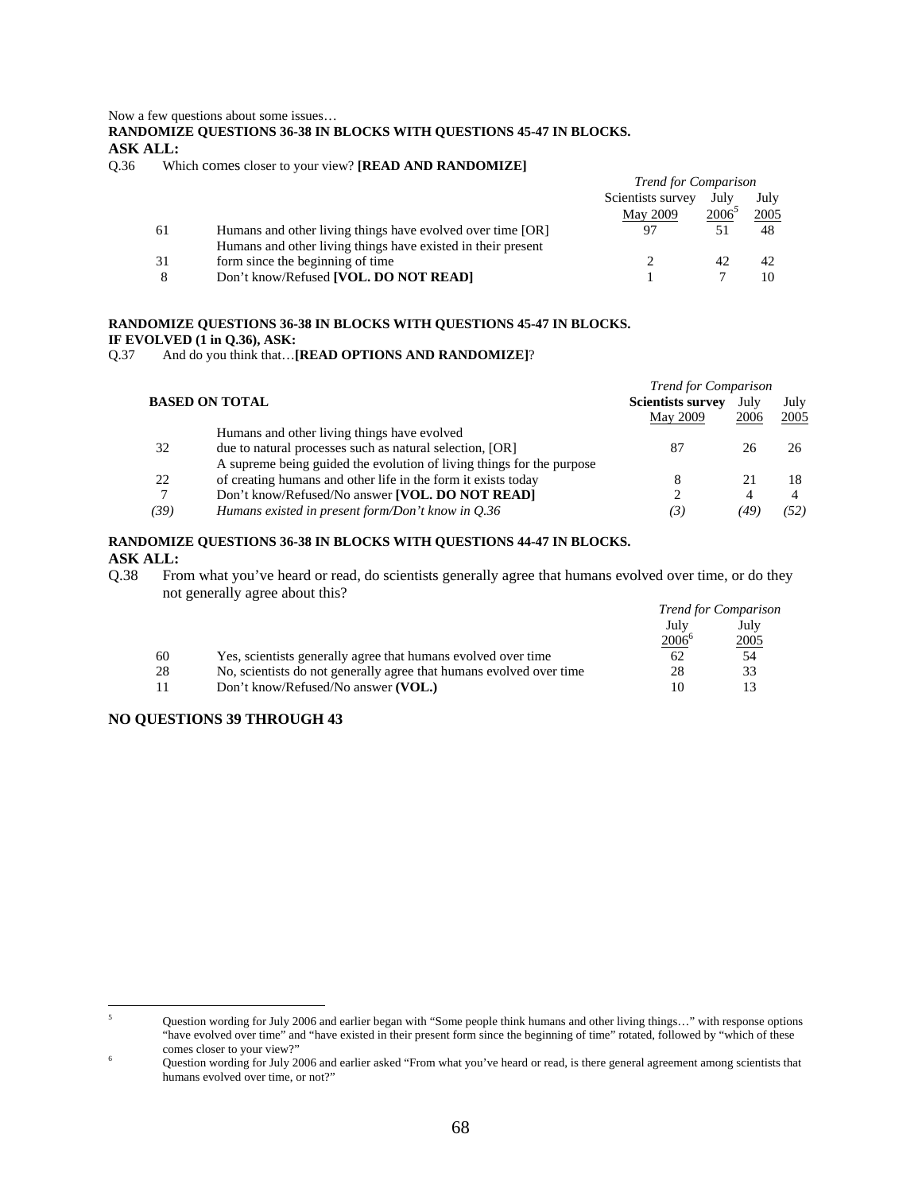Now a few questions about some issues…

**RANDOMIZE QUESTIONS 36-38 IN BLOCKS WITH QUESTIONS 45-47 IN BLOCKS.**

**ASK ALL:**

Q.36 Which comes closer to your view? **[READ AND RANDOMIZE]**

| | | *Trend for Comparison* | | |
|---|---|---|---|---|
| | | Scientists survey May 2009 | July 2006[5] | July 2005 |
| 61 | Humans and other living things have evolved over time [OR] | 97 | 51 | 48 |
| 31 | Humans and other living things have existed in their present form since the beginning of time | 2 | 42 | 42 |
| 8 | Don't know/Refused **[VOL. DO NOT READ]** | 1 | 7 | 10 |

**RANDOMIZE QUESTIONS 36-38 IN BLOCKS WITH QUESTIONS 45-47 IN BLOCKS.**

**IF EVOLVED (1 in Q.36), ASK:**

Q.37 And do you think that…**[READ OPTIONS AND RANDOMIZE]**?

| **BASED ON TOTAL** | | *Trend for Comparison* | | |
|---|---|---|---|---|
| | | **Scientists survey** May 2009 | July 2006 | July 2005 |
| 32 | Humans and other living things have evolved due to natural processes such as natural selection, [OR] | 87 | 26 | 26 |
| 22 | A supreme being guided the evolution of living things for the purpose of creating humans and other life in the form it exists today | 8 | 21 | 18 |
| 7 | Don't know/Refused/No answer **[VOL. DO NOT READ]** | 2 | 4 | 4 |
| *(39)* | *Humans existed in present form/Don't know in Q.36* | *(3)* | *(49)* | *(52)* |

**RANDOMIZE QUESTIONS 36-38 IN BLOCKS WITH QUESTIONS 44-47 IN BLOCKS.**

**ASK ALL:**

Q.38 From what you've heard or read, do scientists generally agree that humans evolved over time, or do they not generally agree about this?

| | | *Trend for Comparison* | |
|---|---|---|---|
| | | July 2006[6] | July 2005 |
| 60 | Yes, scientists generally agree that humans evolved over time | 62 | 54 |
| 28 | No, scientists do not generally agree that humans evolved over time | 28 | 33 |
| 11 | Don't know/Refused/No answer **(VOL.)** | 10 | 13 |

**NO QUESTIONS 39 THROUGH 43**

---

[5] Question wording for July 2006 and earlier began with "Some people think humans and other living things…" with response options "have evolved over time" and "have existed in their present form since the beginning of time" rotated, followed by "which of these comes closer to your view?"

[6] Question wording for July 2006 and earlier asked "From what you've heard or read, is there general agreement among scientists that humans evolved over time, or not?"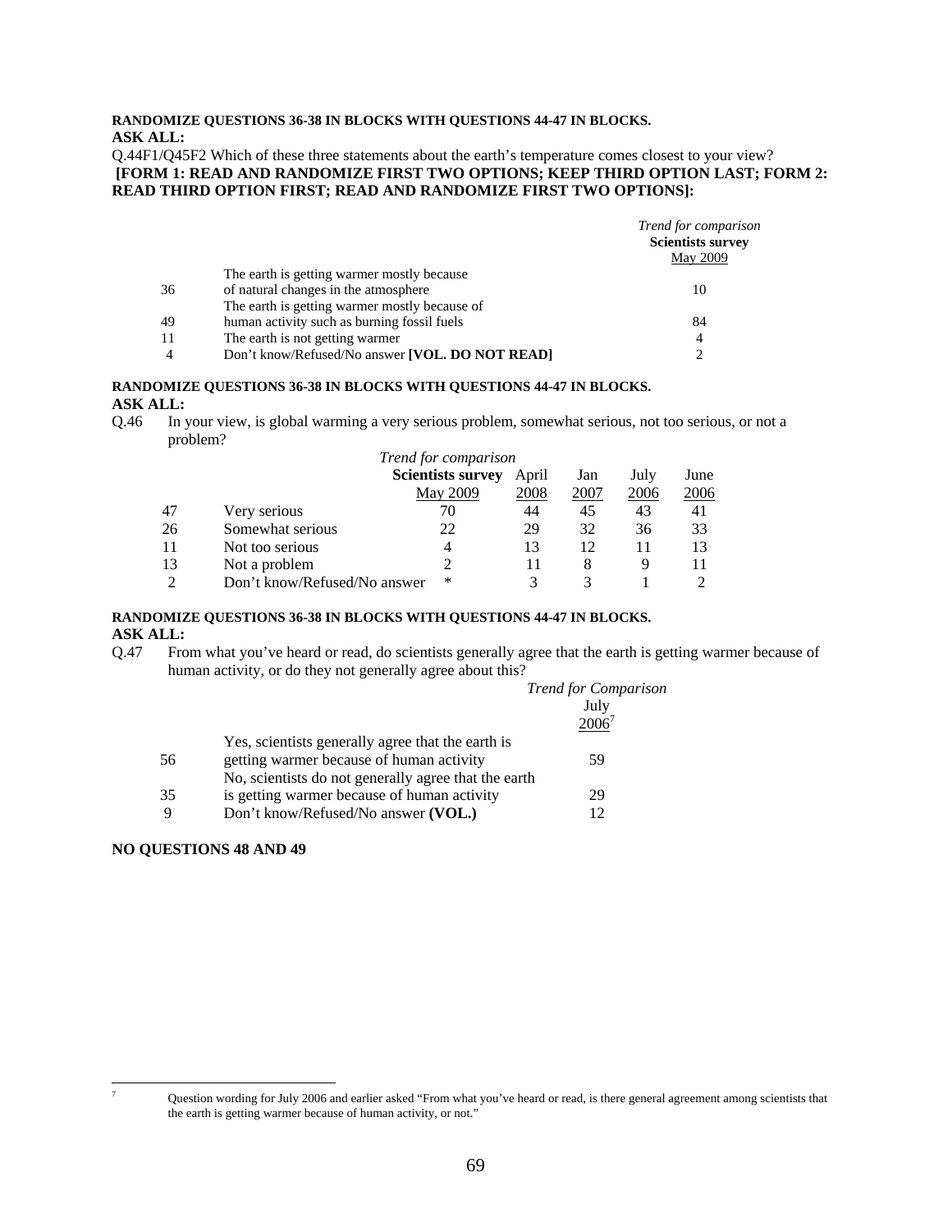**RANDOMIZE QUESTIONS 36-38 IN BLOCKS WITH QUESTIONS 44-47 IN BLOCKS.**
**ASK ALL:**
Q.44F1/Q45F2 Which of these three statements about the earth's temperature comes closest to your view?
**[FORM 1: READ AND RANDOMIZE FIRST TWO OPTIONS; KEEP THIRD OPTION LAST; FORM 2: READ THIRD OPTION FIRST; READ AND RANDOMIZE FIRST TWO OPTIONS]:**

| | | *Trend for comparison* **Scientists survey** May 2009 |
|---|---|---|
| 36 | The earth is getting warmer mostly because of natural changes in the atmosphere | 10 |
| 49 | The earth is getting warmer mostly because of human activity such as burning fossil fuels | 84 |
| 11 | The earth is not getting warmer | 4 |
| 4 | Don't know/Refused/No answer **[VOL. DO NOT READ]** | 2 |

**RANDOMIZE QUESTIONS 36-38 IN BLOCKS WITH QUESTIONS 44-47 IN BLOCKS.**
**ASK ALL:**
Q.46 In your view, is global warming a very serious problem, somewhat serious, not too serious, or not a problem?

| | | *Trend for comparison* **Scientists survey** May 2009 | April 2008 | Jan 2007 | July 2006 | June 2006 |
|---|---|---|---|---|---|---|
| 47 | Very serious | 70 | 44 | 45 | 43 | 41 |
| 26 | Somewhat serious | 22 | 29 | 32 | 36 | 33 |
| 11 | Not too serious | 4 | 13 | 12 | 11 | 13 |
| 13 | Not a problem | 2 | 11 | 8 | 9 | 11 |
| 2 | Don't know/Refused/No answer | * | 3 | 3 | 1 | 2 |

**RANDOMIZE QUESTIONS 36-38 IN BLOCKS WITH QUESTIONS 44-47 IN BLOCKS.**
**ASK ALL:**
Q.47 From what you've heard or read, do scientists generally agree that the earth is getting warmer because of human activity, or do they not generally agree about this?

| | | *Trend for Comparison* July 2006[7] |
|---|---|---|
| 56 | Yes, scientists generally agree that the earth is getting warmer because of human activity | 59 |
| 35 | No, scientists do not generally agree that the earth is getting warmer because of human activity | 29 |
| 9 | Don't know/Refused/No answer **(VOL.)** | 12 |

**NO QUESTIONS 48 AND 49**

[7] Question wording for July 2006 and earlier asked "From what you've heard or read, is there general agreement among scientists that the earth is getting warmer because of human activity, or not."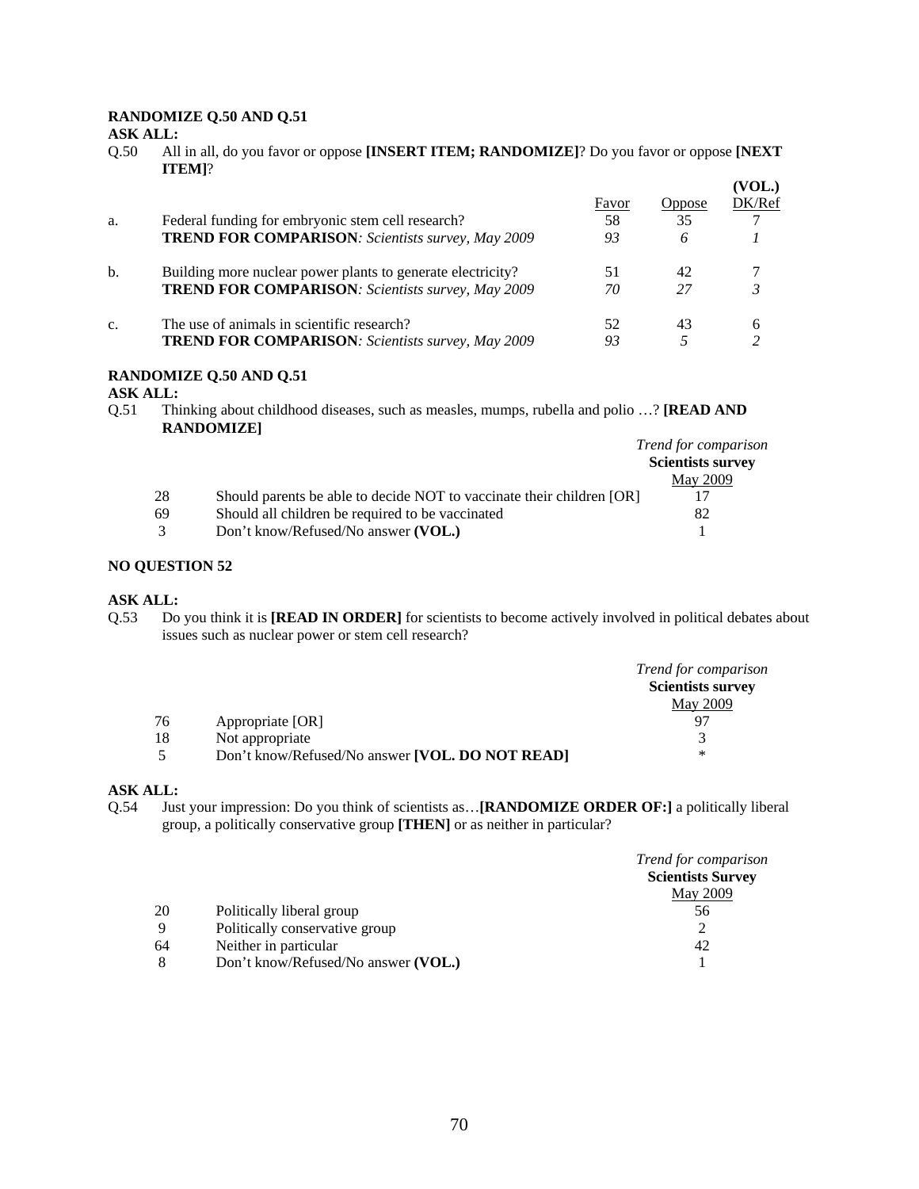**RANDOMIZE Q.50 AND Q.51**

**ASK ALL:**

Q.50 All in all, do you favor or oppose **[INSERT ITEM; RANDOMIZE]**? Do you favor or oppose **[NEXT ITEM]**?

| | | Favor | Oppose | (VOL.) DK/Ref |
|---|---|---|---|---|
| a. | Federal funding for embryonic stem cell research? | 58 | 35 | 7 |
| | **TREND FOR COMPARISON**: *Scientists survey, May 2009* | *93* | *6* | *1* |
| b. | Building more nuclear power plants to generate electricity? | 51 | 42 | 7 |
| | **TREND FOR COMPARISON**: *Scientists survey, May 2009* | *70* | *27* | *3* |
| c. | The use of animals in scientific research? | 52 | 43 | 6 |
| | **TREND FOR COMPARISON**: *Scientists survey, May 2009* | *93* | *5* | *2* |

**RANDOMIZE Q.50 AND Q.51**

**ASK ALL:**

Q.51 Thinking about childhood diseases, such as measles, mumps, rubella and polio …? **[READ AND RANDOMIZE]**

| | | *Trend for comparison* **Scientists survey** May 2009 |
|---|---|---|
| 28 | Should parents be able to decide NOT to vaccinate their children [OR] | 17 |
| 69 | Should all children be required to be vaccinated | 82 |
| 3 | Don't know/Refused/No answer **(VOL.)** | 1 |

**NO QUESTION 52**

**ASK ALL:**

Q.53 Do you think it is **[READ IN ORDER]** for scientists to become actively involved in political debates about issues such as nuclear power or stem cell research?

| | | *Trend for comparison* **Scientists survey** May 2009 |
|---|---|---|
| 76 | Appropriate [OR] | 97 |
| 18 | Not appropriate | 3 |
| 5 | Don't know/Refused/No answer **[VOL. DO NOT READ]** | * |

**ASK ALL:**

Q.54 Just your impression: Do you think of scientists as…**[RANDOMIZE ORDER OF:]** a politically liberal group, a politically conservative group **[THEN]** or as neither in particular?

| | | *Trend for comparison* **Scientists Survey** May 2009 |
|---|---|---|
| 20 | Politically liberal group | 56 |
| 9 | Politically conservative group | 2 |
| 64 | Neither in particular | 42 |
| 8 | Don't know/Refused/No answer **(VOL.)** | 1 |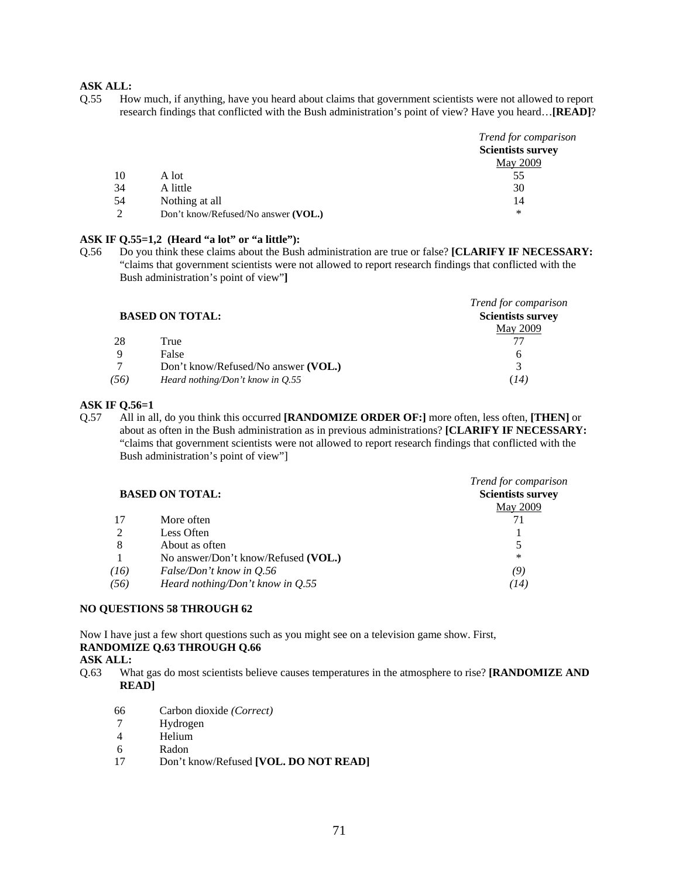**ASK ALL:**

Q.55 How much, if anything, have you heard about claims that government scientists were not allowed to report research findings that conflicted with the Bush administration's point of view? Have you heard…**[READ]**?

| | | *Trend for comparison* **Scientists survey** May 2009 |
|---|---|---|
| 10 | A lot | 55 |
| 34 | A little | 30 |
| 54 | Nothing at all | 14 |
| 2 | Don't know/Refused/No answer **(VOL.)** | * |

**ASK IF Q.55=1,2 (Heard "a lot" or "a little"):**

Q.56 Do you think these claims about the Bush administration are true or false? **[CLARIFY IF NECESSARY:** "claims that government scientists were not allowed to report research findings that conflicted with the Bush administration's point of view"**]**

| **BASED ON TOTAL:** | | *Trend for comparison* **Scientists survey** May 2009 |
|---|---|---|
| 28 | True | 77 |
| 9 | False | 6 |
| 7 | Don't know/Refused/No answer **(VOL.)** | 3 |
| *(56)* | *Heard nothing/Don't know in Q.55* | *(14)* |

**ASK IF Q.56=1**

Q.57 All in all, do you think this occurred **[RANDOMIZE ORDER OF:]** more often, less often, **[THEN]** or about as often in the Bush administration as in previous administrations? **[CLARIFY IF NECESSARY:** "claims that government scientists were not allowed to report research findings that conflicted with the Bush administration's point of view"]

| **BASED ON TOTAL:** | | *Trend for comparison* **Scientists survey** May 2009 |
|---|---|---|
| 17 | More often | 71 |
| 2 | Less Often | 1 |
| 8 | About as often | 5 |
| 1 | No answer/Don't know/Refused **(VOL.)** | * |
| *(16)* | *False/Don't know in Q.56* | *(9)* |
| *(56)* | *Heard nothing/Don't know in Q.55* | *(14)* |

**NO QUESTIONS 58 THROUGH 62**

Now I have just a few short questions such as you might see on a television game show. First,

**RANDOMIZE Q.63 THROUGH Q.66**

**ASK ALL:**

Q.63 What gas do most scientists believe causes temperatures in the atmosphere to rise? **[RANDOMIZE AND READ]**

| | |
|---|---|
| 66 | Carbon dioxide *(Correct)* |
| 7 | Hydrogen |
| 4 | Helium |
| 6 | Radon |
| 17 | Don't know/Refused **[VOL. DO NOT READ]** |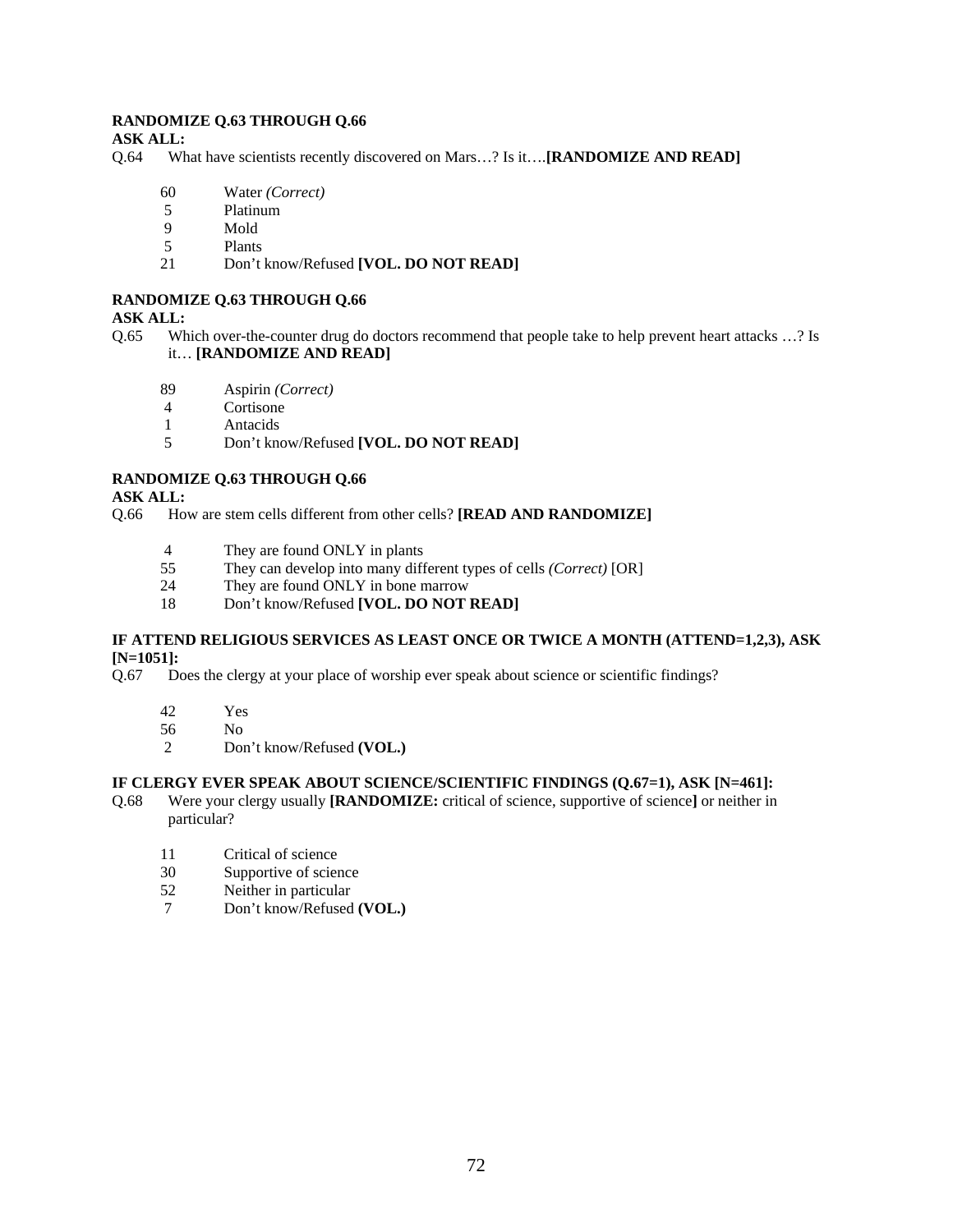**RANDOMIZE Q.63 THROUGH Q.66**
**ASK ALL:**
Q.64 What have scientists recently discovered on Mars…? Is it….**[RANDOMIZE AND READ]**

| | |
|---|---|
| 60 | Water *(Correct)* |
| 5 | Platinum |
| 9 | Mold |
| 5 | Plants |
| 21 | Don't know/Refused **[VOL. DO NOT READ]** |

**RANDOMIZE Q.63 THROUGH Q.66**
**ASK ALL:**
Q.65 Which over-the-counter drug do doctors recommend that people take to help prevent heart attacks …? Is it… **[RANDOMIZE AND READ]**

| | |
|---|---|
| 89 | Aspirin *(Correct)* |
| 4 | Cortisone |
| 1 | Antacids |
| 5 | Don't know/Refused **[VOL. DO NOT READ]** |

**RANDOMIZE Q.63 THROUGH Q.66**
**ASK ALL:**
Q.66 How are stem cells different from other cells? **[READ AND RANDOMIZE]**

| | |
|---|---|
| 4 | They are found ONLY in plants |
| 55 | They can develop into many different types of cells *(Correct)* [OR] |
| 24 | They are found ONLY in bone marrow |
| 18 | Don't know/Refused **[VOL. DO NOT READ]** |

**IF ATTEND RELIGIOUS SERVICES AS LEAST ONCE OR TWICE A MONTH (ATTEND=1,2,3), ASK [N=1051]:**
Q.67 Does the clergy at your place of worship ever speak about science or scientific findings?

| | |
|---|---|
| 42 | Yes |
| 56 | No |
| 2 | Don't know/Refused **(VOL.)** |

**IF CLERGY EVER SPEAK ABOUT SCIENCE/SCIENTIFIC FINDINGS (Q.67=1), ASK [N=461]:**
Q.68 Were your clergy usually **[RANDOMIZE:** critical of science, supportive of science**]** or neither in particular?

| | |
|---|---|
| 11 | Critical of science |
| 30 | Supportive of science |
| 52 | Neither in particular |
| 7 | Don't know/Refused **(VOL.)** |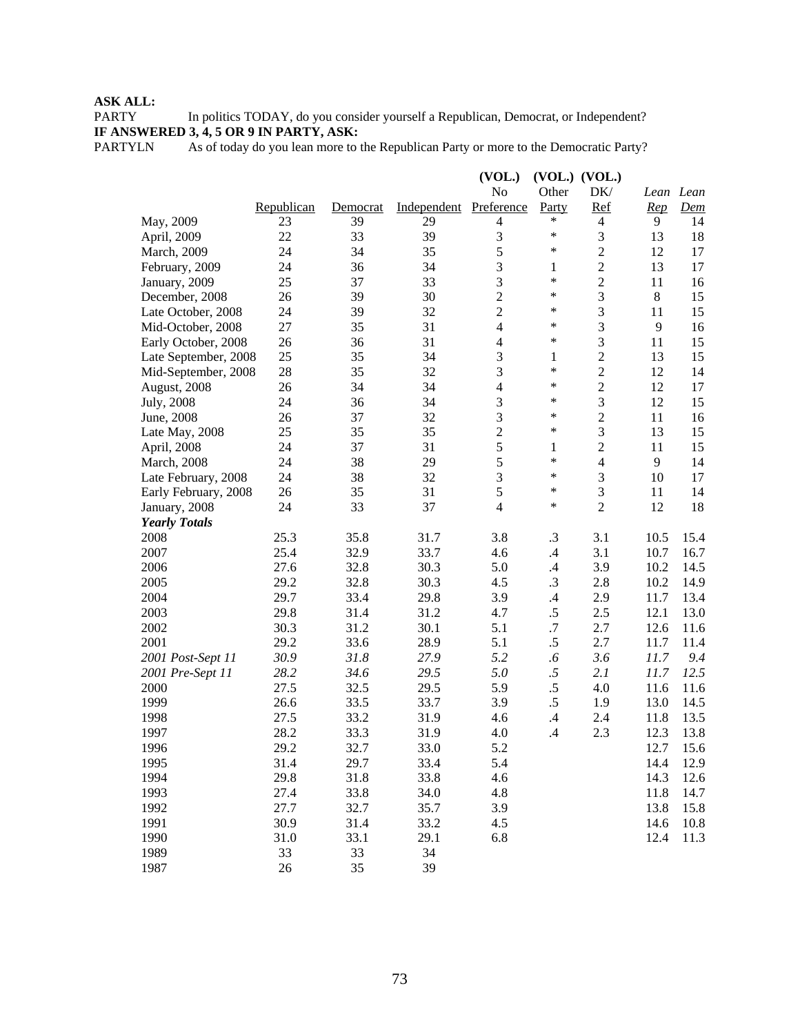**ASK ALL:**
PARTY In politics TODAY, do you consider yourself a Republican, Democrat, or Independent?
**IF ANSWERED 3, 4, 5 OR 9 IN PARTY, ASK:**
PARTYLN As of today do you lean more to the Republican Party or more to the Democratic Party?

| | Republican | Democrat | Independent | **(VOL.)** No Preference | **(VOL.)** Other Party | **(VOL.)** DK/ Ref | *Lean Rep* | *Lean Dem* |
|---|---|---|---|---|---|---|---|---|
| May, 2009 | 23 | 39 | 29 | 4 | * | 4 | 9 | 14 |
| April, 2009 | 22 | 33 | 39 | 3 | * | 3 | 13 | 18 |
| March, 2009 | 24 | 34 | 35 | 5 | * | 2 | 12 | 17 |
| February, 2009 | 24 | 36 | 34 | 3 | 1 | 2 | 13 | 17 |
| January, 2009 | 25 | 37 | 33 | 3 | * | 2 | 11 | 16 |
| December, 2008 | 26 | 39 | 30 | 2 | * | 3 | 8 | 15 |
| Late October, 2008 | 24 | 39 | 32 | 2 | * | 3 | 11 | 15 |
| Mid-October, 2008 | 27 | 35 | 31 | 4 | * | 3 | 9 | 16 |
| Early October, 2008 | 26 | 36 | 31 | 4 | * | 3 | 11 | 15 |
| Late September, 2008 | 25 | 35 | 34 | 3 | 1 | 2 | 13 | 15 |
| Mid-September, 2008 | 28 | 35 | 32 | 3 | * | 2 | 12 | 14 |
| August, 2008 | 26 | 34 | 34 | 4 | * | 2 | 12 | 17 |
| July, 2008 | 24 | 36 | 34 | 3 | * | 3 | 12 | 15 |
| June, 2008 | 26 | 37 | 32 | 3 | * | 2 | 11 | 16 |
| Late May, 2008 | 25 | 35 | 35 | 2 | * | 3 | 13 | 15 |
| April, 2008 | 24 | 37 | 31 | 5 | 1 | 2 | 11 | 15 |
| March, 2008 | 24 | 38 | 29 | 5 | * | 4 | 9 | 14 |
| Late February, 2008 | 24 | 38 | 32 | 3 | * | 3 | 10 | 17 |
| Early February, 2008 | 26 | 35 | 31 | 5 | * | 3 | 11 | 14 |
| January, 2008 | 24 | 33 | 37 | 4 | * | 2 | 12 | 18 |
| ***Yearly Totals*** | | | | | | | | |
| 2008 | 25.3 | 35.8 | 31.7 | 3.8 | .3 | 3.1 | 10.5 | 15.4 |
| 2007 | 25.4 | 32.9 | 33.7 | 4.6 | .4 | 3.1 | 10.7 | 16.7 |
| 2006 | 27.6 | 32.8 | 30.3 | 5.0 | .4 | 3.9 | 10.2 | 14.5 |
| 2005 | 29.2 | 32.8 | 30.3 | 4.5 | .3 | 2.8 | 10.2 | 14.9 |
| 2004 | 29.7 | 33.4 | 29.8 | 3.9 | .4 | 2.9 | 11.7 | 13.4 |
| 2003 | 29.8 | 31.4 | 31.2 | 4.7 | .5 | 2.5 | 12.1 | 13.0 |
| 2002 | 30.3 | 31.2 | 30.1 | 5.1 | .7 | 2.7 | 12.6 | 11.6 |
| 2001 | 29.2 | 33.6 | 28.9 | 5.1 | .5 | 2.7 | 11.7 | 11.4 |
| *2001 Post-Sept 11* | *30.9* | *31.8* | *27.9* | *5.2* | *.6* | *3.6* | *11.7* | *9.4* |
| *2001 Pre-Sept 11* | *28.2* | *34.6* | *29.5* | *5.0* | *.5* | *2.1* | *11.7* | *12.5* |
| 2000 | 27.5 | 32.5 | 29.5 | 5.9 | .5 | 4.0 | 11.6 | 11.6 |
| 1999 | 26.6 | 33.5 | 33.7 | 3.9 | .5 | 1.9 | 13.0 | 14.5 |
| 1998 | 27.5 | 33.2 | 31.9 | 4.6 | .4 | 2.4 | 11.8 | 13.5 |
| 1997 | 28.2 | 33.3 | 31.9 | 4.0 | .4 | 2.3 | 12.3 | 13.8 |
| 1996 | 29.2 | 32.7 | 33.0 | 5.2 | | | 12.7 | 15.6 |
| 1995 | 31.4 | 29.7 | 33.4 | 5.4 | | | 14.4 | 12.9 |
| 1994 | 29.8 | 31.8 | 33.8 | 4.6 | | | 14.3 | 12.6 |
| 1993 | 27.4 | 33.8 | 34.0 | 4.8 | | | 11.8 | 14.7 |
| 1992 | 27.7 | 32.7 | 35.7 | 3.9 | | | 13.8 | 15.8 |
| 1991 | 30.9 | 31.4 | 33.2 | 4.5 | | | 14.6 | 10.8 |
| 1990 | 31.0 | 33.1 | 29.1 | 6.8 | | | 12.4 | 11.3 |
| 1989 | 33 | 33 | 34 | | | | | |
| 1987 | 26 | 35 | 39 | | | | | |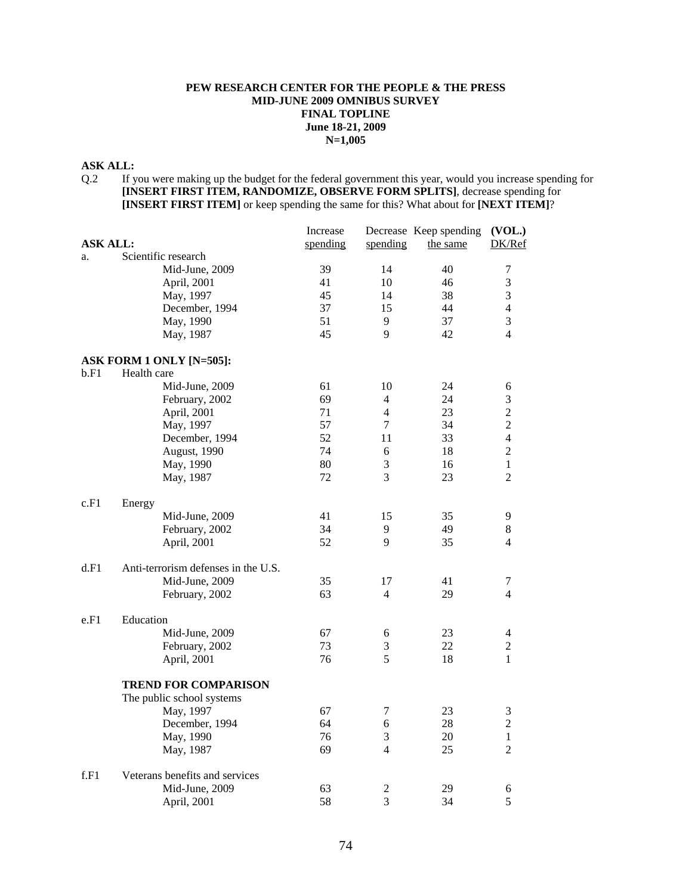**PEW RESEARCH CENTER FOR THE PEOPLE & THE PRESS**
**MID-JUNE 2009 OMNIBUS SURVEY**
**FINAL TOPLINE**
**June 18-21, 2009**
**N=1,005**

**ASK ALL:**

Q.2 If you were making up the budget for the federal government this year, would you increase spending for **[INSERT FIRST ITEM, RANDOMIZE, OBSERVE FORM SPLITS]**, decrease spending for **[INSERT FIRST ITEM]** or keep spending the same for this? What about for **[NEXT ITEM]**?

| **ASK ALL:** | | Increase spending | Decrease spending | Keep spending the same | **(VOL.)** DK/Ref |
|---|---|---|---|---|---|
| a. | Scientific research | | | | |
| | Mid-June, 2009 | 39 | 14 | 40 | 7 |
| | April, 2001 | 41 | 10 | 46 | 3 |
| | May, 1997 | 45 | 14 | 38 | 3 |
| | December, 1994 | 37 | 15 | 44 | 4 |
| | May, 1990 | 51 | 9 | 37 | 3 |
| | May, 1987 | 45 | 9 | 42 | 4 |
| **ASK FORM 1 ONLY [N=505]:** | | | | | |
| b.F1 | Health care | | | | |
| | Mid-June, 2009 | 61 | 10 | 24 | 6 |
| | February, 2002 | 69 | 4 | 24 | 3 |
| | April, 2001 | 71 | 4 | 23 | 2 |
| | May, 1997 | 57 | 7 | 34 | 2 |
| | December, 1994 | 52 | 11 | 33 | 4 |
| | August, 1990 | 74 | 6 | 18 | 2 |
| | May, 1990 | 80 | 3 | 16 | 1 |
| | May, 1987 | 72 | 3 | 23 | 2 |
| c.F1 | Energy | | | | |
| | Mid-June, 2009 | 41 | 15 | 35 | 9 |
| | February, 2002 | 34 | 9 | 49 | 8 |
| | April, 2001 | 52 | 9 | 35 | 4 |
| d.F1 | Anti-terrorism defenses in the U.S. | | | | |
| | Mid-June, 2009 | 35 | 17 | 41 | 7 |
| | February, 2002 | 63 | 4 | 29 | 4 |
| e.F1 | Education | | | | |
| | Mid-June, 2009 | 67 | 6 | 23 | 4 |
| | February, 2002 | 73 | 3 | 22 | 2 |
| | April, 2001 | 76 | 5 | 18 | 1 |
| | **TREND FOR COMPARISON** | | | | |
| | The public school systems | | | | |
| | May, 1997 | 67 | 7 | 23 | 3 |
| | December, 1994 | 64 | 6 | 28 | 2 |
| | May, 1990 | 76 | 3 | 20 | 1 |
| | May, 1987 | 69 | 4 | 25 | 2 |
| f.F1 | Veterans benefits and services | | | | |
| | Mid-June, 2009 | 63 | 2 | 29 | 6 |
| | April, 2001 | 58 | 3 | 34 | 5 |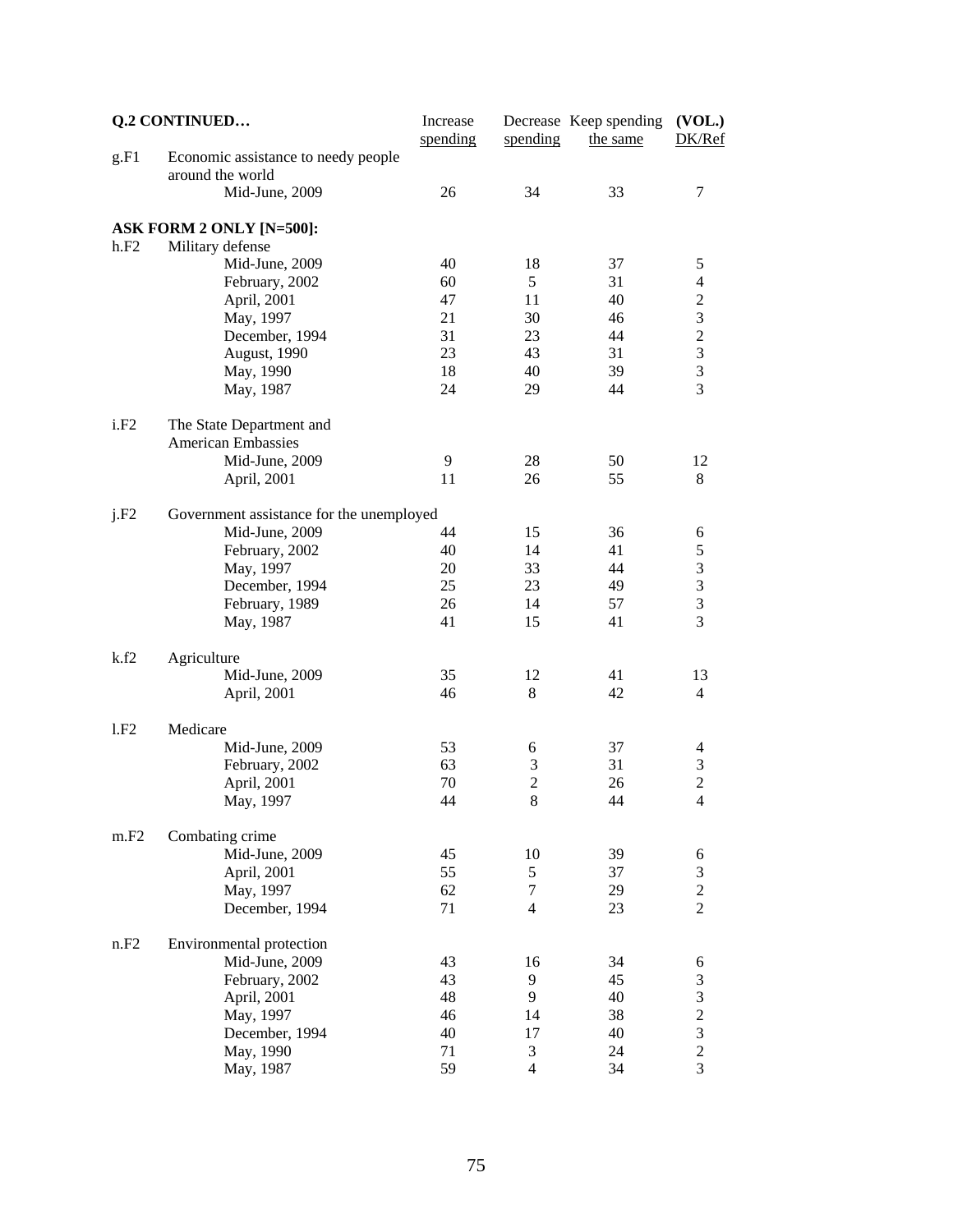| Q.2 CONTINUED… | | Increase spending | Decrease spending | Keep spending the same | (VOL.) DK/Ref |
|---|---|---|---|---|---|
| g.F1 | Economic assistance to needy people around the world | | | | |
| | Mid-June, 2009 | 26 | 34 | 33 | 7 |
| **ASK FORM 2 ONLY [N=500]:** | | | | | |
| h.F2 | Military defense | | | | |
| | Mid-June, 2009 | 40 | 18 | 37 | 5 |
| | February, 2002 | 60 | 5 | 31 | 4 |
| | April, 2001 | 47 | 11 | 40 | 2 |
| | May, 1997 | 21 | 30 | 46 | 3 |
| | December, 1994 | 31 | 23 | 44 | 2 |
| | August, 1990 | 23 | 43 | 31 | 3 |
| | May, 1990 | 18 | 40 | 39 | 3 |
| | May, 1987 | 24 | 29 | 44 | 3 |
| i.F2 | The State Department and American Embassies | | | | |
| | Mid-June, 2009 | 9 | 28 | 50 | 12 |
| | April, 2001 | 11 | 26 | 55 | 8 |
| j.F2 | Government assistance for the unemployed | | | | |
| | Mid-June, 2009 | 44 | 15 | 36 | 6 |
| | February, 2002 | 40 | 14 | 41 | 5 |
| | May, 1997 | 20 | 33 | 44 | 3 |
| | December, 1994 | 25 | 23 | 49 | 3 |
| | February, 1989 | 26 | 14 | 57 | 3 |
| | May, 1987 | 41 | 15 | 41 | 3 |
| k.f2 | Agriculture | | | | |
| | Mid-June, 2009 | 35 | 12 | 41 | 13 |
| | April, 2001 | 46 | 8 | 42 | 4 |
| l.F2 | Medicare | | | | |
| | Mid-June, 2009 | 53 | 6 | 37 | 4 |
| | February, 2002 | 63 | 3 | 31 | 3 |
| | April, 2001 | 70 | 2 | 26 | 2 |
| | May, 1997 | 44 | 8 | 44 | 4 |
| m.F2 | Combating crime | | | | |
| | Mid-June, 2009 | 45 | 10 | 39 | 6 |
| | April, 2001 | 55 | 5 | 37 | 3 |
| | May, 1997 | 62 | 7 | 29 | 2 |
| | December, 1994 | 71 | 4 | 23 | 2 |
| n.F2 | Environmental protection | | | | |
| | Mid-June, 2009 | 43 | 16 | 34 | 6 |
| | February, 2002 | 43 | 9 | 45 | 3 |
| | April, 2001 | 48 | 9 | 40 | 3 |
| | May, 1997 | 46 | 14 | 38 | 2 |
| | December, 1994 | 40 | 17 | 40 | 3 |
| | May, 1990 | 71 | 3 | 24 | 2 |
| | May, 1987 | 59 | 4 | 34 | 3 |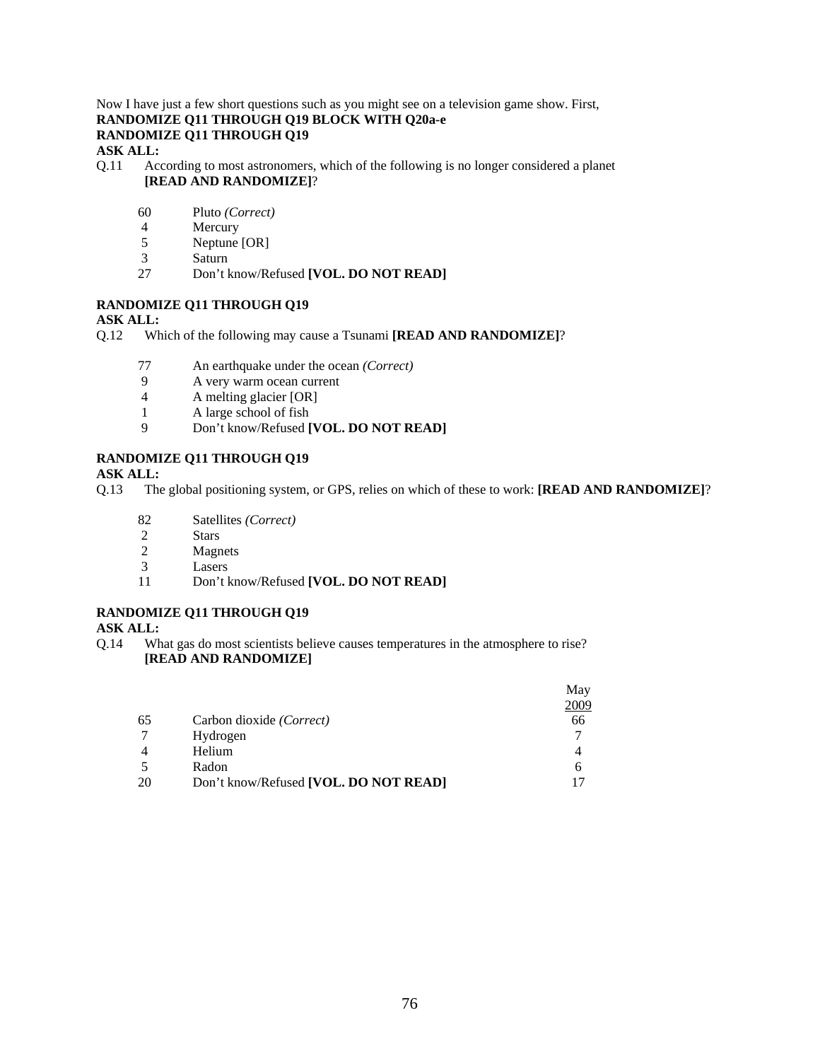Now I have just a few short questions such as you might see on a television game show. First,

**RANDOMIZE Q11 THROUGH Q19 BLOCK WITH Q20a-e**
**RANDOMIZE Q11 THROUGH Q19**
**ASK ALL:**

Q.11 According to most astronomers, which of the following is no longer considered a planet **[READ AND RANDOMIZE]**?

| | |
|---|---|
| 60 | Pluto *(Correct)* |
| 4 | Mercury |
| 5 | Neptune [OR] |
| 3 | Saturn |
| 27 | Don't know/Refused **[VOL. DO NOT READ]** |

**RANDOMIZE Q11 THROUGH Q19**
**ASK ALL:**

Q.12 Which of the following may cause a Tsunami **[READ AND RANDOMIZE]**?

| | |
|---|---|
| 77 | An earthquake under the ocean *(Correct)* |
| 9 | A very warm ocean current |
| 4 | A melting glacier [OR] |
| 1 | A large school of fish |
| 9 | Don't know/Refused **[VOL. DO NOT READ]** |

**RANDOMIZE Q11 THROUGH Q19**
**ASK ALL:**

Q.13 The global positioning system, or GPS, relies on which of these to work: **[READ AND RANDOMIZE]**?

| | |
|---|---|
| 82 | Satellites *(Correct)* |
| 2 | Stars |
| 2 | Magnets |
| 3 | Lasers |
| 11 | Don't know/Refused **[VOL. DO NOT READ]** |

**RANDOMIZE Q11 THROUGH Q19**
**ASK ALL:**

Q.14 What gas do most scientists believe causes temperatures in the atmosphere to rise? **[READ AND RANDOMIZE]**

| | | May 2009 |
|---|---|---|
| 65 | Carbon dioxide *(Correct)* | 66 |
| 7 | Hydrogen | 7 |
| 4 | Helium | 4 |
| 5 | Radon | 6 |
| 20 | Don't know/Refused **[VOL. DO NOT READ]** | 17 |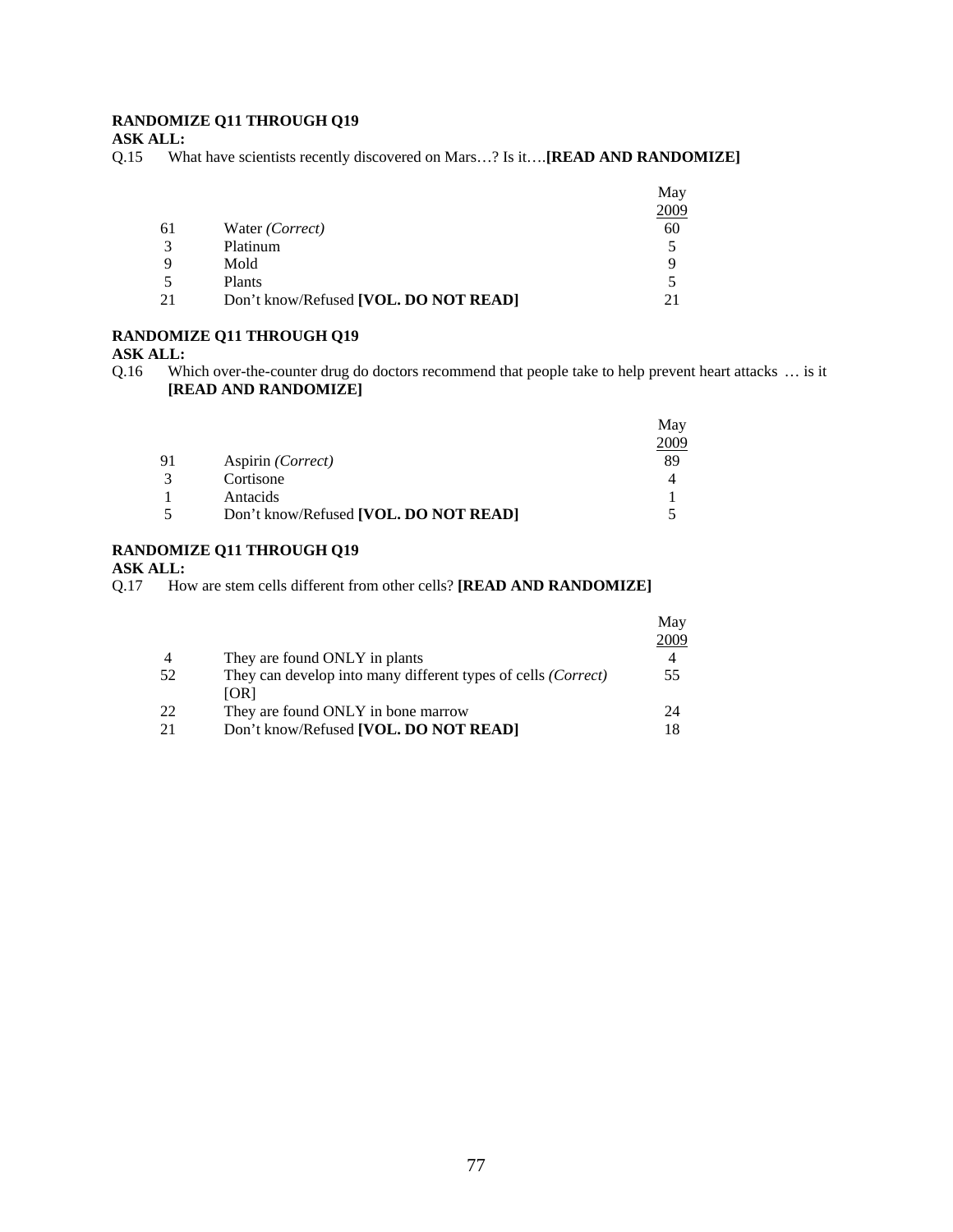**RANDOMIZE Q11 THROUGH Q19**
**ASK ALL:**
Q.15 What have scientists recently discovered on Mars…? Is it….**[READ AND RANDOMIZE]**

| | | May 2009 |
|---|---|---|
| 61 | Water *(Correct)* | 60 |
| 3 | Platinum | 5 |
| 9 | Mold | 9 |
| 5 | Plants | 5 |
| 21 | Don't know/Refused **[VOL. DO NOT READ]** | 21 |

**RANDOMIZE Q11 THROUGH Q19**
**ASK ALL:**
Q.16 Which over-the-counter drug do doctors recommend that people take to help prevent heart attacks … is it **[READ AND RANDOMIZE]**

| | | May 2009 |
|---|---|---|
| 91 | Aspirin *(Correct)* | 89 |
| 3 | Cortisone | 4 |
| 1 | Antacids | 1 |
| 5 | Don't know/Refused **[VOL. DO NOT READ]** | 5 |

**RANDOMIZE Q11 THROUGH Q19**
**ASK ALL:**
Q.17 How are stem cells different from other cells? **[READ AND RANDOMIZE]**

| | | May 2009 |
|---|---|---|
| 4 | They are found ONLY in plants | 4 |
| 52 | They can develop into many different types of cells *(Correct)* [OR] | 55 |
| 22 | They are found ONLY in bone marrow | 24 |
| 21 | Don't know/Refused **[VOL. DO NOT READ]** | 18 |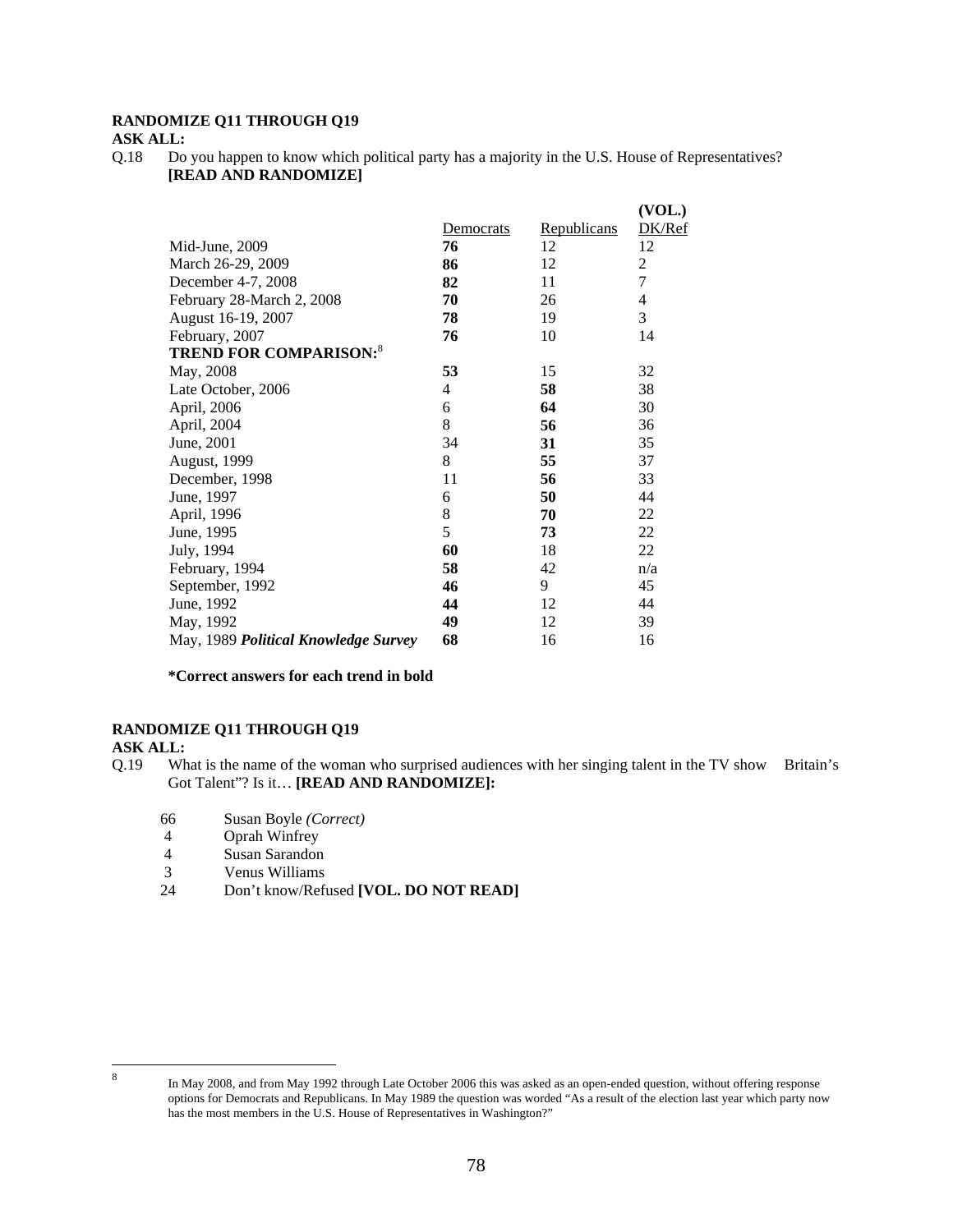**RANDOMIZE Q11 THROUGH Q19**

**ASK ALL:**

Q.18 Do you happen to know which political party has a majority in the U.S. House of Representatives? **[READ AND RANDOMIZE]**

| | Democrats | Republicans | (VOL.) DK/Ref |
|---|---|---|---|
| Mid-June, 2009 | **76** | 12 | 12 |
| March 26-29, 2009 | **86** | 12 | 2 |
| December 4-7, 2008 | **82** | 11 | 7 |
| February 28-March 2, 2008 | **70** | 26 | 4 |
| August 16-19, 2007 | **78** | 19 | 3 |
| February, 2007 | **76** | 10 | 14 |
| **TREND FOR COMPARISON:**[8] | | | |
| May, 2008 | **53** | 15 | 32 |
| Late October, 2006 | 4 | **58** | 38 |
| April, 2006 | 6 | **64** | 30 |
| April, 2004 | 8 | **56** | 36 |
| June, 2001 | 34 | **31** | 35 |
| August, 1999 | 8 | **55** | 37 |
| December, 1998 | 11 | **56** | 33 |
| June, 1997 | 6 | **50** | 44 |
| April, 1996 | 8 | **70** | 22 |
| June, 1995 | 5 | **73** | 22 |
| July, 1994 | **60** | 18 | 22 |
| February, 1994 | **58** | 42 | n/a |
| September, 1992 | **46** | 9 | 45 |
| June, 1992 | **44** | 12 | 44 |
| May, 1992 | **49** | 12 | 39 |
| May, 1989 ***Political Knowledge Survey*** | **68** | 16 | 16 |

**\*Correct answers for each trend in bold**

**RANDOMIZE Q11 THROUGH Q19**

**ASK ALL:**

Q.19 What is the name of the woman who surprised audiences with her singing talent in the TV show Britain's Got Talent"? Is it… **[READ AND RANDOMIZE]:**

| | |
|---|---|
| 66 | Susan Boyle *(Correct)* |
| 4 | Oprah Winfrey |
| 4 | Susan Sarandon |
| 3 | Venus Williams |
| 24 | Don't know/Refused **[VOL. DO NOT READ]** |

[8] In May 2008, and from May 1992 through Late October 2006 this was asked as an open-ended question, without offering response options for Democrats and Republicans. In May 1989 the question was worded "As a result of the election last year which party now has the most members in the U.S. House of Representatives in Washington?"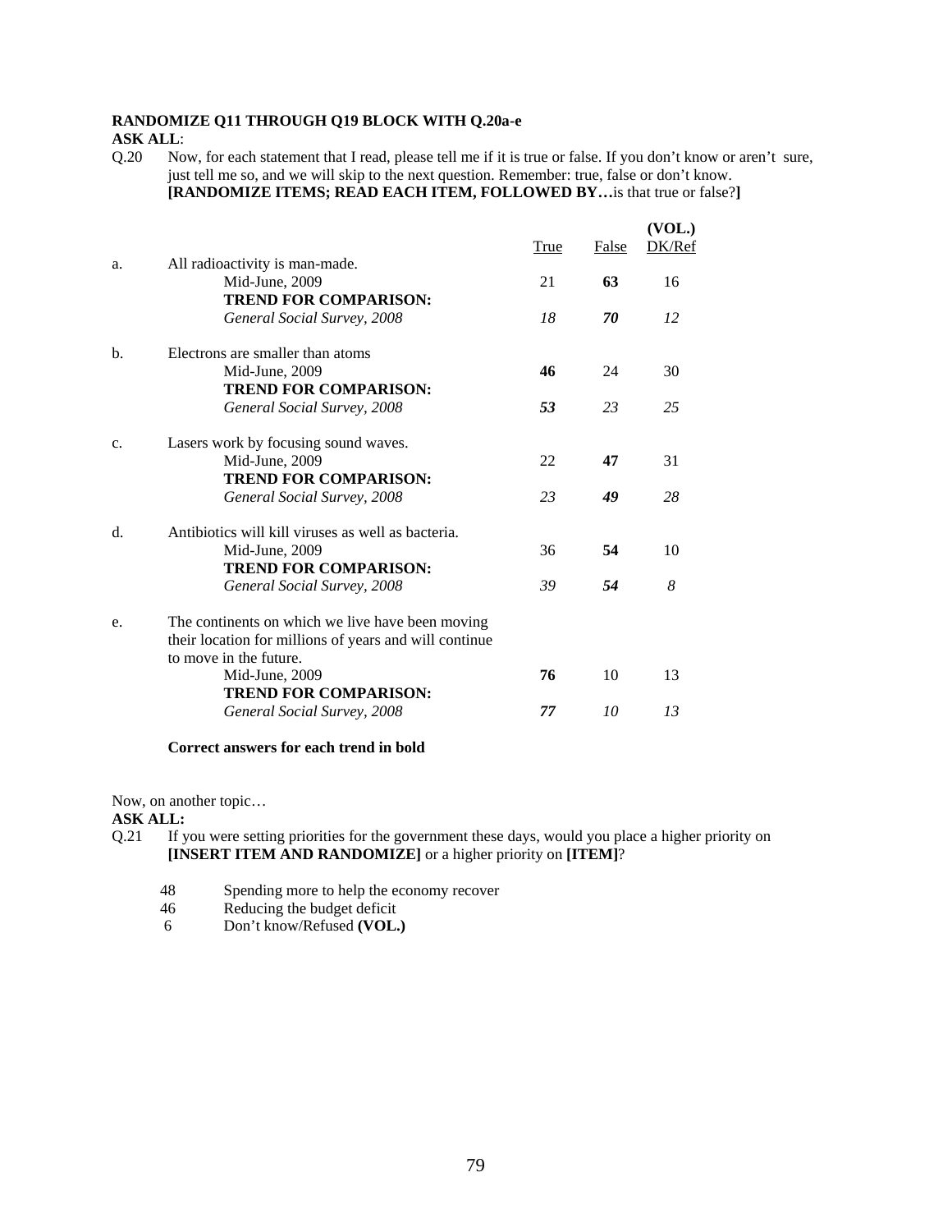**RANDOMIZE Q11 THROUGH Q19 BLOCK WITH Q.20a-e**

**ASK ALL**:

Q.20 Now, for each statement that I read, please tell me if it is true or false. If you don't know or aren't sure, just tell me so, and we will skip to the next question. Remember: true, false or don't know. **[RANDOMIZE ITEMS; READ EACH ITEM, FOLLOWED BY…**is that true or false?**]**

| | | True | False | (VOL.) DK/Ref |
|---|---|---|---|---|
| a. | All radioactivity is man-made. | | | |
| | Mid-June, 2009 | 21 | **63** | 16 |
| | **TREND FOR COMPARISON:** | | | |
| | *General Social Survey, 2008* | *18* | ***70*** | *12* |
| b. | Electrons are smaller than atoms | | | |
| | Mid-June, 2009 | **46** | 24 | 30 |
| | **TREND FOR COMPARISON:** | | | |
| | *General Social Survey, 2008* | ***53*** | *23* | *25* |
| c. | Lasers work by focusing sound waves. | | | |
| | Mid-June, 2009 | 22 | **47** | 31 |
| | **TREND FOR COMPARISON:** | | | |
| | *General Social Survey, 2008* | *23* | ***49*** | *28* |
| d. | Antibiotics will kill viruses as well as bacteria. | | | |
| | Mid-June, 2009 | 36 | **54** | 10 |
| | **TREND FOR COMPARISON:** | | | |
| | *General Social Survey, 2008* | *39* | ***54*** | *8* |
| e. | The continents on which we live have been moving their location for millions of years and will continue to move in the future. | | | |
| | Mid-June, 2009 | **76** | 10 | 13 |
| | **TREND FOR COMPARISON:** | | | |
| | *General Social Survey, 2008* | ***77*** | *10* | *13* |

**Correct answers for each trend in bold**

Now, on another topic…

**ASK ALL:**

Q.21 If you were setting priorities for the government these days, would you place a higher priority on **[INSERT ITEM AND RANDOMIZE]** or a higher priority on **[ITEM]**?

| | |
|---|---|
| 48 | Spending more to help the economy recover |
| 46 | Reducing the budget deficit |
| 6 | Don't know/Refused **(VOL.)** |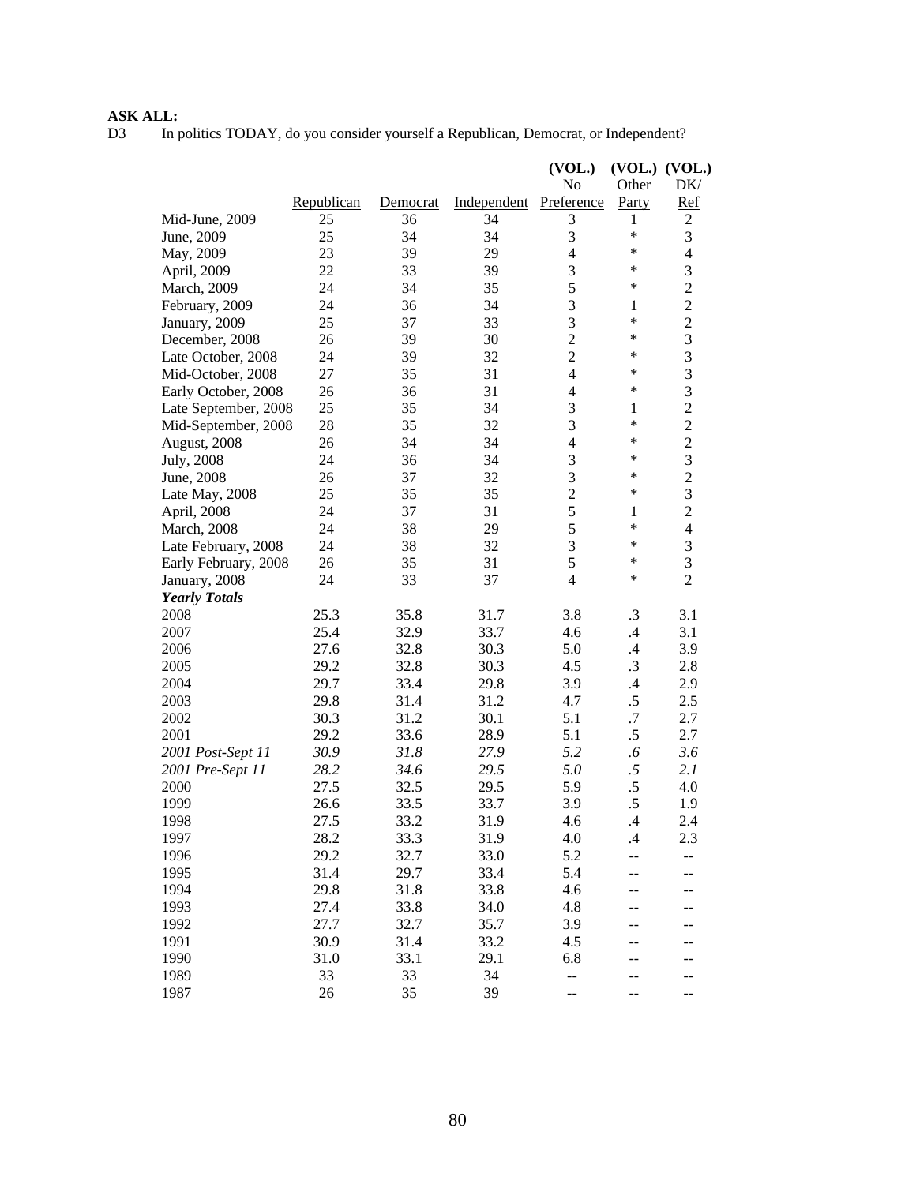**ASK ALL:**
D3 In politics TODAY, do you consider yourself a Republican, Democrat, or Independent?

| | Republican | Democrat | Independent | (VOL.) No Preference | (VOL.) Other Party | (VOL.) DK/ Ref |
|---|---|---|---|---|---|---|
| Mid-June, 2009 | 25 | 36 | 34 | 3 | 1 | 2 |
| June, 2009 | 25 | 34 | 34 | 3 | * | 3 |
| May, 2009 | 23 | 39 | 29 | 4 | * | 4 |
| April, 2009 | 22 | 33 | 39 | 3 | * | 3 |
| March, 2009 | 24 | 34 | 35 | 5 | * | 2 |
| February, 2009 | 24 | 36 | 34 | 3 | 1 | 2 |
| January, 2009 | 25 | 37 | 33 | 3 | * | 2 |
| December, 2008 | 26 | 39 | 30 | 2 | * | 3 |
| Late October, 2008 | 24 | 39 | 32 | 2 | * | 3 |
| Mid-October, 2008 | 27 | 35 | 31 | 4 | * | 3 |
| Early October, 2008 | 26 | 36 | 31 | 4 | * | 3 |
| Late September, 2008 | 25 | 35 | 34 | 3 | 1 | 2 |
| Mid-September, 2008 | 28 | 35 | 32 | 3 | * | 2 |
| August, 2008 | 26 | 34 | 34 | 4 | * | 2 |
| July, 2008 | 24 | 36 | 34 | 3 | * | 3 |
| June, 2008 | 26 | 37 | 32 | 3 | * | 2 |
| Late May, 2008 | 25 | 35 | 35 | 2 | * | 3 |
| April, 2008 | 24 | 37 | 31 | 5 | 1 | 2 |
| March, 2008 | 24 | 38 | 29 | 5 | * | 4 |
| Late February, 2008 | 24 | 38 | 32 | 3 | * | 3 |
| Early February, 2008 | 26 | 35 | 31 | 5 | * | 3 |
| January, 2008 | 24 | 33 | 37 | 4 | * | 2 |
| ***Yearly Totals*** | | | | | | |
| 2008 | 25.3 | 35.8 | 31.7 | 3.8 | .3 | 3.1 |
| 2007 | 25.4 | 32.9 | 33.7 | 4.6 | .4 | 3.1 |
| 2006 | 27.6 | 32.8 | 30.3 | 5.0 | .4 | 3.9 |
| 2005 | 29.2 | 32.8 | 30.3 | 4.5 | .3 | 2.8 |
| 2004 | 29.7 | 33.4 | 29.8 | 3.9 | .4 | 2.9 |
| 2003 | 29.8 | 31.4 | 31.2 | 4.7 | .5 | 2.5 |
| 2002 | 30.3 | 31.2 | 30.1 | 5.1 | .7 | 2.7 |
| 2001 | 29.2 | 33.6 | 28.9 | 5.1 | .5 | 2.7 |
| *2001 Post-Sept 11* | *30.9* | *31.8* | *27.9* | *5.2* | *.6* | *3.6* |
| *2001 Pre-Sept 11* | *28.2* | *34.6* | *29.5* | *5.0* | *.5* | *2.1* |
| 2000 | 27.5 | 32.5 | 29.5 | 5.9 | .5 | 4.0 |
| 1999 | 26.6 | 33.5 | 33.7 | 3.9 | .5 | 1.9 |
| 1998 | 27.5 | 33.2 | 31.9 | 4.6 | .4 | 2.4 |
| 1997 | 28.2 | 33.3 | 31.9 | 4.0 | .4 | 2.3 |
| 1996 | 29.2 | 32.7 | 33.0 | 5.2 | -- | -- |
| 1995 | 31.4 | 29.7 | 33.4 | 5.4 | -- | -- |
| 1994 | 29.8 | 31.8 | 33.8 | 4.6 | -- | -- |
| 1993 | 27.4 | 33.8 | 34.0 | 4.8 | -- | -- |
| 1992 | 27.7 | 32.7 | 35.7 | 3.9 | -- | -- |
| 1991 | 30.9 | 31.4 | 33.2 | 4.5 | -- | -- |
| 1990 | 31.0 | 33.1 | 29.1 | 6.8 | -- | -- |
| 1989 | 33 | 33 | 34 | -- | -- | -- |
| 1987 | 26 | 35 | 39 | -- | -- | -- |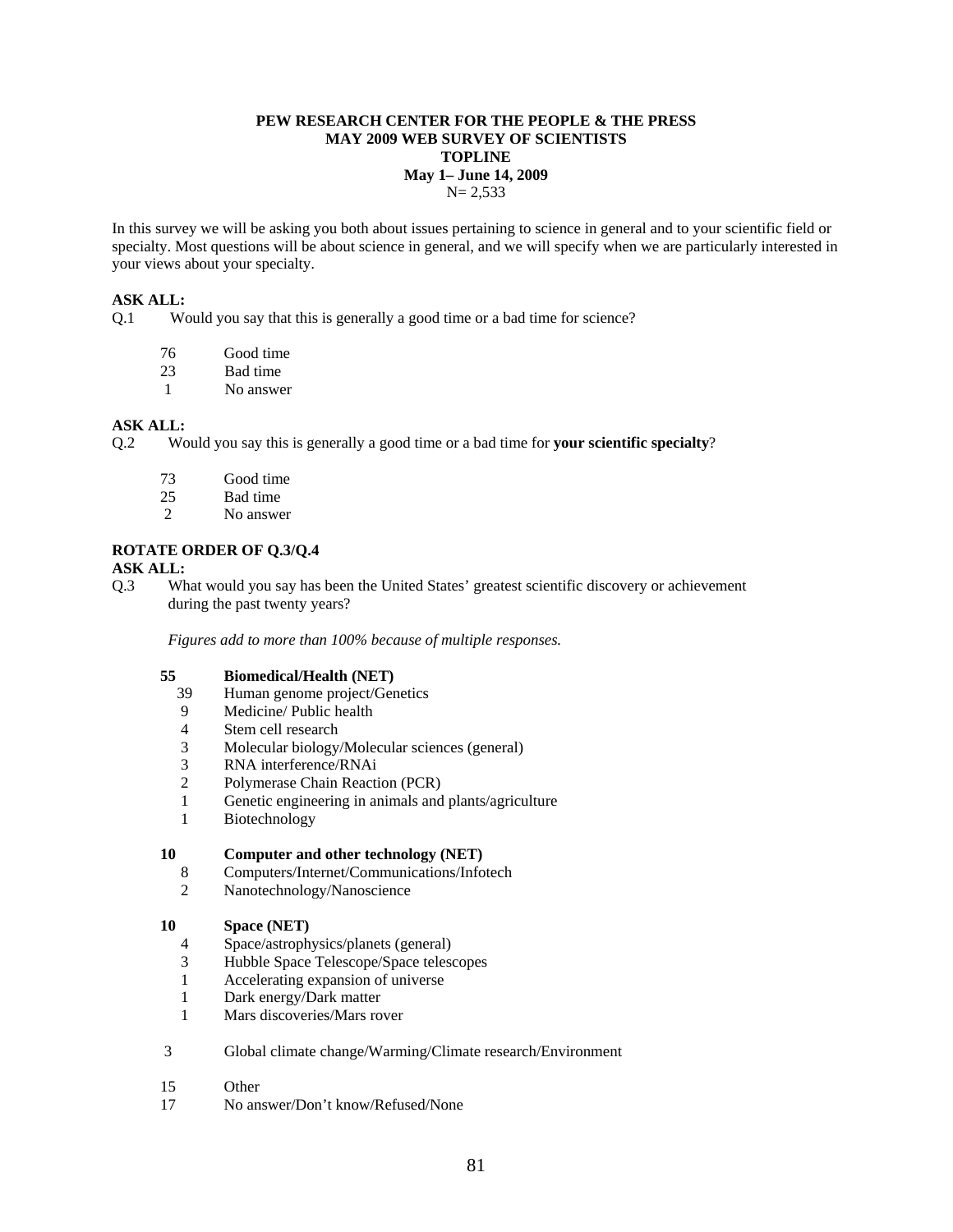**PEW RESEARCH CENTER FOR THE PEOPLE & THE PRESS**
**MAY 2009 WEB SURVEY OF SCIENTISTS**
**TOPLINE**
**May 1– June 14, 2009**
N= 2,533

In this survey we will be asking you both about issues pertaining to science in general and to your scientific field or specialty. Most questions will be about science in general, and we will specify when we are particularly interested in your views about your specialty.

**ASK ALL:**
Q.1 Would you say that this is generally a good time or a bad time for science?

| | |
|---|---|
| 76 | Good time |
| 23 | Bad time |
| 1 | No answer |

**ASK ALL:**
Q.2 Would you say this is generally a good time or a bad time for **your scientific specialty**?

| | |
|---|---|
| 73 | Good time |
| 25 | Bad time |
| 2 | No answer |

**ROTATE ORDER OF Q.3/Q.4**
**ASK ALL:**
Q.3 What would you say has been the United States' greatest scientific discovery or achievement during the past twenty years?

*Figures add to more than 100% because of multiple responses.*

| | |
|---|---|
| **55** | **Biomedical/Health (NET)** |
| 39 | Human genome project/Genetics |
| 9 | Medicine/ Public health |
| 4 | Stem cell research |
| 3 | Molecular biology/Molecular sciences (general) |
| 3 | RNA interference/RNAi |
| 2 | Polymerase Chain Reaction (PCR) |
| 1 | Genetic engineering in animals and plants/agriculture |
| 1 | Biotechnology |
| | |
| **10** | **Computer and other technology (NET)** |
| 8 | Computers/Internet/Communications/Infotech |
| 2 | Nanotechnology/Nanoscience |
| | |
| **10** | **Space (NET)** |
| 4 | Space/astrophysics/planets (general) |
| 3 | Hubble Space Telescope/Space telescopes |
| 1 | Accelerating expansion of universe |
| 1 | Dark energy/Dark matter |
| 1 | Mars discoveries/Mars rover |
| | |
| 3 | Global climate change/Warming/Climate research/Environment |
| | |
| 15 | Other |
| 17 | No answer/Don't know/Refused/None |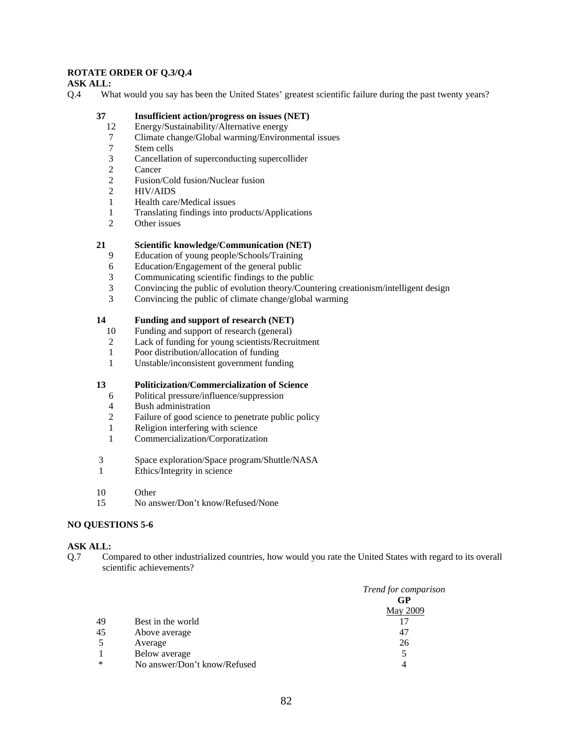**ROTATE ORDER OF Q.3/Q.4**

**ASK ALL:**

Q.4 What would you say has been the United States' greatest scientific failure during the past twenty years?

| | |
|---|---|
| **37** | **Insufficient action/progress on issues (NET)** |
| 12 | Energy/Sustainability/Alternative energy |
| 7 | Climate change/Global warming/Environmental issues |
| 7 | Stem cells |
| 3 | Cancellation of superconducting supercollider |
| 2 | Cancer |
| 2 | Fusion/Cold fusion/Nuclear fusion |
| 2 | HIV/AIDS |
| 1 | Health care/Medical issues |
| 1 | Translating findings into products/Applications |
| 2 | Other issues |
| | |
| **21** | **Scientific knowledge/Communication (NET)** |
| 9 | Education of young people/Schools/Training |
| 6 | Education/Engagement of the general public |
| 3 | Communicating scientific findings to the public |
| 3 | Convincing the public of evolution theory/Countering creationism/intelligent design |
| 3 | Convincing the public of climate change/global warming |
| | |
| **14** | **Funding and support of research (NET)** |
| 10 | Funding and support of research (general) |
| 2 | Lack of funding for young scientists/Recruitment |
| 1 | Poor distribution/allocation of funding |
| 1 | Unstable/inconsistent government funding |
| | |
| **13** | **Politicization/Commercialization of Science** |
| 6 | Political pressure/influence/suppression |
| 4 | Bush administration |
| 2 | Failure of good science to penetrate public policy |
| 1 | Religion interfering with science |
| 1 | Commercialization/Corporatization |
| | |
| 3 | Space exploration/Space program/Shuttle/NASA |
| 1 | Ethics/Integrity in science |
| | |
| 10 | Other |
| 15 | No answer/Don't know/Refused/None |

**NO QUESTIONS 5-6**

**ASK ALL:**

Q.7 Compared to other industrialized countries, how would you rate the United States with regard to its overall scientific achievements?

| | | *Trend for comparison* **GP** May 2009 |
|---|---|---|
| 49 | Best in the world | 17 |
| 45 | Above average | 47 |
| 5 | Average | 26 |
| 1 | Below average | 5 |
| * | No answer/Don't know/Refused | 4 |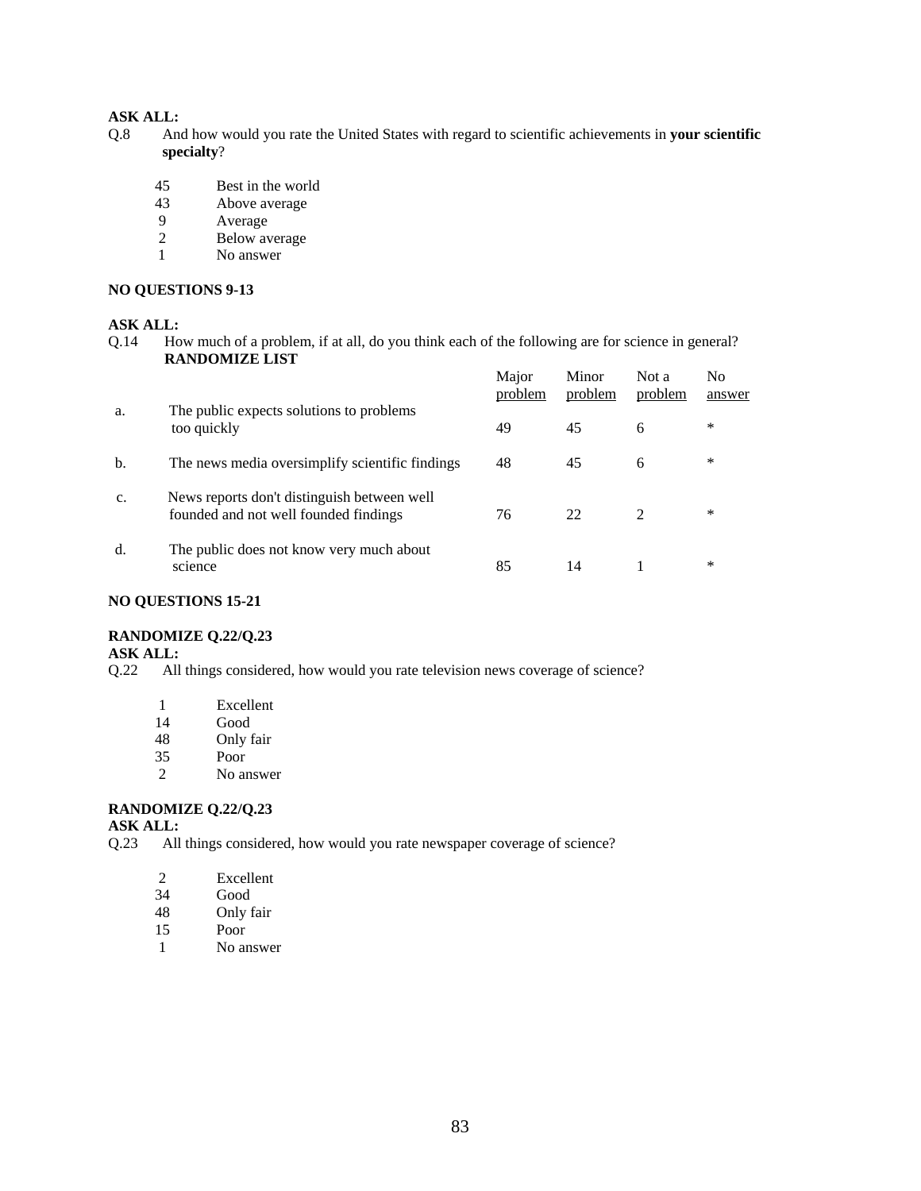**ASK ALL:**

Q.8 And how would you rate the United States with regard to scientific achievements in **your scientific specialty**?

45 Best in the world
43 Above average
9 Average
2 Below average
1 No answer

**NO QUESTIONS 9-13**

**ASK ALL:**

Q.14 How much of a problem, if at all, do you think each of the following are for science in general?
**RANDOMIZE LIST**

| | | Major problem | Minor problem | Not a problem | No answer |
|---|---|---|---|---|---|
| a. | The public expects solutions to problems too quickly | 49 | 45 | 6 | * |
| b. | The news media oversimplify scientific findings | 48 | 45 | 6 | * |
| c. | News reports don't distinguish between well founded and not well founded findings | 76 | 22 | 2 | * |
| d. | The public does not know very much about science | 85 | 14 | 1 | * |

**NO QUESTIONS 15-21**

**RANDOMIZE Q.22/Q.23**
**ASK ALL:**

Q.22 All things considered, how would you rate television news coverage of science?

1 Excellent
14 Good
48 Only fair
35 Poor
2 No answer

**RANDOMIZE Q.22/Q.23**
**ASK ALL:**

Q.23 All things considered, how would you rate newspaper coverage of science?

2 Excellent
34 Good
48 Only fair
15 Poor
1 No answer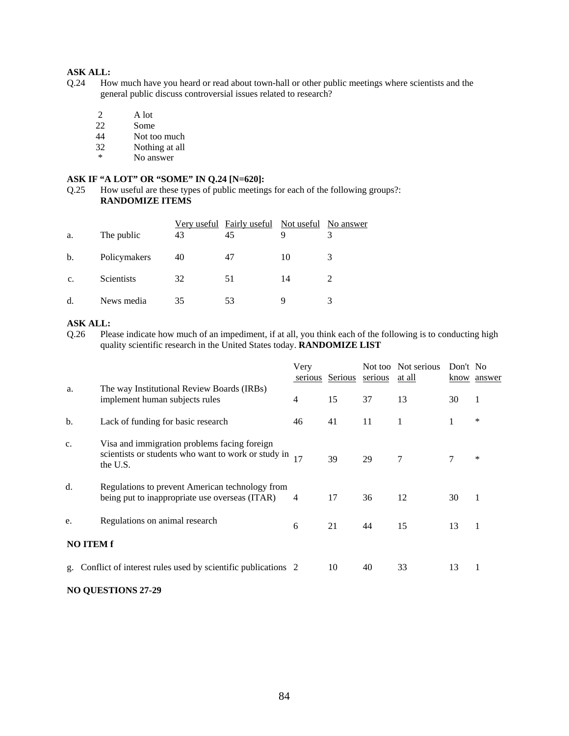**ASK ALL:**

Q.24 How much have you heard or read about town-hall or other public meetings where scientists and the general public discuss controversial issues related to research?

| | |
|---|---|
| 2 | A lot |
| 22 | Some |
| 44 | Not too much |
| 32 | Nothing at all |
| * | No answer |

**ASK IF "A LOT" OR "SOME" IN Q.24 [N=620]:**

Q.25 How useful are these types of public meetings for each of the following groups?: **RANDOMIZE ITEMS**

| | | Very useful | Fairly useful | Not useful | No answer |
|---|---|---|---|---|---|
| a. | The public | 43 | 45 | 9 | 3 |
| b. | Policymakers | 40 | 47 | 10 | 3 |
| c. | Scientists | 32 | 51 | 14 | 2 |
| d. | News media | 35 | 53 | 9 | 3 |

**ASK ALL:**

Q.26 Please indicate how much of an impediment, if at all, you think each of the following is to conducting high quality scientific research in the United States today. **RANDOMIZE LIST**

| | | Very serious | Serious | Not too serious | Not serious at all | Don't know | No answer |
|---|---|---|---|---|---|---|---|
| a. | The way Institutional Review Boards (IRBs) implement human subjects rules | 4 | 15 | 37 | 13 | 30 | 1 |
| b. | Lack of funding for basic research | 46 | 41 | 11 | 1 | 1 | * |
| c. | Visa and immigration problems facing foreign scientists or students who want to work or study in the U.S. | 17 | 39 | 29 | 7 | 7 | * |
| d. | Regulations to prevent American technology from being put to inappropriate use overseas (ITAR) | 4 | 17 | 36 | 12 | 30 | 1 |
| e. | Regulations on animal research | 6 | 21 | 44 | 15 | 13 | 1 |
| **NO ITEM f** | | | | | | | |
| g. | Conflict of interest rules used by scientific publications | 2 | 10 | 40 | 33 | 13 | 1 |

**NO QUESTIONS 27-29**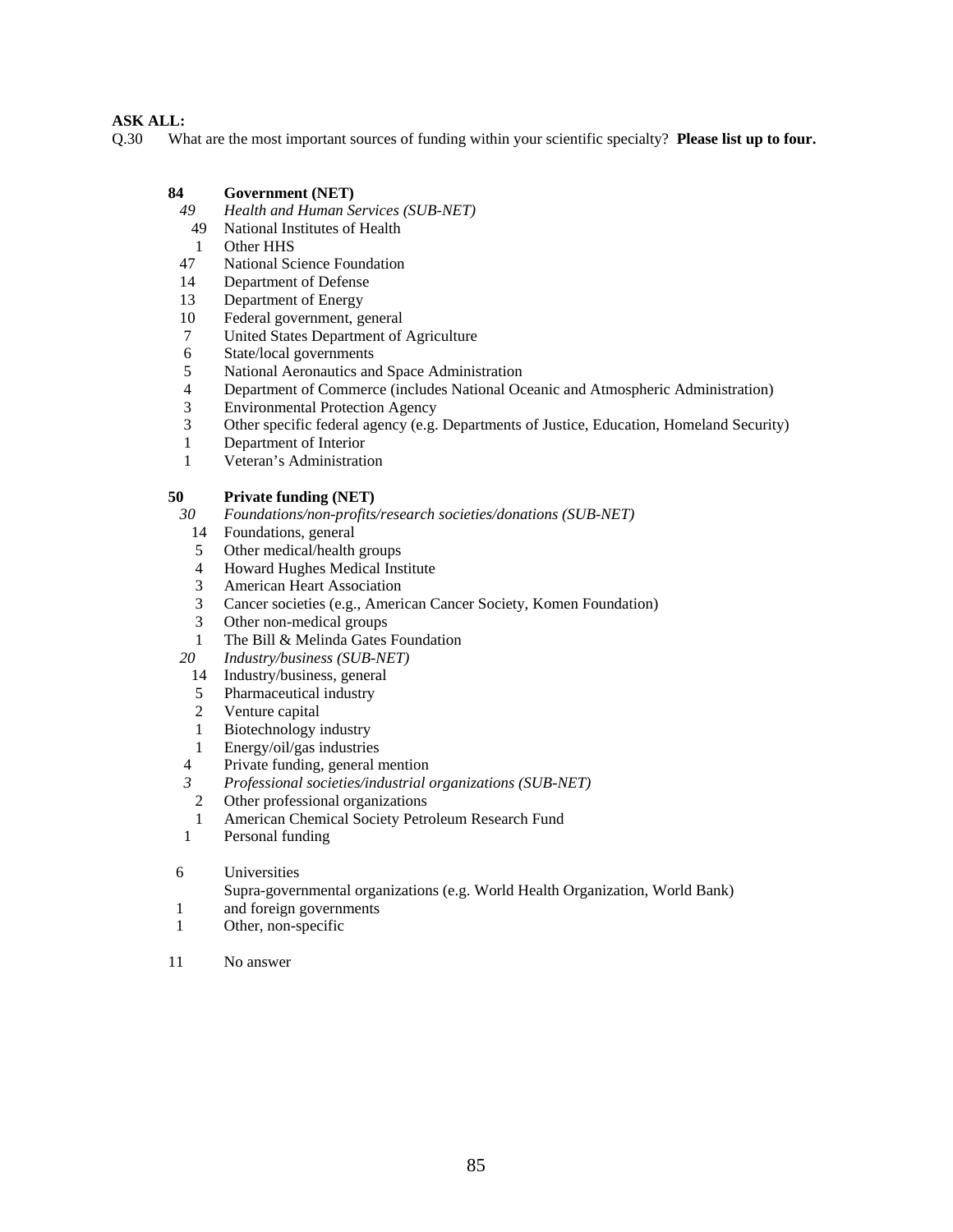**ASK ALL:**

Q.30 What are the most important sources of funding within your scientific specialty? **Please list up to four.**

| | |
|---|---|
| **84** | **Government (NET)** |
| *49* | *Health and Human Services (SUB-NET)* |
| 49 | National Institutes of Health |
| 1 | Other HHS |
| 47 | National Science Foundation |
| 14 | Department of Defense |
| 13 | Department of Energy |
| 10 | Federal government, general |
| 7 | United States Department of Agriculture |
| 6 | State/local governments |
| 5 | National Aeronautics and Space Administration |
| 4 | Department of Commerce (includes National Oceanic and Atmospheric Administration) |
| 3 | Environmental Protection Agency |
| 3 | Other specific federal agency (e.g. Departments of Justice, Education, Homeland Security) |
| 1 | Department of Interior |
| 1 | Veteran's Administration |
| | |
| **50** | **Private funding (NET)** |
| *30* | *Foundations/non-profits/research societies/donations (SUB-NET)* |
| 14 | Foundations, general |
| 5 | Other medical/health groups |
| 4 | Howard Hughes Medical Institute |
| 3 | American Heart Association |
| 3 | Cancer societies (e.g., American Cancer Society, Komen Foundation) |
| 3 | Other non-medical groups |
| 1 | The Bill & Melinda Gates Foundation |
| *20* | *Industry/business (SUB-NET)* |
| 14 | Industry/business, general |
| 5 | Pharmaceutical industry |
| 2 | Venture capital |
| 1 | Biotechnology industry |
| 1 | Energy/oil/gas industries |
| 4 | Private funding, general mention |
| *3* | *Professional societies/industrial organizations (SUB-NET)* |
| 2 | Other professional organizations |
| 1 | American Chemical Society Petroleum Research Fund |
| 1 | Personal funding |
| | |
| 6 | Universities |
| 1 | Supra-governmental organizations (e.g. World Health Organization, World Bank) and foreign governments |
| 1 | Other, non-specific |
| | |
| 11 | No answer |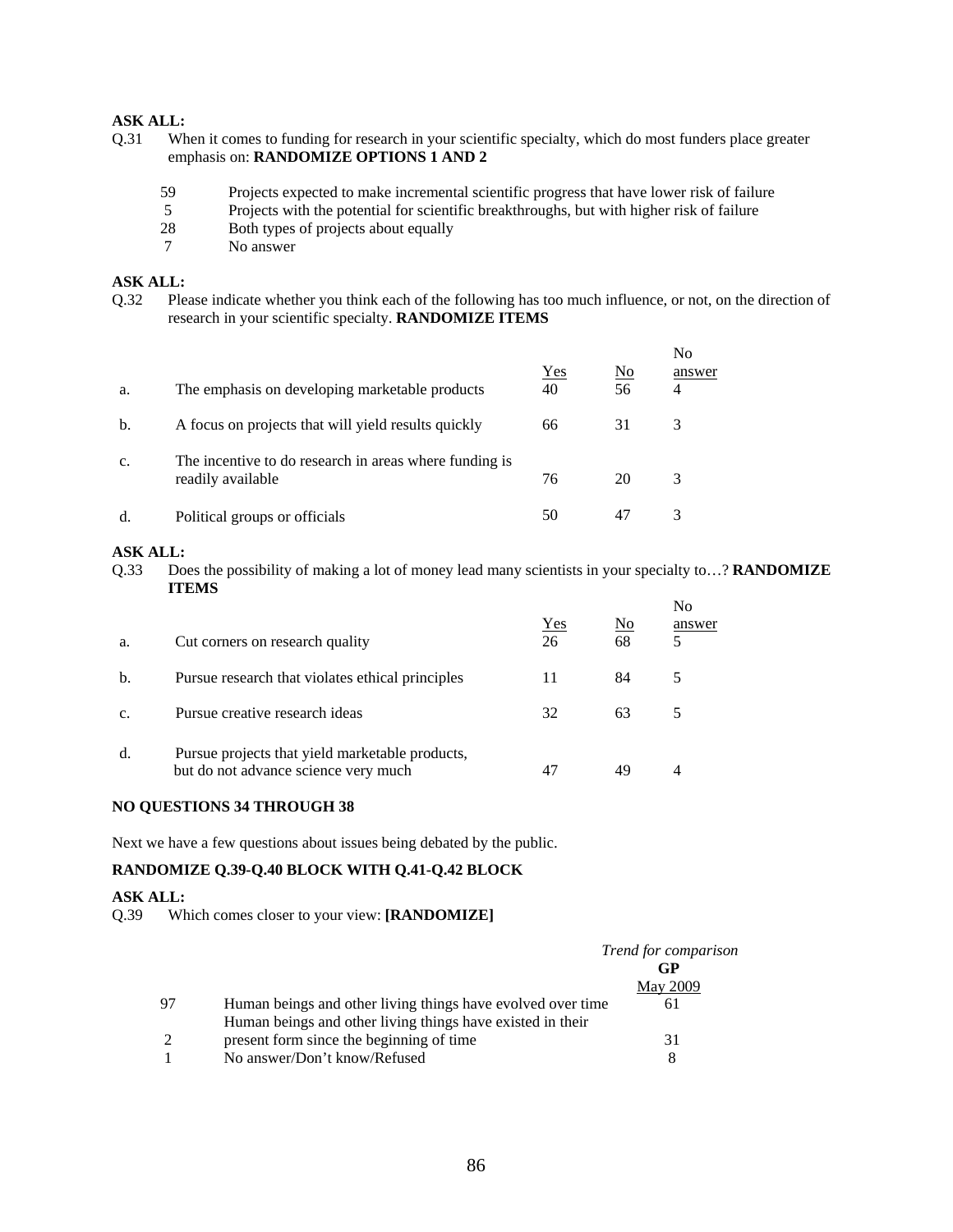**ASK ALL:**

Q.31 When it comes to funding for research in your scientific specialty, which do most funders place greater emphasis on: **RANDOMIZE OPTIONS 1 AND 2**

| | |
|---|---|
| 59 | Projects expected to make incremental scientific progress that have lower risk of failure |
| 5 | Projects with the potential for scientific breakthroughs, but with higher risk of failure |
| 28 | Both types of projects about equally |
| 7 | No answer |

**ASK ALL:**

Q.32 Please indicate whether you think each of the following has too much influence, or not, on the direction of research in your scientific specialty. **RANDOMIZE ITEMS**

| | | Yes | No | No answer |
|---|---|---|---|---|
| a. | The emphasis on developing marketable products | 40 | 56 | 4 |
| b. | A focus on projects that will yield results quickly | 66 | 31 | 3 |
| c. | The incentive to do research in areas where funding is readily available | 76 | 20 | 3 |
| d. | Political groups or officials | 50 | 47 | 3 |

**ASK ALL:**

Q.33 Does the possibility of making a lot of money lead many scientists in your specialty to…? **RANDOMIZE ITEMS**

| | | Yes | No | No answer |
|---|---|---|---|---|
| a. | Cut corners on research quality | 26 | 68 | 5 |
| b. | Pursue research that violates ethical principles | 11 | 84 | 5 |
| c. | Pursue creative research ideas | 32 | 63 | 5 |
| d. | Pursue projects that yield marketable products, but do not advance science very much | 47 | 49 | 4 |

**NO QUESTIONS 34 THROUGH 38**

Next we have a few questions about issues being debated by the public.

**RANDOMIZE Q.39-Q.40 BLOCK WITH Q.41-Q.42 BLOCK**

**ASK ALL:**

Q.39 Which comes closer to your view: **[RANDOMIZE]**

| | | *Trend for comparison* **GP** May 2009 |
|---|---|---|
| 97 | Human beings and other living things have evolved over time | 61 |
| 2 | Human beings and other living things have existed in their present form since the beginning of time | 31 |
| 1 | No answer/Don't know/Refused | 8 |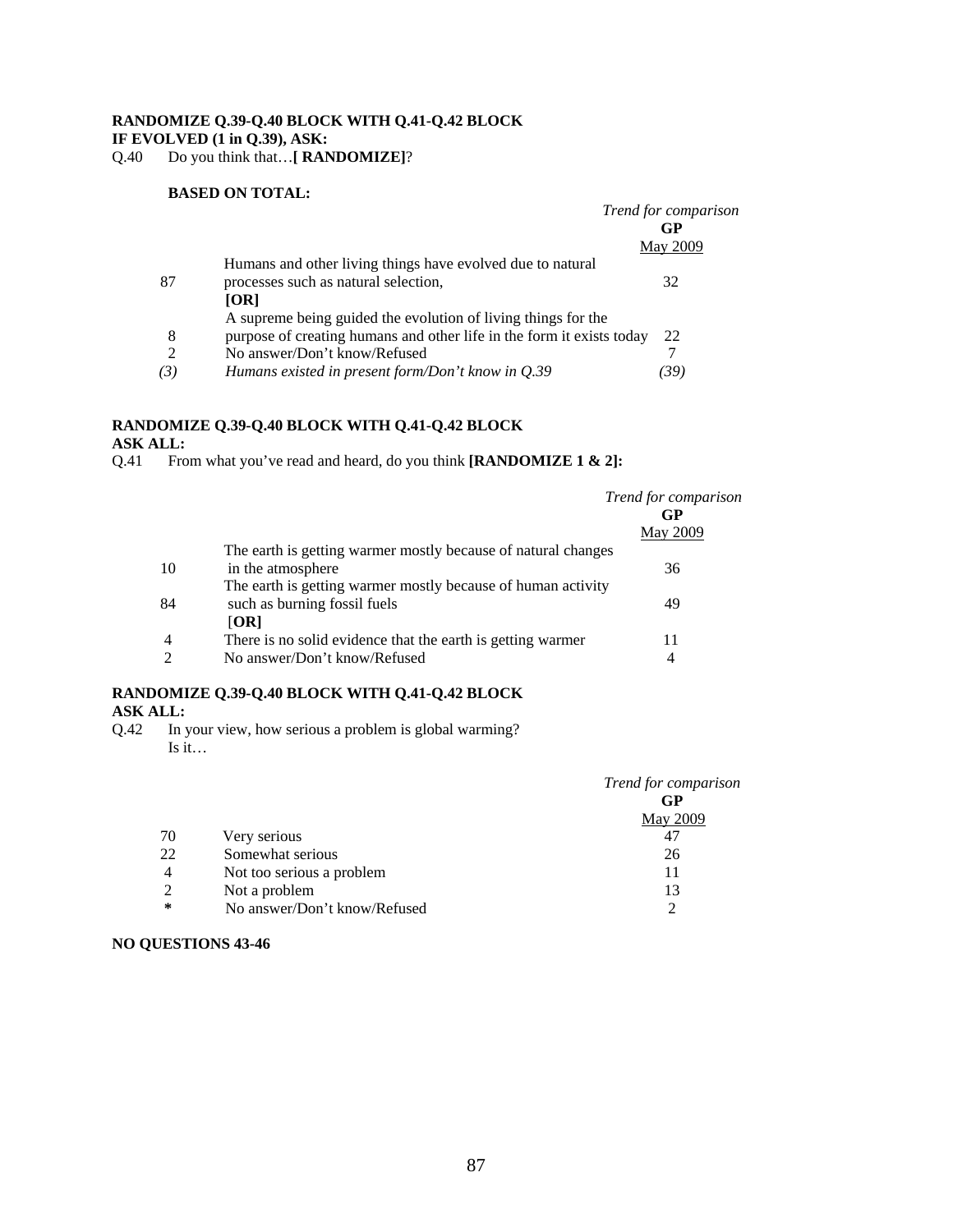**RANDOMIZE Q.39-Q.40 BLOCK WITH Q.41-Q.42 BLOCK**
**IF EVOLVED (1 in Q.39), ASK:**
Q.40 Do you think that…**[ RANDOMIZE]**?

**BASED ON TOTAL:**

| | | *Trend for comparison* **GP** May 2009 |
|---|---|---|
| 87 | Humans and other living things have evolved due to natural processes such as natural selection, **[OR]** | 32 |
| 8 | A supreme being guided the evolution of living things for the purpose of creating humans and other life in the form it exists today | 22 |
| 2 | No answer/Don't know/Refused | 7 |
| *(3)* | *Humans existed in present form/Don't know in Q.39* | *(39)* |

**RANDOMIZE Q.39-Q.40 BLOCK WITH Q.41-Q.42 BLOCK**
**ASK ALL:**
Q.41 From what you've read and heard, do you think **[RANDOMIZE 1 & 2]:**

| | | *Trend for comparison* **GP** May 2009 |
|---|---|---|
| 10 | The earth is getting warmer mostly because of natural changes in the atmosphere | 36 |
| 84 | The earth is getting warmer mostly because of human activity such as burning fossil fuels [**OR]** | 49 |
| 4 | There is no solid evidence that the earth is getting warmer | 11 |
| 2 | No answer/Don't know/Refused | 4 |

**RANDOMIZE Q.39-Q.40 BLOCK WITH Q.41-Q.42 BLOCK**
**ASK ALL:**
Q.42 In your view, how serious a problem is global warming? Is it…

| | | *Trend for comparison* **GP** May 2009 |
|---|---|---|
| 70 | Very serious | 47 |
| 22 | Somewhat serious | 26 |
| 4 | Not too serious a problem | 11 |
| 2 | Not a problem | 13 |
| * | No answer/Don't know/Refused | 2 |

**NO QUESTIONS 43-46**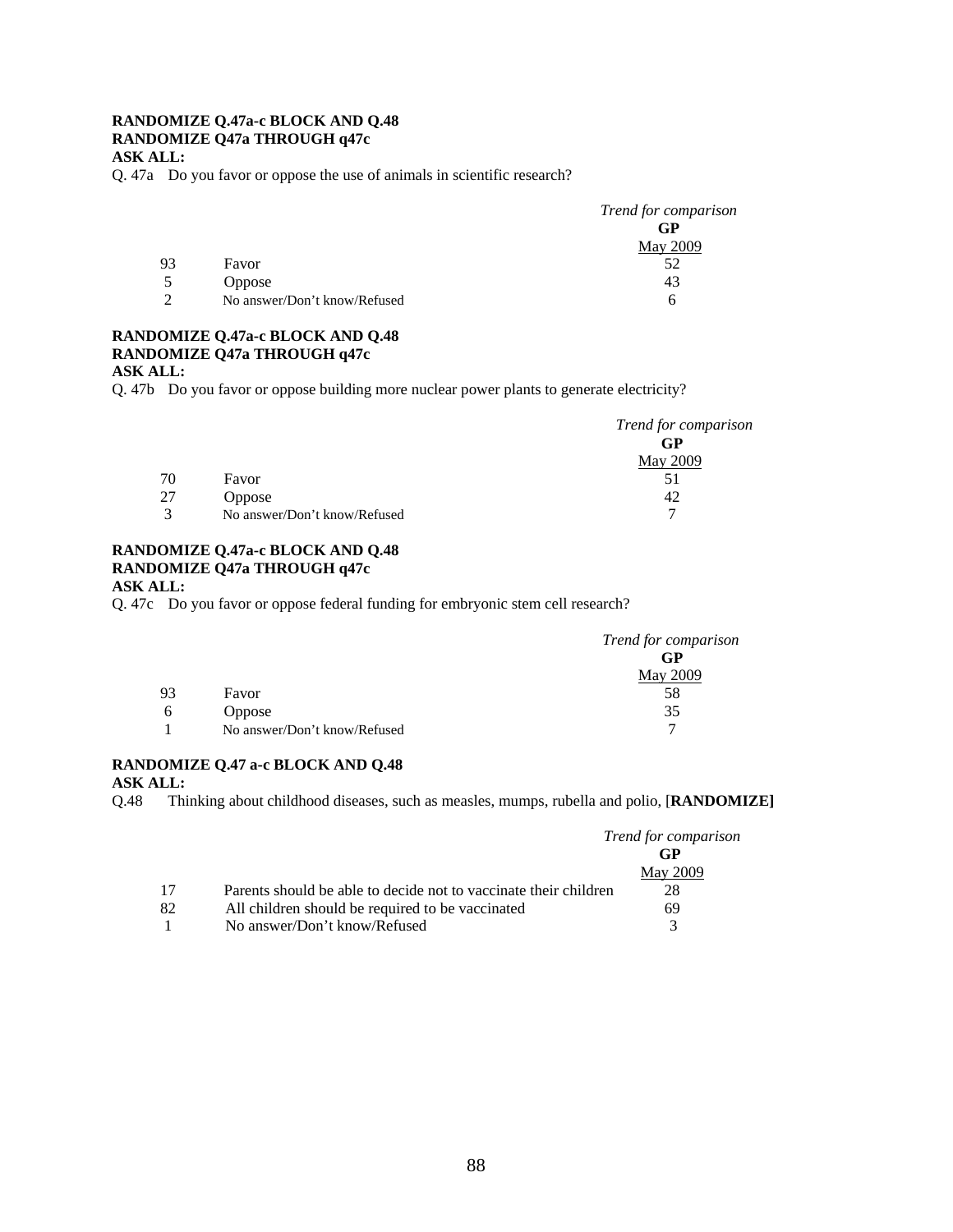**RANDOMIZE Q.47a-c BLOCK AND Q.48**
**RANDOMIZE Q47a THROUGH q47c**
**ASK ALL:**

Q. 47a Do you favor or oppose the use of animals in scientific research?

| | | *Trend for comparison* **GP** May 2009 |
|---|---|---|
| 93 | Favor | 52 |
| 5 | Oppose | 43 |
| 2 | No answer/Don't know/Refused | 6 |

**RANDOMIZE Q.47a-c BLOCK AND Q.48**
**RANDOMIZE Q47a THROUGH q47c**
**ASK ALL:**

Q. 47b Do you favor or oppose building more nuclear power plants to generate electricity?

| | | *Trend for comparison* **GP** May 2009 |
|---|---|---|
| 70 | Favor | 51 |
| 27 | Oppose | 42 |
| 3 | No answer/Don't know/Refused | 7 |

**RANDOMIZE Q.47a-c BLOCK AND Q.48**
**RANDOMIZE Q47a THROUGH q47c**
**ASK ALL:**

Q. 47c Do you favor or oppose federal funding for embryonic stem cell research?

| | | *Trend for comparison* **GP** May 2009 |
|---|---|---|
| 93 | Favor | 58 |
| 6 | Oppose | 35 |
| 1 | No answer/Don't know/Refused | 7 |

**RANDOMIZE Q.47 a-c BLOCK AND Q.48**
**ASK ALL:**

Q.48 Thinking about childhood diseases, such as measles, mumps, rubella and polio, [**RANDOMIZE]**

| | | *Trend for comparison* **GP** May 2009 |
|---|---|---|
| 17 | Parents should be able to decide not to vaccinate their children | 28 |
| 82 | All children should be required to be vaccinated | 69 |
| 1 | No answer/Don't know/Refused | 3 |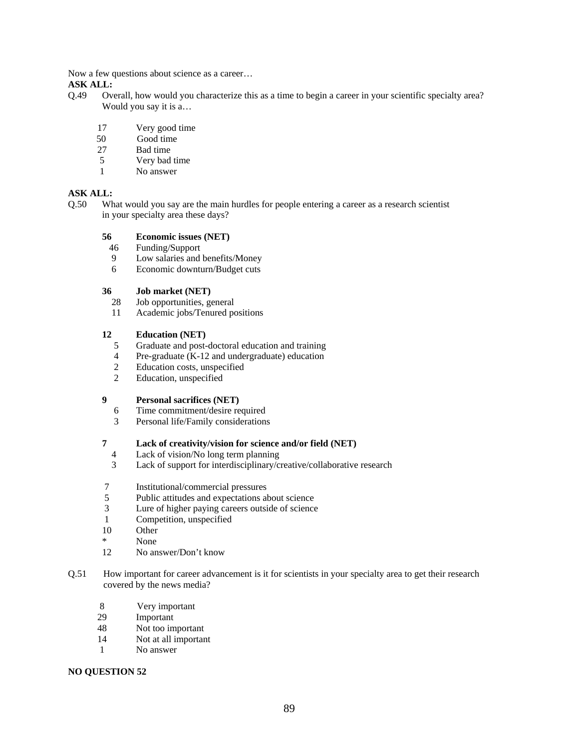Now a few questions about science as a career…

**ASK ALL:**

Q.49 Overall, how would you characterize this as a time to begin a career in your scientific specialty area? Would you say it is a…

| | |
|---|---|
| 17 | Very good time |
| 50 | Good time |
| 27 | Bad time |
| 5 | Very bad time |
| 1 | No answer |

**ASK ALL:**

Q.50 What would you say are the main hurdles for people entering a career as a research scientist in your specialty area these days?

| | |
|---|---|
| **56** | **Economic issues (NET)** |
| 46 | Funding/Support |
| 9 | Low salaries and benefits/Money |
| 6 | Economic downturn/Budget cuts |
| | |
| **36** | **Job market (NET)** |
| 28 | Job opportunities, general |
| 11 | Academic jobs/Tenured positions |
| | |
| **12** | **Education (NET)** |
| 5 | Graduate and post-doctoral education and training |
| 4 | Pre-graduate (K-12 and undergraduate) education |
| 2 | Education costs, unspecified |
| 2 | Education, unspecified |
| | |
| **9** | **Personal sacrifices (NET)** |
| 6 | Time commitment/desire required |
| 3 | Personal life/Family considerations |
| | |
| **7** | **Lack of creativity/vision for science and/or field (NET)** |
| 4 | Lack of vision/No long term planning |
| 3 | Lack of support for interdisciplinary/creative/collaborative research |
| | |
| 7 | Institutional/commercial pressures |
| 5 | Public attitudes and expectations about science |
| 3 | Lure of higher paying careers outside of science |
| 1 | Competition, unspecified |
| 10 | Other |
| * | None |
| 12 | No answer/Don't know |

Q.51 How important for career advancement is it for scientists in your specialty area to get their research covered by the news media?

| | |
|---|---|
| 8 | Very important |
| 29 | Important |
| 48 | Not too important |
| 14 | Not at all important |
| 1 | No answer |

**NO QUESTION 52**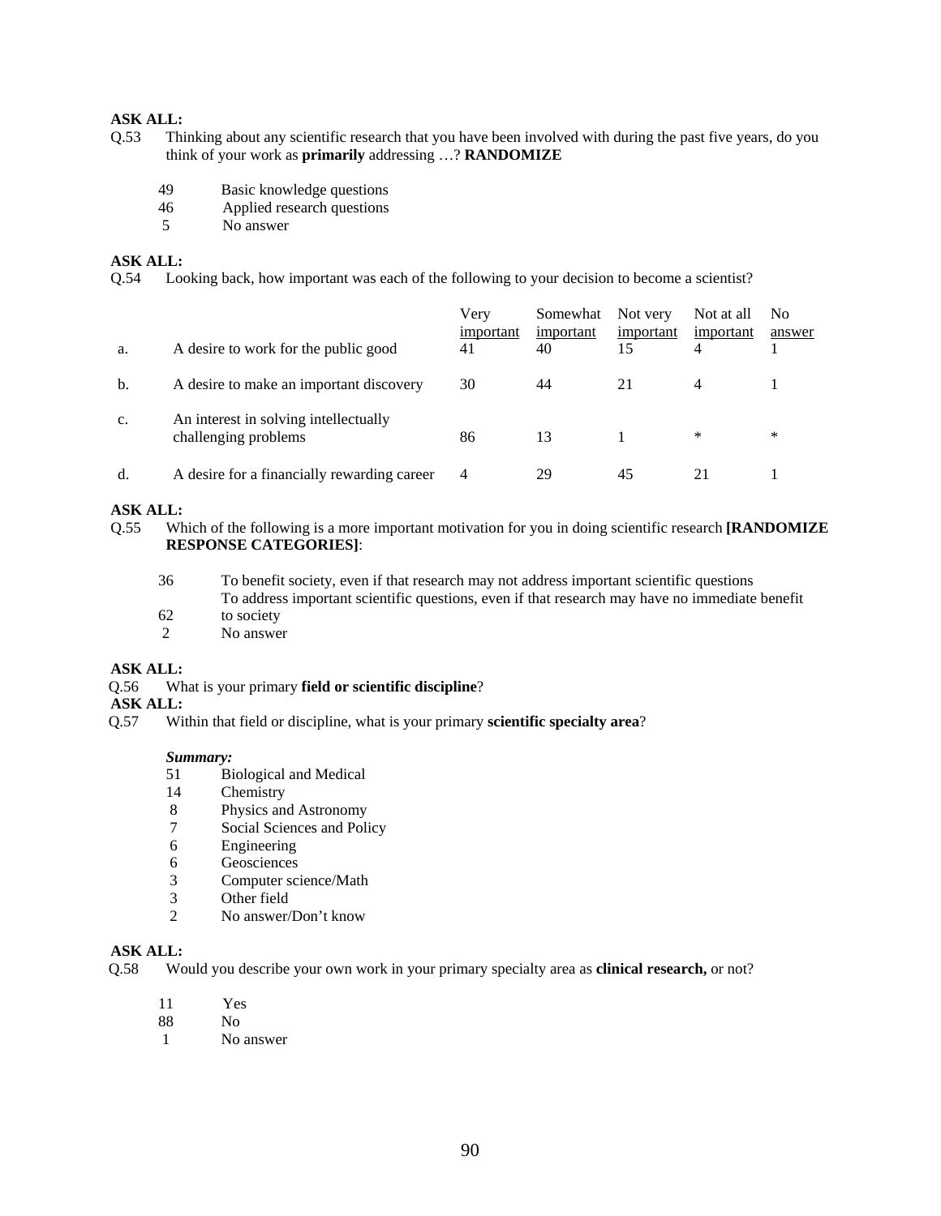**ASK ALL:**

Q.53 Thinking about any scientific research that you have been involved with during the past five years, do you think of your work as **primarily** addressing …? **RANDOMIZE**

49 Basic knowledge questions
46 Applied research questions
5 No answer

**ASK ALL:**

Q.54 Looking back, how important was each of the following to your decision to become a scientist?

| | | Very important | Somewhat important | Not very important | Not at all important | No answer |
|---|---|---|---|---|---|---|
| a. | A desire to work for the public good | 41 | 40 | 15 | 4 | 1 |
| b. | A desire to make an important discovery | 30 | 44 | 21 | 4 | 1 |
| c. | An interest in solving intellectually challenging problems | 86 | 13 | 1 | * | * |
| d. | A desire for a financially rewarding career | 4 | 29 | 45 | 21 | 1 |

**ASK ALL:**

Q.55 Which of the following is a more important motivation for you in doing scientific research **[RANDOMIZE RESPONSE CATEGORIES]**:

36 To benefit society, even if that research may not address important scientific questions
62 To address important scientific questions, even if that research may have no immediate benefit to society
2 No answer

**ASK ALL:**

Q.56 What is your primary **field or scientific discipline**?

**ASK ALL:**

Q.57 Within that field or discipline, what is your primary **scientific specialty area**?

***Summary:***

51 Biological and Medical
14 Chemistry
8 Physics and Astronomy
7 Social Sciences and Policy
6 Engineering
6 Geosciences
3 Computer science/Math
3 Other field
2 No answer/Don't know

**ASK ALL:**

Q.58 Would you describe your own work in your primary specialty area as **clinical research,** or not?

11 Yes
88 No
1 No answer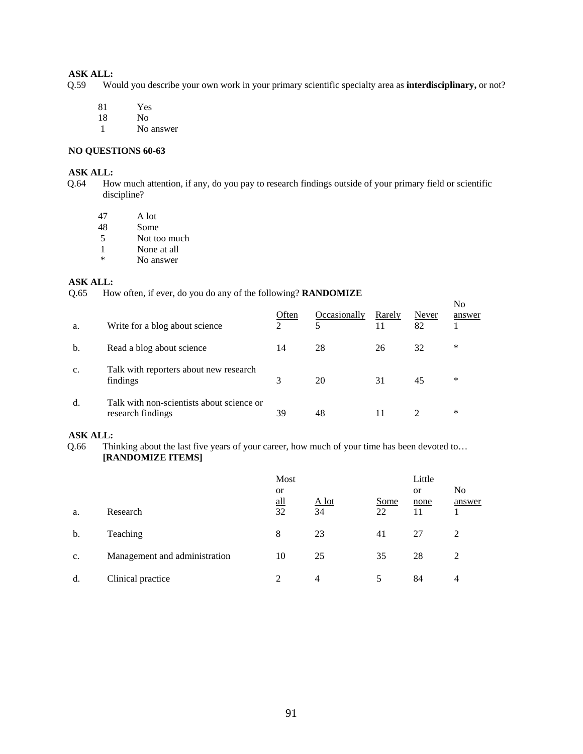**ASK ALL:**

Q.59 Would you describe your own work in your primary scientific specialty area as **interdisciplinary,** or not?

| | |
|---|---|
| 81 | Yes |
| 18 | No |
| 1 | No answer |

**NO QUESTIONS 60-63**

**ASK ALL:**

Q.64 How much attention, if any, do you pay to research findings outside of your primary field or scientific discipline?

| | |
|---|---|
| 47 | A lot |
| 48 | Some |
| 5 | Not too much |
| 1 | None at all |
| * | No answer |

**ASK ALL:**

Q.65 How often, if ever, do you do any of the following? **RANDOMIZE**

| | | Often | Occasionally | Rarely | Never | No answer |
|---|---|---|---|---|---|---|
| a. | Write for a blog about science | 2 | 5 | 11 | 82 | 1 |
| b. | Read a blog about science | 14 | 28 | 26 | 32 | * |
| c. | Talk with reporters about new research findings | 3 | 20 | 31 | 45 | * |
| d. | Talk with non-scientists about science or research findings | 39 | 48 | 11 | 2 | * |

**ASK ALL:**

Q.66 Thinking about the last five years of your career, how much of your time has been devoted to… **[RANDOMIZE ITEMS]**

| | | Most or all | A lot | Some | Little or none | No answer |
|---|---|---|---|---|---|---|
| a. | Research | 32 | 34 | 22 | 11 | 1 |
| b. | Teaching | 8 | 23 | 41 | 27 | 2 |
| c. | Management and administration | 10 | 25 | 35 | 28 | 2 |
| d. | Clinical practice | 2 | 4 | 5 | 84 | 4 |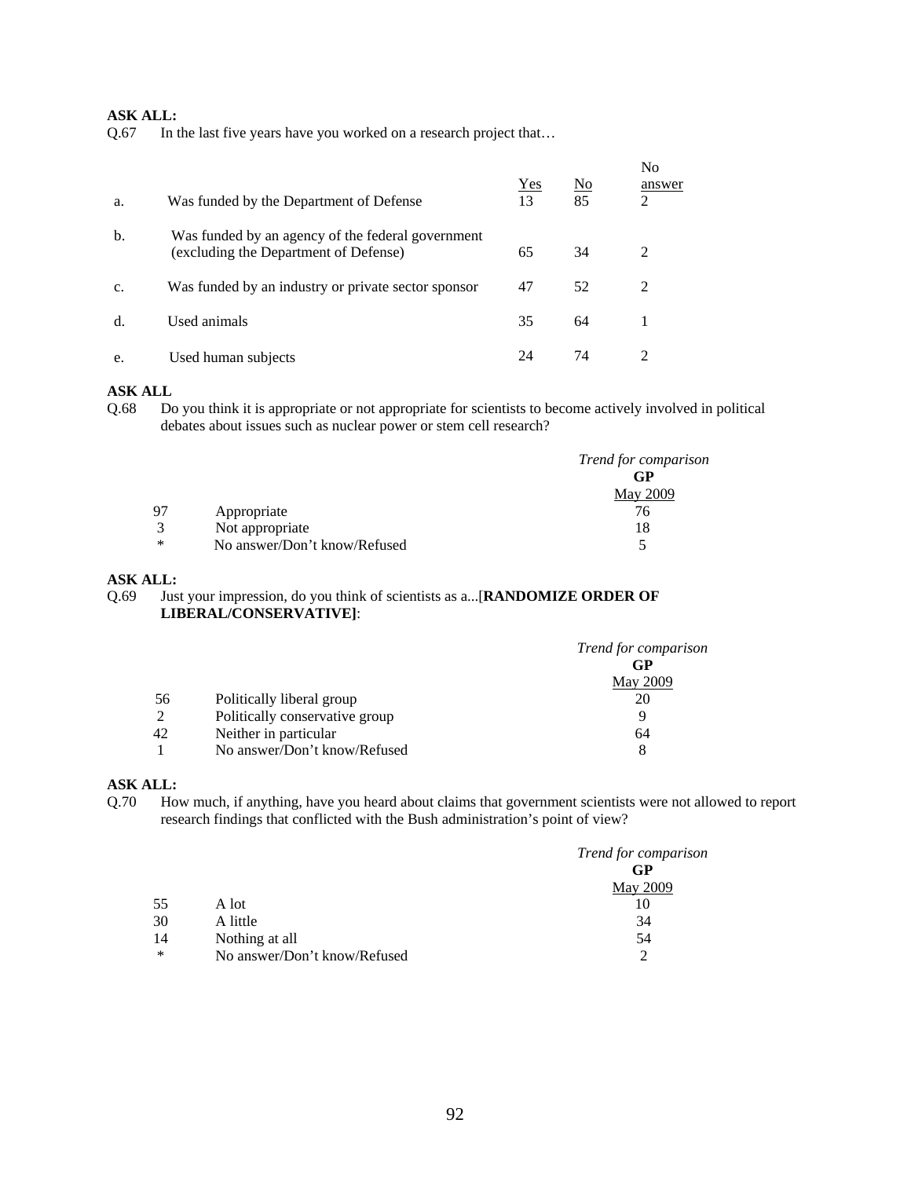**ASK ALL:**

Q.67 In the last five years have you worked on a research project that…

| | | Yes | No | No answer |
|---|---|---|---|---|
| a. | Was funded by the Department of Defense | 13 | 85 | 2 |
| b. | Was funded by an agency of the federal government (excluding the Department of Defense) | 65 | 34 | 2 |
| c. | Was funded by an industry or private sector sponsor | 47 | 52 | 2 |
| d. | Used animals | 35 | 64 | 1 |
| e. | Used human subjects | 24 | 74 | 2 |

**ASK ALL**

Q.68 Do you think it is appropriate or not appropriate for scientists to become actively involved in political debates about issues such as nuclear power or stem cell research?

| | | *Trend for comparison* **GP** May 2009 |
|---|---|---|
| 97 | Appropriate | 76 |
| 3 | Not appropriate | 18 |
| * | No answer/Don't know/Refused | 5 |

**ASK ALL:**

Q.69 Just your impression, do you think of scientists as a...[**RANDOMIZE ORDER OF LIBERAL/CONSERVATIVE]**:

| | | *Trend for comparison* **GP** May 2009 |
|---|---|---|
| 56 | Politically liberal group | 20 |
| 2 | Politically conservative group | 9 |
| 42 | Neither in particular | 64 |
| 1 | No answer/Don't know/Refused | 8 |

**ASK ALL:**

Q.70 How much, if anything, have you heard about claims that government scientists were not allowed to report research findings that conflicted with the Bush administration's point of view?

| | | *Trend for comparison* **GP** May 2009 |
|---|---|---|
| 55 | A lot | 10 |
| 30 | A little | 34 |
| 14 | Nothing at all | 54 |
| * | No answer/Don't know/Refused | 2 |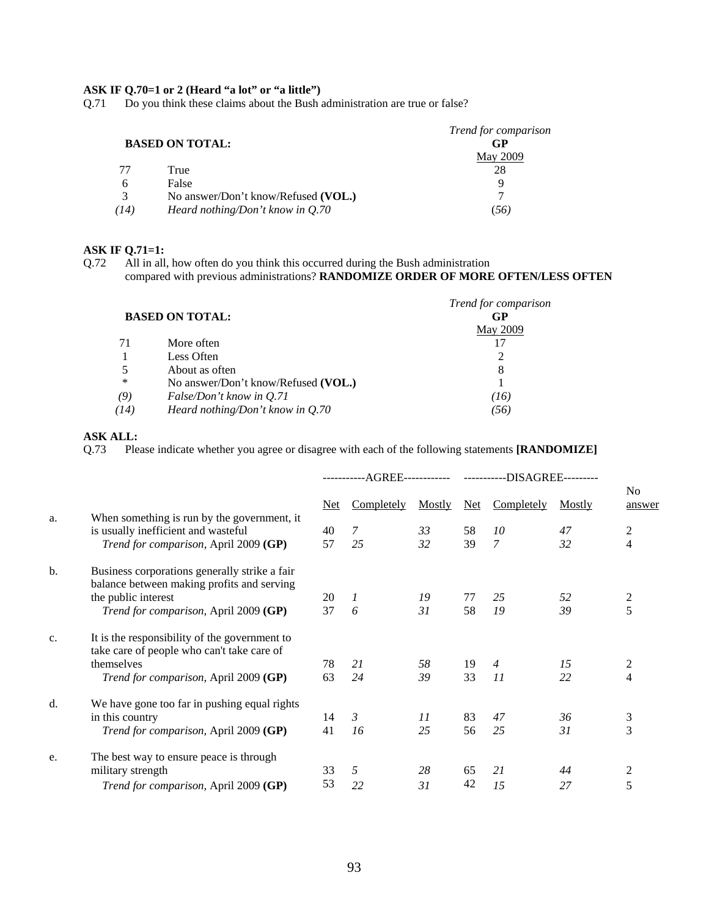**ASK IF Q.70=1 or 2 (Heard "a lot" or "a little")**

Q.71 Do you think these claims about the Bush administration are true or false?

| BASED ON TOTAL: | | *Trend for comparison* GP May 2009 |
|---|---|---|
| 77 | True | 28 |
| 6 | False | 9 |
| 3 | No answer/Don't know/Refused **(VOL.)** | 7 |
| *(14)* | *Heard nothing/Don't know in Q.70* | *(56)* |

**ASK IF Q.71=1:**

Q.72 All in all, how often do you think this occurred during the Bush administration compared with previous administrations? **RANDOMIZE ORDER OF MORE OFTEN/LESS OFTEN**

| BASED ON TOTAL: | | *Trend for comparison* GP May 2009 |
|---|---|---|
| 71 | More often | 17 |
| 1 | Less Often | 2 |
| 5 | About as often | 8 |
| * | No answer/Don't know/Refused **(VOL.)** | 1 |
| *(9)* | *False/Don't know in Q.71* | *(16)* |
| *(14)* | *Heard nothing/Don't know in Q.70* | *(56)* |

**ASK ALL:**

Q.73 Please indicate whether you agree or disagree with each of the following statements **[RANDOMIZE]**

| | | AGREE | | | DISAGREE | | | |
|---|---|---|---|---|---|---|---|---|
| | | Net | Completely | Mostly | Net | Completely | Mostly | No answer |
| a. | When something is run by the government, it is usually inefficient and wasteful | 40 | *7* | *33* | 58 | *10* | *47* | 2 |
| | *Trend for comparison,* April 2009 **(GP)** | 57 | *25* | *32* | 39 | *7* | *32* | 4 |
| b. | Business corporations generally strike a fair balance between making profits and serving the public interest | 20 | *1* | *19* | 77 | *25* | *52* | 2 |
| | *Trend for comparison,* April 2009 **(GP)** | 37 | *6* | *31* | 58 | *19* | *39* | 5 |
| c. | It is the responsibility of the government to take care of people who can't take care of themselves | 78 | *21* | *58* | 19 | *4* | *15* | 2 |
| | *Trend for comparison,* April 2009 **(GP)** | 63 | *24* | *39* | 33 | *11* | *22* | 4 |
| d. | We have gone too far in pushing equal rights in this country | 14 | *3* | *11* | 83 | *47* | *36* | 3 |
| | *Trend for comparison,* April 2009 **(GP)** | 41 | *16* | *25* | 56 | *25* | *31* | 3 |
| e. | The best way to ensure peace is through military strength | 33 | *5* | *28* | 65 | *21* | *44* | 2 |
| | *Trend for comparison,* April 2009 **(GP)** | 53 | *22* | *31* | 42 | *15* | *27* | 5 |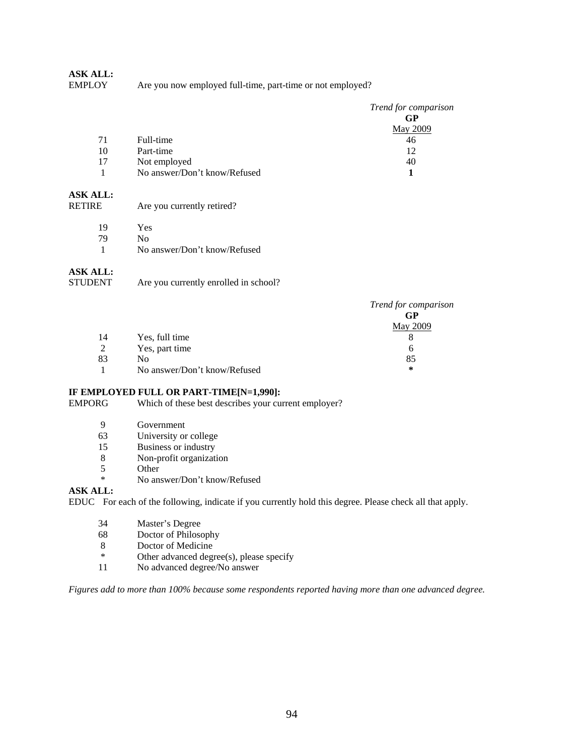**ASK ALL:**

EMPLOY Are you now employed full-time, part-time or not employed?

| | | *Trend for comparison* **GP** May 2009 |
|---|---|---|
| 71 | Full-time | 46 |
| 10 | Part-time | 12 |
| 17 | Not employed | 40 |
| 1 | No answer/Don't know/Refused | **1** |

**ASK ALL:**

RETIRE Are you currently retired?

| | |
|---|---|
| 19 | Yes |
| 79 | No |
| 1 | No answer/Don't know/Refused |

**ASK ALL:**

STUDENT Are you currently enrolled in school?

| | | *Trend for comparison* **GP** May 2009 |
|---|---|---|
| 14 | Yes, full time | 8 |
| 2 | Yes, part time | 6 |
| 83 | No | 85 |
| 1 | No answer/Don't know/Refused | **\*** |

**IF EMPLOYED FULL OR PART-TIME[N=1,990]:**

EMPORG Which of these best describes your current employer?

| | |
|---|---|
| 9 | Government |
| 63 | University or college |
| 15 | Business or industry |
| 8 | Non-profit organization |
| 5 | Other |
| * | No answer/Don't know/Refused |

**ASK ALL:**

EDUC For each of the following, indicate if you currently hold this degree. Please check all that apply.

| | |
|---|---|
| 34 | Master's Degree |
| 68 | Doctor of Philosophy |
| 8 | Doctor of Medicine |
| * | Other advanced degree(s), please specify |
| 11 | No advanced degree/No answer |

*Figures add to more than 100% because some respondents reported having more than one advanced degree.*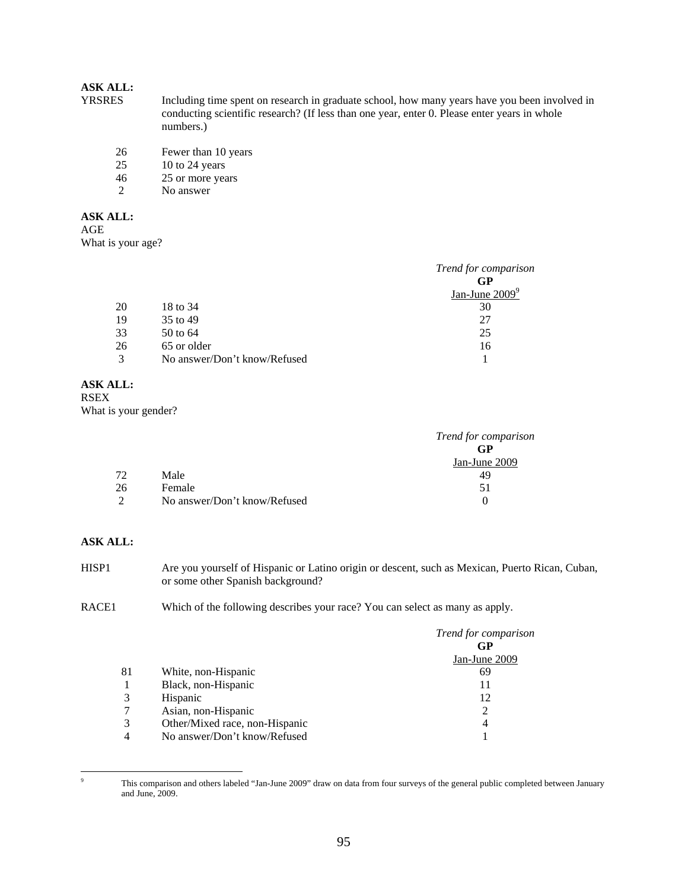**ASK ALL:**

YRSRES Including time spent on research in graduate school, how many years have you been involved in conducting scientific research? (If less than one year, enter 0. Please enter years in whole numbers.)

| | |
|---|---|
| 26 | Fewer than 10 years |
| 25 | 10 to 24 years |
| 46 | 25 or more years |
| 2 | No answer |

**ASK ALL:**

AGE

What is your age?

| | | *Trend for comparison* **GP** Jan-June 2009[9] |
|---|---|---|
| 20 | 18 to 34 | 30 |
| 19 | 35 to 49 | 27 |
| 33 | 50 to 64 | 25 |
| 26 | 65 or older | 16 |
| 3 | No answer/Don't know/Refused | 1 |

**ASK ALL:**

RSEX

What is your gender?

| | | *Trend for comparison* **GP** Jan-June 2009 |
|---|---|---|
| 72 | Male | 49 |
| 26 | Female | 51 |
| 2 | No answer/Don't know/Refused | 0 |

**ASK ALL:**

HISP1 Are you yourself of Hispanic or Latino origin or descent, such as Mexican, Puerto Rican, Cuban, or some other Spanish background?

RACE1 Which of the following describes your race? You can select as many as apply.

| | | *Trend for comparison* **GP** Jan-June 2009 |
|---|---|---|
| 81 | White, non-Hispanic | 69 |
| 1 | Black, non-Hispanic | 11 |
| 3 | Hispanic | 12 |
| 7 | Asian, non-Hispanic | 2 |
| 3 | Other/Mixed race, non-Hispanic | 4 |
| 4 | No answer/Don't know/Refused | 1 |

[9] This comparison and others labeled "Jan-June 2009" draw on data from four surveys of the general public completed between January and June, 2009.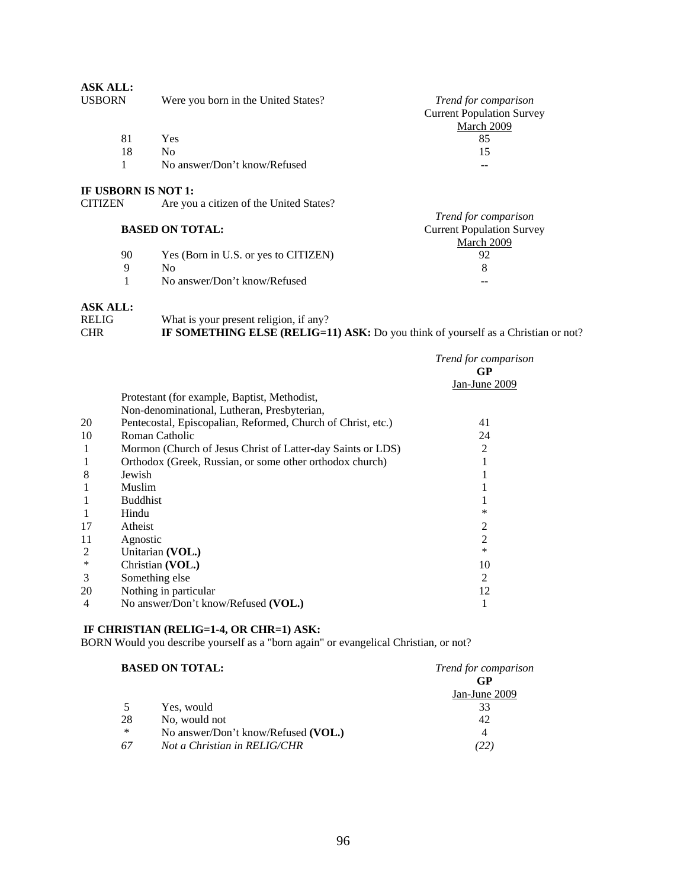**ASK ALL:**

USBORN Were you born in the United States?

| | | *Trend for comparison* Current Population Survey March 2009 |
|---|---|---|
| 81 | Yes | 85 |
| 18 | No | 15 |
| 1 | No answer/Don't know/Refused | -- |

**IF USBORN IS NOT 1:**

CITIZEN Are you a citizen of the United States?

**BASED ON TOTAL:**

| | | *Trend for comparison* Current Population Survey March 2009 |
|---|---|---|
| 90 | Yes (Born in U.S. or yes to CITIZEN) | 92 |
| 9 | No | 8 |
| 1 | No answer/Don't know/Refused | -- |

**ASK ALL:**

RELIG What is your present religion, if any?

CHR **IF SOMETHING ELSE (RELIG=11) ASK:** Do you think of yourself as a Christian or not?

| | | *Trend for comparison* **GP** Jan-June 2009 |
|---|---|---|
| 20 | Protestant (for example, Baptist, Methodist, Non-denominational, Lutheran, Presbyterian, Pentecostal, Episcopalian, Reformed, Church of Christ, etc.) | 41 |
| 10 | Roman Catholic | 24 |
| 1 | Mormon (Church of Jesus Christ of Latter-day Saints or LDS) | 2 |
| 1 | Orthodox (Greek, Russian, or some other orthodox church) | 1 |
| 8 | Jewish | 1 |
| 1 | Muslim | 1 |
| 1 | Buddhist | 1 |
| 1 | Hindu | * |
| 17 | Atheist | 2 |
| 11 | Agnostic | 2 |
| 2 | Unitarian **(VOL.)** | * |
| * | Christian **(VOL.)** | 10 |
| 3 | Something else | 2 |
| 20 | Nothing in particular | 12 |
| 4 | No answer/Don't know/Refused **(VOL.)** | 1 |

**IF CHRISTIAN (RELIG=1-4, OR CHR=1) ASK:**

BORN Would you describe yourself as a "born again" or evangelical Christian, or not?

**BASED ON TOTAL:**

| | | *Trend for comparison* **GP** Jan-June 2009 |
|---|---|---|
| 5 | Yes, would | 33 |
| 28 | No, would not | 42 |
| * | No answer/Don't know/Refused **(VOL.)** | 4 |
| *67* | *Not a Christian in RELIG/CHR* | *(22)* |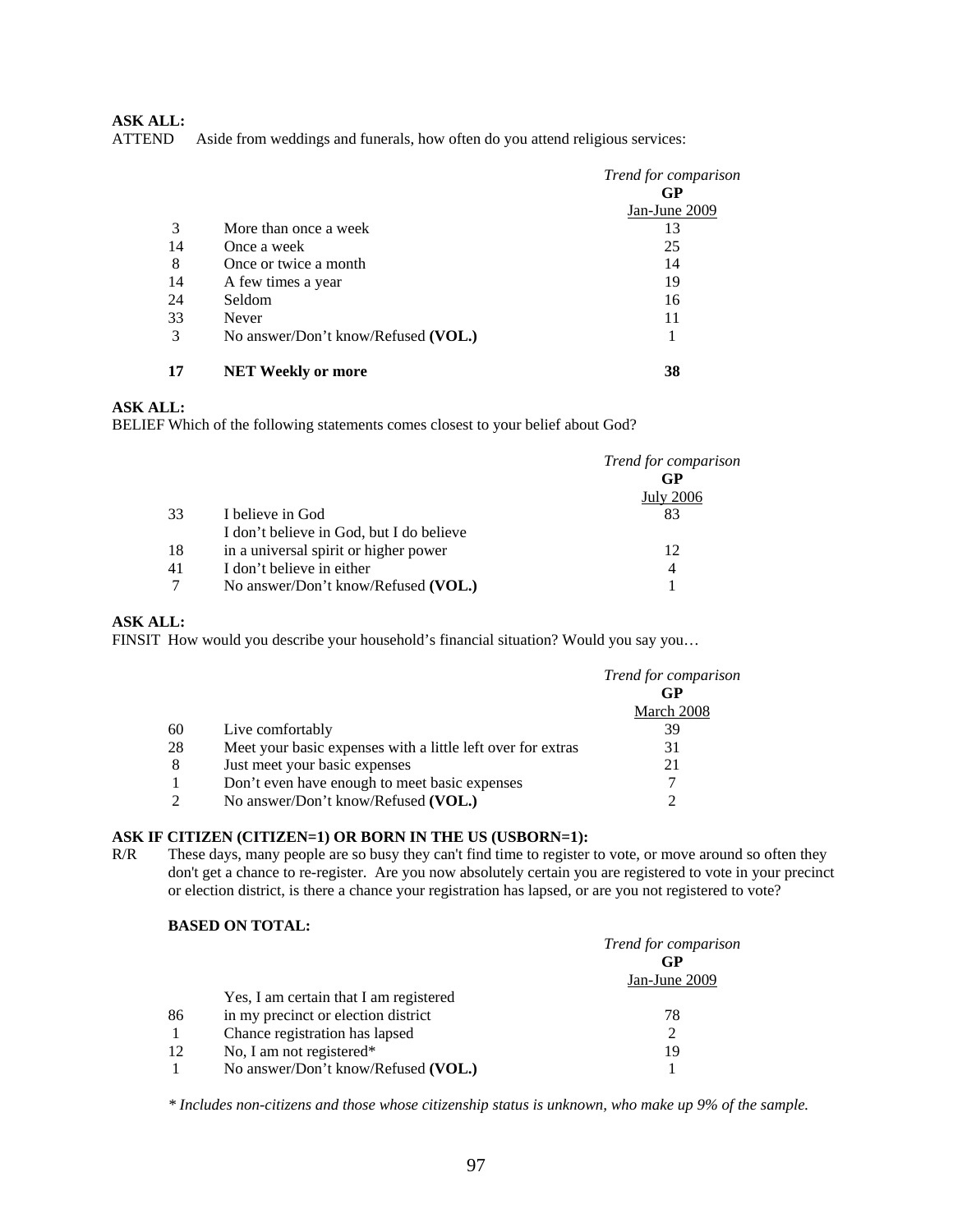**ASK ALL:**
ATTEND Aside from weddings and funerals, how often do you attend religious services:

| | | *Trend for comparison* **GP** Jan-June 2009 |
|---|---|---|
| 3 | More than once a week | 13 |
| 14 | Once a week | 25 |
| 8 | Once or twice a month | 14 |
| 14 | A few times a year | 19 |
| 24 | Seldom | 16 |
| 33 | Never | 11 |
| 3 | No answer/Don't know/Refused **(VOL.)** | 1 |
| **17** | **NET Weekly or more** | **38** |

**ASK ALL:**
BELIEF Which of the following statements comes closest to your belief about God?

| | | *Trend for comparison* **GP** July 2006 |
|---|---|---|
| 33 | I believe in God | 83 |
| 18 | I don't believe in God, but I do believe in a universal spirit or higher power | 12 |
| 41 | I don't believe in either | 4 |
| 7 | No answer/Don't know/Refused **(VOL.)** | 1 |

**ASK ALL:**
FINSIT How would you describe your household's financial situation? Would you say you…

| | | *Trend for comparison* **GP** March 2008 |
|---|---|---|
| 60 | Live comfortably | 39 |
| 28 | Meet your basic expenses with a little left over for extras | 31 |
| 8 | Just meet your basic expenses | 21 |
| 1 | Don't even have enough to meet basic expenses | 7 |
| 2 | No answer/Don't know/Refused **(VOL.)** | 2 |

**ASK IF CITIZEN (CITIZEN=1) OR BORN IN THE US (USBORN=1):**
R/R These days, many people are so busy they can't find time to register to vote, or move around so often they don't get a chance to re-register. Are you now absolutely certain you are registered to vote in your precinct or election district, is there a chance your registration has lapsed, or are you not registered to vote?

**BASED ON TOTAL:**

| | | *Trend for comparison* **GP** Jan-June 2009 |
|---|---|---|
| 86 | Yes, I am certain that I am registered in my precinct or election district | 78 |
| 1 | Chance registration has lapsed | 2 |
| 12 | No, I am not registered* | 19 |
| 1 | No answer/Don't know/Refused **(VOL.)** | 1 |

*\* Includes non-citizens and those whose citizenship status is unknown, who make up 9% of the sample.*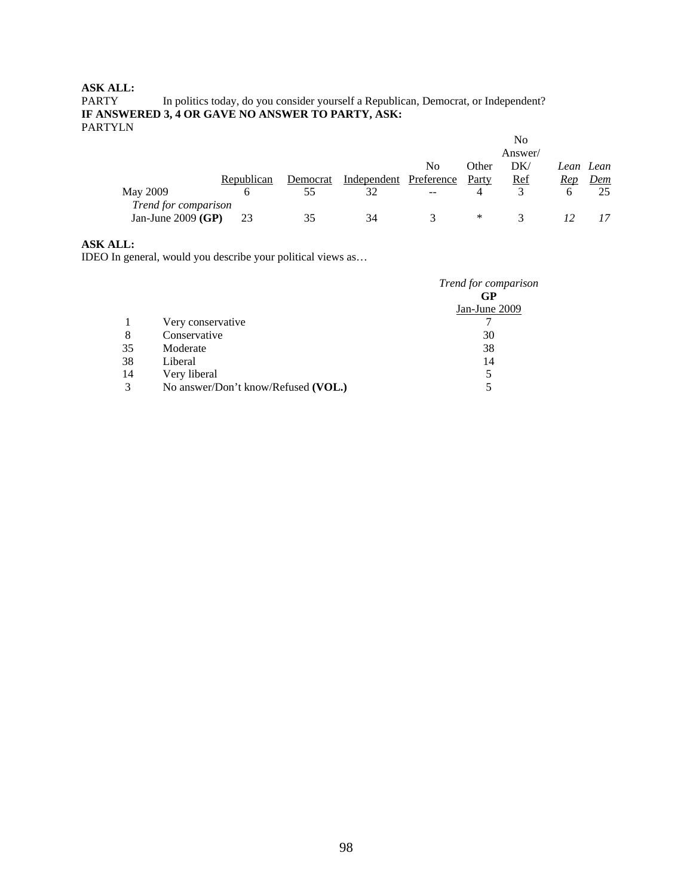**ASK ALL:**
PARTY In politics today, do you consider yourself a Republican, Democrat, or Independent?
**IF ANSWERED 3, 4 OR GAVE NO ANSWER TO PARTY, ASK:**
PARTYLN

| | Republican | Democrat | Independent | No Preference | Other Party | No Answer/ DK/ Ref | *Lean Rep* | *Lean Dem* |
|---|---|---|---|---|---|---|---|---|
| May 2009 | 6 | 55 | 32 | -- | 4 | 3 | 6 | 25 |
| *Trend for comparison* | | | | | | | | |
| Jan-June 2009 **(GP)** | 23 | 35 | 34 | 3 | * | 3 | *12* | *17* |

**ASK ALL:**
IDEO In general, would you describe your political views as…

| | | *Trend for comparison* **GP** Jan-June 2009 |
|---|---|---|
| 1 | Very conservative | 7 |
| 8 | Conservative | 30 |
| 35 | Moderate | 38 |
| 38 | Liberal | 14 |
| 14 | Very liberal | 5 |
| 3 | No answer/Don't know/Refused **(VOL.)** | 5 |